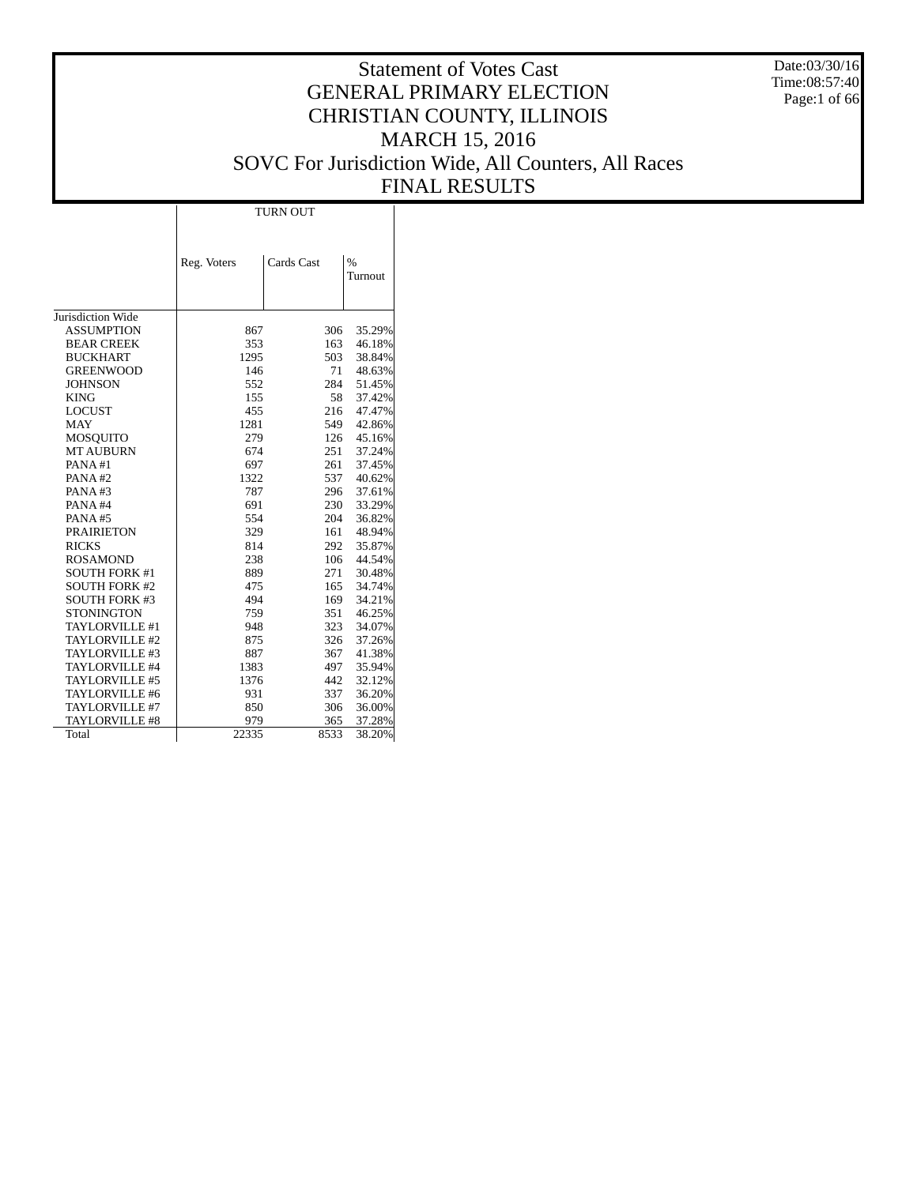# Statement of Votes Cast
# GENERAL PRIMARY ELECTION
# CHRISTIAN COUNTY, ILLINOIS
# MARCH 15, 2016
# SOVC For Jurisdiction Wide, All Counters, All Races
# FINAL RESULTS

Date:03/30/16
Time:08:57:40

| | TURN OUT | | |
|---|---|---|---|
| | Reg. Voters | Cards Cast | % Turnout |
| Jurisdiction Wide | | | |
| ASSUMPTION | 867 | 306 | 35.29% |
| BEAR CREEK | 353 | 163 | 46.18% |
| BUCKHART | 1295 | 503 | 38.84% |
| GREENWOOD | 146 | 71 | 48.63% |
| JOHNSON | 552 | 284 | 51.45% |
| KING | 155 | 58 | 37.42% |
| LOCUST | 455 | 216 | 47.47% |
| MAY | 1281 | 549 | 42.86% |
| MOSQUITO | 279 | 126 | 45.16% |
| MT AUBURN | 674 | 251 | 37.24% |
| PANA #1 | 697 | 261 | 37.45% |
| PANA #2 | 1322 | 537 | 40.62% |
| PANA #3 | 787 | 296 | 37.61% |
| PANA #4 | 691 | 230 | 33.29% |
| PANA #5 | 554 | 204 | 36.82% |
| PRAIRIETON | 329 | 161 | 48.94% |
| RICKS | 814 | 292 | 35.87% |
| ROSAMOND | 238 | 106 | 44.54% |
| SOUTH FORK #1 | 889 | 271 | 30.48% |
| SOUTH FORK #2 | 475 | 165 | 34.74% |
| SOUTH FORK #3 | 494 | 169 | 34.21% |
| STONINGTON | 759 | 351 | 46.25% |
| TAYLORVILLE #1 | 948 | 323 | 34.07% |
| TAYLORVILLE #2 | 875 | 326 | 37.26% |
| TAYLORVILLE #3 | 887 | 367 | 41.38% |
| TAYLORVILLE #4 | 1383 | 497 | 35.94% |
| TAYLORVILLE #5 | 1376 | 442 | 32.12% |
| TAYLORVILLE #6 | 931 | 337 | 36.20% |
| TAYLORVILLE #7 | 850 | 306 | 36.00% |
| TAYLORVILLE #8 | 979 | 365 | 37.28% |
| Total | 22335 | 8533 | 38.20% |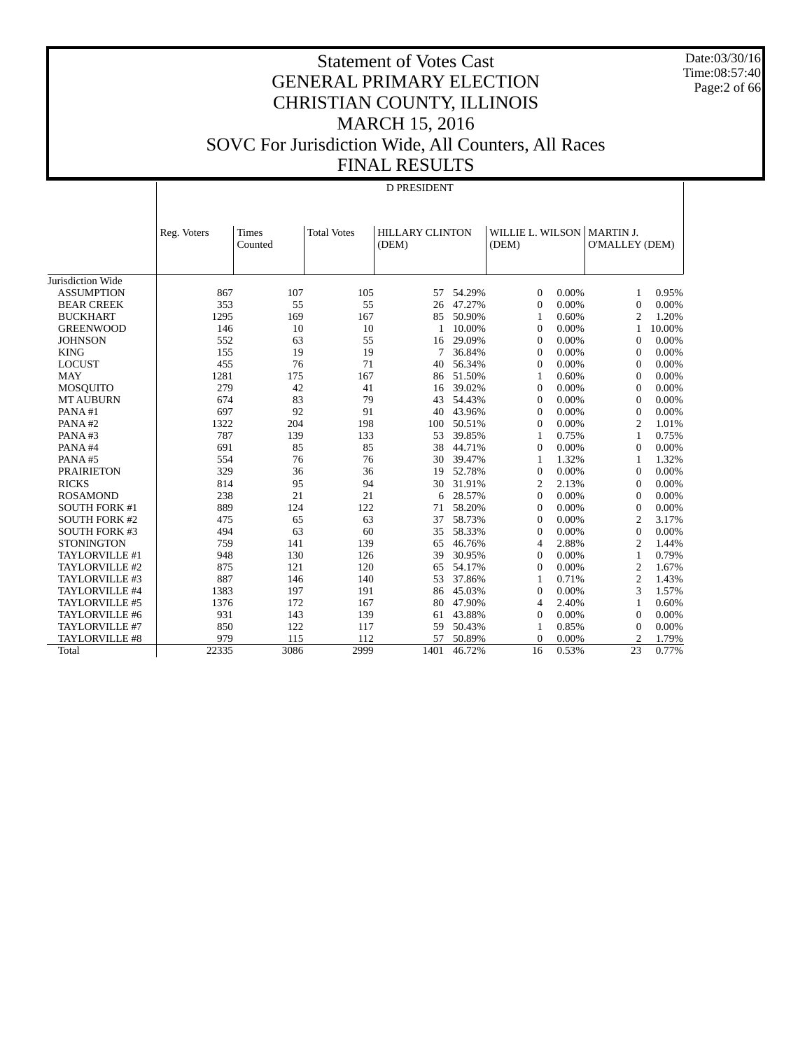# Statement of Votes Cast
# GENERAL PRIMARY ELECTION
# CHRISTIAN COUNTY, ILLINOIS
# MARCH 15, 2016
# SOVC For Jurisdiction Wide, All Counters, All Races
# FINAL RESULTS

Date:03/30/16
Time:08:57:40

D PRESIDENT

| | Reg. Voters | Times Counted | Total Votes | HILLARY CLINTON (DEM) | | WILLIE L. WILSON (DEM) | | MARTIN J. O'MALLEY (DEM) | |
|---|---|---|---|---|---|---|---|---|---|
| Jurisdiction Wide | | | | | | | | | |
| ASSUMPTION | 867 | 107 | 105 | 57 | 54.29% | 0 | 0.00% | 1 | 0.95% |
| BEAR CREEK | 353 | 55 | 55 | 26 | 47.27% | 0 | 0.00% | 0 | 0.00% |
| BUCKHART | 1295 | 169 | 167 | 85 | 50.90% | 1 | 0.60% | 2 | 1.20% |
| GREENWOOD | 146 | 10 | 10 | 1 | 10.00% | 0 | 0.00% | 1 | 10.00% |
| JOHNSON | 552 | 63 | 55 | 16 | 29.09% | 0 | 0.00% | 0 | 0.00% |
| KING | 155 | 19 | 19 | 7 | 36.84% | 0 | 0.00% | 0 | 0.00% |
| LOCUST | 455 | 76 | 71 | 40 | 56.34% | 0 | 0.00% | 0 | 0.00% |
| MAY | 1281 | 175 | 167 | 86 | 51.50% | 1 | 0.60% | 0 | 0.00% |
| MOSQUITO | 279 | 42 | 41 | 16 | 39.02% | 0 | 0.00% | 0 | 0.00% |
| MT AUBURN | 674 | 83 | 79 | 43 | 54.43% | 0 | 0.00% | 0 | 0.00% |
| PANA #1 | 697 | 92 | 91 | 40 | 43.96% | 0 | 0.00% | 0 | 0.00% |
| PANA #2 | 1322 | 204 | 198 | 100 | 50.51% | 0 | 0.00% | 2 | 1.01% |
| PANA #3 | 787 | 139 | 133 | 53 | 39.85% | 1 | 0.75% | 1 | 0.75% |
| PANA #4 | 691 | 85 | 85 | 38 | 44.71% | 0 | 0.00% | 0 | 0.00% |
| PANA #5 | 554 | 76 | 76 | 30 | 39.47% | 1 | 1.32% | 1 | 1.32% |
| PRAIRIETON | 329 | 36 | 36 | 19 | 52.78% | 0 | 0.00% | 0 | 0.00% |
| RICKS | 814 | 95 | 94 | 30 | 31.91% | 2 | 2.13% | 0 | 0.00% |
| ROSAMOND | 238 | 21 | 21 | 6 | 28.57% | 0 | 0.00% | 0 | 0.00% |
| SOUTH FORK #1 | 889 | 124 | 122 | 71 | 58.20% | 0 | 0.00% | 0 | 0.00% |
| SOUTH FORK #2 | 475 | 65 | 63 | 37 | 58.73% | 0 | 0.00% | 2 | 3.17% |
| SOUTH FORK #3 | 494 | 63 | 60 | 35 | 58.33% | 0 | 0.00% | 0 | 0.00% |
| STONINGTON | 759 | 141 | 139 | 65 | 46.76% | 4 | 2.88% | 2 | 1.44% |
| TAYLORVILLE #1 | 948 | 130 | 126 | 39 | 30.95% | 0 | 0.00% | 1 | 0.79% |
| TAYLORVILLE #2 | 875 | 121 | 120 | 65 | 54.17% | 0 | 0.00% | 2 | 1.67% |
| TAYLORVILLE #3 | 887 | 146 | 140 | 53 | 37.86% | 1 | 0.71% | 2 | 1.43% |
| TAYLORVILLE #4 | 1383 | 197 | 191 | 86 | 45.03% | 0 | 0.00% | 3 | 1.57% |
| TAYLORVILLE #5 | 1376 | 172 | 167 | 80 | 47.90% | 4 | 2.40% | 1 | 0.60% |
| TAYLORVILLE #6 | 931 | 143 | 139 | 61 | 43.88% | 0 | 0.00% | 0 | 0.00% |
| TAYLORVILLE #7 | 850 | 122 | 117 | 59 | 50.43% | 1 | 0.85% | 0 | 0.00% |
| TAYLORVILLE #8 | 979 | 115 | 112 | 57 | 50.89% | 0 | 0.00% | 2 | 1.79% |
| Total | 22335 | 3086 | 2999 | 1401 | 46.72% | 16 | 0.53% | 23 | 0.77% |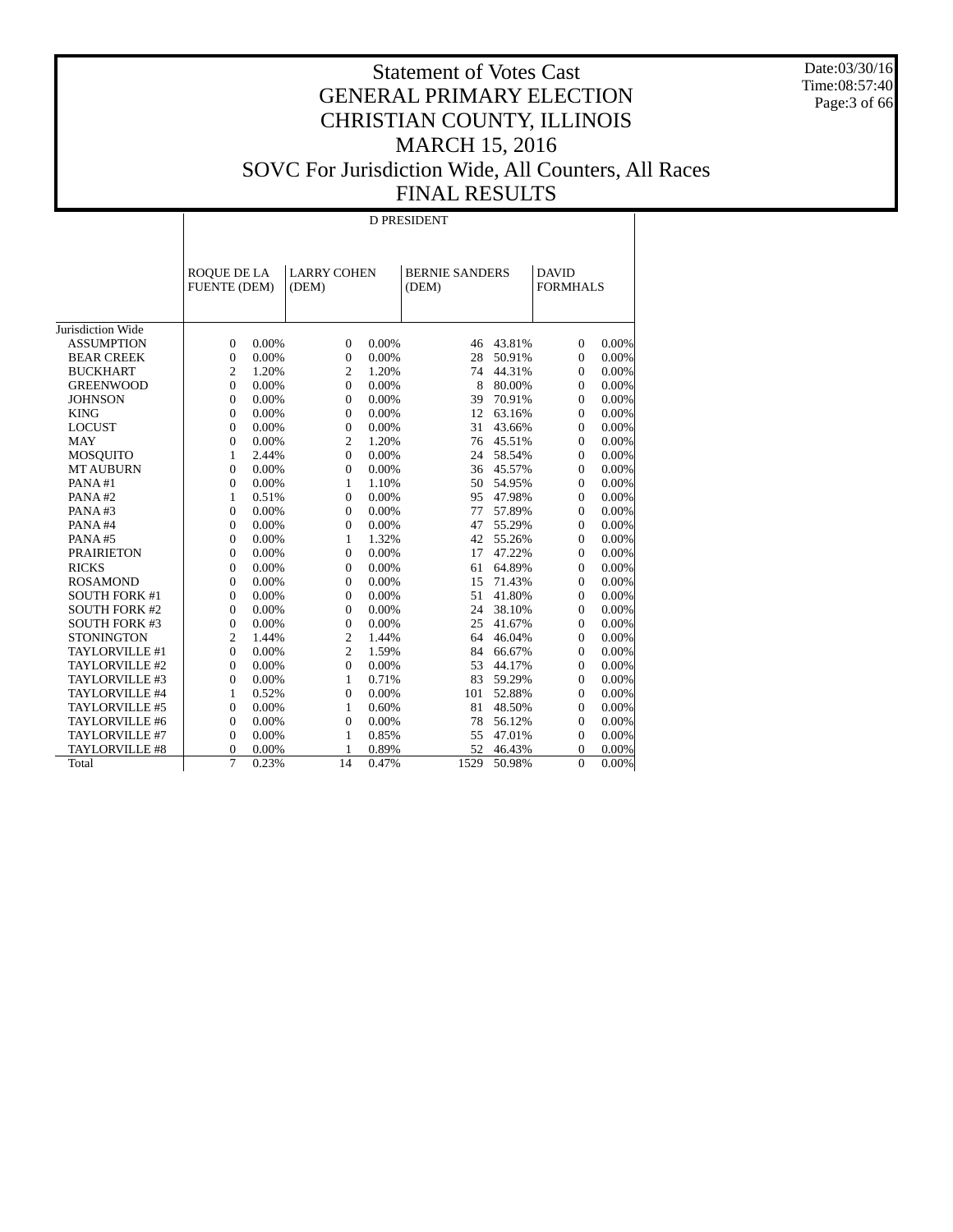# Statement of Votes Cast
## GENERAL PRIMARY ELECTION
## CHRISTIAN COUNTY, ILLINOIS
## MARCH 15, 2016
## SOVC For Jurisdiction Wide, All Counters, All Races
## FINAL RESULTS

Date:03/30/16
Time:08:57:40

| | D PRESIDENT | | | | | | | |
|---|---|---|---|---|---|---|---|---|
| | ROQUE DE LA FUENTE (DEM) | | LARRY COHEN (DEM) | | BERNIE SANDERS (DEM) | | DAVID FORMHALS | |
| Jurisdiction Wide | | | | | | | | |
| ASSUMPTION | 0 | 0.00% | 0 | 0.00% | 46 | 43.81% | 0 | 0.00% |
| BEAR CREEK | 0 | 0.00% | 0 | 0.00% | 28 | 50.91% | 0 | 0.00% |
| BUCKHART | 2 | 1.20% | 2 | 1.20% | 74 | 44.31% | 0 | 0.00% |
| GREENWOOD | 0 | 0.00% | 0 | 0.00% | 8 | 80.00% | 0 | 0.00% |
| JOHNSON | 0 | 0.00% | 0 | 0.00% | 39 | 70.91% | 0 | 0.00% |
| KING | 0 | 0.00% | 0 | 0.00% | 12 | 63.16% | 0 | 0.00% |
| LOCUST | 0 | 0.00% | 0 | 0.00% | 31 | 43.66% | 0 | 0.00% |
| MAY | 0 | 0.00% | 2 | 1.20% | 76 | 45.51% | 0 | 0.00% |
| MOSQUITO | 1 | 2.44% | 0 | 0.00% | 24 | 58.54% | 0 | 0.00% |
| MT AUBURN | 0 | 0.00% | 0 | 0.00% | 36 | 45.57% | 0 | 0.00% |
| PANA #1 | 0 | 0.00% | 1 | 1.10% | 50 | 54.95% | 0 | 0.00% |
| PANA #2 | 1 | 0.51% | 0 | 0.00% | 95 | 47.98% | 0 | 0.00% |
| PANA #3 | 0 | 0.00% | 0 | 0.00% | 77 | 57.89% | 0 | 0.00% |
| PANA #4 | 0 | 0.00% | 0 | 0.00% | 47 | 55.29% | 0 | 0.00% |
| PANA #5 | 0 | 0.00% | 1 | 1.32% | 42 | 55.26% | 0 | 0.00% |
| PRAIRIETON | 0 | 0.00% | 0 | 0.00% | 17 | 47.22% | 0 | 0.00% |
| RICKS | 0 | 0.00% | 0 | 0.00% | 61 | 64.89% | 0 | 0.00% |
| ROSAMOND | 0 | 0.00% | 0 | 0.00% | 15 | 71.43% | 0 | 0.00% |
| SOUTH FORK #1 | 0 | 0.00% | 0 | 0.00% | 51 | 41.80% | 0 | 0.00% |
| SOUTH FORK #2 | 0 | 0.00% | 0 | 0.00% | 24 | 38.10% | 0 | 0.00% |
| SOUTH FORK #3 | 0 | 0.00% | 0 | 0.00% | 25 | 41.67% | 0 | 0.00% |
| STONINGTON | 2 | 1.44% | 2 | 1.44% | 64 | 46.04% | 0 | 0.00% |
| TAYLORVILLE #1 | 0 | 0.00% | 2 | 1.59% | 84 | 66.67% | 0 | 0.00% |
| TAYLORVILLE #2 | 0 | 0.00% | 0 | 0.00% | 53 | 44.17% | 0 | 0.00% |
| TAYLORVILLE #3 | 0 | 0.00% | 1 | 0.71% | 83 | 59.29% | 0 | 0.00% |
| TAYLORVILLE #4 | 1 | 0.52% | 0 | 0.00% | 101 | 52.88% | 0 | 0.00% |
| TAYLORVILLE #5 | 0 | 0.00% | 1 | 0.60% | 81 | 48.50% | 0 | 0.00% |
| TAYLORVILLE #6 | 0 | 0.00% | 0 | 0.00% | 78 | 56.12% | 0 | 0.00% |
| TAYLORVILLE #7 | 0 | 0.00% | 1 | 0.85% | 55 | 47.01% | 0 | 0.00% |
| TAYLORVILLE #8 | 0 | 0.00% | 1 | 0.89% | 52 | 46.43% | 0 | 0.00% |
| Total | 7 | 0.23% | 14 | 0.47% | 1529 | 50.98% | 0 | 0.00% |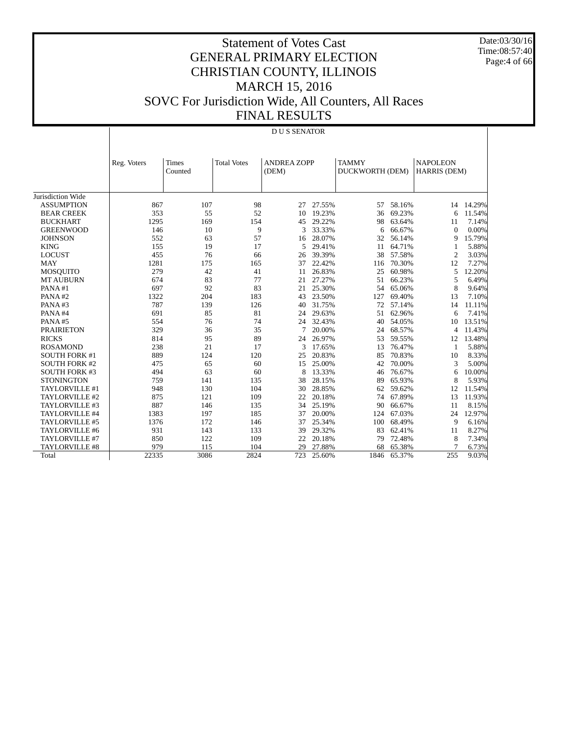# Statement of Votes Cast
## GENERAL PRIMARY ELECTION
## CHRISTIAN COUNTY, ILLINOIS
## MARCH 15, 2016
## SOVC For Jurisdiction Wide, All Counters, All Races
## FINAL RESULTS

Date:03/30/16
Time:08:57:40

D U S SENATOR

| | Reg. Voters | Times Counted | Total Votes | ANDREA ZOPP (DEM) | | TAMMY DUCKWORTH (DEM) | | NAPOLEON HARRIS (DEM) | |
|---|---|---|---|---|---|---|---|---|---|
| Jurisdiction Wide | | | | | | | | | |
| ASSUMPTION | 867 | 107 | 98 | 27 | 27.55% | 57 | 58.16% | 14 | 14.29% |
| BEAR CREEK | 353 | 55 | 52 | 10 | 19.23% | 36 | 69.23% | 6 | 11.54% |
| BUCKHART | 1295 | 169 | 154 | 45 | 29.22% | 98 | 63.64% | 11 | 7.14% |
| GREENWOOD | 146 | 10 | 9 | 3 | 33.33% | 6 | 66.67% | 0 | 0.00% |
| JOHNSON | 552 | 63 | 57 | 16 | 28.07% | 32 | 56.14% | 9 | 15.79% |
| KING | 155 | 19 | 17 | 5 | 29.41% | 11 | 64.71% | 1 | 5.88% |
| LOCUST | 455 | 76 | 66 | 26 | 39.39% | 38 | 57.58% | 2 | 3.03% |
| MAY | 1281 | 175 | 165 | 37 | 22.42% | 116 | 70.30% | 12 | 7.27% |
| MOSQUITO | 279 | 42 | 41 | 11 | 26.83% | 25 | 60.98% | 5 | 12.20% |
| MT AUBURN | 674 | 83 | 77 | 21 | 27.27% | 51 | 66.23% | 5 | 6.49% |
| PANA #1 | 697 | 92 | 83 | 21 | 25.30% | 54 | 65.06% | 8 | 9.64% |
| PANA #2 | 1322 | 204 | 183 | 43 | 23.50% | 127 | 69.40% | 13 | 7.10% |
| PANA #3 | 787 | 139 | 126 | 40 | 31.75% | 72 | 57.14% | 14 | 11.11% |
| PANA #4 | 691 | 85 | 81 | 24 | 29.63% | 51 | 62.96% | 6 | 7.41% |
| PANA #5 | 554 | 76 | 74 | 24 | 32.43% | 40 | 54.05% | 10 | 13.51% |
| PRAIRIETON | 329 | 36 | 35 | 7 | 20.00% | 24 | 68.57% | 4 | 11.43% |
| RICKS | 814 | 95 | 89 | 24 | 26.97% | 53 | 59.55% | 12 | 13.48% |
| ROSAMOND | 238 | 21 | 17 | 3 | 17.65% | 13 | 76.47% | 1 | 5.88% |
| SOUTH FORK #1 | 889 | 124 | 120 | 25 | 20.83% | 85 | 70.83% | 10 | 8.33% |
| SOUTH FORK #2 | 475 | 65 | 60 | 15 | 25.00% | 42 | 70.00% | 3 | 5.00% |
| SOUTH FORK #3 | 494 | 63 | 60 | 8 | 13.33% | 46 | 76.67% | 6 | 10.00% |
| STONINGTON | 759 | 141 | 135 | 38 | 28.15% | 89 | 65.93% | 8 | 5.93% |
| TAYLORVILLE #1 | 948 | 130 | 104 | 30 | 28.85% | 62 | 59.62% | 12 | 11.54% |
| TAYLORVILLE #2 | 875 | 121 | 109 | 22 | 20.18% | 74 | 67.89% | 13 | 11.93% |
| TAYLORVILLE #3 | 887 | 146 | 135 | 34 | 25.19% | 90 | 66.67% | 11 | 8.15% |
| TAYLORVILLE #4 | 1383 | 197 | 185 | 37 | 20.00% | 124 | 67.03% | 24 | 12.97% |
| TAYLORVILLE #5 | 1376 | 172 | 146 | 37 | 25.34% | 100 | 68.49% | 9 | 6.16% |
| TAYLORVILLE #6 | 931 | 143 | 133 | 39 | 29.32% | 83 | 62.41% | 11 | 8.27% |
| TAYLORVILLE #7 | 850 | 122 | 109 | 22 | 20.18% | 79 | 72.48% | 8 | 7.34% |
| TAYLORVILLE #8 | 979 | 115 | 104 | 29 | 27.88% | 68 | 65.38% | 7 | 6.73% |
| Total | 22335 | 3086 | 2824 | 723 | 25.60% | 1846 | 65.37% | 255 | 9.03% |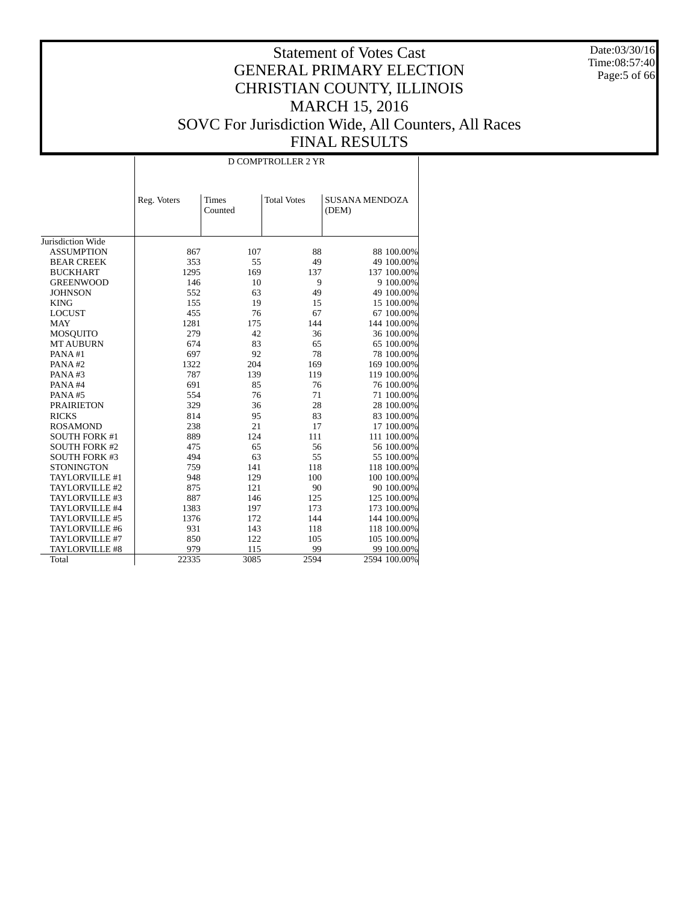# Statement of Votes Cast
# GENERAL PRIMARY ELECTION
# CHRISTIAN COUNTY, ILLINOIS
# MARCH 15, 2016
# SOVC For Jurisdiction Wide, All Counters, All Races
# FINAL RESULTS

Date:03/30/16
Time:08:57:40

## D COMPTROLLER 2 YR

| | Reg. Voters | Times Counted | Total Votes | SUSANA MENDOZA (DEM) | |
|---|---|---|---|---|---|
| Jurisdiction Wide | | | | | |
| ASSUMPTION | 867 | 107 | 88 | 88 | 100.00% |
| BEAR CREEK | 353 | 55 | 49 | 49 | 100.00% |
| BUCKHART | 1295 | 169 | 137 | 137 | 100.00% |
| GREENWOOD | 146 | 10 | 9 | 9 | 100.00% |
| JOHNSON | 552 | 63 | 49 | 49 | 100.00% |
| KING | 155 | 19 | 15 | 15 | 100.00% |
| LOCUST | 455 | 76 | 67 | 67 | 100.00% |
| MAY | 1281 | 175 | 144 | 144 | 100.00% |
| MOSQUITO | 279 | 42 | 36 | 36 | 100.00% |
| MT AUBURN | 674 | 83 | 65 | 65 | 100.00% |
| PANA #1 | 697 | 92 | 78 | 78 | 100.00% |
| PANA #2 | 1322 | 204 | 169 | 169 | 100.00% |
| PANA #3 | 787 | 139 | 119 | 119 | 100.00% |
| PANA #4 | 691 | 85 | 76 | 76 | 100.00% |
| PANA #5 | 554 | 76 | 71 | 71 | 100.00% |
| PRAIRIETON | 329 | 36 | 28 | 28 | 100.00% |
| RICKS | 814 | 95 | 83 | 83 | 100.00% |
| ROSAMOND | 238 | 21 | 17 | 17 | 100.00% |
| SOUTH FORK #1 | 889 | 124 | 111 | 111 | 100.00% |
| SOUTH FORK #2 | 475 | 65 | 56 | 56 | 100.00% |
| SOUTH FORK #3 | 494 | 63 | 55 | 55 | 100.00% |
| STONINGTON | 759 | 141 | 118 | 118 | 100.00% |
| TAYLORVILLE #1 | 948 | 129 | 100 | 100 | 100.00% |
| TAYLORVILLE #2 | 875 | 121 | 90 | 90 | 100.00% |
| TAYLORVILLE #3 | 887 | 146 | 125 | 125 | 100.00% |
| TAYLORVILLE #4 | 1383 | 197 | 173 | 173 | 100.00% |
| TAYLORVILLE #5 | 1376 | 172 | 144 | 144 | 100.00% |
| TAYLORVILLE #6 | 931 | 143 | 118 | 118 | 100.00% |
| TAYLORVILLE #7 | 850 | 122 | 105 | 105 | 100.00% |
| TAYLORVILLE #8 | 979 | 115 | 99 | 99 | 100.00% |
| Total | 22335 | 3085 | 2594 | 2594 | 100.00% |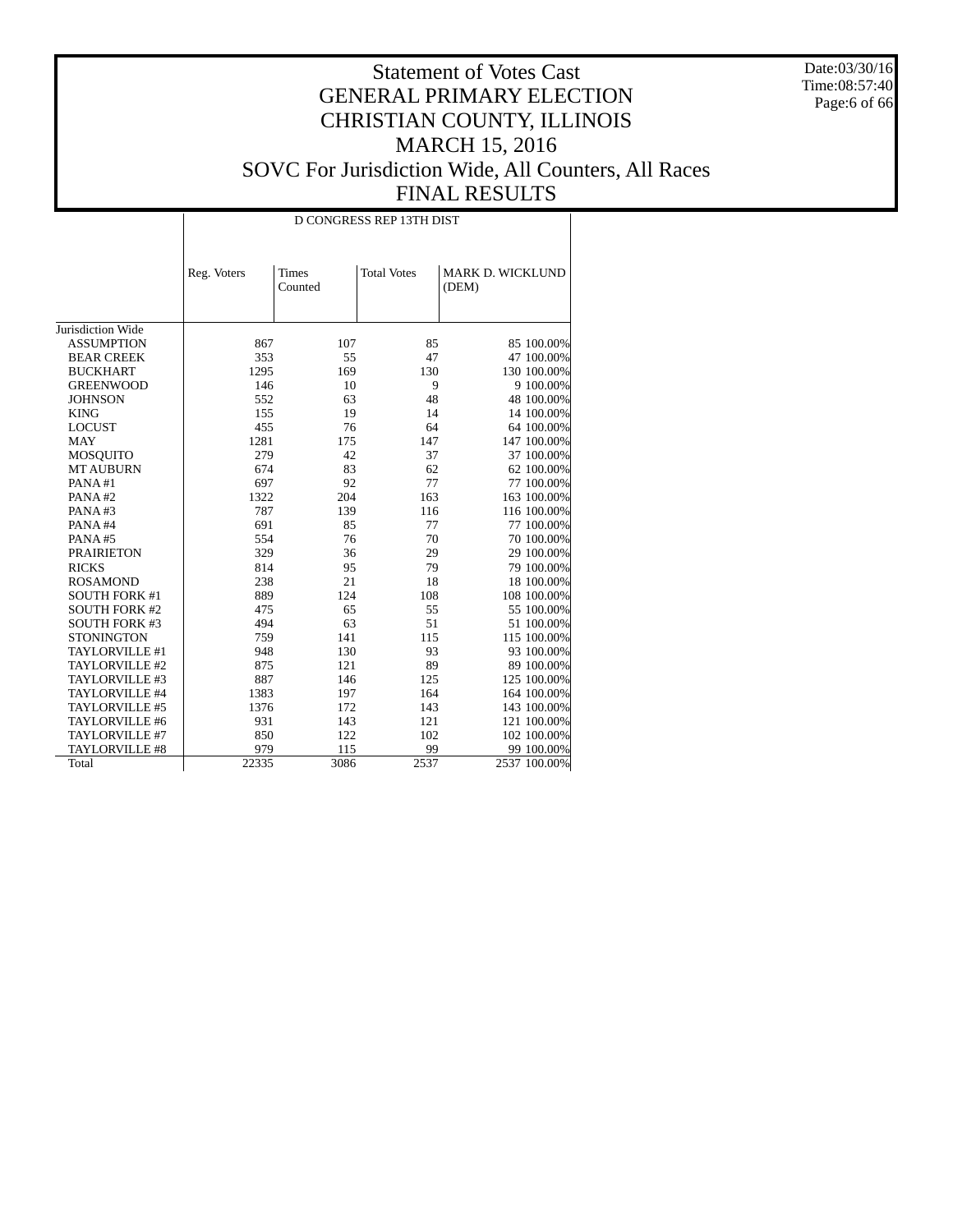# Statement of Votes Cast
# GENERAL PRIMARY ELECTION
# CHRISTIAN COUNTY, ILLINOIS
# MARCH 15, 2016
# SOVC For Jurisdiction Wide, All Counters, All Races
# FINAL RESULTS

Date:03/30/16
Time:08:57:40

| | D CONGRESS REP 13TH DIST | | | | |
|---|---|---|---|---|---|
| | Reg. Voters | Times Counted | Total Votes | MARK D. WICKLUND (DEM) | |
| Jurisdiction Wide | | | | | |
| ASSUMPTION | 867 | 107 | 85 | 85 | 100.00% |
| BEAR CREEK | 353 | 55 | 47 | 47 | 100.00% |
| BUCKHART | 1295 | 169 | 130 | 130 | 100.00% |
| GREENWOOD | 146 | 10 | 9 | 9 | 100.00% |
| JOHNSON | 552 | 63 | 48 | 48 | 100.00% |
| KING | 155 | 19 | 14 | 14 | 100.00% |
| LOCUST | 455 | 76 | 64 | 64 | 100.00% |
| MAY | 1281 | 175 | 147 | 147 | 100.00% |
| MOSQUITO | 279 | 42 | 37 | 37 | 100.00% |
| MT AUBURN | 674 | 83 | 62 | 62 | 100.00% |
| PANA #1 | 697 | 92 | 77 | 77 | 100.00% |
| PANA #2 | 1322 | 204 | 163 | 163 | 100.00% |
| PANA #3 | 787 | 139 | 116 | 116 | 100.00% |
| PANA #4 | 691 | 85 | 77 | 77 | 100.00% |
| PANA #5 | 554 | 76 | 70 | 70 | 100.00% |
| PRAIRIETON | 329 | 36 | 29 | 29 | 100.00% |
| RICKS | 814 | 95 | 79 | 79 | 100.00% |
| ROSAMOND | 238 | 21 | 18 | 18 | 100.00% |
| SOUTH FORK #1 | 889 | 124 | 108 | 108 | 100.00% |
| SOUTH FORK #2 | 475 | 65 | 55 | 55 | 100.00% |
| SOUTH FORK #3 | 494 | 63 | 51 | 51 | 100.00% |
| STONINGTON | 759 | 141 | 115 | 115 | 100.00% |
| TAYLORVILLE #1 | 948 | 130 | 93 | 93 | 100.00% |
| TAYLORVILLE #2 | 875 | 121 | 89 | 89 | 100.00% |
| TAYLORVILLE #3 | 887 | 146 | 125 | 125 | 100.00% |
| TAYLORVILLE #4 | 1383 | 197 | 164 | 164 | 100.00% |
| TAYLORVILLE #5 | 1376 | 172 | 143 | 143 | 100.00% |
| TAYLORVILLE #6 | 931 | 143 | 121 | 121 | 100.00% |
| TAYLORVILLE #7 | 850 | 122 | 102 | 102 | 100.00% |
| TAYLORVILLE #8 | 979 | 115 | 99 | 99 | 100.00% |
| Total | 22335 | 3086 | 2537 | 2537 | 100.00% |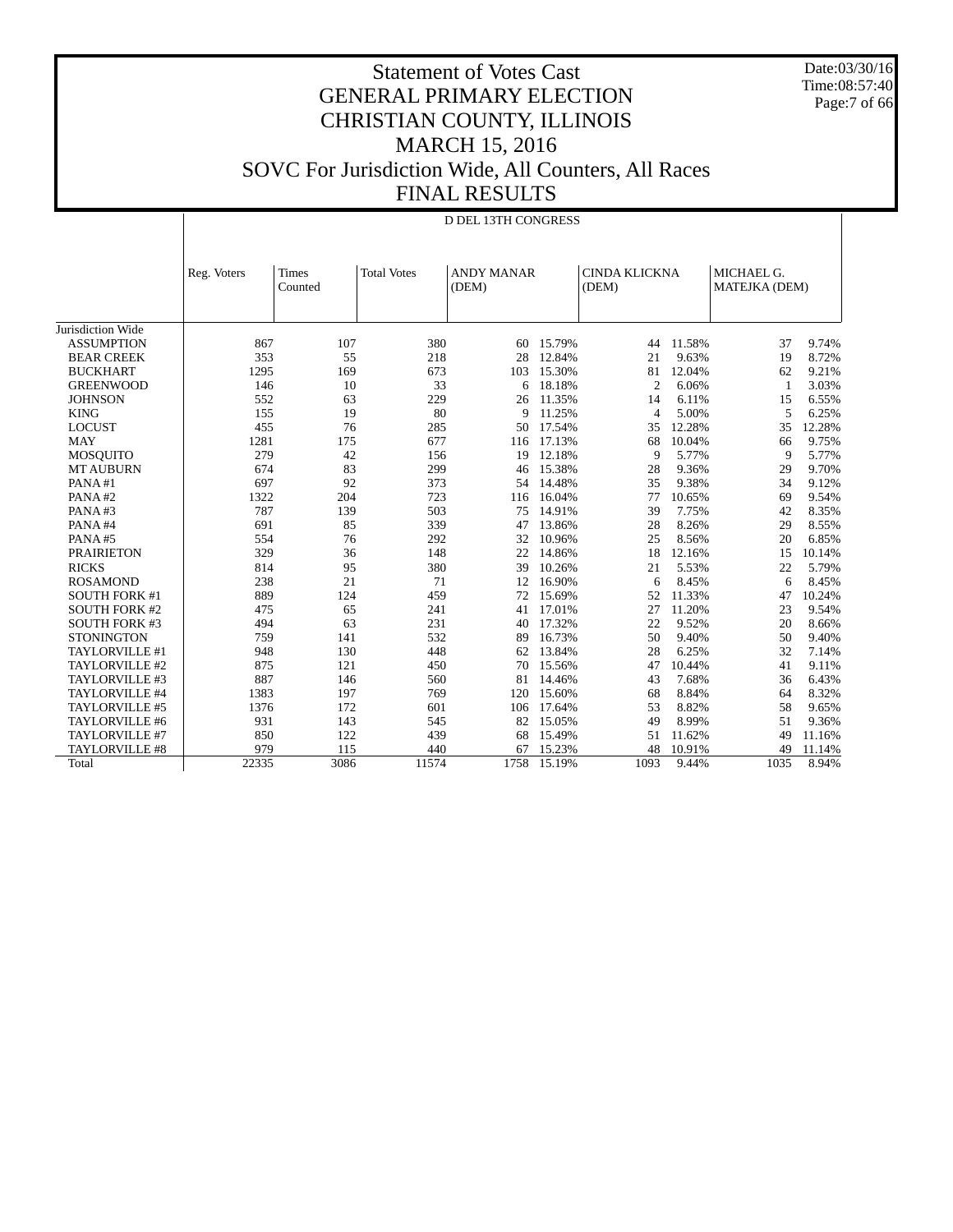# Statement of Votes Cast
## GENERAL PRIMARY ELECTION
## CHRISTIAN COUNTY, ILLINOIS
## MARCH 15, 2016
## SOVC For Jurisdiction Wide, All Counters, All Races
## FINAL RESULTS

Date:03/30/16
Time:08:57:40

D DEL 13TH CONGRESS

| | Reg. Voters | Times Counted | Total Votes | ANDY MANAR (DEM) | | CINDA KLICKNA (DEM) | | MICHAEL G. MATEJKA (DEM) | |
|---|---|---|---|---|---|---|---|---|---|
| Jurisdiction Wide | | | | | | | | | |
| ASSUMPTION | 867 | 107 | 380 | 60 | 15.79% | 44 | 11.58% | 37 | 9.74% |
| BEAR CREEK | 353 | 55 | 218 | 28 | 12.84% | 21 | 9.63% | 19 | 8.72% |
| BUCKHART | 1295 | 169 | 673 | 103 | 15.30% | 81 | 12.04% | 62 | 9.21% |
| GREENWOOD | 146 | 10 | 33 | 6 | 18.18% | 2 | 6.06% | 1 | 3.03% |
| JOHNSON | 552 | 63 | 229 | 26 | 11.35% | 14 | 6.11% | 15 | 6.55% |
| KING | 155 | 19 | 80 | 9 | 11.25% | 4 | 5.00% | 5 | 6.25% |
| LOCUST | 455 | 76 | 285 | 50 | 17.54% | 35 | 12.28% | 35 | 12.28% |
| MAY | 1281 | 175 | 677 | 116 | 17.13% | 68 | 10.04% | 66 | 9.75% |
| MOSQUITO | 279 | 42 | 156 | 19 | 12.18% | 9 | 5.77% | 9 | 5.77% |
| MT AUBURN | 674 | 83 | 299 | 46 | 15.38% | 28 | 9.36% | 29 | 9.70% |
| PANA #1 | 697 | 92 | 373 | 54 | 14.48% | 35 | 9.38% | 34 | 9.12% |
| PANA #2 | 1322 | 204 | 723 | 116 | 16.04% | 77 | 10.65% | 69 | 9.54% |
| PANA #3 | 787 | 139 | 503 | 75 | 14.91% | 39 | 7.75% | 42 | 8.35% |
| PANA #4 | 691 | 85 | 339 | 47 | 13.86% | 28 | 8.26% | 29 | 8.55% |
| PANA #5 | 554 | 76 | 292 | 32 | 10.96% | 25 | 8.56% | 20 | 6.85% |
| PRAIRIETON | 329 | 36 | 148 | 22 | 14.86% | 18 | 12.16% | 15 | 10.14% |
| RICKS | 814 | 95 | 380 | 39 | 10.26% | 21 | 5.53% | 22 | 5.79% |
| ROSAMOND | 238 | 21 | 71 | 12 | 16.90% | 6 | 8.45% | 6 | 8.45% |
| SOUTH FORK #1 | 889 | 124 | 459 | 72 | 15.69% | 52 | 11.33% | 47 | 10.24% |
| SOUTH FORK #2 | 475 | 65 | 241 | 41 | 17.01% | 27 | 11.20% | 23 | 9.54% |
| SOUTH FORK #3 | 494 | 63 | 231 | 40 | 17.32% | 22 | 9.52% | 20 | 8.66% |
| STONINGTON | 759 | 141 | 532 | 89 | 16.73% | 50 | 9.40% | 50 | 9.40% |
| TAYLORVILLE #1 | 948 | 130 | 448 | 62 | 13.84% | 28 | 6.25% | 32 | 7.14% |
| TAYLORVILLE #2 | 875 | 121 | 450 | 70 | 15.56% | 47 | 10.44% | 41 | 9.11% |
| TAYLORVILLE #3 | 887 | 146 | 560 | 81 | 14.46% | 43 | 7.68% | 36 | 6.43% |
| TAYLORVILLE #4 | 1383 | 197 | 769 | 120 | 15.60% | 68 | 8.84% | 64 | 8.32% |
| TAYLORVILLE #5 | 1376 | 172 | 601 | 106 | 17.64% | 53 | 8.82% | 58 | 9.65% |
| TAYLORVILLE #6 | 931 | 143 | 545 | 82 | 15.05% | 49 | 8.99% | 51 | 9.36% |
| TAYLORVILLE #7 | 850 | 122 | 439 | 68 | 15.49% | 51 | 11.62% | 49 | 11.16% |
| TAYLORVILLE #8 | 979 | 115 | 440 | 67 | 15.23% | 48 | 10.91% | 49 | 11.14% |
| Total | 22335 | 3086 | 11574 | 1758 | 15.19% | 1093 | 9.44% | 1035 | 8.94% |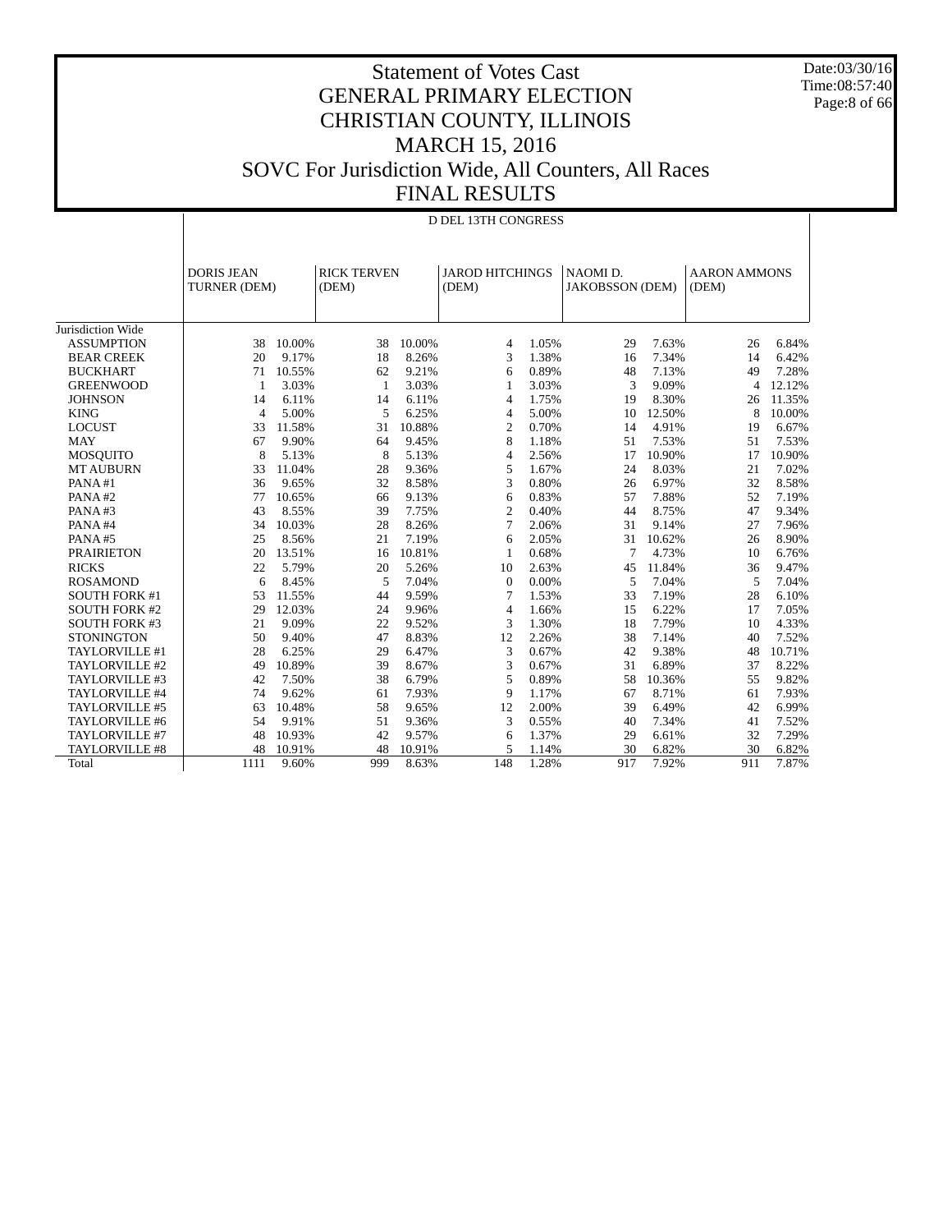# Statement of Votes Cast
## GENERAL PRIMARY ELECTION
## CHRISTIAN COUNTY, ILLINOIS
## MARCH 15, 2016
## SOVC For Jurisdiction Wide, All Counters, All Races
## FINAL RESULTS

Date:03/30/16
Time:08:57:40

D DEL 13TH CONGRESS

| | DORIS JEAN TURNER (DEM) | | RICK TERVEN (DEM) | | JAROD HITCHINGS (DEM) | | NAOMI D. JAKOBSSON (DEM) | | AARON AMMONS (DEM) | |
|---|---|---|---|---|---|---|---|---|---|---|
| Jurisdiction Wide | | | | | | | | | | |
| ASSUMPTION | 38 | 10.00% | 38 | 10.00% | 4 | 1.05% | 29 | 7.63% | 26 | 6.84% |
| BEAR CREEK | 20 | 9.17% | 18 | 8.26% | 3 | 1.38% | 16 | 7.34% | 14 | 6.42% |
| BUCKHART | 71 | 10.55% | 62 | 9.21% | 6 | 0.89% | 48 | 7.13% | 49 | 7.28% |
| GREENWOOD | 1 | 3.03% | 1 | 3.03% | 1 | 3.03% | 3 | 9.09% | 4 | 12.12% |
| JOHNSON | 14 | 6.11% | 14 | 6.11% | 4 | 1.75% | 19 | 8.30% | 26 | 11.35% |
| KING | 4 | 5.00% | 5 | 6.25% | 4 | 5.00% | 10 | 12.50% | 8 | 10.00% |
| LOCUST | 33 | 11.58% | 31 | 10.88% | 2 | 0.70% | 14 | 4.91% | 19 | 6.67% |
| MAY | 67 | 9.90% | 64 | 9.45% | 8 | 1.18% | 51 | 7.53% | 51 | 7.53% |
| MOSQUITO | 8 | 5.13% | 8 | 5.13% | 4 | 2.56% | 17 | 10.90% | 17 | 10.90% |
| MT AUBURN | 33 | 11.04% | 28 | 9.36% | 5 | 1.67% | 24 | 8.03% | 21 | 7.02% |
| PANA #1 | 36 | 9.65% | 32 | 8.58% | 3 | 0.80% | 26 | 6.97% | 32 | 8.58% |
| PANA #2 | 77 | 10.65% | 66 | 9.13% | 6 | 0.83% | 57 | 7.88% | 52 | 7.19% |
| PANA #3 | 43 | 8.55% | 39 | 7.75% | 2 | 0.40% | 44 | 8.75% | 47 | 9.34% |
| PANA #4 | 34 | 10.03% | 28 | 8.26% | 7 | 2.06% | 31 | 9.14% | 27 | 7.96% |
| PANA #5 | 25 | 8.56% | 21 | 7.19% | 6 | 2.05% | 31 | 10.62% | 26 | 8.90% |
| PRAIRIETON | 20 | 13.51% | 16 | 10.81% | 1 | 0.68% | 7 | 4.73% | 10 | 6.76% |
| RICKS | 22 | 5.79% | 20 | 5.26% | 10 | 2.63% | 45 | 11.84% | 36 | 9.47% |
| ROSAMOND | 6 | 8.45% | 5 | 7.04% | 0 | 0.00% | 5 | 7.04% | 5 | 7.04% |
| SOUTH FORK #1 | 53 | 11.55% | 44 | 9.59% | 7 | 1.53% | 33 | 7.19% | 28 | 6.10% |
| SOUTH FORK #2 | 29 | 12.03% | 24 | 9.96% | 4 | 1.66% | 15 | 6.22% | 17 | 7.05% |
| SOUTH FORK #3 | 21 | 9.09% | 22 | 9.52% | 3 | 1.30% | 18 | 7.79% | 10 | 4.33% |
| STONINGTON | 50 | 9.40% | 47 | 8.83% | 12 | 2.26% | 38 | 7.14% | 40 | 7.52% |
| TAYLORVILLE #1 | 28 | 6.25% | 29 | 6.47% | 3 | 0.67% | 42 | 9.38% | 48 | 10.71% |
| TAYLORVILLE #2 | 49 | 10.89% | 39 | 8.67% | 3 | 0.67% | 31 | 6.89% | 37 | 8.22% |
| TAYLORVILLE #3 | 42 | 7.50% | 38 | 6.79% | 5 | 0.89% | 58 | 10.36% | 55 | 9.82% |
| TAYLORVILLE #4 | 74 | 9.62% | 61 | 7.93% | 9 | 1.17% | 67 | 8.71% | 61 | 7.93% |
| TAYLORVILLE #5 | 63 | 10.48% | 58 | 9.65% | 12 | 2.00% | 39 | 6.49% | 42 | 6.99% |
| TAYLORVILLE #6 | 54 | 9.91% | 51 | 9.36% | 3 | 0.55% | 40 | 7.34% | 41 | 7.52% |
| TAYLORVILLE #7 | 48 | 10.93% | 42 | 9.57% | 6 | 1.37% | 29 | 6.61% | 32 | 7.29% |
| TAYLORVILLE #8 | 48 | 10.91% | 48 | 10.91% | 5 | 1.14% | 30 | 6.82% | 30 | 6.82% |
| Total | 1111 | 9.60% | 999 | 8.63% | 148 | 1.28% | 917 | 7.92% | 911 | 7.87% |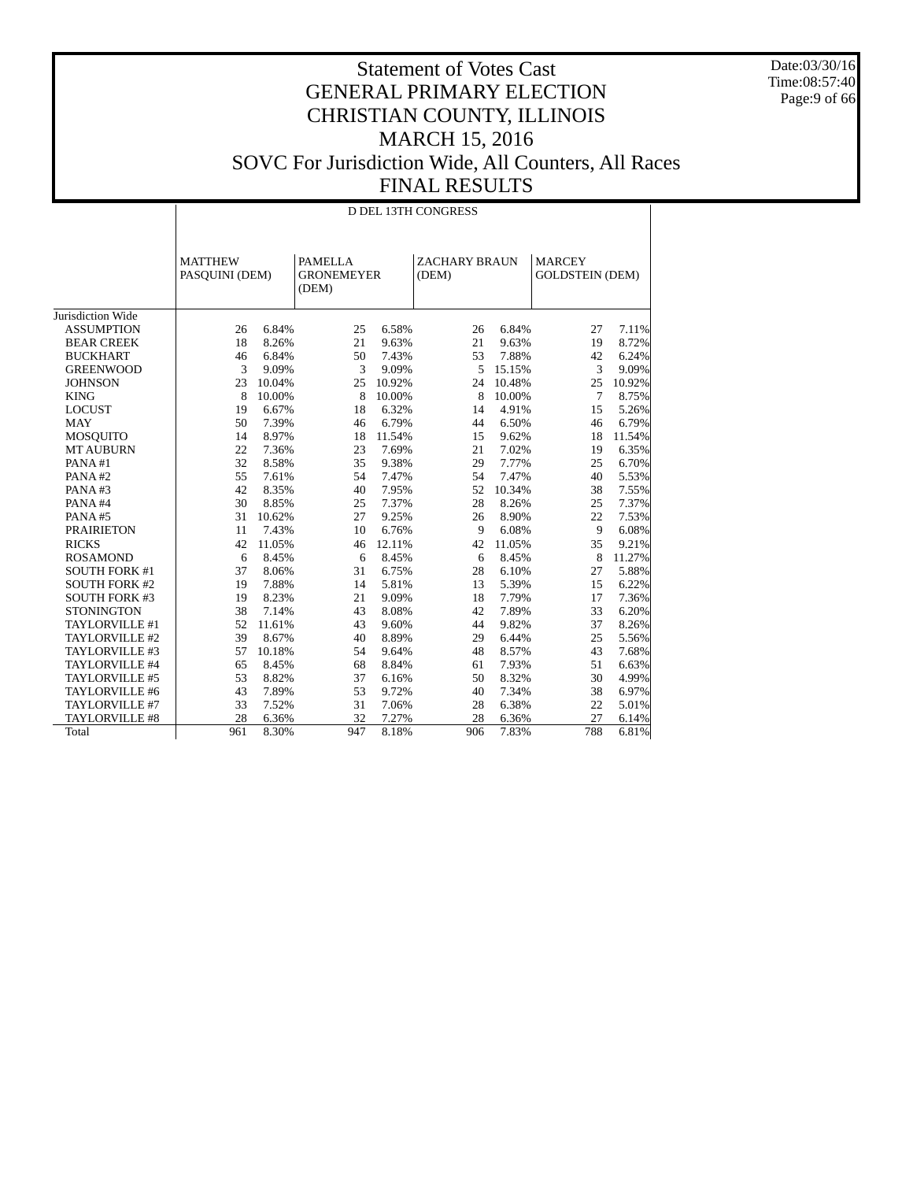# Statement of Votes Cast
# GENERAL PRIMARY ELECTION
# CHRISTIAN COUNTY, ILLINOIS
# MARCH 15, 2016
# SOVC For Jurisdiction Wide, All Counters, All Races
# FINAL RESULTS

Date:03/30/16
Time:08:57:40

| | D DEL 13TH CONGRESS | | | | | | | |
|---|---|---|---|---|---|---|---|---|
| | MATTHEW PASQUINI (DEM) | | PAMELLA GRONEMEYER (DEM) | | ZACHARY BRAUN (DEM) | | MARCEY GOLDSTEIN (DEM) | |
| Jurisdiction Wide | | | | | | | | |
| ASSUMPTION | 26 | 6.84% | 25 | 6.58% | 26 | 6.84% | 27 | 7.11% |
| BEAR CREEK | 18 | 8.26% | 21 | 9.63% | 21 | 9.63% | 19 | 8.72% |
| BUCKHART | 46 | 6.84% | 50 | 7.43% | 53 | 7.88% | 42 | 6.24% |
| GREENWOOD | 3 | 9.09% | 3 | 9.09% | 5 | 15.15% | 3 | 9.09% |
| JOHNSON | 23 | 10.04% | 25 | 10.92% | 24 | 10.48% | 25 | 10.92% |
| KING | 8 | 10.00% | 8 | 10.00% | 8 | 10.00% | 7 | 8.75% |
| LOCUST | 19 | 6.67% | 18 | 6.32% | 14 | 4.91% | 15 | 5.26% |
| MAY | 50 | 7.39% | 46 | 6.79% | 44 | 6.50% | 46 | 6.79% |
| MOSQUITO | 14 | 8.97% | 18 | 11.54% | 15 | 9.62% | 18 | 11.54% |
| MT AUBURN | 22 | 7.36% | 23 | 7.69% | 21 | 7.02% | 19 | 6.35% |
| PANA #1 | 32 | 8.58% | 35 | 9.38% | 29 | 7.77% | 25 | 6.70% |
| PANA #2 | 55 | 7.61% | 54 | 7.47% | 54 | 7.47% | 40 | 5.53% |
| PANA #3 | 42 | 8.35% | 40 | 7.95% | 52 | 10.34% | 38 | 7.55% |
| PANA #4 | 30 | 8.85% | 25 | 7.37% | 28 | 8.26% | 25 | 7.37% |
| PANA #5 | 31 | 10.62% | 27 | 9.25% | 26 | 8.90% | 22 | 7.53% |
| PRAIRIETON | 11 | 7.43% | 10 | 6.76% | 9 | 6.08% | 9 | 6.08% |
| RICKS | 42 | 11.05% | 46 | 12.11% | 42 | 11.05% | 35 | 9.21% |
| ROSAMOND | 6 | 8.45% | 6 | 8.45% | 6 | 8.45% | 8 | 11.27% |
| SOUTH FORK #1 | 37 | 8.06% | 31 | 6.75% | 28 | 6.10% | 27 | 5.88% |
| SOUTH FORK #2 | 19 | 7.88% | 14 | 5.81% | 13 | 5.39% | 15 | 6.22% |
| SOUTH FORK #3 | 19 | 8.23% | 21 | 9.09% | 18 | 7.79% | 17 | 7.36% |
| STONINGTON | 38 | 7.14% | 43 | 8.08% | 42 | 7.89% | 33 | 6.20% |
| TAYLORVILLE #1 | 52 | 11.61% | 43 | 9.60% | 44 | 9.82% | 37 | 8.26% |
| TAYLORVILLE #2 | 39 | 8.67% | 40 | 8.89% | 29 | 6.44% | 25 | 5.56% |
| TAYLORVILLE #3 | 57 | 10.18% | 54 | 9.64% | 48 | 8.57% | 43 | 7.68% |
| TAYLORVILLE #4 | 65 | 8.45% | 68 | 8.84% | 61 | 7.93% | 51 | 6.63% |
| TAYLORVILLE #5 | 53 | 8.82% | 37 | 6.16% | 50 | 8.32% | 30 | 4.99% |
| TAYLORVILLE #6 | 43 | 7.89% | 53 | 9.72% | 40 | 7.34% | 38 | 6.97% |
| TAYLORVILLE #7 | 33 | 7.52% | 31 | 7.06% | 28 | 6.38% | 22 | 5.01% |
| TAYLORVILLE #8 | 28 | 6.36% | 32 | 7.27% | 28 | 6.36% | 27 | 6.14% |
| Total | 961 | 8.30% | 947 | 8.18% | 906 | 7.83% | 788 | 6.81% |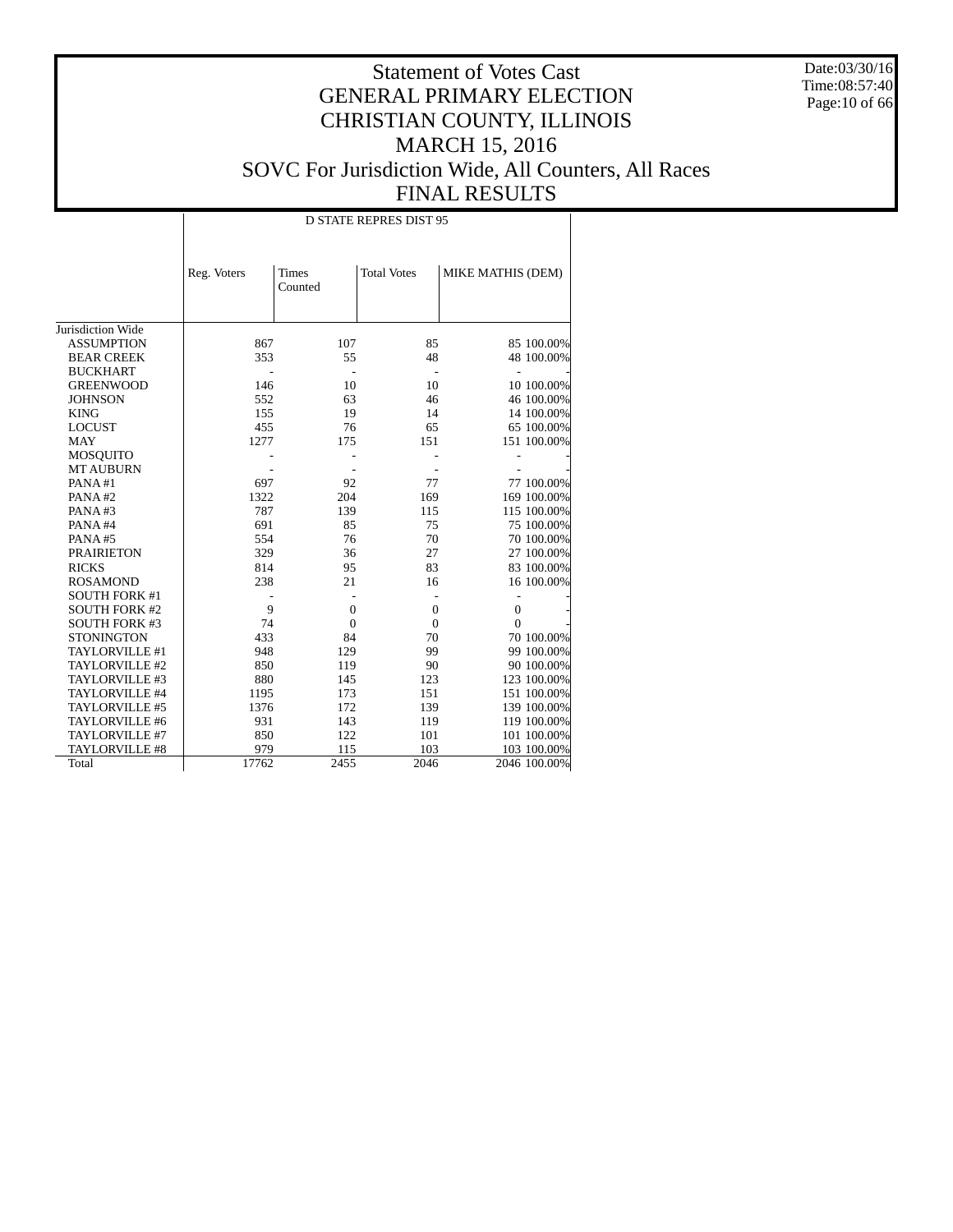# Statement of Votes Cast
# GENERAL PRIMARY ELECTION
# CHRISTIAN COUNTY, ILLINOIS
# MARCH 15, 2016
# SOVC For Jurisdiction Wide, All Counters, All Races
# FINAL RESULTS

Date:03/30/16
Time:08:57:40

| | D STATE REPRES DIST 95 | | | | |
|---|---|---|---|---|---|
| | Reg. Voters | Times Counted | Total Votes | MIKE MATHIS (DEM) | |
| Jurisdiction Wide | | | | | |
| ASSUMPTION | 867 | 107 | 85 | 85 | 100.00% |
| BEAR CREEK | 353 | 55 | 48 | 48 | 100.00% |
| BUCKHART | - | - | - | - | - |
| GREENWOOD | 146 | 10 | 10 | 10 | 100.00% |
| JOHNSON | 552 | 63 | 46 | 46 | 100.00% |
| KING | 155 | 19 | 14 | 14 | 100.00% |
| LOCUST | 455 | 76 | 65 | 65 | 100.00% |
| MAY | 1277 | 175 | 151 | 151 | 100.00% |
| MOSQUITO | - | - | - | - | - |
| MT AUBURN | - | - | - | - | - |
| PANA #1 | 697 | 92 | 77 | 77 | 100.00% |
| PANA #2 | 1322 | 204 | 169 | 169 | 100.00% |
| PANA #3 | 787 | 139 | 115 | 115 | 100.00% |
| PANA #4 | 691 | 85 | 75 | 75 | 100.00% |
| PANA #5 | 554 | 76 | 70 | 70 | 100.00% |
| PRAIRIETON | 329 | 36 | 27 | 27 | 100.00% |
| RICKS | 814 | 95 | 83 | 83 | 100.00% |
| ROSAMOND | 238 | 21 | 16 | 16 | 100.00% |
| SOUTH FORK #1 | - | - | - | - | - |
| SOUTH FORK #2 | 9 | 0 | 0 | 0 | - |
| SOUTH FORK #3 | 74 | 0 | 0 | 0 | - |
| STONINGTON | 433 | 84 | 70 | 70 | 100.00% |
| TAYLORVILLE #1 | 948 | 129 | 99 | 99 | 100.00% |
| TAYLORVILLE #2 | 850 | 119 | 90 | 90 | 100.00% |
| TAYLORVILLE #3 | 880 | 145 | 123 | 123 | 100.00% |
| TAYLORVILLE #4 | 1195 | 173 | 151 | 151 | 100.00% |
| TAYLORVILLE #5 | 1376 | 172 | 139 | 139 | 100.00% |
| TAYLORVILLE #6 | 931 | 143 | 119 | 119 | 100.00% |
| TAYLORVILLE #7 | 850 | 122 | 101 | 101 | 100.00% |
| TAYLORVILLE #8 | 979 | 115 | 103 | 103 | 100.00% |
| Total | 17762 | 2455 | 2046 | 2046 | 100.00% |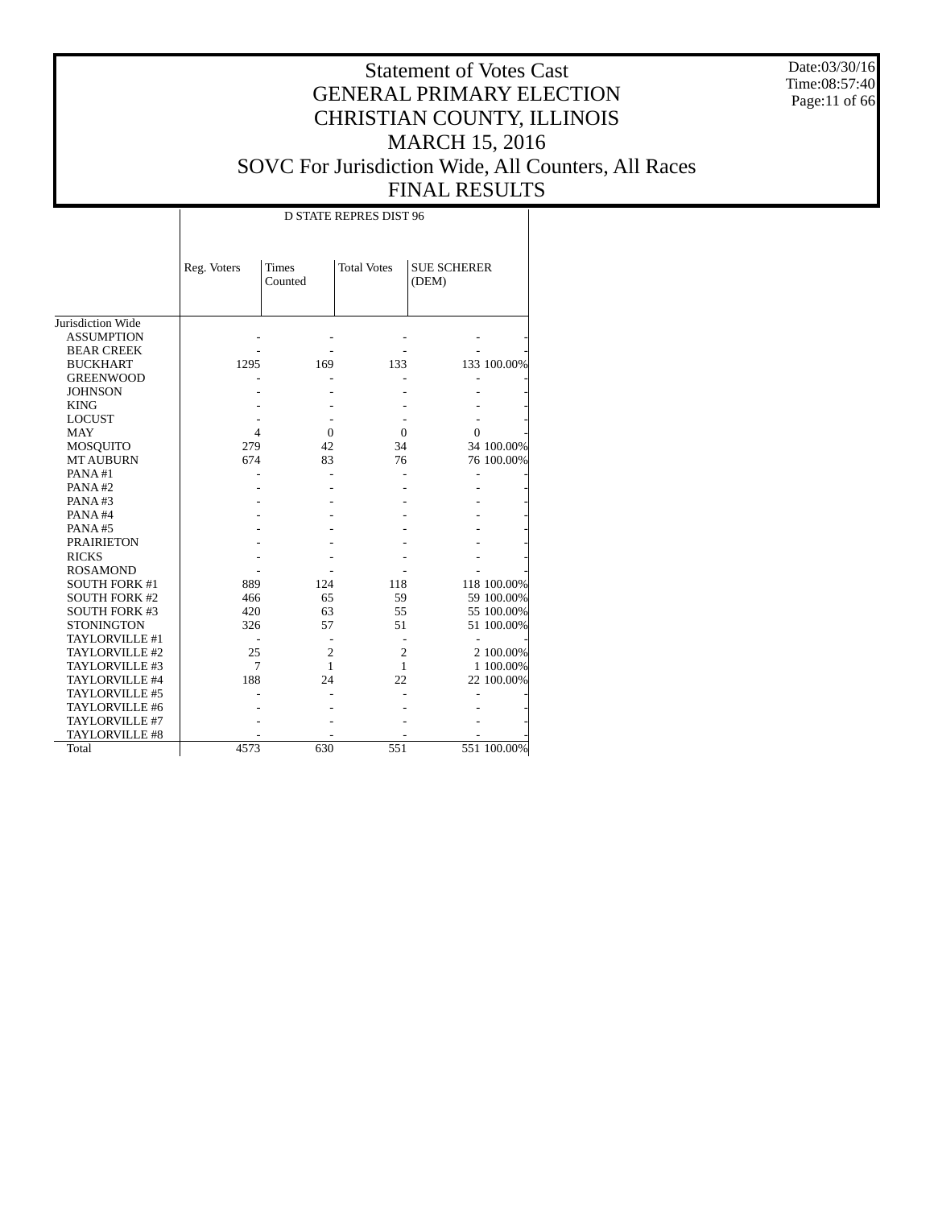# Statement of Votes Cast
## GENERAL PRIMARY ELECTION
## CHRISTIAN COUNTY, ILLINOIS
## MARCH 15, 2016
## SOVC For Jurisdiction Wide, All Counters, All Races
## FINAL RESULTS

Date:03/30/16
Time:08:57:40

| | D STATE REPRES DIST 96 | | | | |
|---|---|---|---|---|---|
| | Reg. Voters | Times Counted | Total Votes | SUE SCHERER (DEM) | |
| Jurisdiction Wide | | | | | |
| ASSUMPTION | - | - | - | - | - |
| BEAR CREEK | - | - | - | - | - |
| BUCKHART | 1295 | 169 | 133 | 133 | 100.00% |
| GREENWOOD | - | - | - | - | - |
| JOHNSON | - | - | - | - | - |
| KING | - | - | - | - | - |
| LOCUST | - | - | - | - | - |
| MAY | 4 | 0 | 0 | 0 | - |
| MOSQUITO | 279 | 42 | 34 | 34 | 100.00% |
| MT AUBURN | 674 | 83 | 76 | 76 | 100.00% |
| PANA #1 | - | - | - | - | - |
| PANA #2 | - | - | - | - | - |
| PANA #3 | - | - | - | - | - |
| PANA #4 | - | - | - | - | - |
| PANA #5 | - | - | - | - | - |
| PRAIRIETON | - | - | - | - | - |
| RICKS | - | - | - | - | - |
| ROSAMOND | - | - | - | - | - |
| SOUTH FORK #1 | 889 | 124 | 118 | 118 | 100.00% |
| SOUTH FORK #2 | 466 | 65 | 59 | 59 | 100.00% |
| SOUTH FORK #3 | 420 | 63 | 55 | 55 | 100.00% |
| STONINGTON | 326 | 57 | 51 | 51 | 100.00% |
| TAYLORVILLE #1 | - | - | - | - | - |
| TAYLORVILLE #2 | 25 | 2 | 2 | 2 | 100.00% |
| TAYLORVILLE #3 | 7 | 1 | 1 | 1 | 100.00% |
| TAYLORVILLE #4 | 188 | 24 | 22 | 22 | 100.00% |
| TAYLORVILLE #5 | - | - | - | - | - |
| TAYLORVILLE #6 | - | - | - | - | - |
| TAYLORVILLE #7 | - | - | - | - | - |
| TAYLORVILLE #8 | - | - | - | - | - |
| Total | 4573 | 630 | 551 | 551 | 100.00% |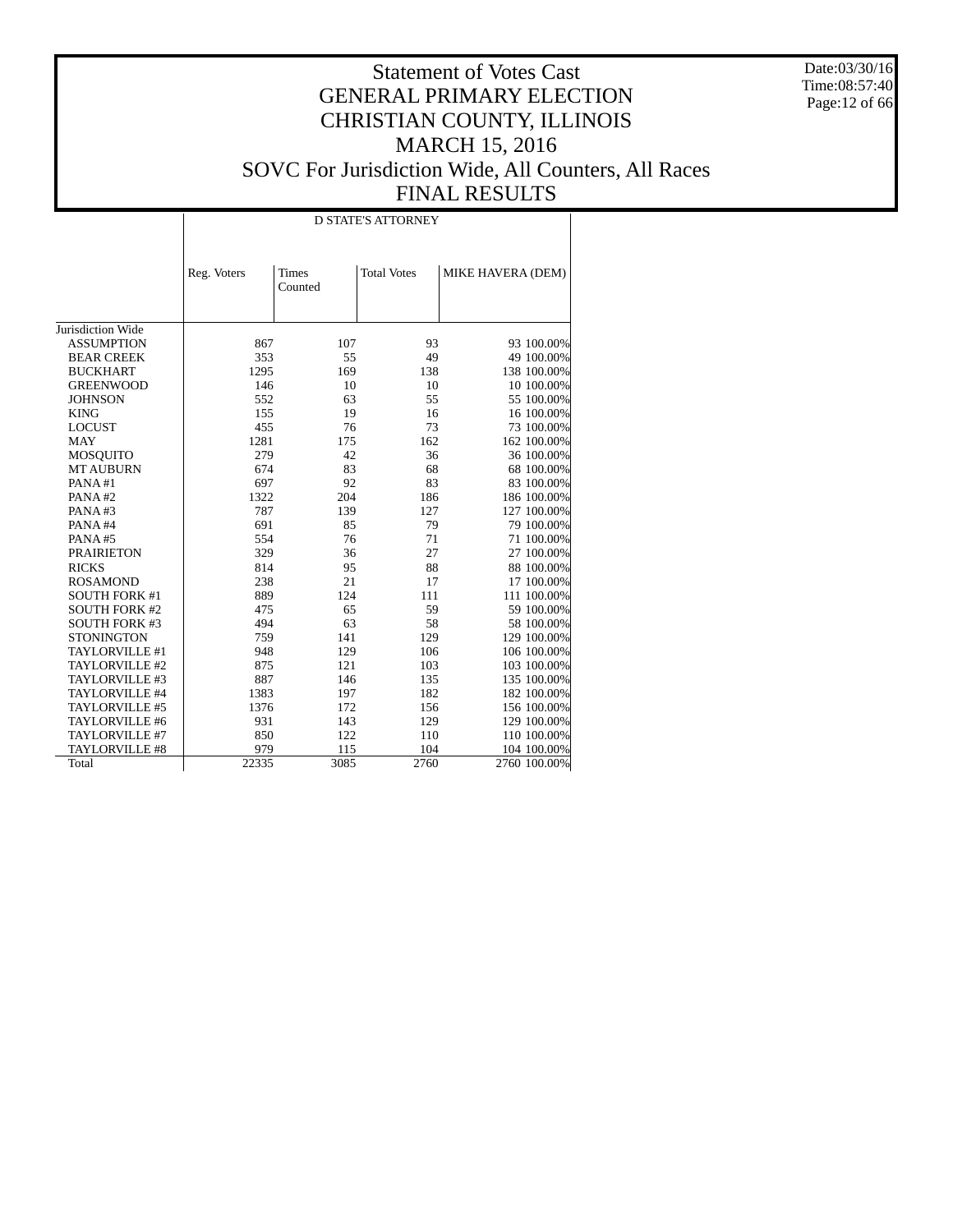# Statement of Votes Cast
# GENERAL PRIMARY ELECTION
# CHRISTIAN COUNTY, ILLINOIS
# MARCH 15, 2016
# SOVC For Jurisdiction Wide, All Counters, All Races
# FINAL RESULTS

Date:03/30/16
Time:08:57:40

| | D STATE'S ATTORNEY | | | | |
|---|---|---|---|---|---|
| | Reg. Voters | Times Counted | Total Votes | MIKE HAVERA (DEM) | |
| Jurisdiction Wide | | | | | |
| ASSUMPTION | 867 | 107 | 93 | 93 | 100.00% |
| BEAR CREEK | 353 | 55 | 49 | 49 | 100.00% |
| BUCKHART | 1295 | 169 | 138 | 138 | 100.00% |
| GREENWOOD | 146 | 10 | 10 | 10 | 100.00% |
| JOHNSON | 552 | 63 | 55 | 55 | 100.00% |
| KING | 155 | 19 | 16 | 16 | 100.00% |
| LOCUST | 455 | 76 | 73 | 73 | 100.00% |
| MAY | 1281 | 175 | 162 | 162 | 100.00% |
| MOSQUITO | 279 | 42 | 36 | 36 | 100.00% |
| MT AUBURN | 674 | 83 | 68 | 68 | 100.00% |
| PANA #1 | 697 | 92 | 83 | 83 | 100.00% |
| PANA #2 | 1322 | 204 | 186 | 186 | 100.00% |
| PANA #3 | 787 | 139 | 127 | 127 | 100.00% |
| PANA #4 | 691 | 85 | 79 | 79 | 100.00% |
| PANA #5 | 554 | 76 | 71 | 71 | 100.00% |
| PRAIRIETON | 329 | 36 | 27 | 27 | 100.00% |
| RICKS | 814 | 95 | 88 | 88 | 100.00% |
| ROSAMOND | 238 | 21 | 17 | 17 | 100.00% |
| SOUTH FORK #1 | 889 | 124 | 111 | 111 | 100.00% |
| SOUTH FORK #2 | 475 | 65 | 59 | 59 | 100.00% |
| SOUTH FORK #3 | 494 | 63 | 58 | 58 | 100.00% |
| STONINGTON | 759 | 141 | 129 | 129 | 100.00% |
| TAYLORVILLE #1 | 948 | 129 | 106 | 106 | 100.00% |
| TAYLORVILLE #2 | 875 | 121 | 103 | 103 | 100.00% |
| TAYLORVILLE #3 | 887 | 146 | 135 | 135 | 100.00% |
| TAYLORVILLE #4 | 1383 | 197 | 182 | 182 | 100.00% |
| TAYLORVILLE #5 | 1376 | 172 | 156 | 156 | 100.00% |
| TAYLORVILLE #6 | 931 | 143 | 129 | 129 | 100.00% |
| TAYLORVILLE #7 | 850 | 122 | 110 | 110 | 100.00% |
| TAYLORVILLE #8 | 979 | 115 | 104 | 104 | 100.00% |
| Total | 22335 | 3085 | 2760 | 2760 | 100.00% |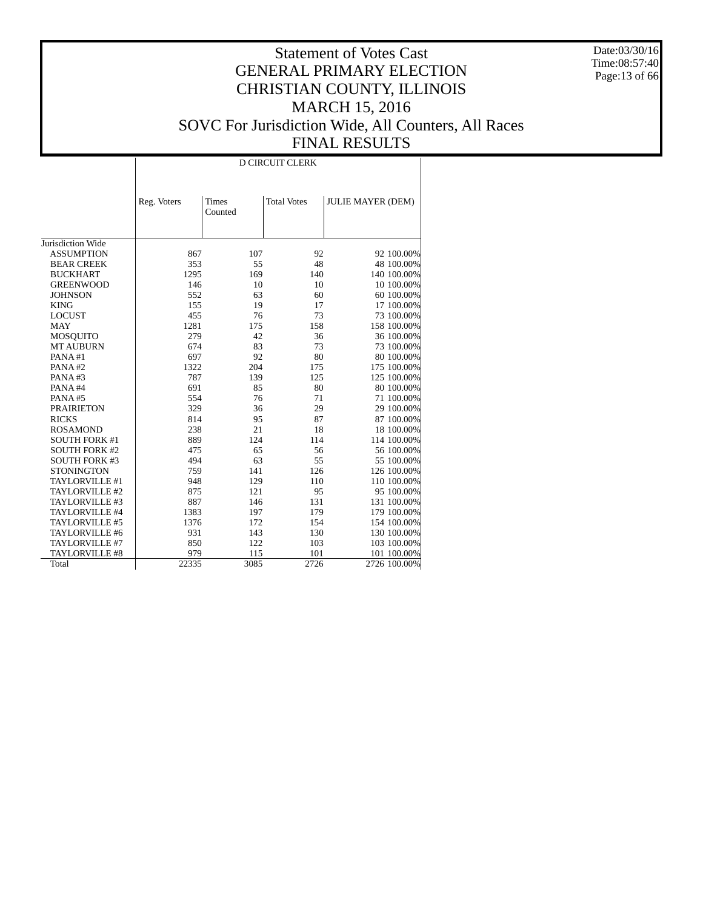# Statement of Votes Cast
# GENERAL PRIMARY ELECTION
# CHRISTIAN COUNTY, ILLINOIS
# MARCH 15, 2016
# SOVC For Jurisdiction Wide, All Counters, All Races
# FINAL RESULTS

Date:03/30/16
Time:08:57:40

## D CIRCUIT CLERK

| | Reg. Voters | Times Counted | Total Votes | JULIE MAYER (DEM) | |
|---|---|---|---|---|---|
| Jurisdiction Wide | | | | | |
| ASSUMPTION | 867 | 107 | 92 | 92 | 100.00% |
| BEAR CREEK | 353 | 55 | 48 | 48 | 100.00% |
| BUCKHART | 1295 | 169 | 140 | 140 | 100.00% |
| GREENWOOD | 146 | 10 | 10 | 10 | 100.00% |
| JOHNSON | 552 | 63 | 60 | 60 | 100.00% |
| KING | 155 | 19 | 17 | 17 | 100.00% |
| LOCUST | 455 | 76 | 73 | 73 | 100.00% |
| MAY | 1281 | 175 | 158 | 158 | 100.00% |
| MOSQUITO | 279 | 42 | 36 | 36 | 100.00% |
| MT AUBURN | 674 | 83 | 73 | 73 | 100.00% |
| PANA #1 | 697 | 92 | 80 | 80 | 100.00% |
| PANA #2 | 1322 | 204 | 175 | 175 | 100.00% |
| PANA #3 | 787 | 139 | 125 | 125 | 100.00% |
| PANA #4 | 691 | 85 | 80 | 80 | 100.00% |
| PANA #5 | 554 | 76 | 71 | 71 | 100.00% |
| PRAIRIETON | 329 | 36 | 29 | 29 | 100.00% |
| RICKS | 814 | 95 | 87 | 87 | 100.00% |
| ROSAMOND | 238 | 21 | 18 | 18 | 100.00% |
| SOUTH FORK #1 | 889 | 124 | 114 | 114 | 100.00% |
| SOUTH FORK #2 | 475 | 65 | 56 | 56 | 100.00% |
| SOUTH FORK #3 | 494 | 63 | 55 | 55 | 100.00% |
| STONINGTON | 759 | 141 | 126 | 126 | 100.00% |
| TAYLORVILLE #1 | 948 | 129 | 110 | 110 | 100.00% |
| TAYLORVILLE #2 | 875 | 121 | 95 | 95 | 100.00% |
| TAYLORVILLE #3 | 887 | 146 | 131 | 131 | 100.00% |
| TAYLORVILLE #4 | 1383 | 197 | 179 | 179 | 100.00% |
| TAYLORVILLE #5 | 1376 | 172 | 154 | 154 | 100.00% |
| TAYLORVILLE #6 | 931 | 143 | 130 | 130 | 100.00% |
| TAYLORVILLE #7 | 850 | 122 | 103 | 103 | 100.00% |
| TAYLORVILLE #8 | 979 | 115 | 101 | 101 | 100.00% |
| Total | 22335 | 3085 | 2726 | 2726 | 100.00% |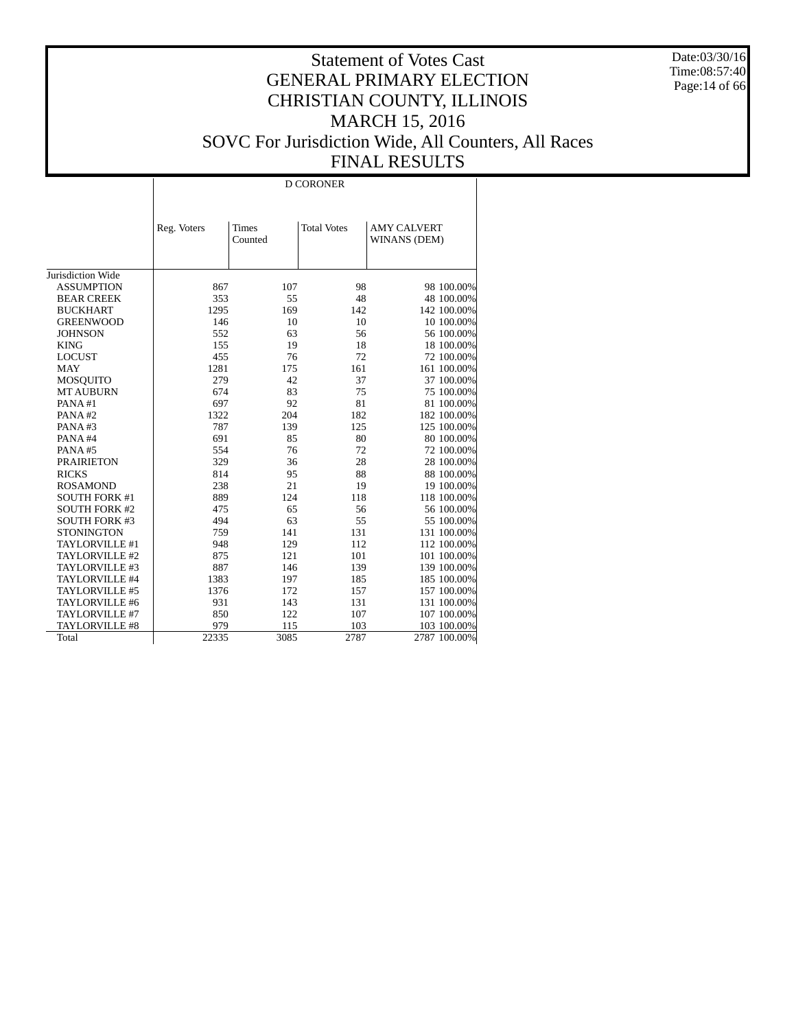# Statement of Votes Cast
# GENERAL PRIMARY ELECTION
# CHRISTIAN COUNTY, ILLINOIS
# MARCH 15, 2016
# SOVC For Jurisdiction Wide, All Counters, All Races
# FINAL RESULTS

Date:03/30/16
Time:08:57:40

| | D CORONER | | | | |
|---|---|---|---|---|---|
| | Reg. Voters | Times Counted | Total Votes | AMY CALVERT WINANS (DEM) | |
| Jurisdiction Wide | | | | | |
| ASSUMPTION | 867 | 107 | 98 | 98 | 100.00% |
| BEAR CREEK | 353 | 55 | 48 | 48 | 100.00% |
| BUCKHART | 1295 | 169 | 142 | 142 | 100.00% |
| GREENWOOD | 146 | 10 | 10 | 10 | 100.00% |
| JOHNSON | 552 | 63 | 56 | 56 | 100.00% |
| KING | 155 | 19 | 18 | 18 | 100.00% |
| LOCUST | 455 | 76 | 72 | 72 | 100.00% |
| MAY | 1281 | 175 | 161 | 161 | 100.00% |
| MOSQUITO | 279 | 42 | 37 | 37 | 100.00% |
| MT AUBURN | 674 | 83 | 75 | 75 | 100.00% |
| PANA #1 | 697 | 92 | 81 | 81 | 100.00% |
| PANA #2 | 1322 | 204 | 182 | 182 | 100.00% |
| PANA #3 | 787 | 139 | 125 | 125 | 100.00% |
| PANA #4 | 691 | 85 | 80 | 80 | 100.00% |
| PANA #5 | 554 | 76 | 72 | 72 | 100.00% |
| PRAIRIETON | 329 | 36 | 28 | 28 | 100.00% |
| RICKS | 814 | 95 | 88 | 88 | 100.00% |
| ROSAMOND | 238 | 21 | 19 | 19 | 100.00% |
| SOUTH FORK #1 | 889 | 124 | 118 | 118 | 100.00% |
| SOUTH FORK #2 | 475 | 65 | 56 | 56 | 100.00% |
| SOUTH FORK #3 | 494 | 63 | 55 | 55 | 100.00% |
| STONINGTON | 759 | 141 | 131 | 131 | 100.00% |
| TAYLORVILLE #1 | 948 | 129 | 112 | 112 | 100.00% |
| TAYLORVILLE #2 | 875 | 121 | 101 | 101 | 100.00% |
| TAYLORVILLE #3 | 887 | 146 | 139 | 139 | 100.00% |
| TAYLORVILLE #4 | 1383 | 197 | 185 | 185 | 100.00% |
| TAYLORVILLE #5 | 1376 | 172 | 157 | 157 | 100.00% |
| TAYLORVILLE #6 | 931 | 143 | 131 | 131 | 100.00% |
| TAYLORVILLE #7 | 850 | 122 | 107 | 107 | 100.00% |
| TAYLORVILLE #8 | 979 | 115 | 103 | 103 | 100.00% |
| Total | 22335 | 3085 | 2787 | 2787 | 100.00% |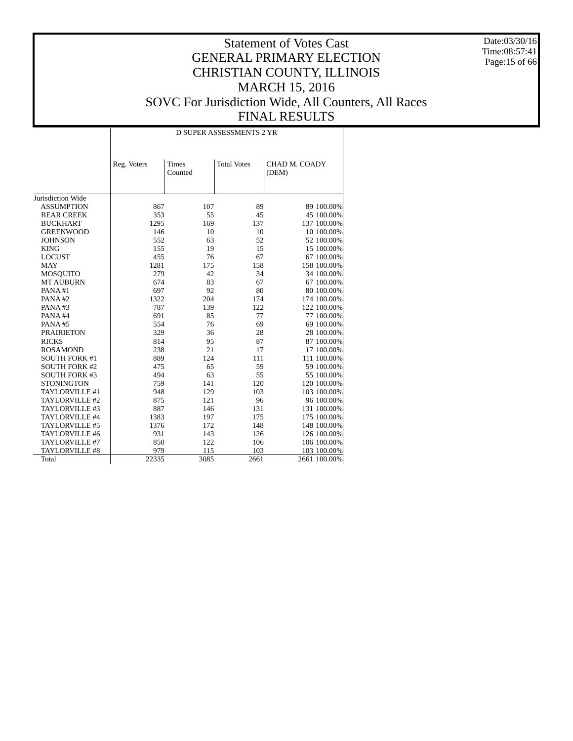# Statement of Votes Cast
## GENERAL PRIMARY ELECTION
## CHRISTIAN COUNTY, ILLINOIS
## MARCH 15, 2016
## SOVC For Jurisdiction Wide, All Counters, All Races
## FINAL RESULTS

Date:03/30/16
Time:08:57:41

| | D SUPER ASSESSMENTS 2 YR | | | | |
|---|---|---|---|---|---|
| | Reg. Voters | Times Counted | Total Votes | CHAD M. COADY (DEM) | |
| Jurisdiction Wide | | | | | |
| ASSUMPTION | 867 | 107 | 89 | 89 | 100.00% |
| BEAR CREEK | 353 | 55 | 45 | 45 | 100.00% |
| BUCKHART | 1295 | 169 | 137 | 137 | 100.00% |
| GREENWOOD | 146 | 10 | 10 | 10 | 100.00% |
| JOHNSON | 552 | 63 | 52 | 52 | 100.00% |
| KING | 155 | 19 | 15 | 15 | 100.00% |
| LOCUST | 455 | 76 | 67 | 67 | 100.00% |
| MAY | 1281 | 175 | 158 | 158 | 100.00% |
| MOSQUITO | 279 | 42 | 34 | 34 | 100.00% |
| MT AUBURN | 674 | 83 | 67 | 67 | 100.00% |
| PANA #1 | 697 | 92 | 80 | 80 | 100.00% |
| PANA #2 | 1322 | 204 | 174 | 174 | 100.00% |
| PANA #3 | 787 | 139 | 122 | 122 | 100.00% |
| PANA #4 | 691 | 85 | 77 | 77 | 100.00% |
| PANA #5 | 554 | 76 | 69 | 69 | 100.00% |
| PRAIRIETON | 329 | 36 | 28 | 28 | 100.00% |
| RICKS | 814 | 95 | 87 | 87 | 100.00% |
| ROSAMOND | 238 | 21 | 17 | 17 | 100.00% |
| SOUTH FORK #1 | 889 | 124 | 111 | 111 | 100.00% |
| SOUTH FORK #2 | 475 | 65 | 59 | 59 | 100.00% |
| SOUTH FORK #3 | 494 | 63 | 55 | 55 | 100.00% |
| STONINGTON | 759 | 141 | 120 | 120 | 100.00% |
| TAYLORVILLE #1 | 948 | 129 | 103 | 103 | 100.00% |
| TAYLORVILLE #2 | 875 | 121 | 96 | 96 | 100.00% |
| TAYLORVILLE #3 | 887 | 146 | 131 | 131 | 100.00% |
| TAYLORVILLE #4 | 1383 | 197 | 175 | 175 | 100.00% |
| TAYLORVILLE #5 | 1376 | 172 | 148 | 148 | 100.00% |
| TAYLORVILLE #6 | 931 | 143 | 126 | 126 | 100.00% |
| TAYLORVILLE #7 | 850 | 122 | 106 | 106 | 100.00% |
| TAYLORVILLE #8 | 979 | 115 | 103 | 103 | 100.00% |
| Total | 22335 | 3085 | 2661 | 2661 | 100.00% |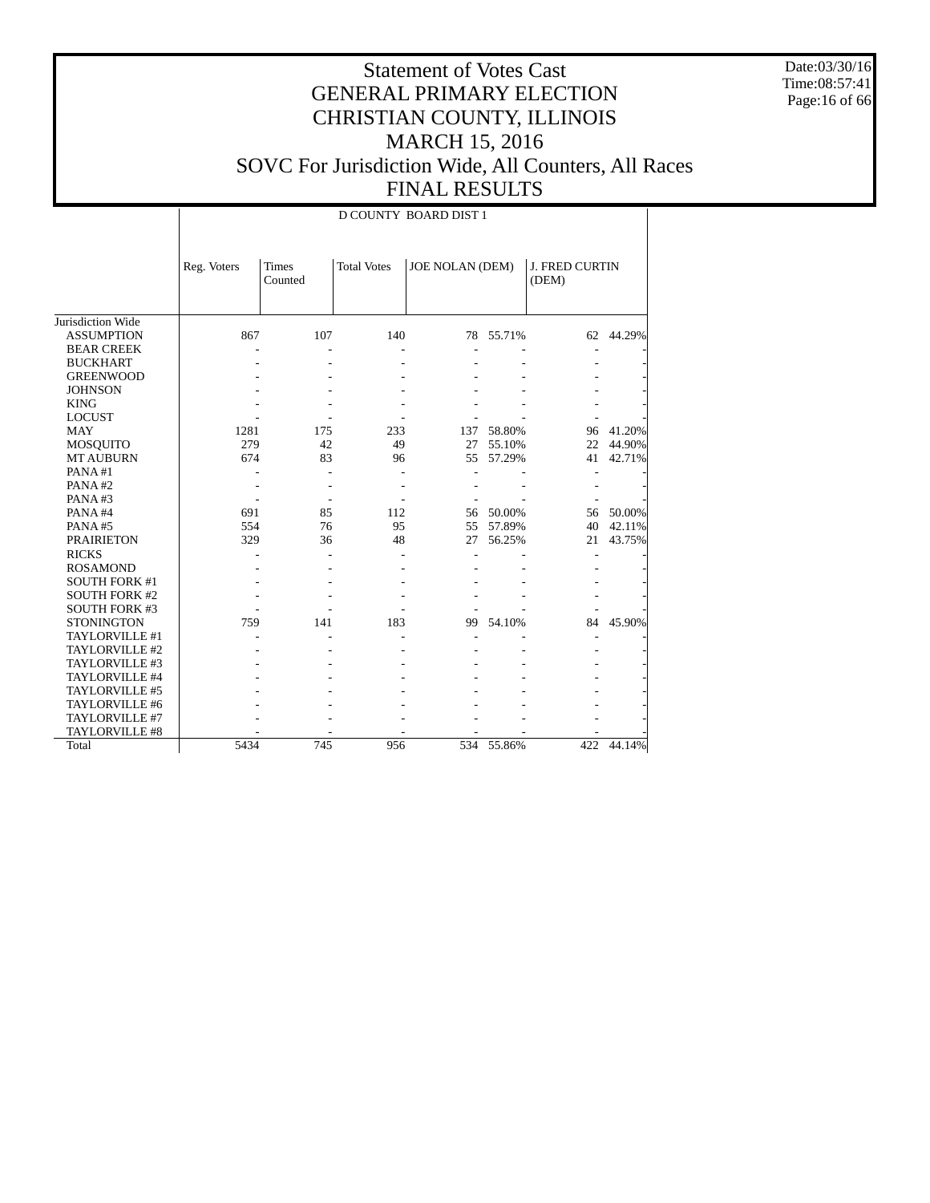# Statement of Votes Cast
# GENERAL PRIMARY ELECTION
# CHRISTIAN COUNTY, ILLINOIS
# MARCH 15, 2016
# SOVC For Jurisdiction Wide, All Counters, All Races
# FINAL RESULTS

Date:03/30/16
Time:08:57:41

| | D COUNTY BOARD DIST 1 | | | | | | |
|---|---|---|---|---|---|---|---|
| | Reg. Voters | Times Counted | Total Votes | JOE NOLAN (DEM) | | J. FRED CURTIN (DEM) | |
| Jurisdiction Wide | | | | | | | |
| ASSUMPTION | 867 | 107 | 140 | 78 | 55.71% | 62 | 44.29% |
| BEAR CREEK | - | - | - | - | - | - | - |
| BUCKHART | - | - | - | - | - | - | - |
| GREENWOOD | - | - | - | - | - | - | - |
| JOHNSON | - | - | - | - | - | - | - |
| KING | - | - | - | - | - | - | - |
| LOCUST | - | - | - | - | - | - | - |
| MAY | 1281 | 175 | 233 | 137 | 58.80% | 96 | 41.20% |
| MOSQUITO | 279 | 42 | 49 | 27 | 55.10% | 22 | 44.90% |
| MT AUBURN | 674 | 83 | 96 | 55 | 57.29% | 41 | 42.71% |
| PANA #1 | - | - | - | - | - | - | - |
| PANA #2 | - | - | - | - | - | - | - |
| PANA #3 | - | - | - | - | - | - | - |
| PANA #4 | 691 | 85 | 112 | 56 | 50.00% | 56 | 50.00% |
| PANA #5 | 554 | 76 | 95 | 55 | 57.89% | 40 | 42.11% |
| PRAIRIETON | 329 | 36 | 48 | 27 | 56.25% | 21 | 43.75% |
| RICKS | - | - | - | - | - | - | - |
| ROSAMOND | - | - | - | - | - | - | - |
| SOUTH FORK #1 | - | - | - | - | - | - | - |
| SOUTH FORK #2 | - | - | - | - | - | - | - |
| SOUTH FORK #3 | - | - | - | - | - | - | - |
| STONINGTON | 759 | 141 | 183 | 99 | 54.10% | 84 | 45.90% |
| TAYLORVILLE #1 | - | - | - | - | - | - | - |
| TAYLORVILLE #2 | - | - | - | - | - | - | - |
| TAYLORVILLE #3 | - | - | - | - | - | - | - |
| TAYLORVILLE #4 | - | - | - | - | - | - | - |
| TAYLORVILLE #5 | - | - | - | - | - | - | - |
| TAYLORVILLE #6 | - | - | - | - | - | - | - |
| TAYLORVILLE #7 | - | - | - | - | - | - | - |
| TAYLORVILLE #8 | - | - | - | - | - | - | - |
| Total | 5434 | 745 | 956 | 534 | 55.86% | 422 | 44.14% |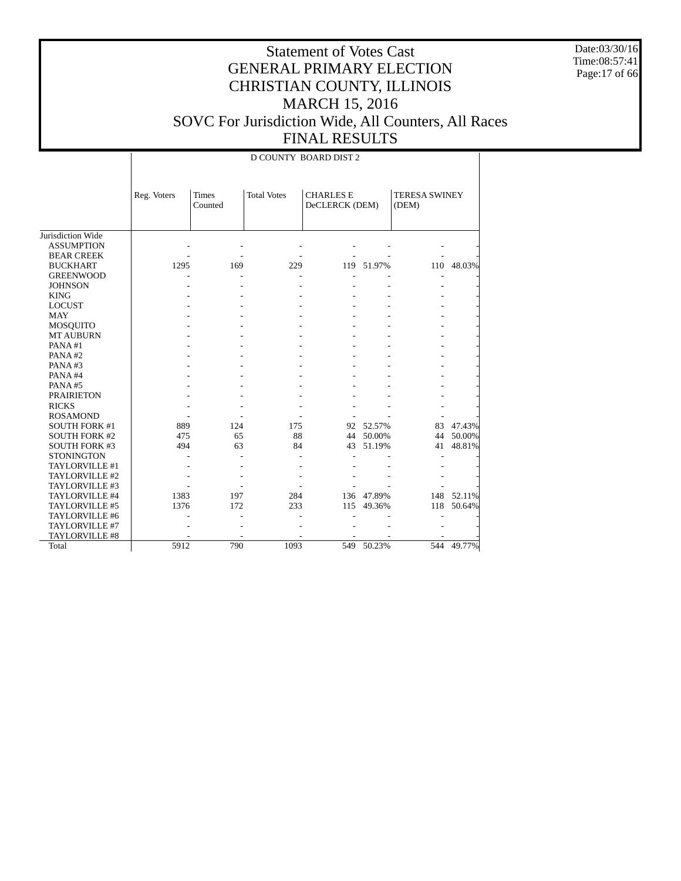# Statement of Votes Cast
# GENERAL PRIMARY ELECTION
# CHRISTIAN COUNTY, ILLINOIS
# MARCH 15, 2016
# SOVC For Jurisdiction Wide, All Counters, All Races
# FINAL RESULTS

Date:03/30/16
Time:08:57:41

D COUNTY BOARD DIST 2

| | Reg. Voters | Times Counted | Total Votes | CHARLES E DeCLERCK (DEM) | | TERESA SWINEY (DEM) | |
|---|---|---|---|---|---|---|---|
| Jurisdiction Wide | | | | | | | |
| ASSUMPTION | - | - | - | - | - | - | - |
| BEAR CREEK | - | - | - | - | - | - | - |
| BUCKHART | 1295 | 169 | 229 | 119 | 51.97% | 110 | 48.03% |
| GREENWOOD | - | - | - | - | - | - | - |
| JOHNSON | - | - | - | - | - | - | - |
| KING | - | - | - | - | - | - | - |
| LOCUST | - | - | - | - | - | - | - |
| MAY | - | - | - | - | - | - | - |
| MOSQUITO | - | - | - | - | - | - | - |
| MT AUBURN | - | - | - | - | - | - | - |
| PANA #1 | - | - | - | - | - | - | - |
| PANA #2 | - | - | - | - | - | - | - |
| PANA #3 | - | - | - | - | - | - | - |
| PANA #4 | - | - | - | - | - | - | - |
| PANA #5 | - | - | - | - | - | - | - |
| PRAIRIETON | - | - | - | - | - | - | - |
| RICKS | - | - | - | - | - | - | - |
| ROSAMOND | - | - | - | - | - | - | - |
| SOUTH FORK #1 | 889 | 124 | 175 | 92 | 52.57% | 83 | 47.43% |
| SOUTH FORK #2 | 475 | 65 | 88 | 44 | 50.00% | 44 | 50.00% |
| SOUTH FORK #3 | 494 | 63 | 84 | 43 | 51.19% | 41 | 48.81% |
| STONINGTON | - | - | - | - | - | - | - |
| TAYLORVILLE #1 | - | - | - | - | - | - | - |
| TAYLORVILLE #2 | - | - | - | - | - | - | - |
| TAYLORVILLE #3 | - | - | - | - | - | - | - |
| TAYLORVILLE #4 | 1383 | 197 | 284 | 136 | 47.89% | 148 | 52.11% |
| TAYLORVILLE #5 | 1376 | 172 | 233 | 115 | 49.36% | 118 | 50.64% |
| TAYLORVILLE #6 | - | - | - | - | - | - | - |
| TAYLORVILLE #7 | - | - | - | - | - | - | - |
| TAYLORVILLE #8 | - | - | - | - | - | - | - |
| Total | 5912 | 790 | 1093 | 549 | 50.23% | 544 | 49.77% |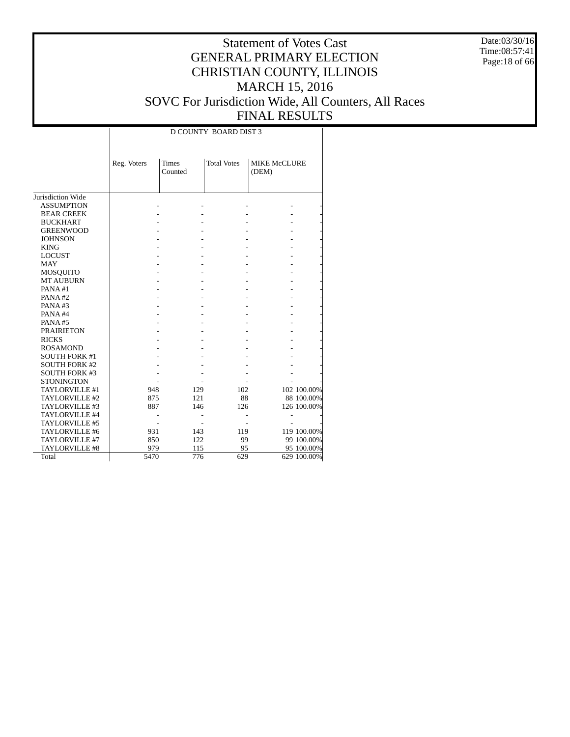# Statement of Votes Cast
# GENERAL PRIMARY ELECTION
# CHRISTIAN COUNTY, ILLINOIS
# MARCH 15, 2016
# SOVC For Jurisdiction Wide, All Counters, All Races
# FINAL RESULTS

Date:03/30/16
Time:08:57:41

| | D COUNTY BOARD DIST 3 | | | | |
|---|---|---|---|---|---|
| | Reg. Voters | Times Counted | Total Votes | MIKE McCLURE (DEM) | |
| Jurisdiction Wide | | | | | |
| ASSUMPTION | - | - | - | - | - |
| BEAR CREEK | - | - | - | - | - |
| BUCKHART | - | - | - | - | - |
| GREENWOOD | - | - | - | - | - |
| JOHNSON | - | - | - | - | - |
| KING | - | - | - | - | - |
| LOCUST | - | - | - | - | - |
| MAY | - | - | - | - | - |
| MOSQUITO | - | - | - | - | - |
| MT AUBURN | - | - | - | - | - |
| PANA #1 | - | - | - | - | - |
| PANA #2 | - | - | - | - | - |
| PANA #3 | - | - | - | - | - |
| PANA #4 | - | - | - | - | - |
| PANA #5 | - | - | - | - | - |
| PRAIRIETON | - | - | - | - | - |
| RICKS | - | - | - | - | - |
| ROSAMOND | - | - | - | - | - |
| SOUTH FORK #1 | - | - | - | - | - |
| SOUTH FORK #2 | - | - | - | - | - |
| SOUTH FORK #3 | - | - | - | - | - |
| STONINGTON | - | - | - | - | - |
| TAYLORVILLE #1 | 948 | 129 | 102 | 102 | 100.00% |
| TAYLORVILLE #2 | 875 | 121 | 88 | 88 | 100.00% |
| TAYLORVILLE #3 | 887 | 146 | 126 | 126 | 100.00% |
| TAYLORVILLE #4 | - | - | - | - | - |
| TAYLORVILLE #5 | - | - | - | - | - |
| TAYLORVILLE #6 | 931 | 143 | 119 | 119 | 100.00% |
| TAYLORVILLE #7 | 850 | 122 | 99 | 99 | 100.00% |
| TAYLORVILLE #8 | 979 | 115 | 95 | 95 | 100.00% |
| Total | 5470 | 776 | 629 | 629 | 100.00% |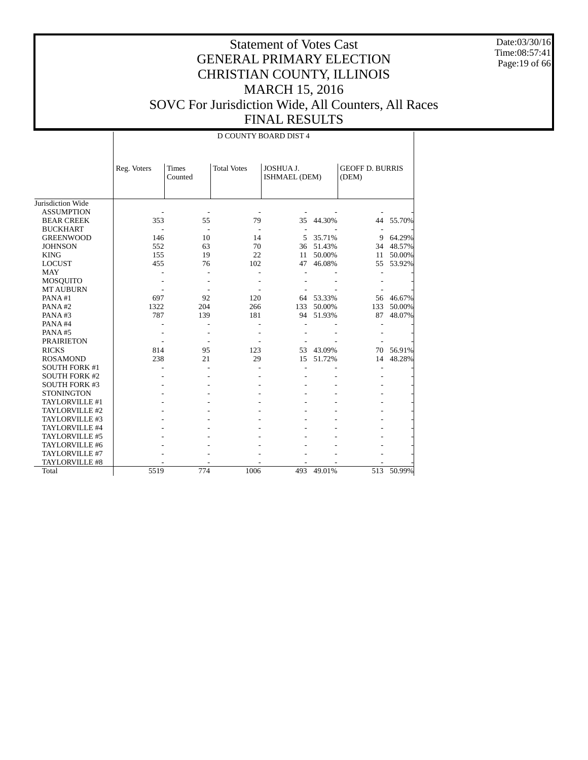# Statement of Votes Cast
## GENERAL PRIMARY ELECTION
## CHRISTIAN COUNTY, ILLINOIS
## MARCH 15, 2016
## SOVC For Jurisdiction Wide, All Counters, All Races
## FINAL RESULTS

Date:03/30/16
Time:08:57:41

| | D COUNTY BOARD DIST 4 | | | | | | |
|---|---|---|---|---|---|---|---|
| | Reg. Voters | Times Counted | Total Votes | JOSHUA J. ISHMAEL (DEM) | | GEOFF D. BURRIS (DEM) | |
| Jurisdiction Wide | | | | | | | |
| ASSUMPTION | - | - | - | - | - | - | - |
| BEAR CREEK | 353 | 55 | 79 | 35 | 44.30% | 44 | 55.70% |
| BUCKHART | - | - | - | - | - | - | - |
| GREENWOOD | 146 | 10 | 14 | 5 | 35.71% | 9 | 64.29% |
| JOHNSON | 552 | 63 | 70 | 36 | 51.43% | 34 | 48.57% |
| KING | 155 | 19 | 22 | 11 | 50.00% | 11 | 50.00% |
| LOCUST | 455 | 76 | 102 | 47 | 46.08% | 55 | 53.92% |
| MAY | - | - | - | - | - | - | - |
| MOSQUITO | - | - | - | - | - | - | - |
| MT AUBURN | - | - | - | - | - | - | - |
| PANA #1 | 697 | 92 | 120 | 64 | 53.33% | 56 | 46.67% |
| PANA #2 | 1322 | 204 | 266 | 133 | 50.00% | 133 | 50.00% |
| PANA #3 | 787 | 139 | 181 | 94 | 51.93% | 87 | 48.07% |
| PANA #4 | - | - | - | - | - | - | - |
| PANA #5 | - | - | - | - | - | - | - |
| PRAIRIETON | - | - | - | - | - | - | - |
| RICKS | 814 | 95 | 123 | 53 | 43.09% | 70 | 56.91% |
| ROSAMOND | 238 | 21 | 29 | 15 | 51.72% | 14 | 48.28% |
| SOUTH FORK #1 | - | - | - | - | - | - | - |
| SOUTH FORK #2 | - | - | - | - | - | - | - |
| SOUTH FORK #3 | - | - | - | - | - | - | - |
| STONINGTON | - | - | - | - | - | - | - |
| TAYLORVILLE #1 | - | - | - | - | - | - | - |
| TAYLORVILLE #2 | - | - | - | - | - | - | - |
| TAYLORVILLE #3 | - | - | - | - | - | - | - |
| TAYLORVILLE #4 | - | - | - | - | - | - | - |
| TAYLORVILLE #5 | - | - | - | - | - | - | - |
| TAYLORVILLE #6 | - | - | - | - | - | - | - |
| TAYLORVILLE #7 | - | - | - | - | - | - | - |
| TAYLORVILLE #8 | - | - | - | - | - | - | - |
| Total | 5519 | 774 | 1006 | 493 | 49.01% | 513 | 50.99% |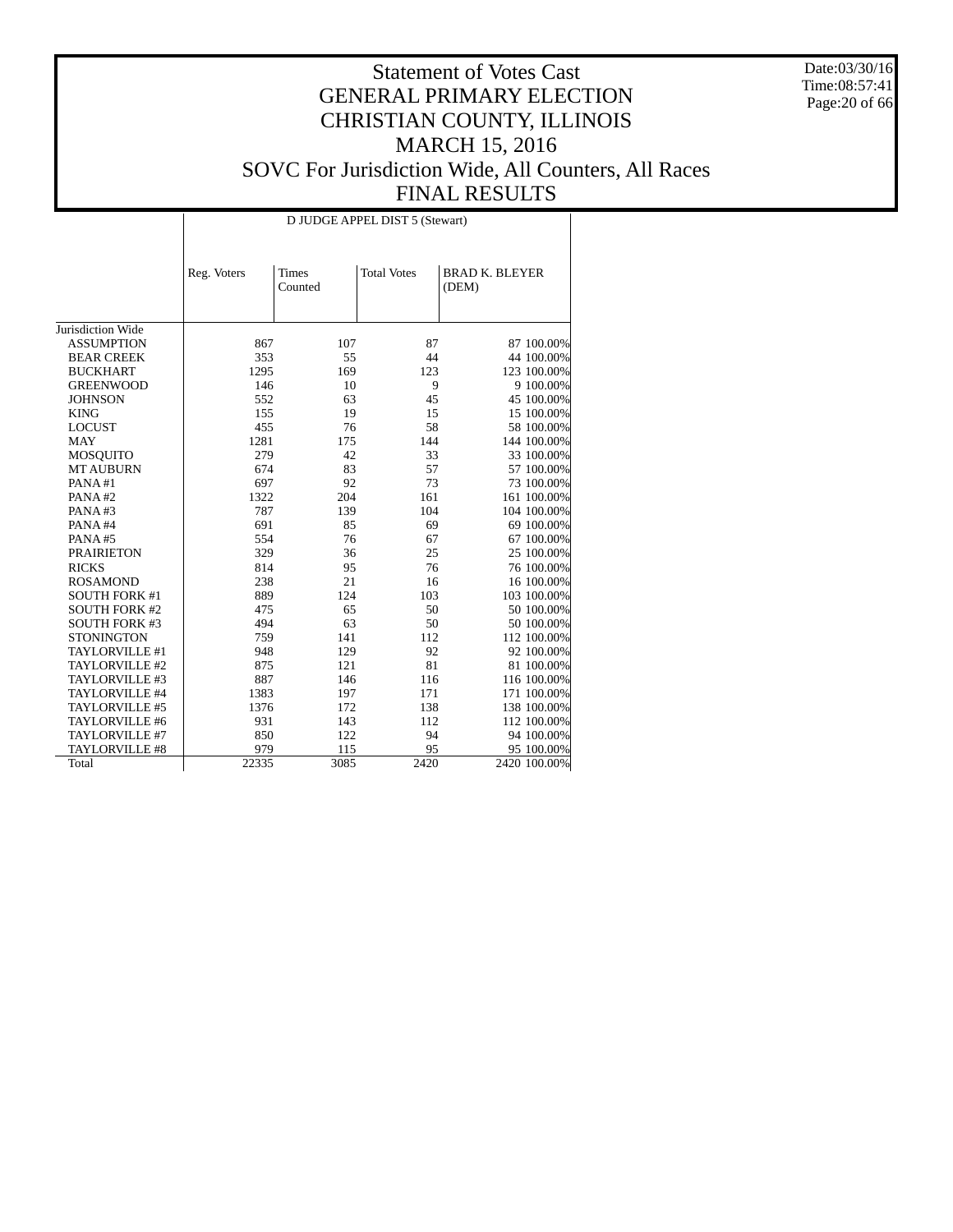# Statement of Votes Cast
# GENERAL PRIMARY ELECTION
# CHRISTIAN COUNTY, ILLINOIS
# MARCH 15, 2016
# SOVC For Jurisdiction Wide, All Counters, All Races
# FINAL RESULTS

Date:03/30/16
Time:08:57:41

D JUDGE APPEL DIST 5 (Stewart)

| | Reg. Voters | Times Counted | Total Votes | BRAD K. BLEYER (DEM) | |
|---|---|---|---|---|---|
| Jurisdiction Wide | | | | | |
| ASSUMPTION | 867 | 107 | 87 | 87 | 100.00% |
| BEAR CREEK | 353 | 55 | 44 | 44 | 100.00% |
| BUCKHART | 1295 | 169 | 123 | 123 | 100.00% |
| GREENWOOD | 146 | 10 | 9 | 9 | 100.00% |
| JOHNSON | 552 | 63 | 45 | 45 | 100.00% |
| KING | 155 | 19 | 15 | 15 | 100.00% |
| LOCUST | 455 | 76 | 58 | 58 | 100.00% |
| MAY | 1281 | 175 | 144 | 144 | 100.00% |
| MOSQUITO | 279 | 42 | 33 | 33 | 100.00% |
| MT AUBURN | 674 | 83 | 57 | 57 | 100.00% |
| PANA #1 | 697 | 92 | 73 | 73 | 100.00% |
| PANA #2 | 1322 | 204 | 161 | 161 | 100.00% |
| PANA #3 | 787 | 139 | 104 | 104 | 100.00% |
| PANA #4 | 691 | 85 | 69 | 69 | 100.00% |
| PANA #5 | 554 | 76 | 67 | 67 | 100.00% |
| PRAIRIETON | 329 | 36 | 25 | 25 | 100.00% |
| RICKS | 814 | 95 | 76 | 76 | 100.00% |
| ROSAMOND | 238 | 21 | 16 | 16 | 100.00% |
| SOUTH FORK #1 | 889 | 124 | 103 | 103 | 100.00% |
| SOUTH FORK #2 | 475 | 65 | 50 | 50 | 100.00% |
| SOUTH FORK #3 | 494 | 63 | 50 | 50 | 100.00% |
| STONINGTON | 759 | 141 | 112 | 112 | 100.00% |
| TAYLORVILLE #1 | 948 | 129 | 92 | 92 | 100.00% |
| TAYLORVILLE #2 | 875 | 121 | 81 | 81 | 100.00% |
| TAYLORVILLE #3 | 887 | 146 | 116 | 116 | 100.00% |
| TAYLORVILLE #4 | 1383 | 197 | 171 | 171 | 100.00% |
| TAYLORVILLE #5 | 1376 | 172 | 138 | 138 | 100.00% |
| TAYLORVILLE #6 | 931 | 143 | 112 | 112 | 100.00% |
| TAYLORVILLE #7 | 850 | 122 | 94 | 94 | 100.00% |
| TAYLORVILLE #8 | 979 | 115 | 95 | 95 | 100.00% |
| Total | 22335 | 3085 | 2420 | 2420 | 100.00% |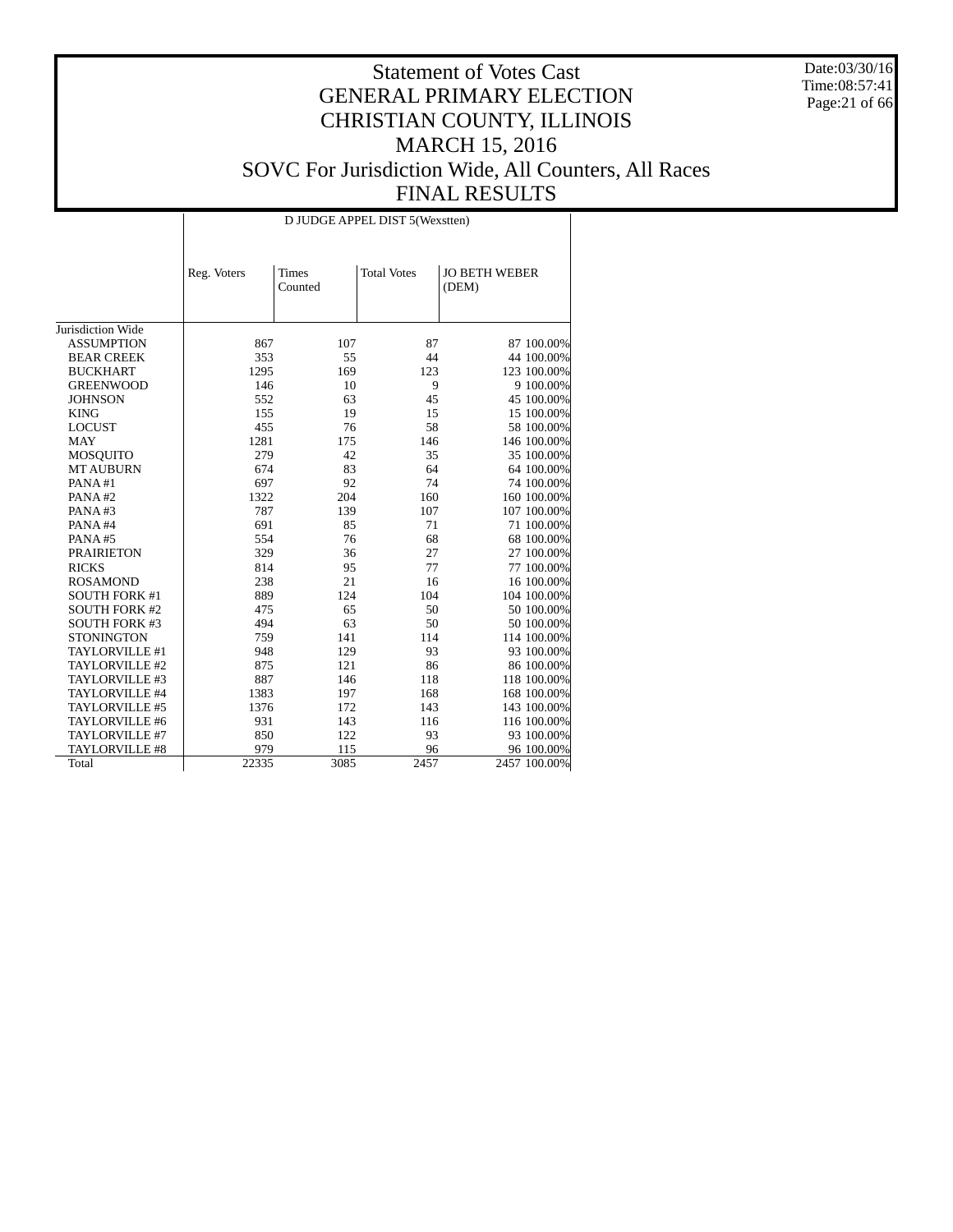# Statement of Votes Cast
## GENERAL PRIMARY ELECTION
## CHRISTIAN COUNTY, ILLINOIS
## MARCH 15, 2016
## SOVC For Jurisdiction Wide, All Counters, All Races
## FINAL RESULTS

Date:03/30/16
Time:08:57:41

D JUDGE APPEL DIST 5(Wexstten)

| | Reg. Voters | Times Counted | Total Votes | JO BETH WEBER (DEM) | |
|---|---|---|---|---|---|
| Jurisdiction Wide | | | | | |
| ASSUMPTION | 867 | 107 | 87 | 87 | 100.00% |
| BEAR CREEK | 353 | 55 | 44 | 44 | 100.00% |
| BUCKHART | 1295 | 169 | 123 | 123 | 100.00% |
| GREENWOOD | 146 | 10 | 9 | 9 | 100.00% |
| JOHNSON | 552 | 63 | 45 | 45 | 100.00% |
| KING | 155 | 19 | 15 | 15 | 100.00% |
| LOCUST | 455 | 76 | 58 | 58 | 100.00% |
| MAY | 1281 | 175 | 146 | 146 | 100.00% |
| MOSQUITO | 279 | 42 | 35 | 35 | 100.00% |
| MT AUBURN | 674 | 83 | 64 | 64 | 100.00% |
| PANA #1 | 697 | 92 | 74 | 74 | 100.00% |
| PANA #2 | 1322 | 204 | 160 | 160 | 100.00% |
| PANA #3 | 787 | 139 | 107 | 107 | 100.00% |
| PANA #4 | 691 | 85 | 71 | 71 | 100.00% |
| PANA #5 | 554 | 76 | 68 | 68 | 100.00% |
| PRAIRIETON | 329 | 36 | 27 | 27 | 100.00% |
| RICKS | 814 | 95 | 77 | 77 | 100.00% |
| ROSAMOND | 238 | 21 | 16 | 16 | 100.00% |
| SOUTH FORK #1 | 889 | 124 | 104 | 104 | 100.00% |
| SOUTH FORK #2 | 475 | 65 | 50 | 50 | 100.00% |
| SOUTH FORK #3 | 494 | 63 | 50 | 50 | 100.00% |
| STONINGTON | 759 | 141 | 114 | 114 | 100.00% |
| TAYLORVILLE #1 | 948 | 129 | 93 | 93 | 100.00% |
| TAYLORVILLE #2 | 875 | 121 | 86 | 86 | 100.00% |
| TAYLORVILLE #3 | 887 | 146 | 118 | 118 | 100.00% |
| TAYLORVILLE #4 | 1383 | 197 | 168 | 168 | 100.00% |
| TAYLORVILLE #5 | 1376 | 172 | 143 | 143 | 100.00% |
| TAYLORVILLE #6 | 931 | 143 | 116 | 116 | 100.00% |
| TAYLORVILLE #7 | 850 | 122 | 93 | 93 | 100.00% |
| TAYLORVILLE #8 | 979 | 115 | 96 | 96 | 100.00% |
| Total | 22335 | 3085 | 2457 | 2457 | 100.00% |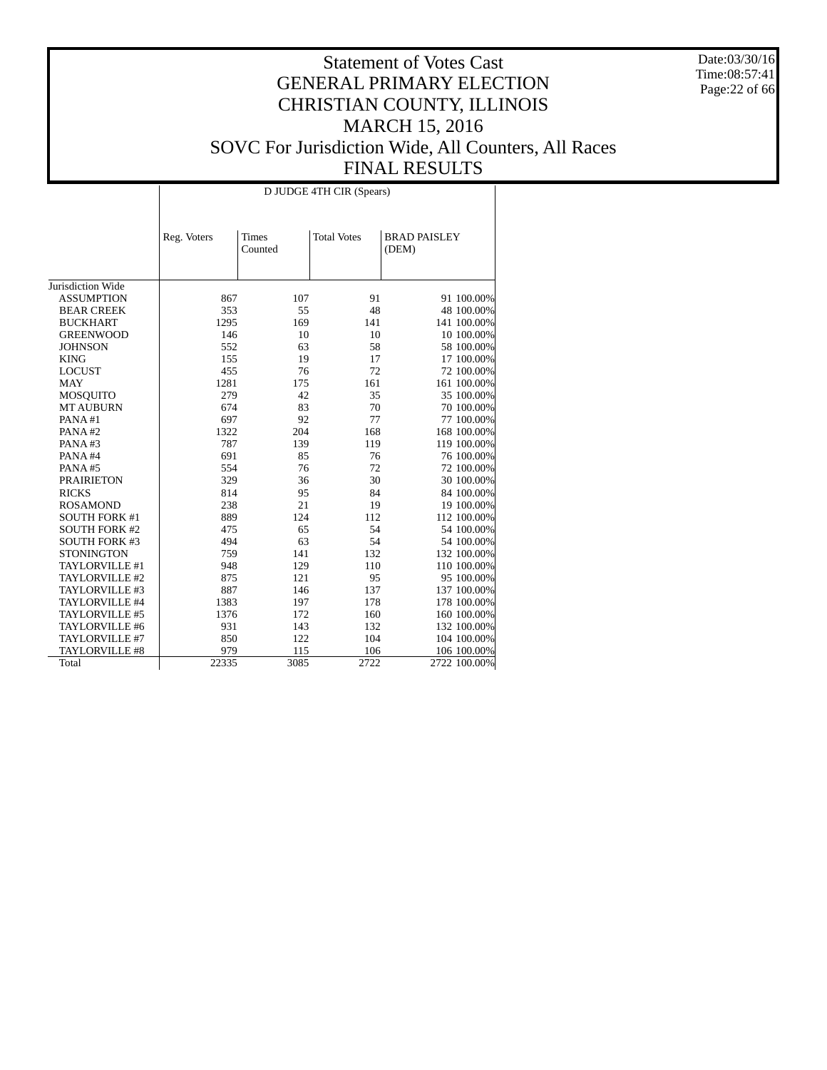# Statement of Votes Cast
# GENERAL PRIMARY ELECTION
# CHRISTIAN COUNTY, ILLINOIS
# MARCH 15, 2016
# SOVC For Jurisdiction Wide, All Counters, All Races
# FINAL RESULTS

Date:03/30/16
Time:08:57:41

| | D JUDGE 4TH CIR (Spears) | | | | |
|---|---|---|---|---|---|
| | Reg. Voters | Times Counted | Total Votes | BRAD PAISLEY (DEM) | |
| Jurisdiction Wide | | | | | |
| ASSUMPTION | 867 | 107 | 91 | 91 | 100.00% |
| BEAR CREEK | 353 | 55 | 48 | 48 | 100.00% |
| BUCKHART | 1295 | 169 | 141 | 141 | 100.00% |
| GREENWOOD | 146 | 10 | 10 | 10 | 100.00% |
| JOHNSON | 552 | 63 | 58 | 58 | 100.00% |
| KING | 155 | 19 | 17 | 17 | 100.00% |
| LOCUST | 455 | 76 | 72 | 72 | 100.00% |
| MAY | 1281 | 175 | 161 | 161 | 100.00% |
| MOSQUITO | 279 | 42 | 35 | 35 | 100.00% |
| MT AUBURN | 674 | 83 | 70 | 70 | 100.00% |
| PANA #1 | 697 | 92 | 77 | 77 | 100.00% |
| PANA #2 | 1322 | 204 | 168 | 168 | 100.00% |
| PANA #3 | 787 | 139 | 119 | 119 | 100.00% |
| PANA #4 | 691 | 85 | 76 | 76 | 100.00% |
| PANA #5 | 554 | 76 | 72 | 72 | 100.00% |
| PRAIRIETON | 329 | 36 | 30 | 30 | 100.00% |
| RICKS | 814 | 95 | 84 | 84 | 100.00% |
| ROSAMOND | 238 | 21 | 19 | 19 | 100.00% |
| SOUTH FORK #1 | 889 | 124 | 112 | 112 | 100.00% |
| SOUTH FORK #2 | 475 | 65 | 54 | 54 | 100.00% |
| SOUTH FORK #3 | 494 | 63 | 54 | 54 | 100.00% |
| STONINGTON | 759 | 141 | 132 | 132 | 100.00% |
| TAYLORVILLE #1 | 948 | 129 | 110 | 110 | 100.00% |
| TAYLORVILLE #2 | 875 | 121 | 95 | 95 | 100.00% |
| TAYLORVILLE #3 | 887 | 146 | 137 | 137 | 100.00% |
| TAYLORVILLE #4 | 1383 | 197 | 178 | 178 | 100.00% |
| TAYLORVILLE #5 | 1376 | 172 | 160 | 160 | 100.00% |
| TAYLORVILLE #6 | 931 | 143 | 132 | 132 | 100.00% |
| TAYLORVILLE #7 | 850 | 122 | 104 | 104 | 100.00% |
| TAYLORVILLE #8 | 979 | 115 | 106 | 106 | 100.00% |
| Total | 22335 | 3085 | 2722 | 2722 | 100.00% |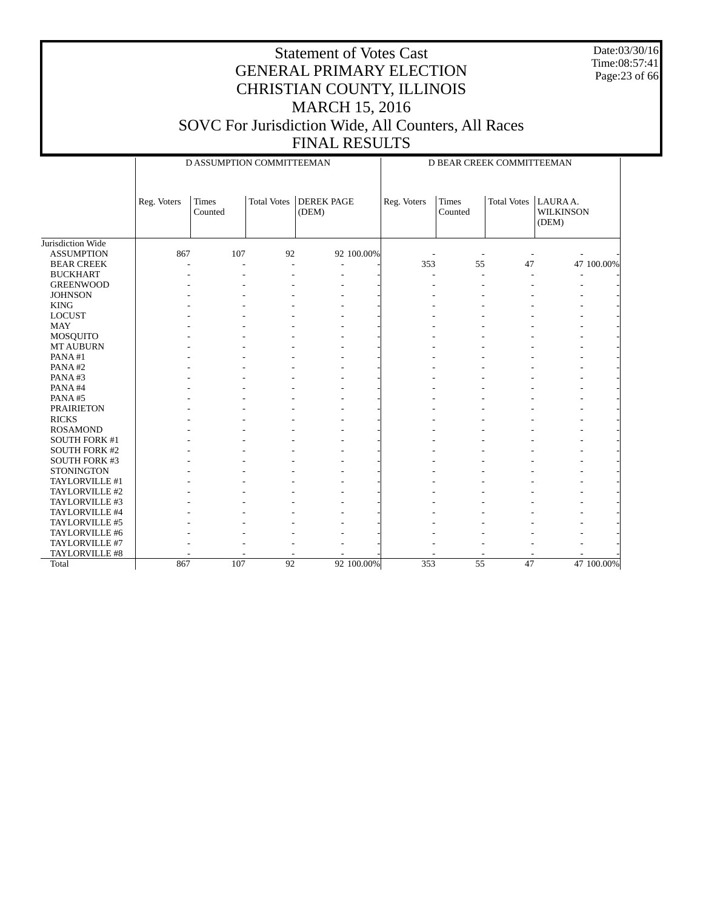# Statement of Votes Cast
# GENERAL PRIMARY ELECTION
# CHRISTIAN COUNTY, ILLINOIS
# MARCH 15, 2016
# SOVC For Jurisdiction Wide, All Counters, All Races
# FINAL RESULTS

Date:03/30/16
Time:08:57:41

| | D ASSUMPTION COMMITTEEMAN | | | | | D BEAR CREEK COMMITTEEMAN | | | | |
|---|---|---|---|---|---|---|---|---|---|---|
| | Reg. Voters | Times Counted | Total Votes | DEREK PAGE (DEM) | | Reg. Voters | Times Counted | Total Votes | LAURA A. WILKINSON (DEM) | |
| Jurisdiction Wide | | | | | | | | | | |
| ASSUMPTION | 867 | 107 | 92 | 92 | 100.00% | - | - | - | - | - |
| BEAR CREEK | - | - | - | - | - | 353 | 55 | 47 | 47 | 100.00% |
| BUCKHART | - | - | - | - | - | - | - | - | - | - |
| GREENWOOD | - | - | - | - | - | - | - | - | - | - |
| JOHNSON | - | - | - | - | - | - | - | - | - | - |
| KING | - | - | - | - | - | - | - | - | - | - |
| LOCUST | - | - | - | - | - | - | - | - | - | - |
| MAY | - | - | - | - | - | - | - | - | - | - |
| MOSQUITO | - | - | - | - | - | - | - | - | - | - |
| MT AUBURN | - | - | - | - | - | - | - | - | - | - |
| PANA #1 | - | - | - | - | - | - | - | - | - | - |
| PANA #2 | - | - | - | - | - | - | - | - | - | - |
| PANA #3 | - | - | - | - | - | - | - | - | - | - |
| PANA #4 | - | - | - | - | - | - | - | - | - | - |
| PANA #5 | - | - | - | - | - | - | - | - | - | - |
| PRAIRIETON | - | - | - | - | - | - | - | - | - | - |
| RICKS | - | - | - | - | - | - | - | - | - | - |
| ROSAMOND | - | - | - | - | - | - | - | - | - | - |
| SOUTH FORK #1 | - | - | - | - | - | - | - | - | - | - |
| SOUTH FORK #2 | - | - | - | - | - | - | - | - | - | - |
| SOUTH FORK #3 | - | - | - | - | - | - | - | - | - | - |
| STONINGTON | - | - | - | - | - | - | - | - | - | - |
| TAYLORVILLE #1 | - | - | - | - | - | - | - | - | - | - |
| TAYLORVILLE #2 | - | - | - | - | - | - | - | - | - | - |
| TAYLORVILLE #3 | - | - | - | - | - | - | - | - | - | - |
| TAYLORVILLE #4 | - | - | - | - | - | - | - | - | - | - |
| TAYLORVILLE #5 | - | - | - | - | - | - | - | - | - | - |
| TAYLORVILLE #6 | - | - | - | - | - | - | - | - | - | - |
| TAYLORVILLE #7 | - | - | - | - | - | - | - | - | - | - |
| TAYLORVILLE #8 | - | - | - | - | - | - | - | - | - | - |
| Total | 867 | 107 | 92 | 92 | 100.00% | 353 | 55 | 47 | 47 | 100.00% |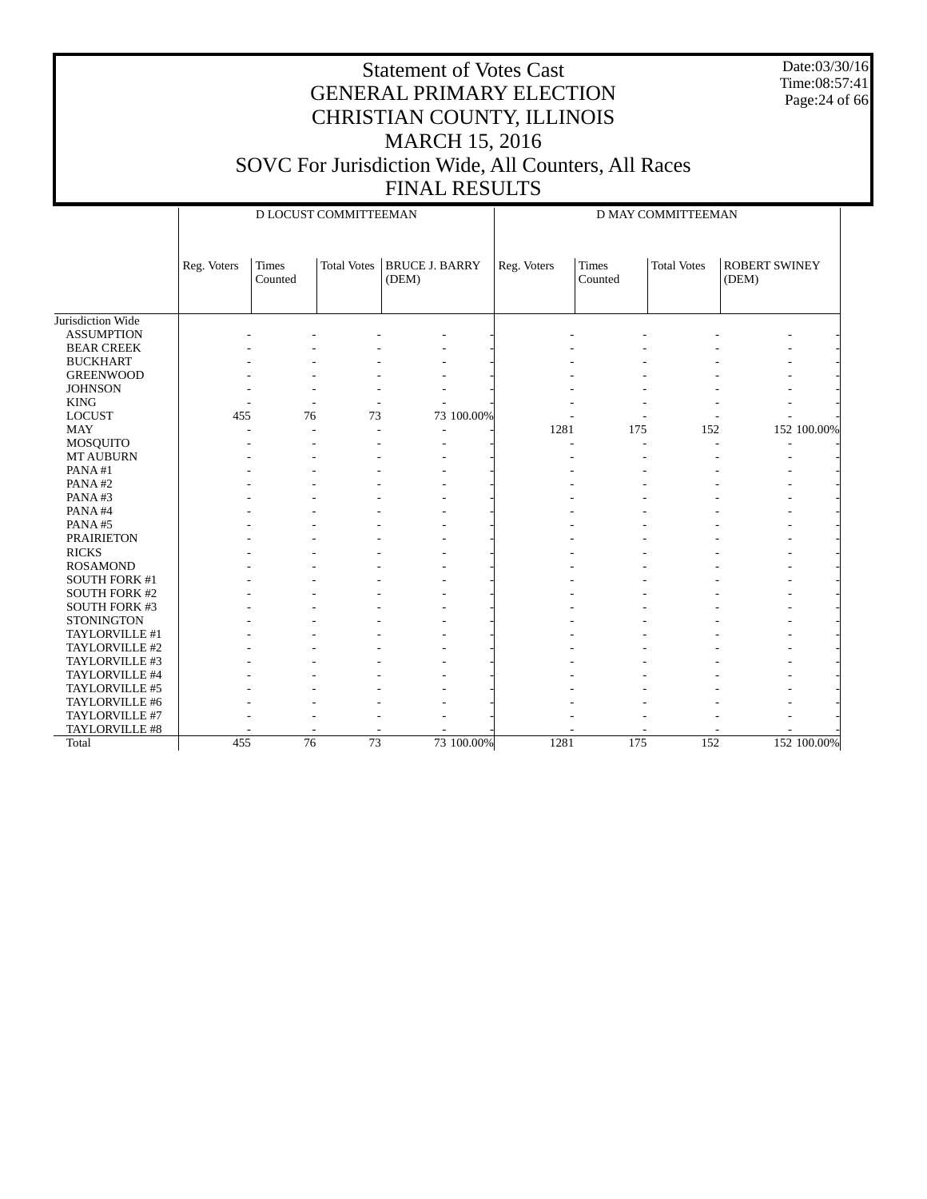# Statement of Votes Cast
# GENERAL PRIMARY ELECTION
# CHRISTIAN COUNTY, ILLINOIS
# MARCH 15, 2016
# SOVC For Jurisdiction Wide, All Counters, All Races
# FINAL RESULTS

Date:03/30/16
Time:08:57:41

| | D LOCUST COMMITTEEMAN | | | | | D MAY COMMITTEEMAN | | | | |
|---|---|---|---|---|---|---|---|---|---|---|
| | Reg. Voters | Times Counted | Total Votes | BRUCE J. BARRY (DEM) | | Reg. Voters | Times Counted | Total Votes | ROBERT SWINEY (DEM) | |
| Jurisdiction Wide | | | | | | | | | | |
| ASSUMPTION | - | - | - | - | - | - | - | - | - | - |
| BEAR CREEK | - | - | - | - | - | - | - | - | - | - |
| BUCKHART | - | - | - | - | - | - | - | - | - | - |
| GREENWOOD | - | - | - | - | - | - | - | - | - | - |
| JOHNSON | - | - | - | - | - | - | - | - | - | - |
| KING | - | - | - | - | - | - | - | - | - | - |
| LOCUST | 455 | 76 | 73 | 73 | 100.00% | - | - | - | - | - |
| MAY | - | - | - | - | - | 1281 | 175 | 152 | 152 | 100.00% |
| MOSQUITO | - | - | - | - | - | - | - | - | - | - |
| MT AUBURN | - | - | - | - | - | - | - | - | - | - |
| PANA #1 | - | - | - | - | - | - | - | - | - | - |
| PANA #2 | - | - | - | - | - | - | - | - | - | - |
| PANA #3 | - | - | - | - | - | - | - | - | - | - |
| PANA #4 | - | - | - | - | - | - | - | - | - | - |
| PANA #5 | - | - | - | - | - | - | - | - | - | - |
| PRAIRIETON | - | - | - | - | - | - | - | - | - | - |
| RICKS | - | - | - | - | - | - | - | - | - | - |
| ROSAMOND | - | - | - | - | - | - | - | - | - | - |
| SOUTH FORK #1 | - | - | - | - | - | - | - | - | - | - |
| SOUTH FORK #2 | - | - | - | - | - | - | - | - | - | - |
| SOUTH FORK #3 | - | - | - | - | - | - | - | - | - | - |
| STONINGTON | - | - | - | - | - | - | - | - | - | - |
| TAYLORVILLE #1 | - | - | - | - | - | - | - | - | - | - |
| TAYLORVILLE #2 | - | - | - | - | - | - | - | - | - | - |
| TAYLORVILLE #3 | - | - | - | - | - | - | - | - | - | - |
| TAYLORVILLE #4 | - | - | - | - | - | - | - | - | - | - |
| TAYLORVILLE #5 | - | - | - | - | - | - | - | - | - | - |
| TAYLORVILLE #6 | - | - | - | - | - | - | - | - | - | - |
| TAYLORVILLE #7 | - | - | - | - | - | - | - | - | - | - |
| TAYLORVILLE #8 | - | - | - | - | - | - | - | - | - | - |
| Total | 455 | 76 | 73 | 73 | 100.00% | 1281 | 175 | 152 | 152 | 100.00% |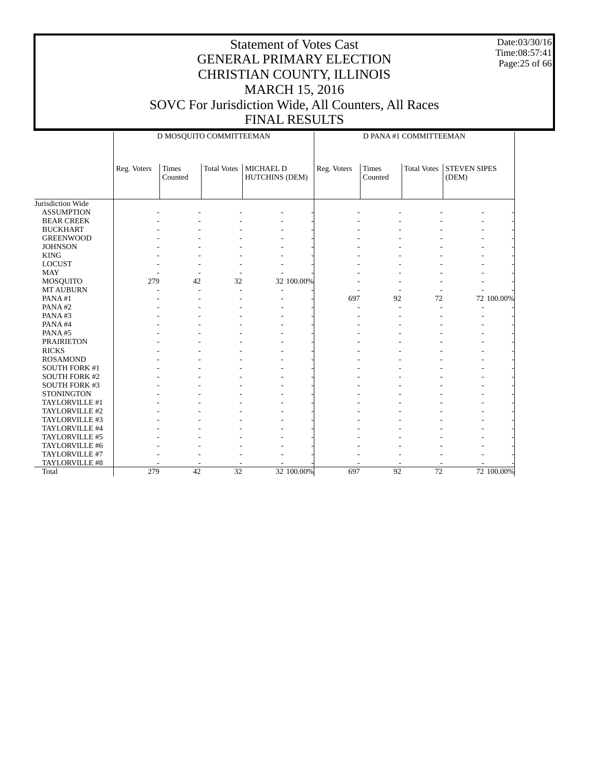# Statement of Votes Cast
# GENERAL PRIMARY ELECTION
# CHRISTIAN COUNTY, ILLINOIS
# MARCH 15, 2016
# SOVC For Jurisdiction Wide, All Counters, All Races
# FINAL RESULTS

Date:03/30/16
Time:08:57:41

| | D MOSQUITO COMMITTEEMAN | | | | | D PANA #1 COMMITTEEMAN | | | | |
|---|---|---|---|---|---|---|---|---|---|---|
| | Reg. Voters | Times Counted | Total Votes | MICHAEL D HUTCHINS (DEM) | | Reg. Voters | Times Counted | Total Votes | STEVEN SIPES (DEM) | |
| Jurisdiction Wide | | | | | | | | | | |
| ASSUMPTION | - | - | - | - | - | - | - | - | - | - |
| BEAR CREEK | - | - | - | - | - | - | - | - | - | - |
| BUCKHART | - | - | - | - | - | - | - | - | - | - |
| GREENWOOD | - | - | - | - | - | - | - | - | - | - |
| JOHNSON | - | - | - | - | - | - | - | - | - | - |
| KING | - | - | - | - | - | - | - | - | - | - |
| LOCUST | - | - | - | - | - | - | - | - | - | - |
| MAY | - | - | - | - | - | - | - | - | - | - |
| MOSQUITO | 279 | 42 | 32 | 32 | 100.00% | - | - | - | - | - |
| MT AUBURN | - | - | - | - | - | - | - | - | - | - |
| PANA #1 | - | - | - | - | - | 697 | 92 | 72 | 72 | 100.00% |
| PANA #2 | - | - | - | - | - | - | - | - | - | - |
| PANA #3 | - | - | - | - | - | - | - | - | - | - |
| PANA #4 | - | - | - | - | - | - | - | - | - | - |
| PANA #5 | - | - | - | - | - | - | - | - | - | - |
| PRAIRIETON | - | - | - | - | - | - | - | - | - | - |
| RICKS | - | - | - | - | - | - | - | - | - | - |
| ROSAMOND | - | - | - | - | - | - | - | - | - | - |
| SOUTH FORK #1 | - | - | - | - | - | - | - | - | - | - |
| SOUTH FORK #2 | - | - | - | - | - | - | - | - | - | - |
| SOUTH FORK #3 | - | - | - | - | - | - | - | - | - | - |
| STONINGTON | - | - | - | - | - | - | - | - | - | - |
| TAYLORVILLE #1 | - | - | - | - | - | - | - | - | - | - |
| TAYLORVILLE #2 | - | - | - | - | - | - | - | - | - | - |
| TAYLORVILLE #3 | - | - | - | - | - | - | - | - | - | - |
| TAYLORVILLE #4 | - | - | - | - | - | - | - | - | - | - |
| TAYLORVILLE #5 | - | - | - | - | - | - | - | - | - | - |
| TAYLORVILLE #6 | - | - | - | - | - | - | - | - | - | - |
| TAYLORVILLE #7 | - | - | - | - | - | - | - | - | - | - |
| TAYLORVILLE #8 | - | - | - | - | - | - | - | - | - | - |
| Total | 279 | 42 | 32 | 32 | 100.00% | 697 | 92 | 72 | 72 | 100.00% |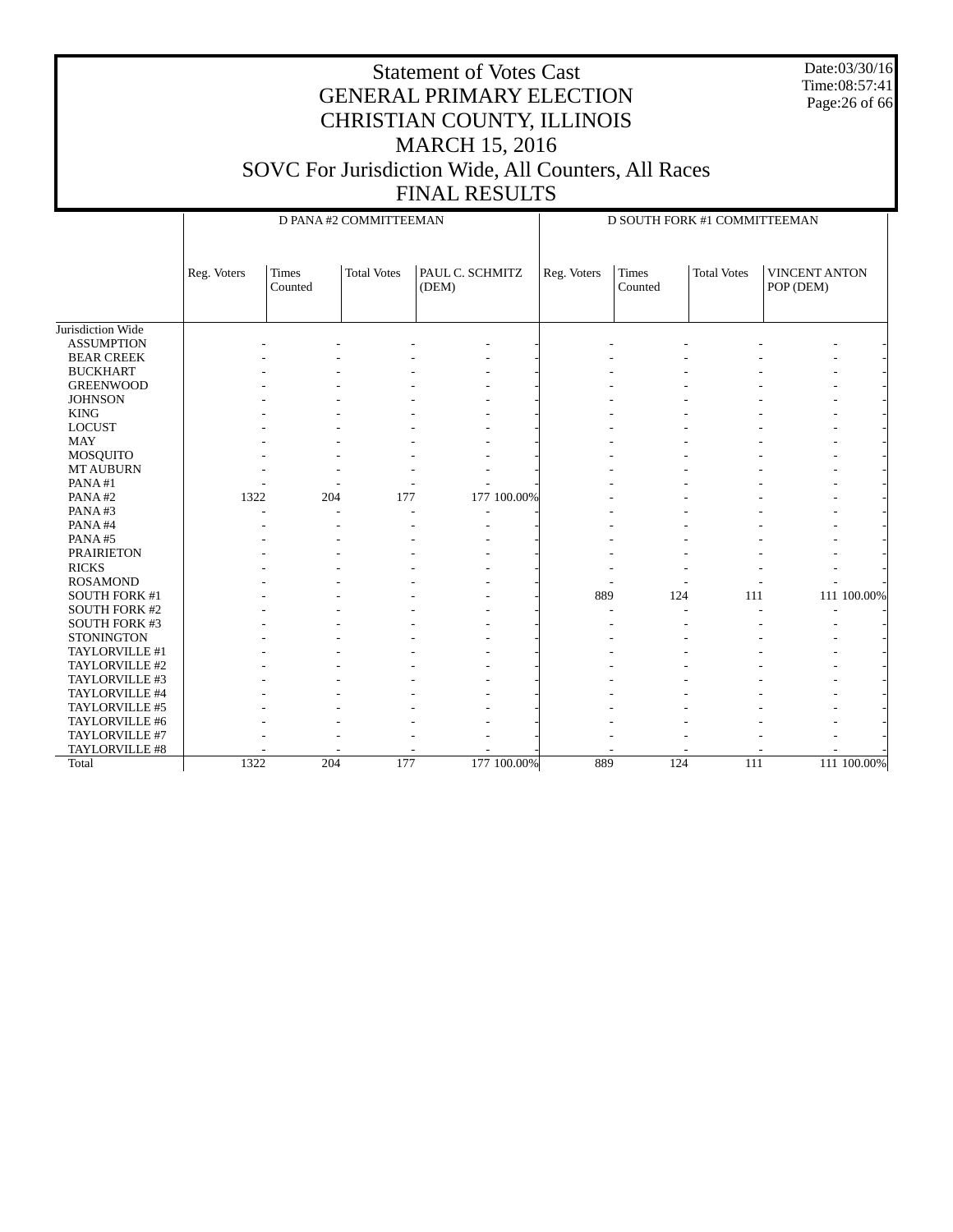# Statement of Votes Cast
# GENERAL PRIMARY ELECTION
# CHRISTIAN COUNTY, ILLINOIS
# MARCH 15, 2016
# SOVC For Jurisdiction Wide, All Counters, All Races
# FINAL RESULTS

Date:03/30/16
Time:08:57:41

| | D PANA #2 COMMITTEEMAN | | | | | D SOUTH FORK #1 COMMITTEEMAN | | | | |
|---|---|---|---|---|---|---|---|---|---|---|
| | Reg. Voters | Times Counted | Total Votes | PAUL C. SCHMITZ (DEM) | | Reg. Voters | Times Counted | Total Votes | VINCENT ANTON POP (DEM) | |
| Jurisdiction Wide | | | | | | | | | | |
| ASSUMPTION | - | - | - | - | - | - | - | - | - | - |
| BEAR CREEK | - | - | - | - | - | - | - | - | - | - |
| BUCKHART | - | - | - | - | - | - | - | - | - | - |
| GREENWOOD | - | - | - | - | - | - | - | - | - | - |
| JOHNSON | - | - | - | - | - | - | - | - | - | - |
| KING | - | - | - | - | - | - | - | - | - | - |
| LOCUST | - | - | - | - | - | - | - | - | - | - |
| MAY | - | - | - | - | - | - | - | - | - | - |
| MOSQUITO | - | - | - | - | - | - | - | - | - | - |
| MT AUBURN | - | - | - | - | - | - | - | - | - | - |
| PANA #1 | - | - | - | - | - | - | - | - | - | - |
| PANA #2 | 1322 | 204 | 177 | 177 | 100.00% | - | - | - | - | - |
| PANA #3 | - | - | - | - | - | - | - | - | - | - |
| PANA #4 | - | - | - | - | - | - | - | - | - | - |
| PANA #5 | - | - | - | - | - | - | - | - | - | - |
| PRAIRIETON | - | - | - | - | - | - | - | - | - | - |
| RICKS | - | - | - | - | - | - | - | - | - | - |
| ROSAMOND | - | - | - | - | - | - | - | - | - | - |
| SOUTH FORK #1 | - | - | - | - | - | 889 | 124 | 111 | 111 | 100.00% |
| SOUTH FORK #2 | - | - | - | - | - | - | - | - | - | - |
| SOUTH FORK #3 | - | - | - | - | - | - | - | - | - | - |
| STONINGTON | - | - | - | - | - | - | - | - | - | - |
| TAYLORVILLE #1 | - | - | - | - | - | - | - | - | - | - |
| TAYLORVILLE #2 | - | - | - | - | - | - | - | - | - | - |
| TAYLORVILLE #3 | - | - | - | - | - | - | - | - | - | - |
| TAYLORVILLE #4 | - | - | - | - | - | - | - | - | - | - |
| TAYLORVILLE #5 | - | - | - | - | - | - | - | - | - | - |
| TAYLORVILLE #6 | - | - | - | - | - | - | - | - | - | - |
| TAYLORVILLE #7 | - | - | - | - | - | - | - | - | - | - |
| TAYLORVILLE #8 | - | - | - | - | - | - | - | - | - | - |
| Total | 1322 | 204 | 177 | 177 | 100.00% | 889 | 124 | 111 | 111 | 100.00% |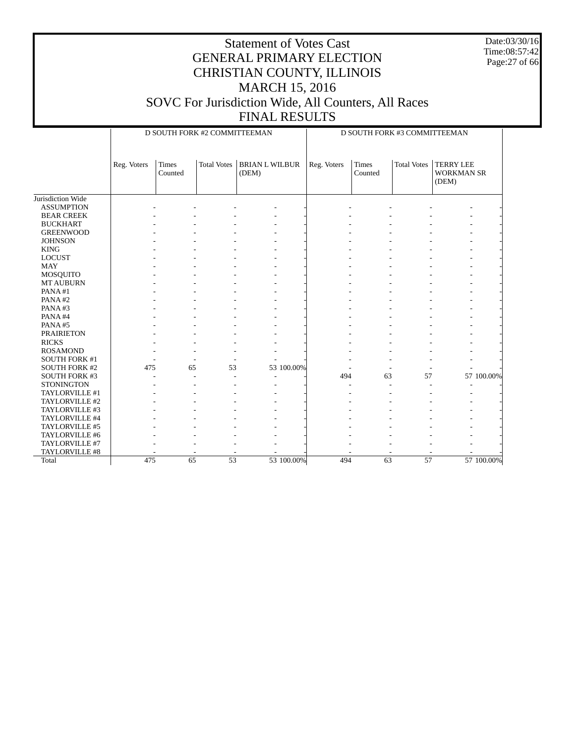# Statement of Votes Cast
# GENERAL PRIMARY ELECTION
# CHRISTIAN COUNTY, ILLINOIS
# MARCH 15, 2016
# SOVC For Jurisdiction Wide, All Counters, All Races
# FINAL RESULTS

Date:03/30/16
Time:08:57:42

| | D SOUTH FORK #2 COMMITTEEMAN | | | | | D SOUTH FORK #3 COMMITTEEMAN | | | | |
|---|---|---|---|---|---|---|---|---|---|---|
| | Reg. Voters | Times Counted | Total Votes | BRIAN L WILBUR (DEM) | | Reg. Voters | Times Counted | Total Votes | TERRY LEE WORKMAN SR (DEM) | |
| Jurisdiction Wide | | | | | | | | | | |
| ASSUMPTION | - | - | - | - | - | - | - | - | - | - |
| BEAR CREEK | - | - | - | - | - | - | - | - | - | - |
| BUCKHART | - | - | - | - | - | - | - | - | - | - |
| GREENWOOD | - | - | - | - | - | - | - | - | - | - |
| JOHNSON | - | - | - | - | - | - | - | - | - | - |
| KING | - | - | - | - | - | - | - | - | - | - |
| LOCUST | - | - | - | - | - | - | - | - | - | - |
| MAY | - | - | - | - | - | - | - | - | - | - |
| MOSQUITO | - | - | - | - | - | - | - | - | - | - |
| MT AUBURN | - | - | - | - | - | - | - | - | - | - |
| PANA #1 | - | - | - | - | - | - | - | - | - | - |
| PANA #2 | - | - | - | - | - | - | - | - | - | - |
| PANA #3 | - | - | - | - | - | - | - | - | - | - |
| PANA #4 | - | - | - | - | - | - | - | - | - | - |
| PANA #5 | - | - | - | - | - | - | - | - | - | - |
| PRAIRIETON | - | - | - | - | - | - | - | - | - | - |
| RICKS | - | - | - | - | - | - | - | - | - | - |
| ROSAMOND | - | - | - | - | - | - | - | - | - | - |
| SOUTH FORK #1 | - | - | - | - | - | - | - | - | - | - |
| SOUTH FORK #2 | 475 | 65 | 53 | 53 | 100.00% | - | - | - | - | - |
| SOUTH FORK #3 | - | - | - | - | - | 494 | 63 | 57 | 57 | 100.00% |
| STONINGTON | - | - | - | - | - | - | - | - | - | - |
| TAYLORVILLE #1 | - | - | - | - | - | - | - | - | - | - |
| TAYLORVILLE #2 | - | - | - | - | - | - | - | - | - | - |
| TAYLORVILLE #3 | - | - | - | - | - | - | - | - | - | - |
| TAYLORVILLE #4 | - | - | - | - | - | - | - | - | - | - |
| TAYLORVILLE #5 | - | - | - | - | - | - | - | - | - | - |
| TAYLORVILLE #6 | - | - | - | - | - | - | - | - | - | - |
| TAYLORVILLE #7 | - | - | - | - | - | - | - | - | - | - |
| TAYLORVILLE #8 | - | - | - | - | - | - | - | - | - | - |
| Total | 475 | 65 | 53 | 53 | 100.00% | 494 | 63 | 57 | 57 | 100.00% |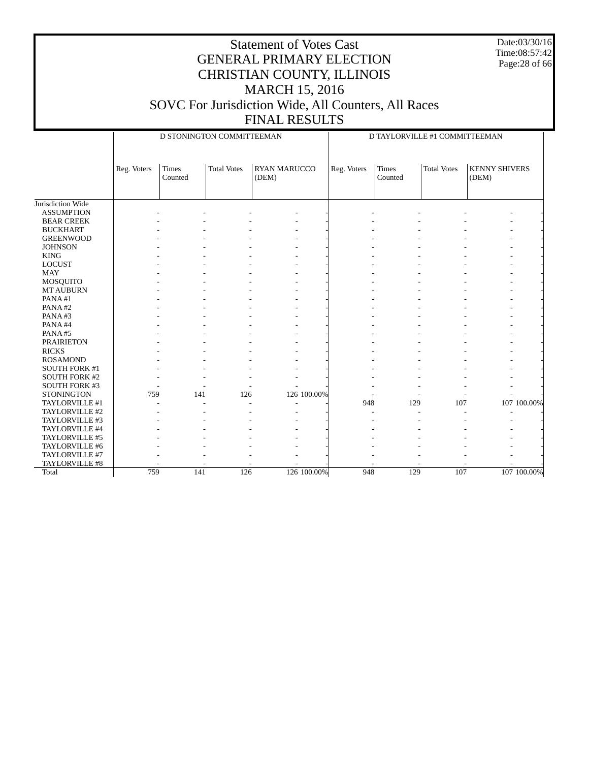# Statement of Votes Cast
## GENERAL PRIMARY ELECTION
## CHRISTIAN COUNTY, ILLINOIS
## MARCH 15, 2016
## SOVC For Jurisdiction Wide, All Counters, All Races
## FINAL RESULTS

Date:03/30/16
Time:08:57:42

| | D STONINGTON COMMITTEEMAN | | | | | D TAYLORVILLE #1 COMMITTEEMAN | | | | |
|---|---|---|---|---|---|---|---|---|---|---|
| | Reg. Voters | Times Counted | Total Votes | RYAN MARUCCO (DEM) | | Reg. Voters | Times Counted | Total Votes | KENNY SHIVERS (DEM) | |
| Jurisdiction Wide | | | | | | | | | | |
| ASSUMPTION | - | - | - | - | - | - | - | - | - | - |
| BEAR CREEK | - | - | - | - | - | - | - | - | - | - |
| BUCKHART | - | - | - | - | - | - | - | - | - | - |
| GREENWOOD | - | - | - | - | - | - | - | - | - | - |
| JOHNSON | - | - | - | - | - | - | - | - | - | - |
| KING | - | - | - | - | - | - | - | - | - | - |
| LOCUST | - | - | - | - | - | - | - | - | - | - |
| MAY | - | - | - | - | - | - | - | - | - | - |
| MOSQUITO | - | - | - | - | - | - | - | - | - | - |
| MT AUBURN | - | - | - | - | - | - | - | - | - | - |
| PANA #1 | - | - | - | - | - | - | - | - | - | - |
| PANA #2 | - | - | - | - | - | - | - | - | - | - |
| PANA #3 | - | - | - | - | - | - | - | - | - | - |
| PANA #4 | - | - | - | - | - | - | - | - | - | - |
| PANA #5 | - | - | - | - | - | - | - | - | - | - |
| PRAIRIETON | - | - | - | - | - | - | - | - | - | - |
| RICKS | - | - | - | - | - | - | - | - | - | - |
| ROSAMOND | - | - | - | - | - | - | - | - | - | - |
| SOUTH FORK #1 | - | - | - | - | - | - | - | - | - | - |
| SOUTH FORK #2 | - | - | - | - | - | - | - | - | - | - |
| SOUTH FORK #3 | - | - | - | - | - | - | - | - | - | - |
| STONINGTON | 759 | 141 | 126 | 126 | 100.00% | - | - | - | - | - |
| TAYLORVILLE #1 | - | - | - | - | - | 948 | 129 | 107 | 107 | 100.00% |
| TAYLORVILLE #2 | - | - | - | - | - | - | - | - | - | - |
| TAYLORVILLE #3 | - | - | - | - | - | - | - | - | - | - |
| TAYLORVILLE #4 | - | - | - | - | - | - | - | - | - | - |
| TAYLORVILLE #5 | - | - | - | - | - | - | - | - | - | - |
| TAYLORVILLE #6 | - | - | - | - | - | - | - | - | - | - |
| TAYLORVILLE #7 | - | - | - | - | - | - | - | - | - | - |
| TAYLORVILLE #8 | - | - | - | - | - | - | - | - | - | - |
| Total | 759 | 141 | 126 | 126 | 100.00% | 948 | 129 | 107 | 107 | 100.00% |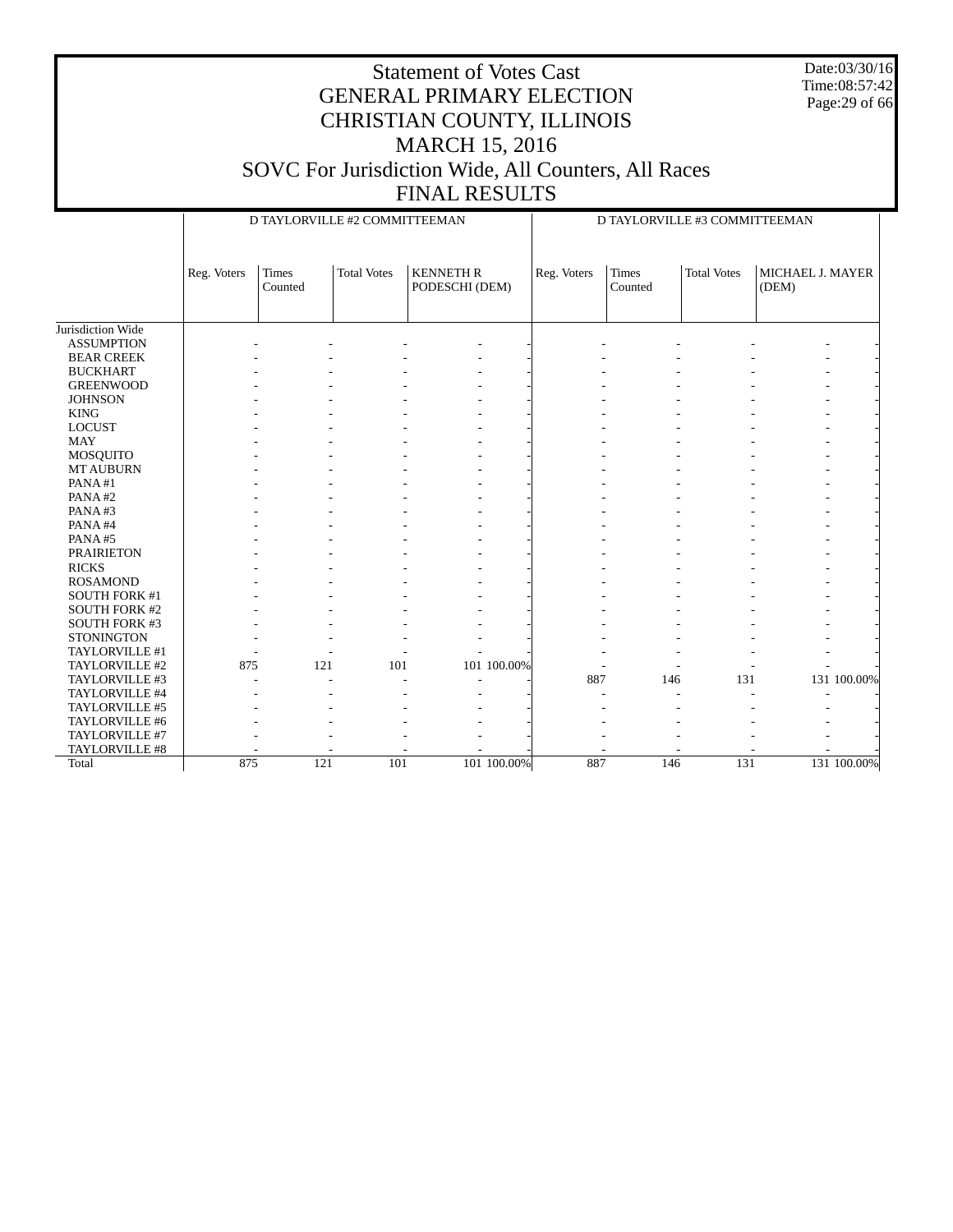# Statement of Votes Cast
# GENERAL PRIMARY ELECTION
# CHRISTIAN COUNTY, ILLINOIS
# MARCH 15, 2016
# SOVC For Jurisdiction Wide, All Counters, All Races
# FINAL RESULTS

Date:03/30/16
Time:08:57:42

| | D TAYLORVILLE #2 COMMITTEEMAN | | | | | D TAYLORVILLE #3 COMMITTEEMAN | | | | |
|---|---|---|---|---|---|---|---|---|---|---|
| | Reg. Voters | Times Counted | Total Votes | KENNETH R PODESCHI (DEM) | | Reg. Voters | Times Counted | Total Votes | MICHAEL J. MAYER (DEM) | |
| Jurisdiction Wide | | | | | | | | | | |
| ASSUMPTION | - | - | - | - | - | - | - | - | - | - |
| BEAR CREEK | - | - | - | - | - | - | - | - | - | - |
| BUCKHART | - | - | - | - | - | - | - | - | - | - |
| GREENWOOD | - | - | - | - | - | - | - | - | - | - |
| JOHNSON | - | - | - | - | - | - | - | - | - | - |
| KING | - | - | - | - | - | - | - | - | - | - |
| LOCUST | - | - | - | - | - | - | - | - | - | - |
| MAY | - | - | - | - | - | - | - | - | - | - |
| MOSQUITO | - | - | - | - | - | - | - | - | - | - |
| MT AUBURN | - | - | - | - | - | - | - | - | - | - |
| PANA #1 | - | - | - | - | - | - | - | - | - | - |
| PANA #2 | - | - | - | - | - | - | - | - | - | - |
| PANA #3 | - | - | - | - | - | - | - | - | - | - |
| PANA #4 | - | - | - | - | - | - | - | - | - | - |
| PANA #5 | - | - | - | - | - | - | - | - | - | - |
| PRAIRIETON | - | - | - | - | - | - | - | - | - | - |
| RICKS | - | - | - | - | - | - | - | - | - | - |
| ROSAMOND | - | - | - | - | - | - | - | - | - | - |
| SOUTH FORK #1 | - | - | - | - | - | - | - | - | - | - |
| SOUTH FORK #2 | - | - | - | - | - | - | - | - | - | - |
| SOUTH FORK #3 | - | - | - | - | - | - | - | - | - | - |
| STONINGTON | - | - | - | - | - | - | - | - | - | - |
| TAYLORVILLE #1 | - | - | - | - | - | - | - | - | - | - |
| TAYLORVILLE #2 | 875 | 121 | 101 | 101 | 100.00% | - | - | - | - | - |
| TAYLORVILLE #3 | - | - | - | - | - | 887 | 146 | 131 | 131 | 100.00% |
| TAYLORVILLE #4 | - | - | - | - | - | - | - | - | - | - |
| TAYLORVILLE #5 | - | - | - | - | - | - | - | - | - | - |
| TAYLORVILLE #6 | - | - | - | - | - | - | - | - | - | - |
| TAYLORVILLE #7 | - | - | - | - | - | - | - | - | - | - |
| TAYLORVILLE #8 | - | - | - | - | - | - | - | - | - | - |
| Total | 875 | 121 | 101 | 101 | 100.00% | 887 | 146 | 131 | 131 | 100.00% |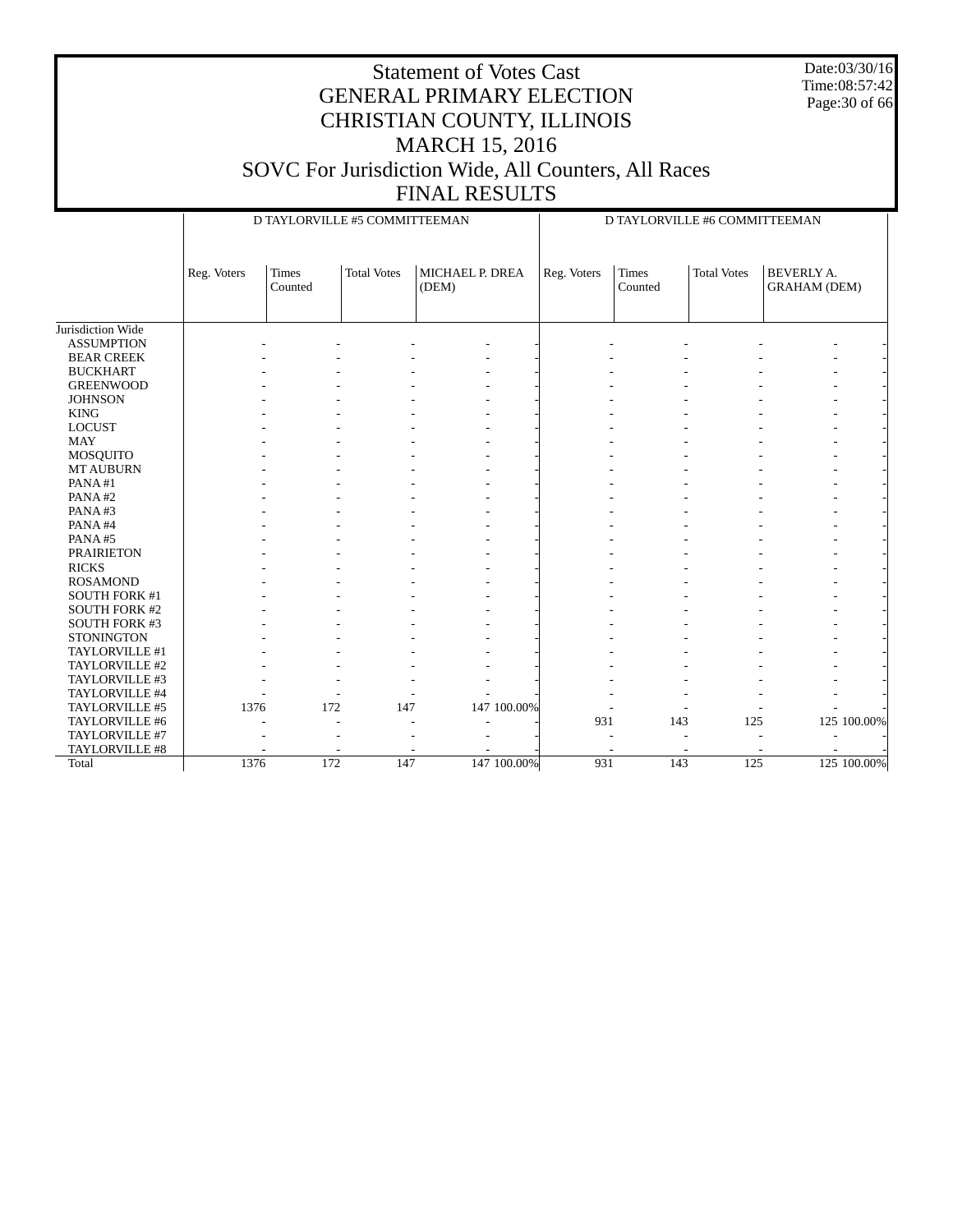# Statement of Votes Cast
## GENERAL PRIMARY ELECTION
## CHRISTIAN COUNTY, ILLINOIS
## MARCH 15, 2016
## SOVC For Jurisdiction Wide, All Counters, All Races
## FINAL RESULTS

Date:03/30/16
Time:08:57:42

| | D TAYLORVILLE #5 COMMITTEEMAN | | | | | D TAYLORVILLE #6 COMMITTEEMAN | | | | |
|---|---|---|---|---|---|---|---|---|---|---|
| | Reg. Voters | Times Counted | Total Votes | MICHAEL P. DREA (DEM) | | Reg. Voters | Times Counted | Total Votes | BEVERLY A. GRAHAM (DEM) | |
| Jurisdiction Wide | | | | | | | | | | |
| ASSUMPTION | - | - | - | - | - | - | - | - | - | - |
| BEAR CREEK | - | - | - | - | - | - | - | - | - | - |
| BUCKHART | - | - | - | - | - | - | - | - | - | - |
| GREENWOOD | - | - | - | - | - | - | - | - | - | - |
| JOHNSON | - | - | - | - | - | - | - | - | - | - |
| KING | - | - | - | - | - | - | - | - | - | - |
| LOCUST | - | - | - | - | - | - | - | - | - | - |
| MAY | - | - | - | - | - | - | - | - | - | - |
| MOSQUITO | - | - | - | - | - | - | - | - | - | - |
| MT AUBURN | - | - | - | - | - | - | - | - | - | - |
| PANA #1 | - | - | - | - | - | - | - | - | - | - |
| PANA #2 | - | - | - | - | - | - | - | - | - | - |
| PANA #3 | - | - | - | - | - | - | - | - | - | - |
| PANA #4 | - | - | - | - | - | - | - | - | - | - |
| PANA #5 | - | - | - | - | - | - | - | - | - | - |
| PRAIRIETON | - | - | - | - | - | - | - | - | - | - |
| RICKS | - | - | - | - | - | - | - | - | - | - |
| ROSAMOND | - | - | - | - | - | - | - | - | - | - |
| SOUTH FORK #1 | - | - | - | - | - | - | - | - | - | - |
| SOUTH FORK #2 | - | - | - | - | - | - | - | - | - | - |
| SOUTH FORK #3 | - | - | - | - | - | - | - | - | - | - |
| STONINGTON | - | - | - | - | - | - | - | - | - | - |
| TAYLORVILLE #1 | - | - | - | - | - | - | - | - | - | - |
| TAYLORVILLE #2 | - | - | - | - | - | - | - | - | - | - |
| TAYLORVILLE #3 | - | - | - | - | - | - | - | - | - | - |
| TAYLORVILLE #4 | - | - | - | - | - | - | - | - | - | - |
| TAYLORVILLE #5 | 1376 | 172 | 147 | 147 | 100.00% | - | - | - | - | - |
| TAYLORVILLE #6 | - | - | - | - | - | 931 | 143 | 125 | 125 | 100.00% |
| TAYLORVILLE #7 | - | - | - | - | - | - | - | - | - | - |
| TAYLORVILLE #8 | - | - | - | - | - | - | - | - | - | - |
| Total | 1376 | 172 | 147 | 147 | 100.00% | 931 | 143 | 125 | 125 | 100.00% |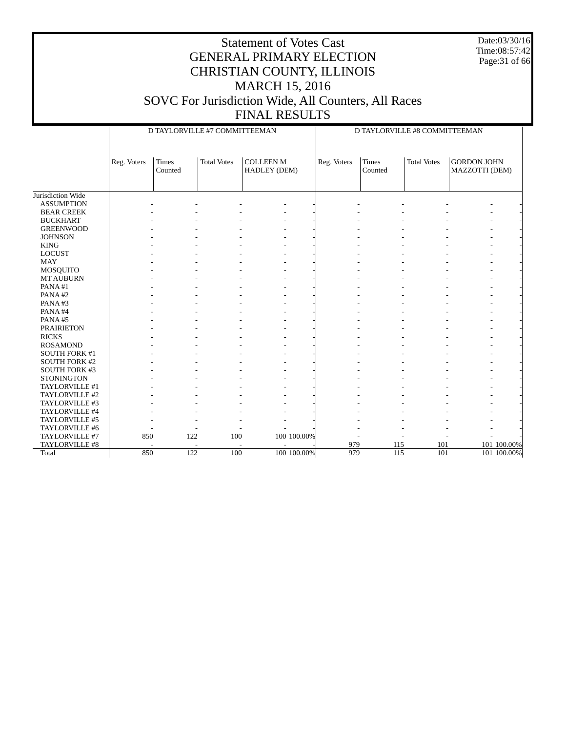# Statement of Votes Cast
# GENERAL PRIMARY ELECTION
# CHRISTIAN COUNTY, ILLINOIS
# MARCH 15, 2016
# SOVC For Jurisdiction Wide, All Counters, All Races
# FINAL RESULTS

Date:03/30/16
Time:08:57:42

| | D TAYLORVILLE #7 COMMITTEEMAN | | | | | D TAYLORVILLE #8 COMMITTEEMAN | | | | |
|---|---|---|---|---|---|---|---|---|---|---|
| | Reg. Voters | Times Counted | Total Votes | COLLEEN M HADLEY (DEM) | | Reg. Voters | Times Counted | Total Votes | GORDON JOHN MAZZOTTI (DEM) | |
| Jurisdiction Wide | | | | | | | | | | |
| ASSUMPTION | - | - | - | - | - | - | - | - | - | - |
| BEAR CREEK | - | - | - | - | - | - | - | - | - | - |
| BUCKHART | - | - | - | - | - | - | - | - | - | - |
| GREENWOOD | - | - | - | - | - | - | - | - | - | - |
| JOHNSON | - | - | - | - | - | - | - | - | - | - |
| KING | - | - | - | - | - | - | - | - | - | - |
| LOCUST | - | - | - | - | - | - | - | - | - | - |
| MAY | - | - | - | - | - | - | - | - | - | - |
| MOSQUITO | - | - | - | - | - | - | - | - | - | - |
| MT AUBURN | - | - | - | - | - | - | - | - | - | - |
| PANA #1 | - | - | - | - | - | - | - | - | - | - |
| PANA #2 | - | - | - | - | - | - | - | - | - | - |
| PANA #3 | - | - | - | - | - | - | - | - | - | - |
| PANA #4 | - | - | - | - | - | - | - | - | - | - |
| PANA #5 | - | - | - | - | - | - | - | - | - | - |
| PRAIRIETON | - | - | - | - | - | - | - | - | - | - |
| RICKS | - | - | - | - | - | - | - | - | - | - |
| ROSAMOND | - | - | - | - | - | - | - | - | - | - |
| SOUTH FORK #1 | - | - | - | - | - | - | - | - | - | - |
| SOUTH FORK #2 | - | - | - | - | - | - | - | - | - | - |
| SOUTH FORK #3 | - | - | - | - | - | - | - | - | - | - |
| STONINGTON | - | - | - | - | - | - | - | - | - | - |
| TAYLORVILLE #1 | - | - | - | - | - | - | - | - | - | - |
| TAYLORVILLE #2 | - | - | - | - | - | - | - | - | - | - |
| TAYLORVILLE #3 | - | - | - | - | - | - | - | - | - | - |
| TAYLORVILLE #4 | - | - | - | - | - | - | - | - | - | - |
| TAYLORVILLE #5 | - | - | - | - | - | - | - | - | - | - |
| TAYLORVILLE #6 | - | - | - | - | - | - | - | - | - | - |
| TAYLORVILLE #7 | 850 | 122 | 100 | 100 | 100.00% | - | - | - | - | - |
| TAYLORVILLE #8 | - | - | - | - | - | 979 | 115 | 101 | 101 | 100.00% |
| Total | 850 | 122 | 100 | 100 | 100.00% | 979 | 115 | 101 | 101 | 100.00% |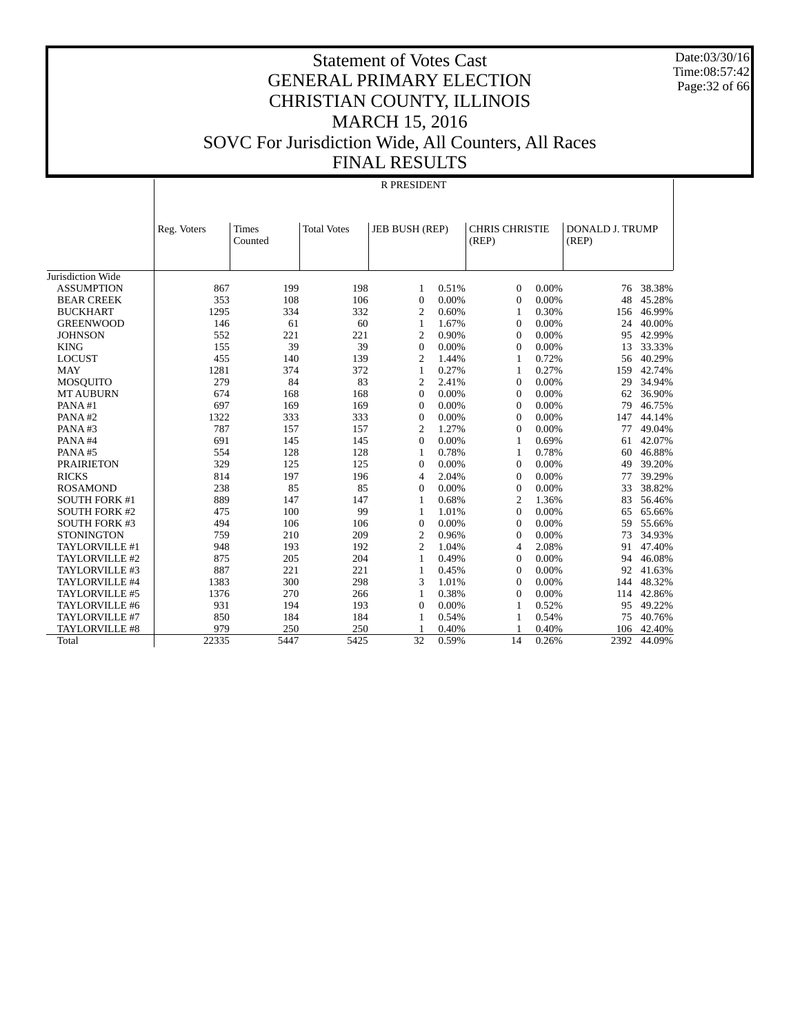# Statement of Votes Cast
# GENERAL PRIMARY ELECTION
# CHRISTIAN COUNTY, ILLINOIS
# MARCH 15, 2016
# SOVC For Jurisdiction Wide, All Counters, All Races
# FINAL RESULTS

Date:03/30/16
Time:08:57:42

R PRESIDENT

| | Reg. Voters | Times Counted | Total Votes | JEB BUSH (REP) | | CHRIS CHRISTIE (REP) | | DONALD J. TRUMP (REP) | |
|---|---|---|---|---|---|---|---|---|---|
| Jurisdiction Wide | | | | | | | | | |
| ASSUMPTION | 867 | 199 | 198 | 1 | 0.51% | 0 | 0.00% | 76 | 38.38% |
| BEAR CREEK | 353 | 108 | 106 | 0 | 0.00% | 0 | 0.00% | 48 | 45.28% |
| BUCKHART | 1295 | 334 | 332 | 2 | 0.60% | 1 | 0.30% | 156 | 46.99% |
| GREENWOOD | 146 | 61 | 60 | 1 | 1.67% | 0 | 0.00% | 24 | 40.00% |
| JOHNSON | 552 | 221 | 221 | 2 | 0.90% | 0 | 0.00% | 95 | 42.99% |
| KING | 155 | 39 | 39 | 0 | 0.00% | 0 | 0.00% | 13 | 33.33% |
| LOCUST | 455 | 140 | 139 | 2 | 1.44% | 1 | 0.72% | 56 | 40.29% |
| MAY | 1281 | 374 | 372 | 1 | 0.27% | 1 | 0.27% | 159 | 42.74% |
| MOSQUITO | 279 | 84 | 83 | 2 | 2.41% | 0 | 0.00% | 29 | 34.94% |
| MT AUBURN | 674 | 168 | 168 | 0 | 0.00% | 0 | 0.00% | 62 | 36.90% |
| PANA #1 | 697 | 169 | 169 | 0 | 0.00% | 0 | 0.00% | 79 | 46.75% |
| PANA #2 | 1322 | 333 | 333 | 0 | 0.00% | 0 | 0.00% | 147 | 44.14% |
| PANA #3 | 787 | 157 | 157 | 2 | 1.27% | 0 | 0.00% | 77 | 49.04% |
| PANA #4 | 691 | 145 | 145 | 0 | 0.00% | 1 | 0.69% | 61 | 42.07% |
| PANA #5 | 554 | 128 | 128 | 1 | 0.78% | 1 | 0.78% | 60 | 46.88% |
| PRAIRIETON | 329 | 125 | 125 | 0 | 0.00% | 0 | 0.00% | 49 | 39.20% |
| RICKS | 814 | 197 | 196 | 4 | 2.04% | 0 | 0.00% | 77 | 39.29% |
| ROSAMOND | 238 | 85 | 85 | 0 | 0.00% | 0 | 0.00% | 33 | 38.82% |
| SOUTH FORK #1 | 889 | 147 | 147 | 1 | 0.68% | 2 | 1.36% | 83 | 56.46% |
| SOUTH FORK #2 | 475 | 100 | 99 | 1 | 1.01% | 0 | 0.00% | 65 | 65.66% |
| SOUTH FORK #3 | 494 | 106 | 106 | 0 | 0.00% | 0 | 0.00% | 59 | 55.66% |
| STONINGTON | 759 | 210 | 209 | 2 | 0.96% | 0 | 0.00% | 73 | 34.93% |
| TAYLORVILLE #1 | 948 | 193 | 192 | 2 | 1.04% | 4 | 2.08% | 91 | 47.40% |
| TAYLORVILLE #2 | 875 | 205 | 204 | 1 | 0.49% | 0 | 0.00% | 94 | 46.08% |
| TAYLORVILLE #3 | 887 | 221 | 221 | 1 | 0.45% | 0 | 0.00% | 92 | 41.63% |
| TAYLORVILLE #4 | 1383 | 300 | 298 | 3 | 1.01% | 0 | 0.00% | 144 | 48.32% |
| TAYLORVILLE #5 | 1376 | 270 | 266 | 1 | 0.38% | 0 | 0.00% | 114 | 42.86% |
| TAYLORVILLE #6 | 931 | 194 | 193 | 0 | 0.00% | 1 | 0.52% | 95 | 49.22% |
| TAYLORVILLE #7 | 850 | 184 | 184 | 1 | 0.54% | 1 | 0.54% | 75 | 40.76% |
| TAYLORVILLE #8 | 979 | 250 | 250 | 1 | 0.40% | 1 | 0.40% | 106 | 42.40% |
| Total | 22335 | 5447 | 5425 | 32 | 0.59% | 14 | 0.26% | 2392 | 44.09% |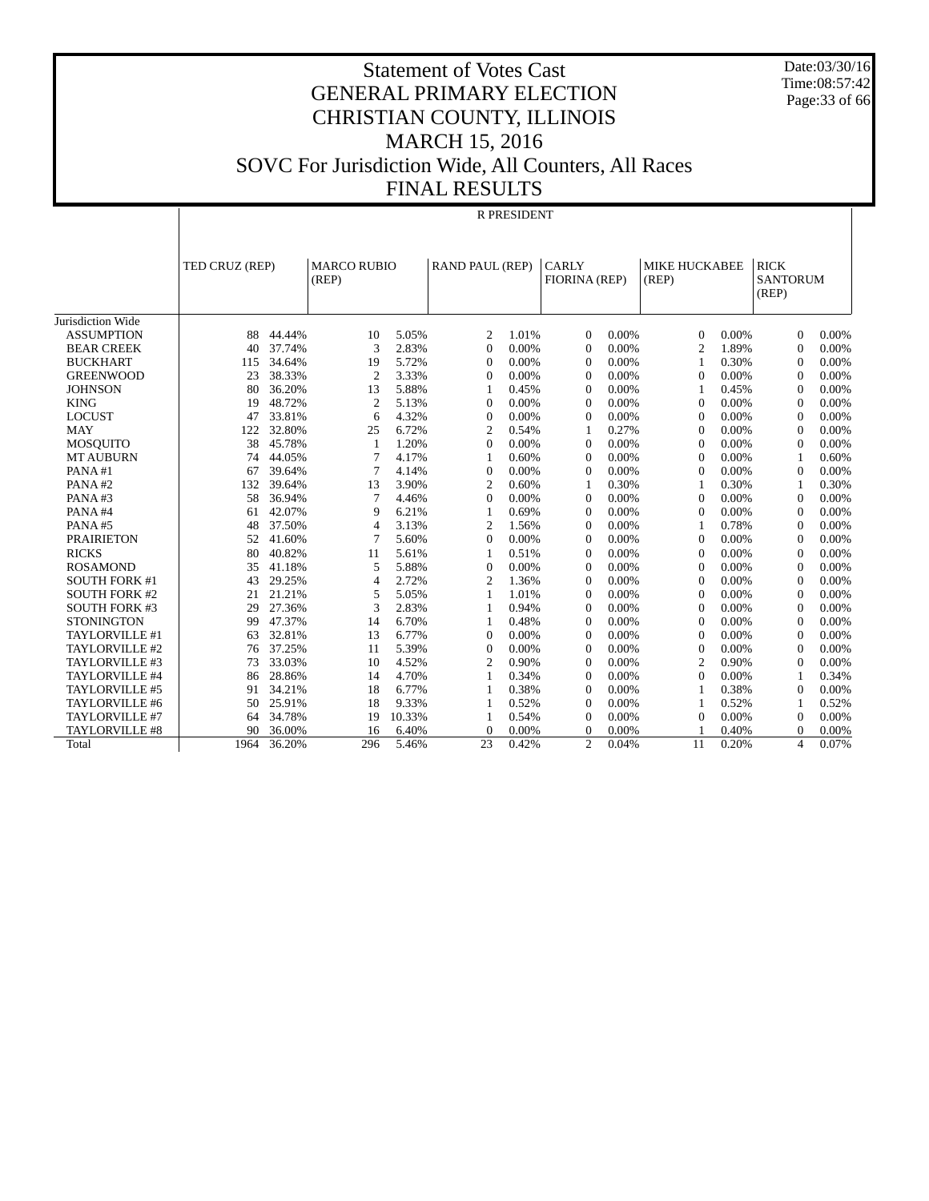# Statement of Votes Cast
# GENERAL PRIMARY ELECTION
# CHRISTIAN COUNTY, ILLINOIS
# MARCH 15, 2016
# SOVC For Jurisdiction Wide, All Counters, All Races
# FINAL RESULTS

Date:03/30/16
Time:08:57:42

| | R PRESIDENT | | | | | | | | | | | |
|---|---|---|---|---|---|---|---|---|---|---|---|---|
| | TED CRUZ (REP) | | MARCO RUBIO (REP) | | RAND PAUL (REP) | | CARLY FIORINA (REP) | | MIKE HUCKABEE (REP) | | RICK SANTORUM (REP) | |
| Jurisdiction Wide | | | | | | | | | | | | |
| ASSUMPTION | 88 | 44.44% | 10 | 5.05% | 2 | 1.01% | 0 | 0.00% | 0 | 0.00% | 0 | 0.00% |
| BEAR CREEK | 40 | 37.74% | 3 | 2.83% | 0 | 0.00% | 0 | 0.00% | 2 | 1.89% | 0 | 0.00% |
| BUCKHART | 115 | 34.64% | 19 | 5.72% | 0 | 0.00% | 0 | 0.00% | 1 | 0.30% | 0 | 0.00% |
| GREENWOOD | 23 | 38.33% | 2 | 3.33% | 0 | 0.00% | 0 | 0.00% | 0 | 0.00% | 0 | 0.00% |
| JOHNSON | 80 | 36.20% | 13 | 5.88% | 1 | 0.45% | 0 | 0.00% | 1 | 0.45% | 0 | 0.00% |
| KING | 19 | 48.72% | 2 | 5.13% | 0 | 0.00% | 0 | 0.00% | 0 | 0.00% | 0 | 0.00% |
| LOCUST | 47 | 33.81% | 6 | 4.32% | 0 | 0.00% | 0 | 0.00% | 0 | 0.00% | 0 | 0.00% |
| MAY | 122 | 32.80% | 25 | 6.72% | 2 | 0.54% | 1 | 0.27% | 0 | 0.00% | 0 | 0.00% |
| MOSQUITO | 38 | 45.78% | 1 | 1.20% | 0 | 0.00% | 0 | 0.00% | 0 | 0.00% | 0 | 0.00% |
| MT AUBURN | 74 | 44.05% | 7 | 4.17% | 1 | 0.60% | 0 | 0.00% | 0 | 0.00% | 1 | 0.60% |
| PANA #1 | 67 | 39.64% | 7 | 4.14% | 0 | 0.00% | 0 | 0.00% | 0 | 0.00% | 0 | 0.00% |
| PANA #2 | 132 | 39.64% | 13 | 3.90% | 2 | 0.60% | 1 | 0.30% | 1 | 0.30% | 1 | 0.30% |
| PANA #3 | 58 | 36.94% | 7 | 4.46% | 0 | 0.00% | 0 | 0.00% | 0 | 0.00% | 0 | 0.00% |
| PANA #4 | 61 | 42.07% | 9 | 6.21% | 1 | 0.69% | 0 | 0.00% | 0 | 0.00% | 0 | 0.00% |
| PANA #5 | 48 | 37.50% | 4 | 3.13% | 2 | 1.56% | 0 | 0.00% | 1 | 0.78% | 0 | 0.00% |
| PRAIRIETON | 52 | 41.60% | 7 | 5.60% | 0 | 0.00% | 0 | 0.00% | 0 | 0.00% | 0 | 0.00% |
| RICKS | 80 | 40.82% | 11 | 5.61% | 1 | 0.51% | 0 | 0.00% | 0 | 0.00% | 0 | 0.00% |
| ROSAMOND | 35 | 41.18% | 5 | 5.88% | 0 | 0.00% | 0 | 0.00% | 0 | 0.00% | 0 | 0.00% |
| SOUTH FORK #1 | 43 | 29.25% | 4 | 2.72% | 2 | 1.36% | 0 | 0.00% | 0 | 0.00% | 0 | 0.00% |
| SOUTH FORK #2 | 21 | 21.21% | 5 | 5.05% | 1 | 1.01% | 0 | 0.00% | 0 | 0.00% | 0 | 0.00% |
| SOUTH FORK #3 | 29 | 27.36% | 3 | 2.83% | 1 | 0.94% | 0 | 0.00% | 0 | 0.00% | 0 | 0.00% |
| STONINGTON | 99 | 47.37% | 14 | 6.70% | 1 | 0.48% | 0 | 0.00% | 0 | 0.00% | 0 | 0.00% |
| TAYLORVILLE #1 | 63 | 32.81% | 13 | 6.77% | 0 | 0.00% | 0 | 0.00% | 0 | 0.00% | 0 | 0.00% |
| TAYLORVILLE #2 | 76 | 37.25% | 11 | 5.39% | 0 | 0.00% | 0 | 0.00% | 0 | 0.00% | 0 | 0.00% |
| TAYLORVILLE #3 | 73 | 33.03% | 10 | 4.52% | 2 | 0.90% | 0 | 0.00% | 2 | 0.90% | 0 | 0.00% |
| TAYLORVILLE #4 | 86 | 28.86% | 14 | 4.70% | 1 | 0.34% | 0 | 0.00% | 0 | 0.00% | 1 | 0.34% |
| TAYLORVILLE #5 | 91 | 34.21% | 18 | 6.77% | 1 | 0.38% | 0 | 0.00% | 1 | 0.38% | 0 | 0.00% |
| TAYLORVILLE #6 | 50 | 25.91% | 18 | 9.33% | 1 | 0.52% | 0 | 0.00% | 1 | 0.52% | 1 | 0.52% |
| TAYLORVILLE #7 | 64 | 34.78% | 19 | 10.33% | 1 | 0.54% | 0 | 0.00% | 0 | 0.00% | 0 | 0.00% |
| TAYLORVILLE #8 | 90 | 36.00% | 16 | 6.40% | 0 | 0.00% | 0 | 0.00% | 1 | 0.40% | 0 | 0.00% |
| Total | 1964 | 36.20% | 296 | 5.46% | 23 | 0.42% | 2 | 0.04% | 11 | 0.20% | 4 | 0.07% |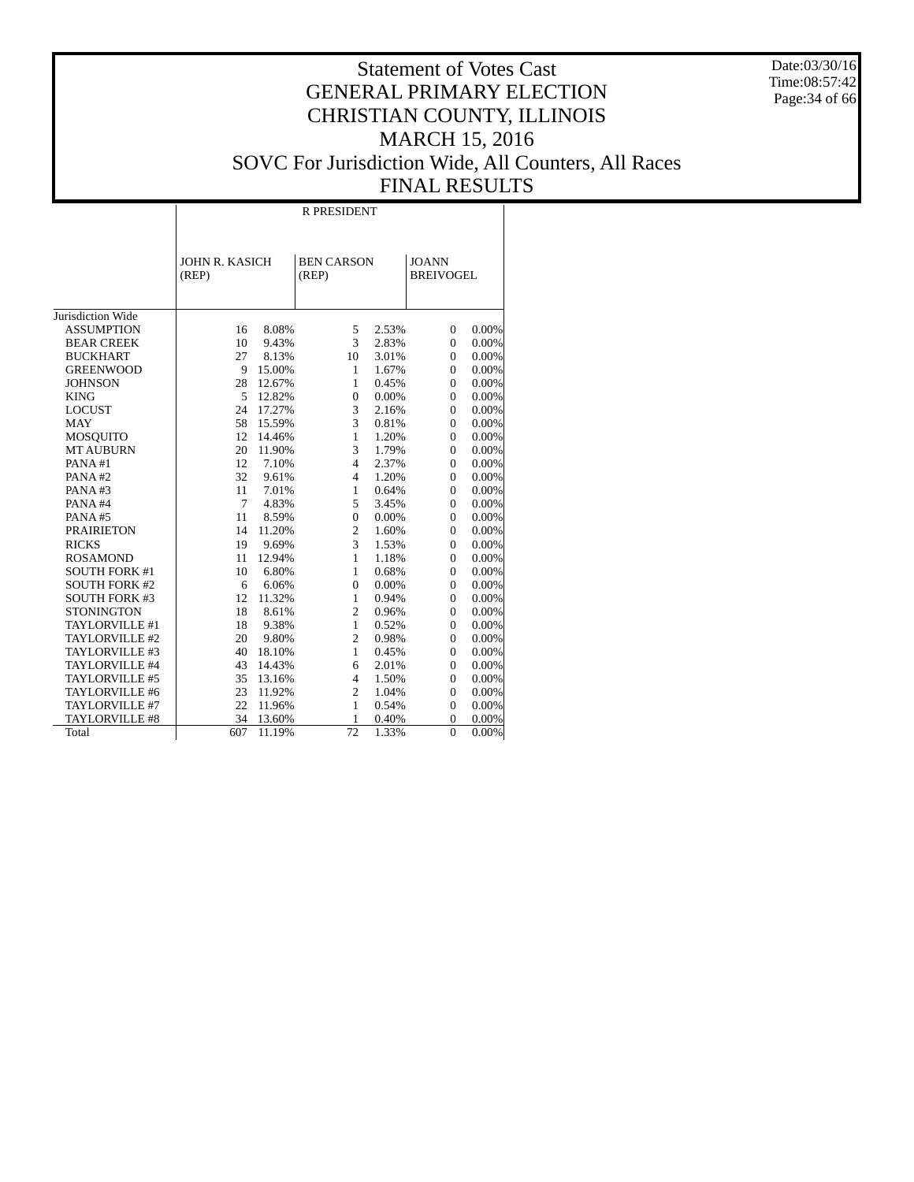# Statement of Votes Cast
## GENERAL PRIMARY ELECTION
## CHRISTIAN COUNTY, ILLINOIS
## MARCH 15, 2016
## SOVC For Jurisdiction Wide, All Counters, All Races
## FINAL RESULTS

Date:03/30/16
Time:08:57:42

| | R PRESIDENT | | | | | |
|---|---|---|---|---|---|---|
| | JOHN R. KASICH (REP) | | BEN CARSON (REP) | | JOANN BREIVOGEL | |
| Jurisdiction Wide | | | | | | |
| ASSUMPTION | 16 | 8.08% | 5 | 2.53% | 0 | 0.00% |
| BEAR CREEK | 10 | 9.43% | 3 | 2.83% | 0 | 0.00% |
| BUCKHART | 27 | 8.13% | 10 | 3.01% | 0 | 0.00% |
| GREENWOOD | 9 | 15.00% | 1 | 1.67% | 0 | 0.00% |
| JOHNSON | 28 | 12.67% | 1 | 0.45% | 0 | 0.00% |
| KING | 5 | 12.82% | 0 | 0.00% | 0 | 0.00% |
| LOCUST | 24 | 17.27% | 3 | 2.16% | 0 | 0.00% |
| MAY | 58 | 15.59% | 3 | 0.81% | 0 | 0.00% |
| MOSQUITO | 12 | 14.46% | 1 | 1.20% | 0 | 0.00% |
| MT AUBURN | 20 | 11.90% | 3 | 1.79% | 0 | 0.00% |
| PANA #1 | 12 | 7.10% | 4 | 2.37% | 0 | 0.00% |
| PANA #2 | 32 | 9.61% | 4 | 1.20% | 0 | 0.00% |
| PANA #3 | 11 | 7.01% | 1 | 0.64% | 0 | 0.00% |
| PANA #4 | 7 | 4.83% | 5 | 3.45% | 0 | 0.00% |
| PANA #5 | 11 | 8.59% | 0 | 0.00% | 0 | 0.00% |
| PRAIRIETON | 14 | 11.20% | 2 | 1.60% | 0 | 0.00% |
| RICKS | 19 | 9.69% | 3 | 1.53% | 0 | 0.00% |
| ROSAMOND | 11 | 12.94% | 1 | 1.18% | 0 | 0.00% |
| SOUTH FORK #1 | 10 | 6.80% | 1 | 0.68% | 0 | 0.00% |
| SOUTH FORK #2 | 6 | 6.06% | 0 | 0.00% | 0 | 0.00% |
| SOUTH FORK #3 | 12 | 11.32% | 1 | 0.94% | 0 | 0.00% |
| STONINGTON | 18 | 8.61% | 2 | 0.96% | 0 | 0.00% |
| TAYLORVILLE #1 | 18 | 9.38% | 1 | 0.52% | 0 | 0.00% |
| TAYLORVILLE #2 | 20 | 9.80% | 2 | 0.98% | 0 | 0.00% |
| TAYLORVILLE #3 | 40 | 18.10% | 1 | 0.45% | 0 | 0.00% |
| TAYLORVILLE #4 | 43 | 14.43% | 6 | 2.01% | 0 | 0.00% |
| TAYLORVILLE #5 | 35 | 13.16% | 4 | 1.50% | 0 | 0.00% |
| TAYLORVILLE #6 | 23 | 11.92% | 2 | 1.04% | 0 | 0.00% |
| TAYLORVILLE #7 | 22 | 11.96% | 1 | 0.54% | 0 | 0.00% |
| TAYLORVILLE #8 | 34 | 13.60% | 1 | 0.40% | 0 | 0.00% |
| Total | 607 | 11.19% | 72 | 1.33% | 0 | 0.00% |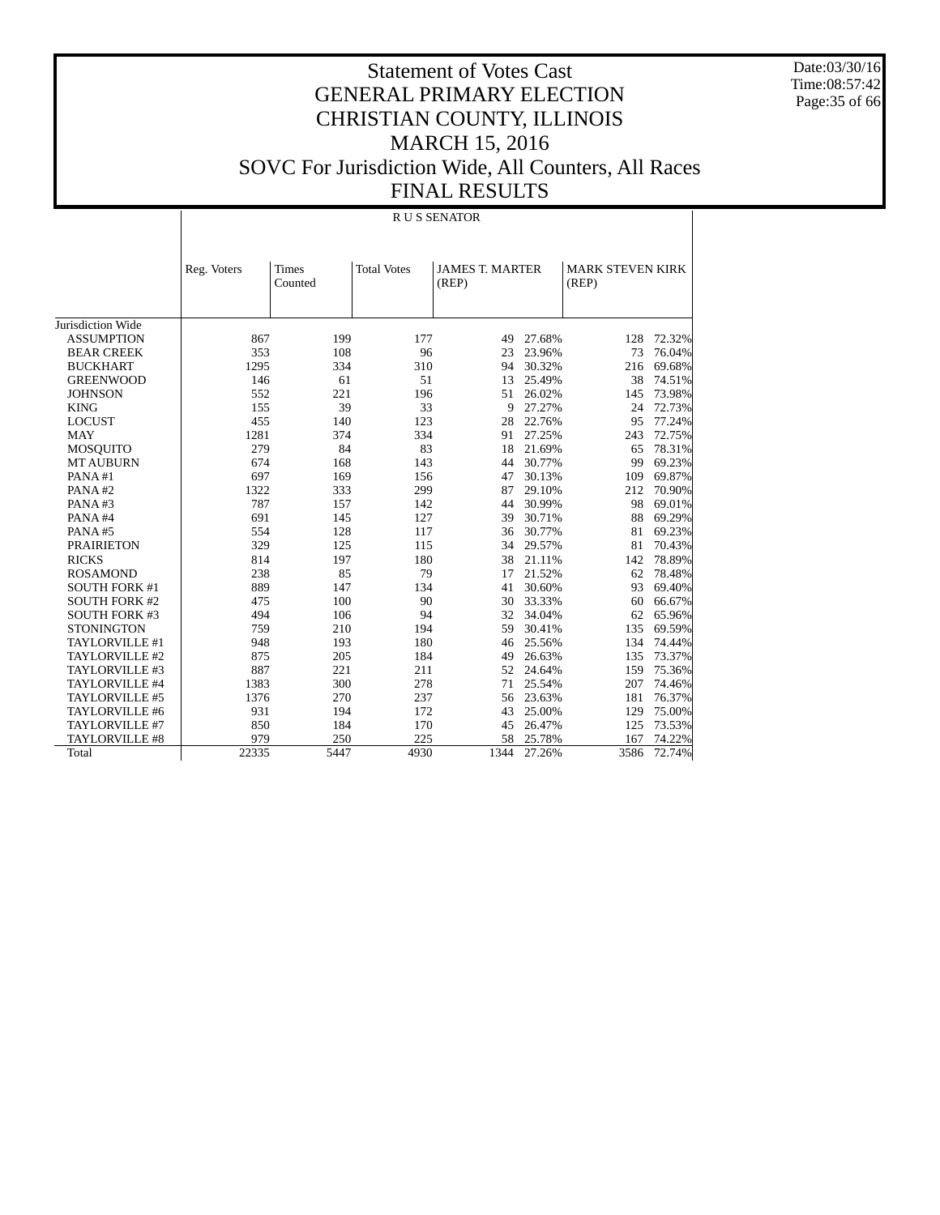# Statement of Votes Cast
## GENERAL PRIMARY ELECTION
## CHRISTIAN COUNTY, ILLINOIS
## MARCH 15, 2016
## SOVC For Jurisdiction Wide, All Counters, All Races
## FINAL RESULTS

Date:03/30/16
Time:08:57:42

R U S SENATOR

| | Reg. Voters | Times Counted | Total Votes | JAMES T. MARTER (REP) | | MARK STEVEN KIRK (REP) | |
|---|---|---|---|---|---|---|---|
| Jurisdiction Wide | | | | | | | |
| ASSUMPTION | 867 | 199 | 177 | 49 | 27.68% | 128 | 72.32% |
| BEAR CREEK | 353 | 108 | 96 | 23 | 23.96% | 73 | 76.04% |
| BUCKHART | 1295 | 334 | 310 | 94 | 30.32% | 216 | 69.68% |
| GREENWOOD | 146 | 61 | 51 | 13 | 25.49% | 38 | 74.51% |
| JOHNSON | 552 | 221 | 196 | 51 | 26.02% | 145 | 73.98% |
| KING | 155 | 39 | 33 | 9 | 27.27% | 24 | 72.73% |
| LOCUST | 455 | 140 | 123 | 28 | 22.76% | 95 | 77.24% |
| MAY | 1281 | 374 | 334 | 91 | 27.25% | 243 | 72.75% |
| MOSQUITO | 279 | 84 | 83 | 18 | 21.69% | 65 | 78.31% |
| MT AUBURN | 674 | 168 | 143 | 44 | 30.77% | 99 | 69.23% |
| PANA #1 | 697 | 169 | 156 | 47 | 30.13% | 109 | 69.87% |
| PANA #2 | 1322 | 333 | 299 | 87 | 29.10% | 212 | 70.90% |
| PANA #3 | 787 | 157 | 142 | 44 | 30.99% | 98 | 69.01% |
| PANA #4 | 691 | 145 | 127 | 39 | 30.71% | 88 | 69.29% |
| PANA #5 | 554 | 128 | 117 | 36 | 30.77% | 81 | 69.23% |
| PRAIRIETON | 329 | 125 | 115 | 34 | 29.57% | 81 | 70.43% |
| RICKS | 814 | 197 | 180 | 38 | 21.11% | 142 | 78.89% |
| ROSAMOND | 238 | 85 | 79 | 17 | 21.52% | 62 | 78.48% |
| SOUTH FORK #1 | 889 | 147 | 134 | 41 | 30.60% | 93 | 69.40% |
| SOUTH FORK #2 | 475 | 100 | 90 | 30 | 33.33% | 60 | 66.67% |
| SOUTH FORK #3 | 494 | 106 | 94 | 32 | 34.04% | 62 | 65.96% |
| STONINGTON | 759 | 210 | 194 | 59 | 30.41% | 135 | 69.59% |
| TAYLORVILLE #1 | 948 | 193 | 180 | 46 | 25.56% | 134 | 74.44% |
| TAYLORVILLE #2 | 875 | 205 | 184 | 49 | 26.63% | 135 | 73.37% |
| TAYLORVILLE #3 | 887 | 221 | 211 | 52 | 24.64% | 159 | 75.36% |
| TAYLORVILLE #4 | 1383 | 300 | 278 | 71 | 25.54% | 207 | 74.46% |
| TAYLORVILLE #5 | 1376 | 270 | 237 | 56 | 23.63% | 181 | 76.37% |
| TAYLORVILLE #6 | 931 | 194 | 172 | 43 | 25.00% | 129 | 75.00% |
| TAYLORVILLE #7 | 850 | 184 | 170 | 45 | 26.47% | 125 | 73.53% |
| TAYLORVILLE #8 | 979 | 250 | 225 | 58 | 25.78% | 167 | 74.22% |
| Total | 22335 | 5447 | 4930 | 1344 | 27.26% | 3586 | 72.74% |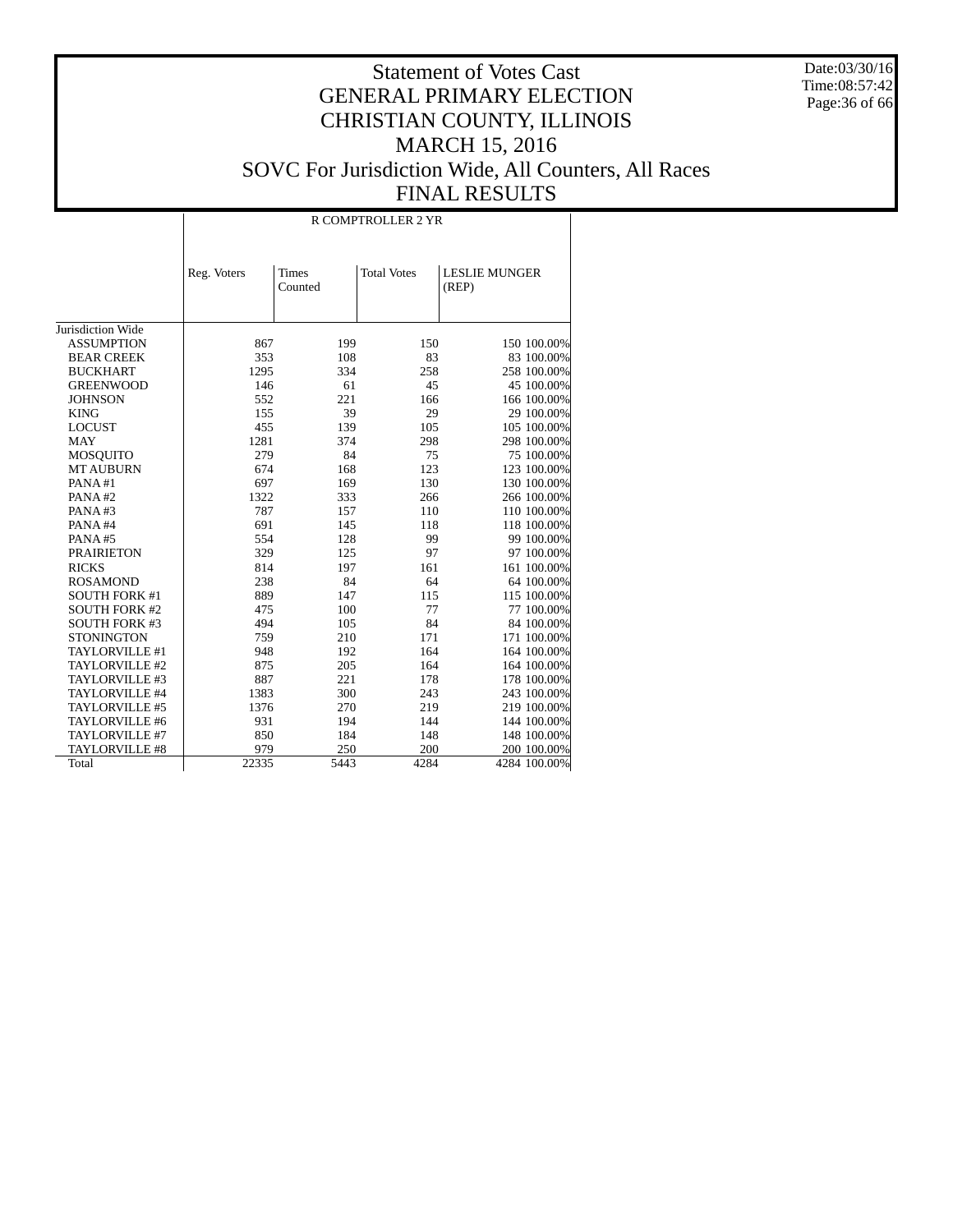# Statement of Votes Cast
# GENERAL PRIMARY ELECTION
# CHRISTIAN COUNTY, ILLINOIS
# MARCH 15, 2016
# SOVC For Jurisdiction Wide, All Counters, All Races
# FINAL RESULTS

Date:03/30/16
Time:08:57:42

| | R COMPTROLLER 2 YR | | | | |
|---|---|---|---|---|---|
| | Reg. Voters | Times Counted | Total Votes | LESLIE MUNGER (REP) | |
| Jurisdiction Wide | | | | | |
| ASSUMPTION | 867 | 199 | 150 | 150 | 100.00% |
| BEAR CREEK | 353 | 108 | 83 | 83 | 100.00% |
| BUCKHART | 1295 | 334 | 258 | 258 | 100.00% |
| GREENWOOD | 146 | 61 | 45 | 45 | 100.00% |
| JOHNSON | 552 | 221 | 166 | 166 | 100.00% |
| KING | 155 | 39 | 29 | 29 | 100.00% |
| LOCUST | 455 | 139 | 105 | 105 | 100.00% |
| MAY | 1281 | 374 | 298 | 298 | 100.00% |
| MOSQUITO | 279 | 84 | 75 | 75 | 100.00% |
| MT AUBURN | 674 | 168 | 123 | 123 | 100.00% |
| PANA #1 | 697 | 169 | 130 | 130 | 100.00% |
| PANA #2 | 1322 | 333 | 266 | 266 | 100.00% |
| PANA #3 | 787 | 157 | 110 | 110 | 100.00% |
| PANA #4 | 691 | 145 | 118 | 118 | 100.00% |
| PANA #5 | 554 | 128 | 99 | 99 | 100.00% |
| PRAIRIETON | 329 | 125 | 97 | 97 | 100.00% |
| RICKS | 814 | 197 | 161 | 161 | 100.00% |
| ROSAMOND | 238 | 84 | 64 | 64 | 100.00% |
| SOUTH FORK #1 | 889 | 147 | 115 | 115 | 100.00% |
| SOUTH FORK #2 | 475 | 100 | 77 | 77 | 100.00% |
| SOUTH FORK #3 | 494 | 105 | 84 | 84 | 100.00% |
| STONINGTON | 759 | 210 | 171 | 171 | 100.00% |
| TAYLORVILLE #1 | 948 | 192 | 164 | 164 | 100.00% |
| TAYLORVILLE #2 | 875 | 205 | 164 | 164 | 100.00% |
| TAYLORVILLE #3 | 887 | 221 | 178 | 178 | 100.00% |
| TAYLORVILLE #4 | 1383 | 300 | 243 | 243 | 100.00% |
| TAYLORVILLE #5 | 1376 | 270 | 219 | 219 | 100.00% |
| TAYLORVILLE #6 | 931 | 194 | 144 | 144 | 100.00% |
| TAYLORVILLE #7 | 850 | 184 | 148 | 148 | 100.00% |
| TAYLORVILLE #8 | 979 | 250 | 200 | 200 | 100.00% |
| Total | 22335 | 5443 | 4284 | 4284 | 100.00% |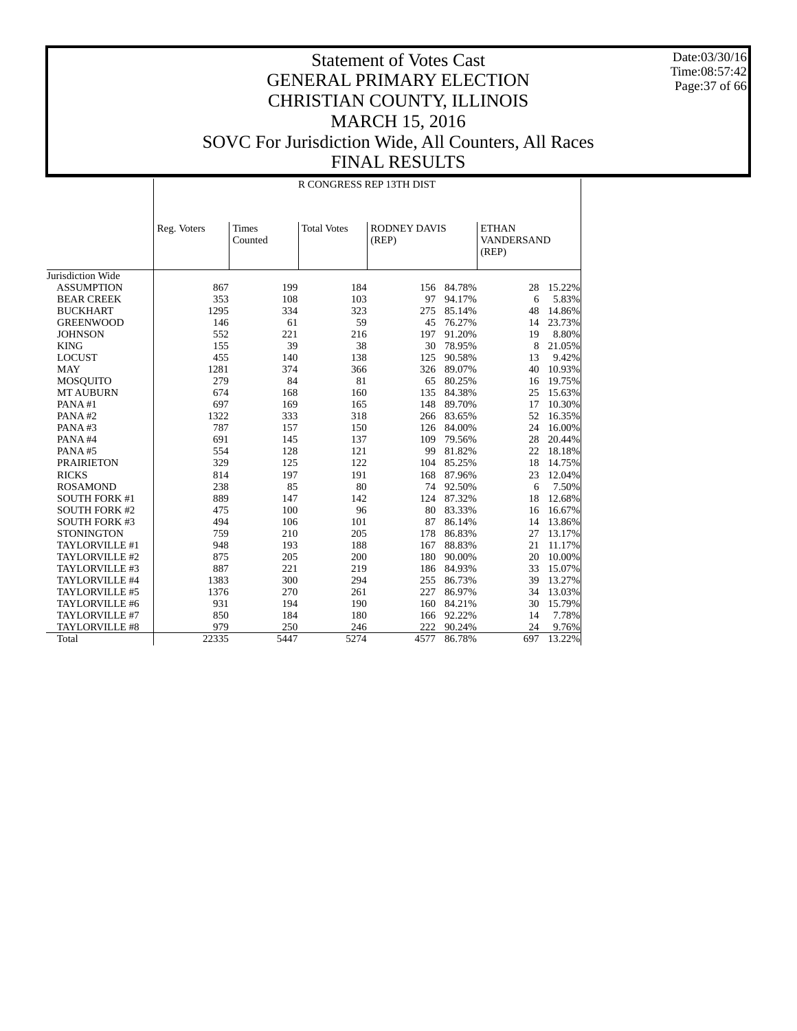# Statement of Votes Cast
# GENERAL PRIMARY ELECTION
# CHRISTIAN COUNTY, ILLINOIS
# MARCH 15, 2016
# SOVC For Jurisdiction Wide, All Counters, All Races
# FINAL RESULTS

Date:03/30/16
Time:08:57:42

R CONGRESS REP 13TH DIST

| | Reg. Voters | Times Counted | Total Votes | RODNEY DAVIS (REP) | | ETHAN VANDERSAND (REP) | |
|---|---|---|---|---|---|---|---|
| Jurisdiction Wide | | | | | | | |
| ASSUMPTION | 867 | 199 | 184 | 156 | 84.78% | 28 | 15.22% |
| BEAR CREEK | 353 | 108 | 103 | 97 | 94.17% | 6 | 5.83% |
| BUCKHART | 1295 | 334 | 323 | 275 | 85.14% | 48 | 14.86% |
| GREENWOOD | 146 | 61 | 59 | 45 | 76.27% | 14 | 23.73% |
| JOHNSON | 552 | 221 | 216 | 197 | 91.20% | 19 | 8.80% |
| KING | 155 | 39 | 38 | 30 | 78.95% | 8 | 21.05% |
| LOCUST | 455 | 140 | 138 | 125 | 90.58% | 13 | 9.42% |
| MAY | 1281 | 374 | 366 | 326 | 89.07% | 40 | 10.93% |
| MOSQUITO | 279 | 84 | 81 | 65 | 80.25% | 16 | 19.75% |
| MT AUBURN | 674 | 168 | 160 | 135 | 84.38% | 25 | 15.63% |
| PANA #1 | 697 | 169 | 165 | 148 | 89.70% | 17 | 10.30% |
| PANA #2 | 1322 | 333 | 318 | 266 | 83.65% | 52 | 16.35% |
| PANA #3 | 787 | 157 | 150 | 126 | 84.00% | 24 | 16.00% |
| PANA #4 | 691 | 145 | 137 | 109 | 79.56% | 28 | 20.44% |
| PANA #5 | 554 | 128 | 121 | 99 | 81.82% | 22 | 18.18% |
| PRAIRIETON | 329 | 125 | 122 | 104 | 85.25% | 18 | 14.75% |
| RICKS | 814 | 197 | 191 | 168 | 87.96% | 23 | 12.04% |
| ROSAMOND | 238 | 85 | 80 | 74 | 92.50% | 6 | 7.50% |
| SOUTH FORK #1 | 889 | 147 | 142 | 124 | 87.32% | 18 | 12.68% |
| SOUTH FORK #2 | 475 | 100 | 96 | 80 | 83.33% | 16 | 16.67% |
| SOUTH FORK #3 | 494 | 106 | 101 | 87 | 86.14% | 14 | 13.86% |
| STONINGTON | 759 | 210 | 205 | 178 | 86.83% | 27 | 13.17% |
| TAYLORVILLE #1 | 948 | 193 | 188 | 167 | 88.83% | 21 | 11.17% |
| TAYLORVILLE #2 | 875 | 205 | 200 | 180 | 90.00% | 20 | 10.00% |
| TAYLORVILLE #3 | 887 | 221 | 219 | 186 | 84.93% | 33 | 15.07% |
| TAYLORVILLE #4 | 1383 | 300 | 294 | 255 | 86.73% | 39 | 13.27% |
| TAYLORVILLE #5 | 1376 | 270 | 261 | 227 | 86.97% | 34 | 13.03% |
| TAYLORVILLE #6 | 931 | 194 | 190 | 160 | 84.21% | 30 | 15.79% |
| TAYLORVILLE #7 | 850 | 184 | 180 | 166 | 92.22% | 14 | 7.78% |
| TAYLORVILLE #8 | 979 | 250 | 246 | 222 | 90.24% | 24 | 9.76% |
| Total | 22335 | 5447 | 5274 | 4577 | 86.78% | 697 | 13.22% |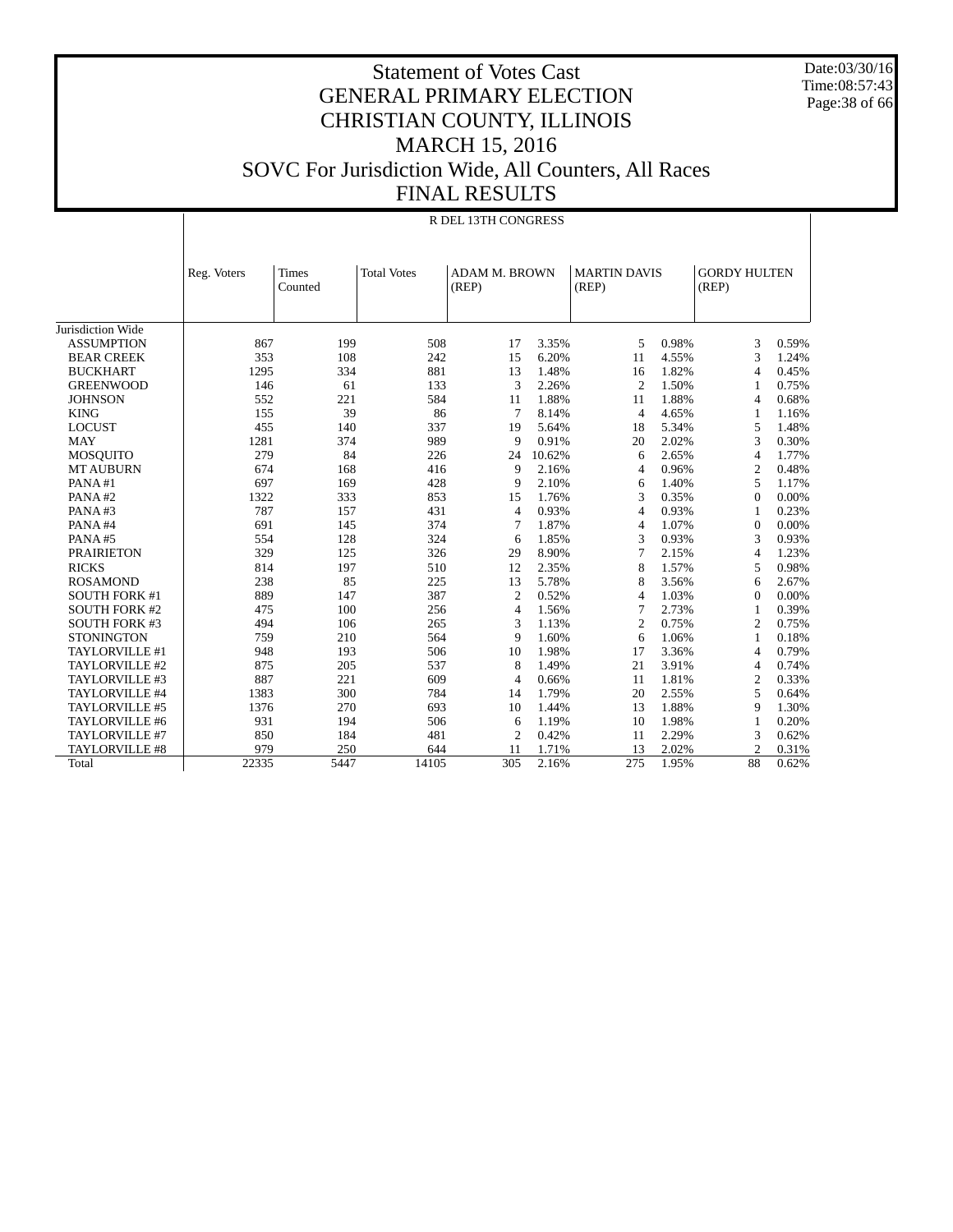# Statement of Votes Cast
## GENERAL PRIMARY ELECTION
## CHRISTIAN COUNTY, ILLINOIS
## MARCH 15, 2016
## SOVC For Jurisdiction Wide, All Counters, All Races
## FINAL RESULTS

Date:03/30/16
Time:08:57:43

### R DEL 13TH CONGRESS

| | Reg. Voters | Times Counted | Total Votes | ADAM M. BROWN (REP) | | MARTIN DAVIS (REP) | | GORDY HULTEN (REP) | |
|---|---|---|---|---|---|---|---|---|---|
| Jurisdiction Wide | | | | | | | | | |
| ASSUMPTION | 867 | 199 | 508 | 17 | 3.35% | 5 | 0.98% | 3 | 0.59% |
| BEAR CREEK | 353 | 108 | 242 | 15 | 6.20% | 11 | 4.55% | 3 | 1.24% |
| BUCKHART | 1295 | 334 | 881 | 13 | 1.48% | 16 | 1.82% | 4 | 0.45% |
| GREENWOOD | 146 | 61 | 133 | 3 | 2.26% | 2 | 1.50% | 1 | 0.75% |
| JOHNSON | 552 | 221 | 584 | 11 | 1.88% | 11 | 1.88% | 4 | 0.68% |
| KING | 155 | 39 | 86 | 7 | 8.14% | 4 | 4.65% | 1 | 1.16% |
| LOCUST | 455 | 140 | 337 | 19 | 5.64% | 18 | 5.34% | 5 | 1.48% |
| MAY | 1281 | 374 | 989 | 9 | 0.91% | 20 | 2.02% | 3 | 0.30% |
| MOSQUITO | 279 | 84 | 226 | 24 | 10.62% | 6 | 2.65% | 4 | 1.77% |
| MT AUBURN | 674 | 168 | 416 | 9 | 2.16% | 4 | 0.96% | 2 | 0.48% |
| PANA #1 | 697 | 169 | 428 | 9 | 2.10% | 6 | 1.40% | 5 | 1.17% |
| PANA #2 | 1322 | 333 | 853 | 15 | 1.76% | 3 | 0.35% | 0 | 0.00% |
| PANA #3 | 787 | 157 | 431 | 4 | 0.93% | 4 | 0.93% | 1 | 0.23% |
| PANA #4 | 691 | 145 | 374 | 7 | 1.87% | 4 | 1.07% | 0 | 0.00% |
| PANA #5 | 554 | 128 | 324 | 6 | 1.85% | 3 | 0.93% | 3 | 0.93% |
| PRAIRIETON | 329 | 125 | 326 | 29 | 8.90% | 7 | 2.15% | 4 | 1.23% |
| RICKS | 814 | 197 | 510 | 12 | 2.35% | 8 | 1.57% | 5 | 0.98% |
| ROSAMOND | 238 | 85 | 225 | 13 | 5.78% | 8 | 3.56% | 6 | 2.67% |
| SOUTH FORK #1 | 889 | 147 | 387 | 2 | 0.52% | 4 | 1.03% | 0 | 0.00% |
| SOUTH FORK #2 | 475 | 100 | 256 | 4 | 1.56% | 7 | 2.73% | 1 | 0.39% |
| SOUTH FORK #3 | 494 | 106 | 265 | 3 | 1.13% | 2 | 0.75% | 2 | 0.75% |
| STONINGTON | 759 | 210 | 564 | 9 | 1.60% | 6 | 1.06% | 1 | 0.18% |
| TAYLORVILLE #1 | 948 | 193 | 506 | 10 | 1.98% | 17 | 3.36% | 4 | 0.79% |
| TAYLORVILLE #2 | 875 | 205 | 537 | 8 | 1.49% | 21 | 3.91% | 4 | 0.74% |
| TAYLORVILLE #3 | 887 | 221 | 609 | 4 | 0.66% | 11 | 1.81% | 2 | 0.33% |
| TAYLORVILLE #4 | 1383 | 300 | 784 | 14 | 1.79% | 20 | 2.55% | 5 | 0.64% |
| TAYLORVILLE #5 | 1376 | 270 | 693 | 10 | 1.44% | 13 | 1.88% | 9 | 1.30% |
| TAYLORVILLE #6 | 931 | 194 | 506 | 6 | 1.19% | 10 | 1.98% | 1 | 0.20% |
| TAYLORVILLE #7 | 850 | 184 | 481 | 2 | 0.42% | 11 | 2.29% | 3 | 0.62% |
| TAYLORVILLE #8 | 979 | 250 | 644 | 11 | 1.71% | 13 | 2.02% | 2 | 0.31% |
| Total | 22335 | 5447 | 14105 | 305 | 2.16% | 275 | 1.95% | 88 | 0.62% |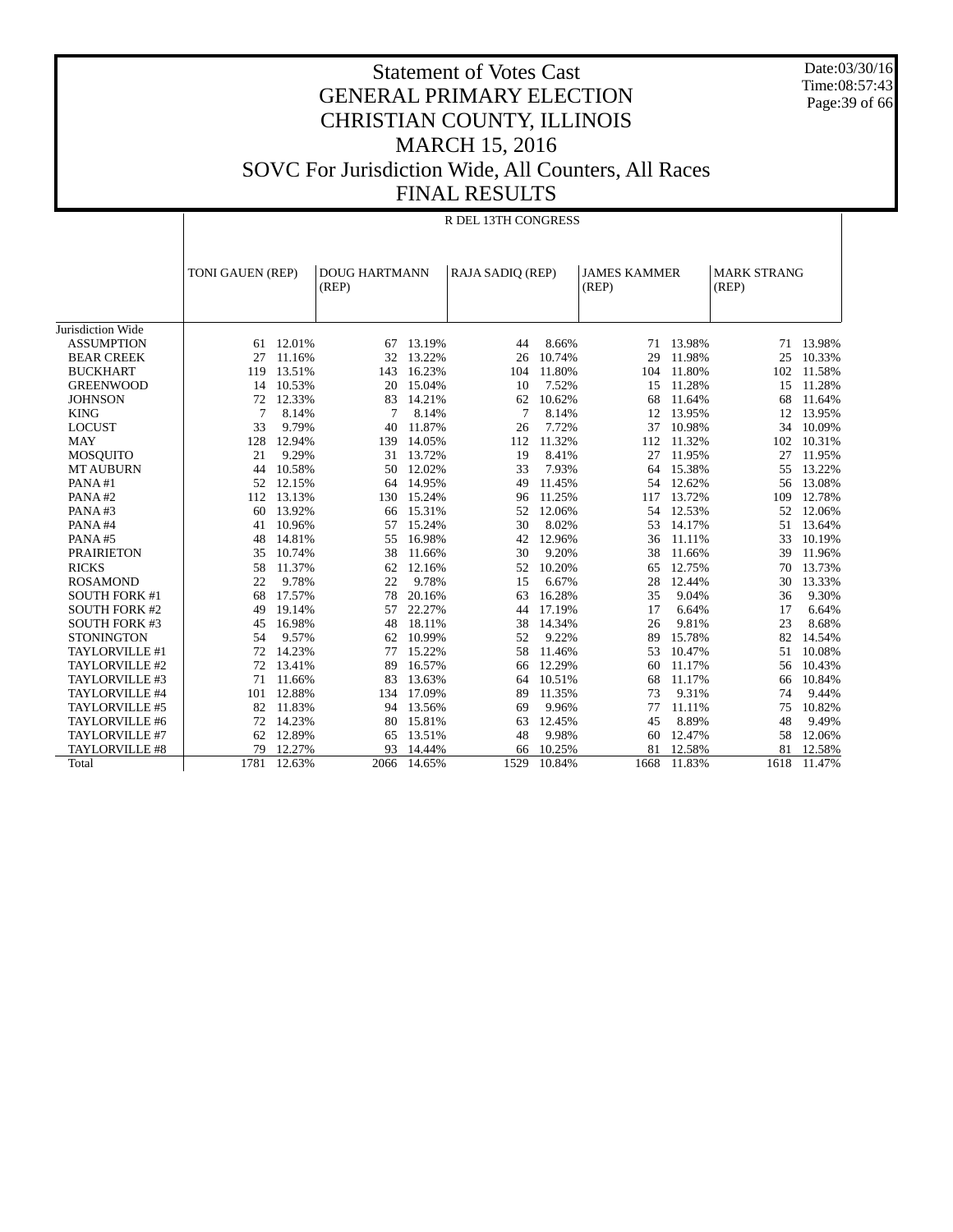# Statement of Votes Cast
# GENERAL PRIMARY ELECTION
# CHRISTIAN COUNTY, ILLINOIS
# MARCH 15, 2016
# SOVC For Jurisdiction Wide, All Counters, All Races
# FINAL RESULTS

Date:03/30/16
Time:08:57:43

| | R DEL 13TH CONGRESS | | | | | | | | | |
|---|---|---|---|---|---|---|---|---|---|---|
| | TONI GAUEN (REP) | | DOUG HARTMANN (REP) | | RAJA SADIQ (REP) | | JAMES KAMMER (REP) | | MARK STRANG (REP) | |
| Jurisdiction Wide | | | | | | | | | | |
| ASSUMPTION | 61 | 12.01% | 67 | 13.19% | 44 | 8.66% | 71 | 13.98% | 71 | 13.98% |
| BEAR CREEK | 27 | 11.16% | 32 | 13.22% | 26 | 10.74% | 29 | 11.98% | 25 | 10.33% |
| BUCKHART | 119 | 13.51% | 143 | 16.23% | 104 | 11.80% | 104 | 11.80% | 102 | 11.58% |
| GREENWOOD | 14 | 10.53% | 20 | 15.04% | 10 | 7.52% | 15 | 11.28% | 15 | 11.28% |
| JOHNSON | 72 | 12.33% | 83 | 14.21% | 62 | 10.62% | 68 | 11.64% | 68 | 11.64% |
| KING | 7 | 8.14% | 7 | 8.14% | 7 | 8.14% | 12 | 13.95% | 12 | 13.95% |
| LOCUST | 33 | 9.79% | 40 | 11.87% | 26 | 7.72% | 37 | 10.98% | 34 | 10.09% |
| MAY | 128 | 12.94% | 139 | 14.05% | 112 | 11.32% | 112 | 11.32% | 102 | 10.31% |
| MOSQUITO | 21 | 9.29% | 31 | 13.72% | 19 | 8.41% | 27 | 11.95% | 27 | 11.95% |
| MT AUBURN | 44 | 10.58% | 50 | 12.02% | 33 | 7.93% | 64 | 15.38% | 55 | 13.22% |
| PANA #1 | 52 | 12.15% | 64 | 14.95% | 49 | 11.45% | 54 | 12.62% | 56 | 13.08% |
| PANA #2 | 112 | 13.13% | 130 | 15.24% | 96 | 11.25% | 117 | 13.72% | 109 | 12.78% |
| PANA #3 | 60 | 13.92% | 66 | 15.31% | 52 | 12.06% | 54 | 12.53% | 52 | 12.06% |
| PANA #4 | 41 | 10.96% | 57 | 15.24% | 30 | 8.02% | 53 | 14.17% | 51 | 13.64% |
| PANA #5 | 48 | 14.81% | 55 | 16.98% | 42 | 12.96% | 36 | 11.11% | 33 | 10.19% |
| PRAIRIETON | 35 | 10.74% | 38 | 11.66% | 30 | 9.20% | 38 | 11.66% | 39 | 11.96% |
| RICKS | 58 | 11.37% | 62 | 12.16% | 52 | 10.20% | 65 | 12.75% | 70 | 13.73% |
| ROSAMOND | 22 | 9.78% | 22 | 9.78% | 15 | 6.67% | 28 | 12.44% | 30 | 13.33% |
| SOUTH FORK #1 | 68 | 17.57% | 78 | 20.16% | 63 | 16.28% | 35 | 9.04% | 36 | 9.30% |
| SOUTH FORK #2 | 49 | 19.14% | 57 | 22.27% | 44 | 17.19% | 17 | 6.64% | 17 | 6.64% |
| SOUTH FORK #3 | 45 | 16.98% | 48 | 18.11% | 38 | 14.34% | 26 | 9.81% | 23 | 8.68% |
| STONINGTON | 54 | 9.57% | 62 | 10.99% | 52 | 9.22% | 89 | 15.78% | 82 | 14.54% |
| TAYLORVILLE #1 | 72 | 14.23% | 77 | 15.22% | 58 | 11.46% | 53 | 10.47% | 51 | 10.08% |
| TAYLORVILLE #2 | 72 | 13.41% | 89 | 16.57% | 66 | 12.29% | 60 | 11.17% | 56 | 10.43% |
| TAYLORVILLE #3 | 71 | 11.66% | 83 | 13.63% | 64 | 10.51% | 68 | 11.17% | 66 | 10.84% |
| TAYLORVILLE #4 | 101 | 12.88% | 134 | 17.09% | 89 | 11.35% | 73 | 9.31% | 74 | 9.44% |
| TAYLORVILLE #5 | 82 | 11.83% | 94 | 13.56% | 69 | 9.96% | 77 | 11.11% | 75 | 10.82% |
| TAYLORVILLE #6 | 72 | 14.23% | 80 | 15.81% | 63 | 12.45% | 45 | 8.89% | 48 | 9.49% |
| TAYLORVILLE #7 | 62 | 12.89% | 65 | 13.51% | 48 | 9.98% | 60 | 12.47% | 58 | 12.06% |
| TAYLORVILLE #8 | 79 | 12.27% | 93 | 14.44% | 66 | 10.25% | 81 | 12.58% | 81 | 12.58% |
| Total | 1781 | 12.63% | 2066 | 14.65% | 1529 | 10.84% | 1668 | 11.83% | 1618 | 11.47% |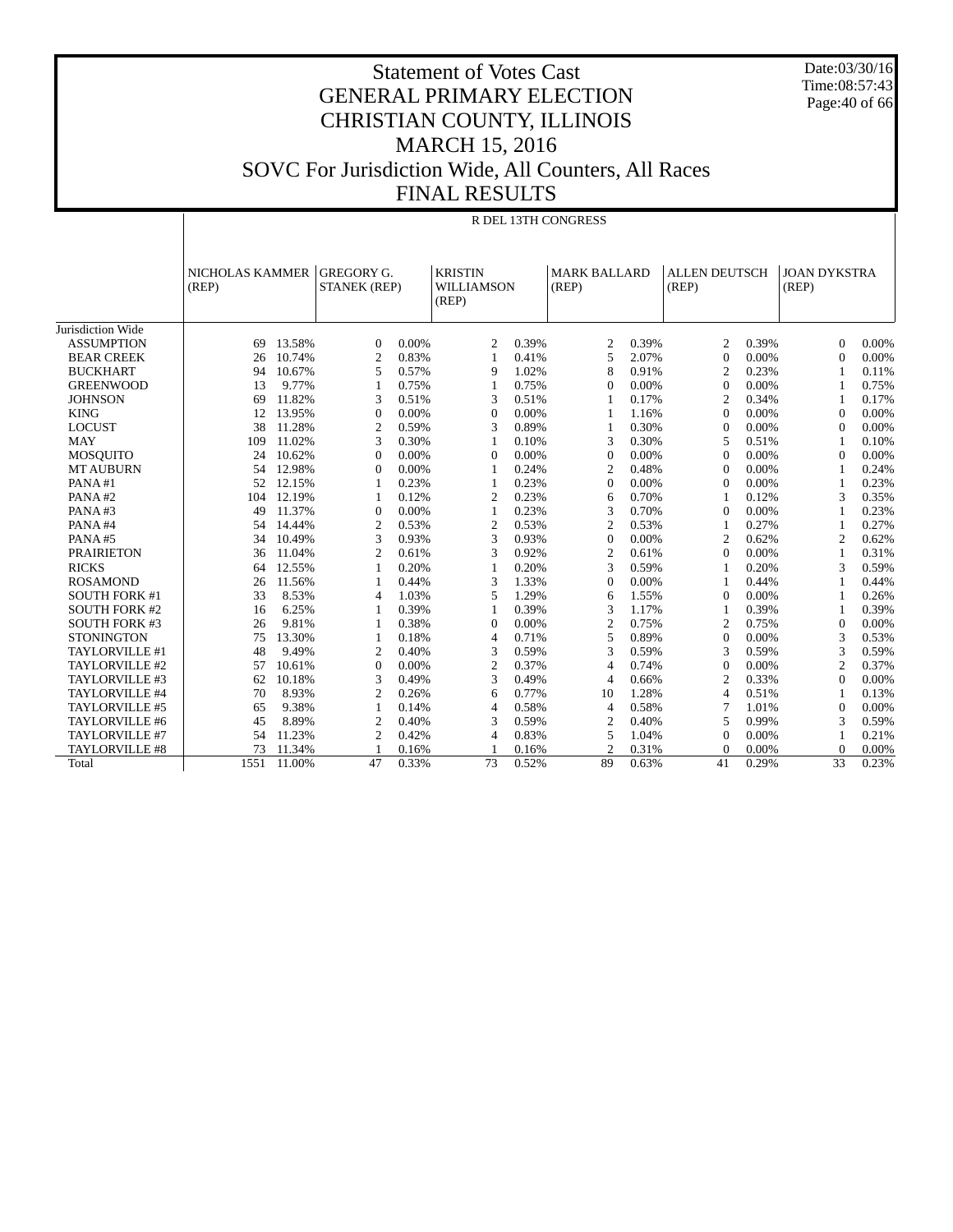# Statement of Votes Cast
## GENERAL PRIMARY ELECTION
## CHRISTIAN COUNTY, ILLINOIS
## MARCH 15, 2016
## SOVC For Jurisdiction Wide, All Counters, All Races
## FINAL RESULTS

Date:03/30/16
Time:08:57:43

| | R DEL 13TH CONGRESS | | | | | | | | | | | |
|---|---|---|---|---|---|---|---|---|---|---|---|---|
| | NICHOLAS KAMMER (REP) | | GREGORY G. STANEK (REP) | | KRISTIN WILLIAMSON (REP) | | MARK BALLARD (REP) | | ALLEN DEUTSCH (REP) | | JOAN DYKSTRA (REP) | |
| Jurisdiction Wide | | | | | | | | | | | | |
| ASSUMPTION | 69 | 13.58% | 0 | 0.00% | 2 | 0.39% | 2 | 0.39% | 2 | 0.39% | 0 | 0.00% |
| BEAR CREEK | 26 | 10.74% | 2 | 0.83% | 1 | 0.41% | 5 | 2.07% | 0 | 0.00% | 0 | 0.00% |
| BUCKHART | 94 | 10.67% | 5 | 0.57% | 9 | 1.02% | 8 | 0.91% | 2 | 0.23% | 1 | 0.11% |
| GREENWOOD | 13 | 9.77% | 1 | 0.75% | 1 | 0.75% | 0 | 0.00% | 0 | 0.00% | 1 | 0.75% |
| JOHNSON | 69 | 11.82% | 3 | 0.51% | 3 | 0.51% | 1 | 0.17% | 2 | 0.34% | 1 | 0.17% |
| KING | 12 | 13.95% | 0 | 0.00% | 0 | 0.00% | 1 | 1.16% | 0 | 0.00% | 0 | 0.00% |
| LOCUST | 38 | 11.28% | 2 | 0.59% | 3 | 0.89% | 1 | 0.30% | 0 | 0.00% | 0 | 0.00% |
| MAY | 109 | 11.02% | 3 | 0.30% | 1 | 0.10% | 3 | 0.30% | 5 | 0.51% | 1 | 0.10% |
| MOSQUITO | 24 | 10.62% | 0 | 0.00% | 0 | 0.00% | 0 | 0.00% | 0 | 0.00% | 0 | 0.00% |
| MT AUBURN | 54 | 12.98% | 0 | 0.00% | 1 | 0.24% | 2 | 0.48% | 0 | 0.00% | 1 | 0.24% |
| PANA #1 | 52 | 12.15% | 1 | 0.23% | 1 | 0.23% | 0 | 0.00% | 0 | 0.00% | 1 | 0.23% |
| PANA #2 | 104 | 12.19% | 1 | 0.12% | 2 | 0.23% | 6 | 0.70% | 1 | 0.12% | 3 | 0.35% |
| PANA #3 | 49 | 11.37% | 0 | 0.00% | 1 | 0.23% | 3 | 0.70% | 0 | 0.00% | 1 | 0.23% |
| PANA #4 | 54 | 14.44% | 2 | 0.53% | 2 | 0.53% | 2 | 0.53% | 1 | 0.27% | 1 | 0.27% |
| PANA #5 | 34 | 10.49% | 3 | 0.93% | 3 | 0.93% | 0 | 0.00% | 2 | 0.62% | 2 | 0.62% |
| PRAIRIETON | 36 | 11.04% | 2 | 0.61% | 3 | 0.92% | 2 | 0.61% | 0 | 0.00% | 1 | 0.31% |
| RICKS | 64 | 12.55% | 1 | 0.20% | 1 | 0.20% | 3 | 0.59% | 1 | 0.20% | 3 | 0.59% |
| ROSAMOND | 26 | 11.56% | 1 | 0.44% | 3 | 1.33% | 0 | 0.00% | 1 | 0.44% | 1 | 0.44% |
| SOUTH FORK #1 | 33 | 8.53% | 4 | 1.03% | 5 | 1.29% | 6 | 1.55% | 0 | 0.00% | 1 | 0.26% |
| SOUTH FORK #2 | 16 | 6.25% | 1 | 0.39% | 1 | 0.39% | 3 | 1.17% | 1 | 0.39% | 1 | 0.39% |
| SOUTH FORK #3 | 26 | 9.81% | 1 | 0.38% | 0 | 0.00% | 2 | 0.75% | 2 | 0.75% | 0 | 0.00% |
| STONINGTON | 75 | 13.30% | 1 | 0.18% | 4 | 0.71% | 5 | 0.89% | 0 | 0.00% | 3 | 0.53% |
| TAYLORVILLE #1 | 48 | 9.49% | 2 | 0.40% | 3 | 0.59% | 3 | 0.59% | 3 | 0.59% | 3 | 0.59% |
| TAYLORVILLE #2 | 57 | 10.61% | 0 | 0.00% | 2 | 0.37% | 4 | 0.74% | 0 | 0.00% | 2 | 0.37% |
| TAYLORVILLE #3 | 62 | 10.18% | 3 | 0.49% | 3 | 0.49% | 4 | 0.66% | 2 | 0.33% | 0 | 0.00% |
| TAYLORVILLE #4 | 70 | 8.93% | 2 | 0.26% | 6 | 0.77% | 10 | 1.28% | 4 | 0.51% | 1 | 0.13% |
| TAYLORVILLE #5 | 65 | 9.38% | 1 | 0.14% | 4 | 0.58% | 4 | 0.58% | 7 | 1.01% | 0 | 0.00% |
| TAYLORVILLE #6 | 45 | 8.89% | 2 | 0.40% | 3 | 0.59% | 2 | 0.40% | 5 | 0.99% | 3 | 0.59% |
| TAYLORVILLE #7 | 54 | 11.23% | 2 | 0.42% | 4 | 0.83% | 5 | 1.04% | 0 | 0.00% | 1 | 0.21% |
| TAYLORVILLE #8 | 73 | 11.34% | 1 | 0.16% | 1 | 0.16% | 2 | 0.31% | 0 | 0.00% | 0 | 0.00% |
| Total | 1551 | 11.00% | 47 | 0.33% | 73 | 0.52% | 89 | 0.63% | 41 | 0.29% | 33 | 0.23% |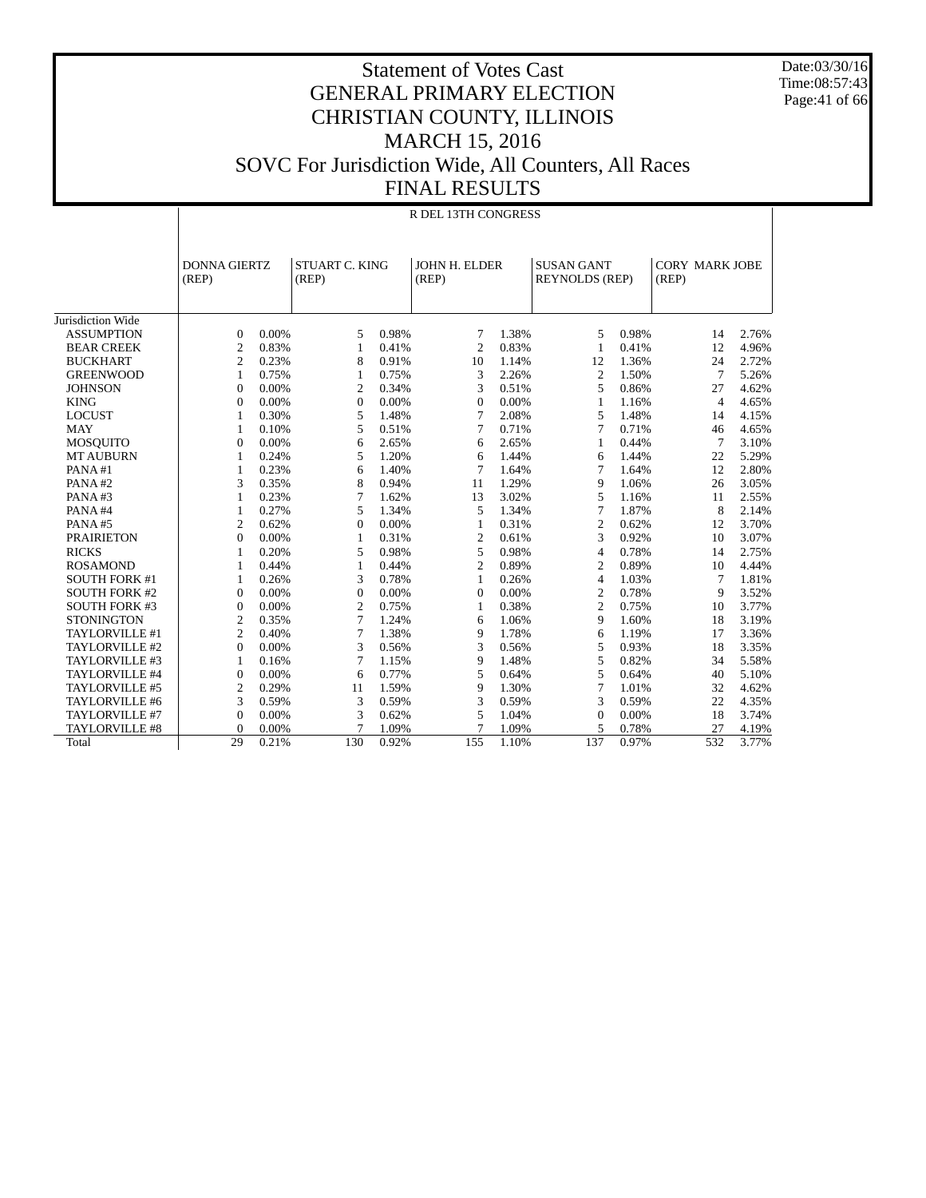# Statement of Votes Cast
# GENERAL PRIMARY ELECTION
# CHRISTIAN COUNTY, ILLINOIS
# MARCH 15, 2016
# SOVC For Jurisdiction Wide, All Counters, All Races
# FINAL RESULTS

Date:03/30/16
Time:08:57:43

## R DEL 13TH CONGRESS

| | DONNA GIERTZ (REP) | | STUART C. KING (REP) | | JOHN H. ELDER (REP) | | SUSAN GANT REYNOLDS (REP) | | CORY MARK JOBE (REP) | |
|---|---|---|---|---|---|---|---|---|---|---|
| Jurisdiction Wide | | | | | | | | | | |
| ASSUMPTION | 0 | 0.00% | 5 | 0.98% | 7 | 1.38% | 5 | 0.98% | 14 | 2.76% |
| BEAR CREEK | 2 | 0.83% | 1 | 0.41% | 2 | 0.83% | 1 | 0.41% | 12 | 4.96% |
| BUCKHART | 2 | 0.23% | 8 | 0.91% | 10 | 1.14% | 12 | 1.36% | 24 | 2.72% |
| GREENWOOD | 1 | 0.75% | 1 | 0.75% | 3 | 2.26% | 2 | 1.50% | 7 | 5.26% |
| JOHNSON | 0 | 0.00% | 2 | 0.34% | 3 | 0.51% | 5 | 0.86% | 27 | 4.62% |
| KING | 0 | 0.00% | 0 | 0.00% | 0 | 0.00% | 1 | 1.16% | 4 | 4.65% |
| LOCUST | 1 | 0.30% | 5 | 1.48% | 7 | 2.08% | 5 | 1.48% | 14 | 4.15% |
| MAY | 1 | 0.10% | 5 | 0.51% | 7 | 0.71% | 7 | 0.71% | 46 | 4.65% |
| MOSQUITO | 0 | 0.00% | 6 | 2.65% | 6 | 2.65% | 1 | 0.44% | 7 | 3.10% |
| MT AUBURN | 1 | 0.24% | 5 | 1.20% | 6 | 1.44% | 6 | 1.44% | 22 | 5.29% |
| PANA #1 | 1 | 0.23% | 6 | 1.40% | 7 | 1.64% | 7 | 1.64% | 12 | 2.80% |
| PANA #2 | 3 | 0.35% | 8 | 0.94% | 11 | 1.29% | 9 | 1.06% | 26 | 3.05% |
| PANA #3 | 1 | 0.23% | 7 | 1.62% | 13 | 3.02% | 5 | 1.16% | 11 | 2.55% |
| PANA #4 | 1 | 0.27% | 5 | 1.34% | 5 | 1.34% | 7 | 1.87% | 8 | 2.14% |
| PANA #5 | 2 | 0.62% | 0 | 0.00% | 1 | 0.31% | 2 | 0.62% | 12 | 3.70% |
| PRAIRIETON | 0 | 0.00% | 1 | 0.31% | 2 | 0.61% | 3 | 0.92% | 10 | 3.07% |
| RICKS | 1 | 0.20% | 5 | 0.98% | 5 | 0.98% | 4 | 0.78% | 14 | 2.75% |
| ROSAMOND | 1 | 0.44% | 1 | 0.44% | 2 | 0.89% | 2 | 0.89% | 10 | 4.44% |
| SOUTH FORK #1 | 1 | 0.26% | 3 | 0.78% | 1 | 0.26% | 4 | 1.03% | 7 | 1.81% |
| SOUTH FORK #2 | 0 | 0.00% | 0 | 0.00% | 0 | 0.00% | 2 | 0.78% | 9 | 3.52% |
| SOUTH FORK #3 | 0 | 0.00% | 2 | 0.75% | 1 | 0.38% | 2 | 0.75% | 10 | 3.77% |
| STONINGTON | 2 | 0.35% | 7 | 1.24% | 6 | 1.06% | 9 | 1.60% | 18 | 3.19% |
| TAYLORVILLE #1 | 2 | 0.40% | 7 | 1.38% | 9 | 1.78% | 6 | 1.19% | 17 | 3.36% |
| TAYLORVILLE #2 | 0 | 0.00% | 3 | 0.56% | 3 | 0.56% | 5 | 0.93% | 18 | 3.35% |
| TAYLORVILLE #3 | 1 | 0.16% | 7 | 1.15% | 9 | 1.48% | 5 | 0.82% | 34 | 5.58% |
| TAYLORVILLE #4 | 0 | 0.00% | 6 | 0.77% | 5 | 0.64% | 5 | 0.64% | 40 | 5.10% |
| TAYLORVILLE #5 | 2 | 0.29% | 11 | 1.59% | 9 | 1.30% | 7 | 1.01% | 32 | 4.62% |
| TAYLORVILLE #6 | 3 | 0.59% | 3 | 0.59% | 3 | 0.59% | 3 | 0.59% | 22 | 4.35% |
| TAYLORVILLE #7 | 0 | 0.00% | 3 | 0.62% | 5 | 1.04% | 0 | 0.00% | 18 | 3.74% |
| TAYLORVILLE #8 | 0 | 0.00% | 7 | 1.09% | 7 | 1.09% | 5 | 0.78% | 27 | 4.19% |
| Total | 29 | 0.21% | 130 | 0.92% | 155 | 1.10% | 137 | 0.97% | 532 | 3.77% |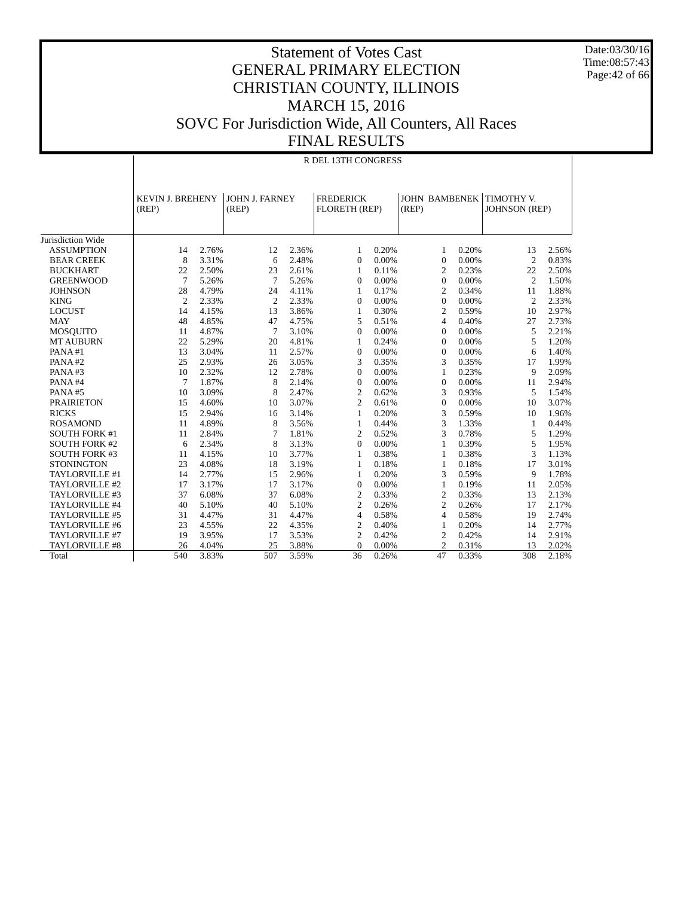# Statement of Votes Cast
# GENERAL PRIMARY ELECTION
# CHRISTIAN COUNTY, ILLINOIS
# MARCH 15, 2016
# SOVC For Jurisdiction Wide, All Counters, All Races
# FINAL RESULTS

Date:03/30/16
Time:08:57:43

R DEL 13TH CONGRESS

| | KEVIN J. BREHENY (REP) | | JOHN J. FARNEY (REP) | | FREDERICK FLORETH (REP) | | JOHN BAMBENEK (REP) | | TIMOTHY V. JOHNSON (REP) | |
|---|---|---|---|---|---|---|---|---|---|---|
| Jurisdiction Wide | | | | | | | | | | |
| ASSUMPTION | 14 | 2.76% | 12 | 2.36% | 1 | 0.20% | 1 | 0.20% | 13 | 2.56% |
| BEAR CREEK | 8 | 3.31% | 6 | 2.48% | 0 | 0.00% | 0 | 0.00% | 2 | 0.83% |
| BUCKHART | 22 | 2.50% | 23 | 2.61% | 1 | 0.11% | 2 | 0.23% | 22 | 2.50% |
| GREENWOOD | 7 | 5.26% | 7 | 5.26% | 0 | 0.00% | 0 | 0.00% | 2 | 1.50% |
| JOHNSON | 28 | 4.79% | 24 | 4.11% | 1 | 0.17% | 2 | 0.34% | 11 | 1.88% |
| KING | 2 | 2.33% | 2 | 2.33% | 0 | 0.00% | 0 | 0.00% | 2 | 2.33% |
| LOCUST | 14 | 4.15% | 13 | 3.86% | 1 | 0.30% | 2 | 0.59% | 10 | 2.97% |
| MAY | 48 | 4.85% | 47 | 4.75% | 5 | 0.51% | 4 | 0.40% | 27 | 2.73% |
| MOSQUITO | 11 | 4.87% | 7 | 3.10% | 0 | 0.00% | 0 | 0.00% | 5 | 2.21% |
| MT AUBURN | 22 | 5.29% | 20 | 4.81% | 1 | 0.24% | 0 | 0.00% | 5 | 1.20% |
| PANA #1 | 13 | 3.04% | 11 | 2.57% | 0 | 0.00% | 0 | 0.00% | 6 | 1.40% |
| PANA #2 | 25 | 2.93% | 26 | 3.05% | 3 | 0.35% | 3 | 0.35% | 17 | 1.99% |
| PANA #3 | 10 | 2.32% | 12 | 2.78% | 0 | 0.00% | 1 | 0.23% | 9 | 2.09% |
| PANA #4 | 7 | 1.87% | 8 | 2.14% | 0 | 0.00% | 0 | 0.00% | 11 | 2.94% |
| PANA #5 | 10 | 3.09% | 8 | 2.47% | 2 | 0.62% | 3 | 0.93% | 5 | 1.54% |
| PRAIRIETON | 15 | 4.60% | 10 | 3.07% | 2 | 0.61% | 0 | 0.00% | 10 | 3.07% |
| RICKS | 15 | 2.94% | 16 | 3.14% | 1 | 0.20% | 3 | 0.59% | 10 | 1.96% |
| ROSAMOND | 11 | 4.89% | 8 | 3.56% | 1 | 0.44% | 3 | 1.33% | 1 | 0.44% |
| SOUTH FORK #1 | 11 | 2.84% | 7 | 1.81% | 2 | 0.52% | 3 | 0.78% | 5 | 1.29% |
| SOUTH FORK #2 | 6 | 2.34% | 8 | 3.13% | 0 | 0.00% | 1 | 0.39% | 5 | 1.95% |
| SOUTH FORK #3 | 11 | 4.15% | 10 | 3.77% | 1 | 0.38% | 1 | 0.38% | 3 | 1.13% |
| STONINGTON | 23 | 4.08% | 18 | 3.19% | 1 | 0.18% | 1 | 0.18% | 17 | 3.01% |
| TAYLORVILLE #1 | 14 | 2.77% | 15 | 2.96% | 1 | 0.20% | 3 | 0.59% | 9 | 1.78% |
| TAYLORVILLE #2 | 17 | 3.17% | 17 | 3.17% | 0 | 0.00% | 1 | 0.19% | 11 | 2.05% |
| TAYLORVILLE #3 | 37 | 6.08% | 37 | 6.08% | 2 | 0.33% | 2 | 0.33% | 13 | 2.13% |
| TAYLORVILLE #4 | 40 | 5.10% | 40 | 5.10% | 2 | 0.26% | 2 | 0.26% | 17 | 2.17% |
| TAYLORVILLE #5 | 31 | 4.47% | 31 | 4.47% | 4 | 0.58% | 4 | 0.58% | 19 | 2.74% |
| TAYLORVILLE #6 | 23 | 4.55% | 22 | 4.35% | 2 | 0.40% | 1 | 0.20% | 14 | 2.77% |
| TAYLORVILLE #7 | 19 | 3.95% | 17 | 3.53% | 2 | 0.42% | 2 | 0.42% | 14 | 2.91% |
| TAYLORVILLE #8 | 26 | 4.04% | 25 | 3.88% | 0 | 0.00% | 2 | 0.31% | 13 | 2.02% |
| Total | 540 | 3.83% | 507 | 3.59% | 36 | 0.26% | 47 | 0.33% | 308 | 2.18% |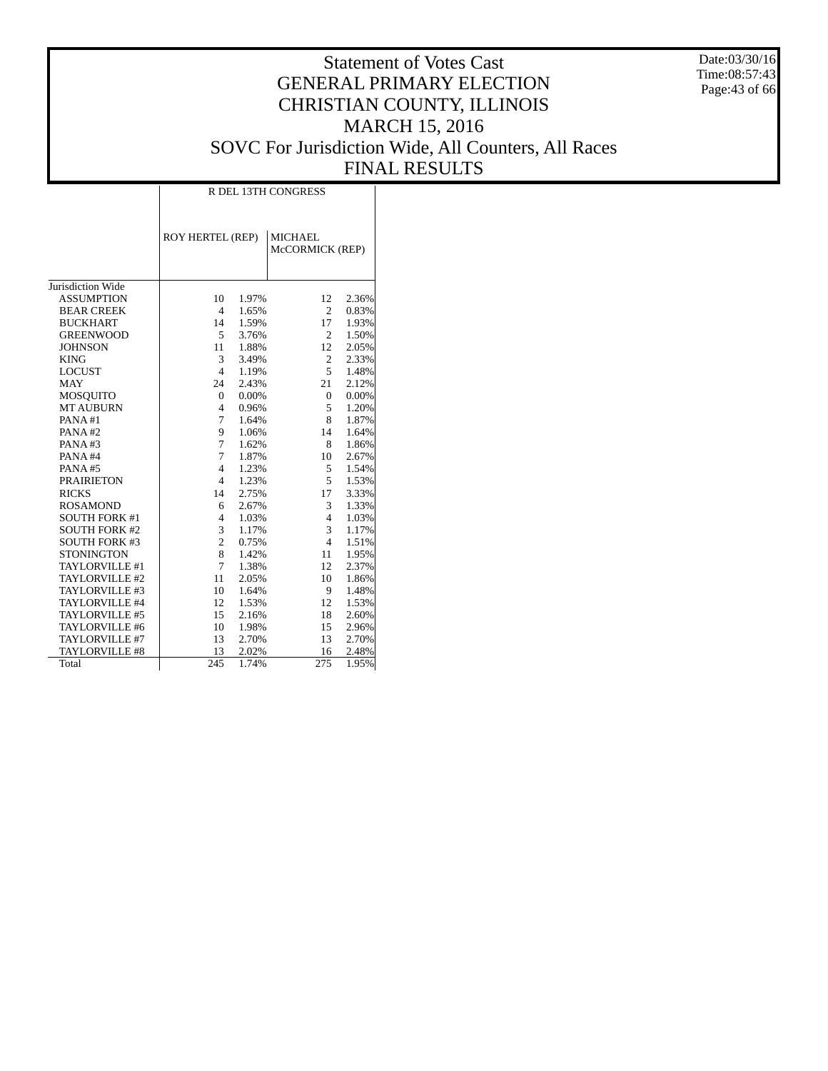# Statement of Votes Cast
## GENERAL PRIMARY ELECTION
## CHRISTIAN COUNTY, ILLINOIS
## MARCH 15, 2016
## SOVC For Jurisdiction Wide, All Counters, All Races
## FINAL RESULTS

Date:03/30/16
Time:08:57:43

| | R DEL 13TH CONGRESS | | | |
|---|---|---|---|---|
| | ROY HERTEL (REP) | | MICHAEL McCORMICK (REP) | |
| Jurisdiction Wide | | | | |
| ASSUMPTION | 10 | 1.97% | 12 | 2.36% |
| BEAR CREEK | 4 | 1.65% | 2 | 0.83% |
| BUCKHART | 14 | 1.59% | 17 | 1.93% |
| GREENWOOD | 5 | 3.76% | 2 | 1.50% |
| JOHNSON | 11 | 1.88% | 12 | 2.05% |
| KING | 3 | 3.49% | 2 | 2.33% |
| LOCUST | 4 | 1.19% | 5 | 1.48% |
| MAY | 24 | 2.43% | 21 | 2.12% |
| MOSQUITO | 0 | 0.00% | 0 | 0.00% |
| MT AUBURN | 4 | 0.96% | 5 | 1.20% |
| PANA #1 | 7 | 1.64% | 8 | 1.87% |
| PANA #2 | 9 | 1.06% | 14 | 1.64% |
| PANA #3 | 7 | 1.62% | 8 | 1.86% |
| PANA #4 | 7 | 1.87% | 10 | 2.67% |
| PANA #5 | 4 | 1.23% | 5 | 1.54% |
| PRAIRIETON | 4 | 1.23% | 5 | 1.53% |
| RICKS | 14 | 2.75% | 17 | 3.33% |
| ROSAMOND | 6 | 2.67% | 3 | 1.33% |
| SOUTH FORK #1 | 4 | 1.03% | 4 | 1.03% |
| SOUTH FORK #2 | 3 | 1.17% | 3 | 1.17% |
| SOUTH FORK #3 | 2 | 0.75% | 4 | 1.51% |
| STONINGTON | 8 | 1.42% | 11 | 1.95% |
| TAYLORVILLE #1 | 7 | 1.38% | 12 | 2.37% |
| TAYLORVILLE #2 | 11 | 2.05% | 10 | 1.86% |
| TAYLORVILLE #3 | 10 | 1.64% | 9 | 1.48% |
| TAYLORVILLE #4 | 12 | 1.53% | 12 | 1.53% |
| TAYLORVILLE #5 | 15 | 2.16% | 18 | 2.60% |
| TAYLORVILLE #6 | 10 | 1.98% | 15 | 2.96% |
| TAYLORVILLE #7 | 13 | 2.70% | 13 | 2.70% |
| TAYLORVILLE #8 | 13 | 2.02% | 16 | 2.48% |
| Total | 245 | 1.74% | 275 | 1.95% |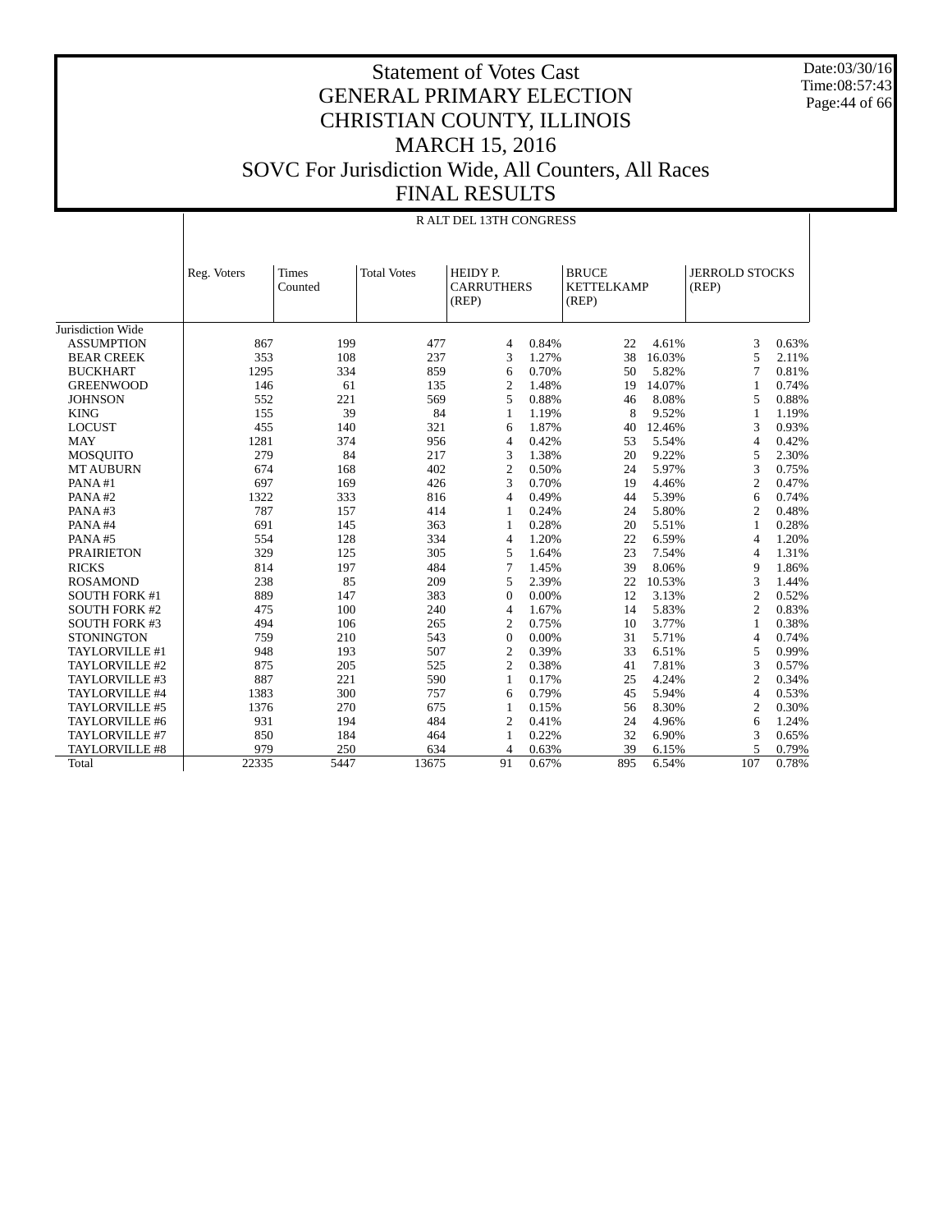# Statement of Votes Cast
# GENERAL PRIMARY ELECTION
# CHRISTIAN COUNTY, ILLINOIS
# MARCH 15, 2016
# SOVC For Jurisdiction Wide, All Counters, All Races
# FINAL RESULTS

Date:03/30/16
Time:08:57:43

R ALT DEL 13TH CONGRESS

| | Reg. Voters | Times Counted | Total Votes | HEIDY P. CARRUTHERS (REP) | | BRUCE KETTELKAMP (REP) | | JERROLD STOCKS (REP) | |
|---|---|---|---|---|---|---|---|---|---|
| Jurisdiction Wide | | | | | | | | | |
| ASSUMPTION | 867 | 199 | 477 | 4 | 0.84% | 22 | 4.61% | 3 | 0.63% |
| BEAR CREEK | 353 | 108 | 237 | 3 | 1.27% | 38 | 16.03% | 5 | 2.11% |
| BUCKHART | 1295 | 334 | 859 | 6 | 0.70% | 50 | 5.82% | 7 | 0.81% |
| GREENWOOD | 146 | 61 | 135 | 2 | 1.48% | 19 | 14.07% | 1 | 0.74% |
| JOHNSON | 552 | 221 | 569 | 5 | 0.88% | 46 | 8.08% | 5 | 0.88% |
| KING | 155 | 39 | 84 | 1 | 1.19% | 8 | 9.52% | 1 | 1.19% |
| LOCUST | 455 | 140 | 321 | 6 | 1.87% | 40 | 12.46% | 3 | 0.93% |
| MAY | 1281 | 374 | 956 | 4 | 0.42% | 53 | 5.54% | 4 | 0.42% |
| MOSQUITO | 279 | 84 | 217 | 3 | 1.38% | 20 | 9.22% | 5 | 2.30% |
| MT AUBURN | 674 | 168 | 402 | 2 | 0.50% | 24 | 5.97% | 3 | 0.75% |
| PANA #1 | 697 | 169 | 426 | 3 | 0.70% | 19 | 4.46% | 2 | 0.47% |
| PANA #2 | 1322 | 333 | 816 | 4 | 0.49% | 44 | 5.39% | 6 | 0.74% |
| PANA #3 | 787 | 157 | 414 | 1 | 0.24% | 24 | 5.80% | 2 | 0.48% |
| PANA #4 | 691 | 145 | 363 | 1 | 0.28% | 20 | 5.51% | 1 | 0.28% |
| PANA #5 | 554 | 128 | 334 | 4 | 1.20% | 22 | 6.59% | 4 | 1.20% |
| PRAIRIETON | 329 | 125 | 305 | 5 | 1.64% | 23 | 7.54% | 4 | 1.31% |
| RICKS | 814 | 197 | 484 | 7 | 1.45% | 39 | 8.06% | 9 | 1.86% |
| ROSAMOND | 238 | 85 | 209 | 5 | 2.39% | 22 | 10.53% | 3 | 1.44% |
| SOUTH FORK #1 | 889 | 147 | 383 | 0 | 0.00% | 12 | 3.13% | 2 | 0.52% |
| SOUTH FORK #2 | 475 | 100 | 240 | 4 | 1.67% | 14 | 5.83% | 2 | 0.83% |
| SOUTH FORK #3 | 494 | 106 | 265 | 2 | 0.75% | 10 | 3.77% | 1 | 0.38% |
| STONINGTON | 759 | 210 | 543 | 0 | 0.00% | 31 | 5.71% | 4 | 0.74% |
| TAYLORVILLE #1 | 948 | 193 | 507 | 2 | 0.39% | 33 | 6.51% | 5 | 0.99% |
| TAYLORVILLE #2 | 875 | 205 | 525 | 2 | 0.38% | 41 | 7.81% | 3 | 0.57% |
| TAYLORVILLE #3 | 887 | 221 | 590 | 1 | 0.17% | 25 | 4.24% | 2 | 0.34% |
| TAYLORVILLE #4 | 1383 | 300 | 757 | 6 | 0.79% | 45 | 5.94% | 4 | 0.53% |
| TAYLORVILLE #5 | 1376 | 270 | 675 | 1 | 0.15% | 56 | 8.30% | 2 | 0.30% |
| TAYLORVILLE #6 | 931 | 194 | 484 | 2 | 0.41% | 24 | 4.96% | 6 | 1.24% |
| TAYLORVILLE #7 | 850 | 184 | 464 | 1 | 0.22% | 32 | 6.90% | 3 | 0.65% |
| TAYLORVILLE #8 | 979 | 250 | 634 | 4 | 0.63% | 39 | 6.15% | 5 | 0.79% |
| Total | 22335 | 5447 | 13675 | 91 | 0.67% | 895 | 6.54% | 107 | 0.78% |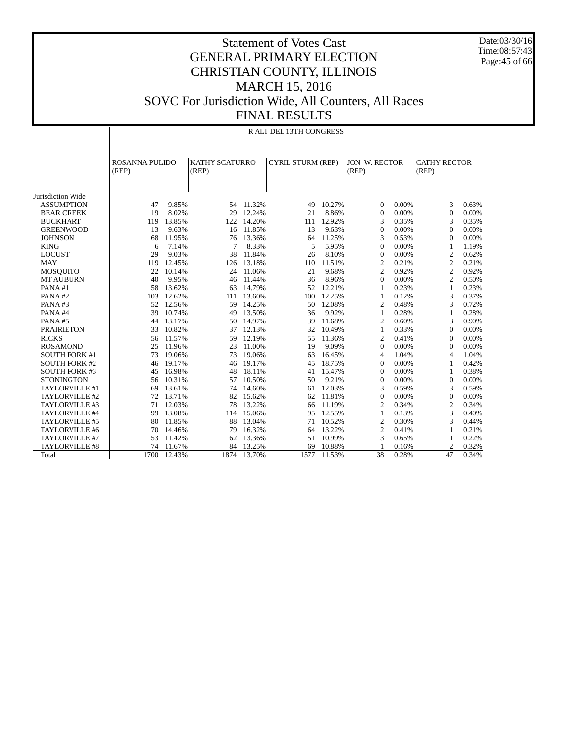# Statement of Votes Cast
# GENERAL PRIMARY ELECTION
# CHRISTIAN COUNTY, ILLINOIS
# MARCH 15, 2016
# SOVC For Jurisdiction Wide, All Counters, All Races
# FINAL RESULTS

Date:03/30/16
Time:08:57:43

R ALT DEL 13TH CONGRESS

| | ROSANNA PULIDO (REP) | | KATHY SCATURRO (REP) | | CYRIL STURM (REP) | | JON W. RECTOR (REP) | | CATHY RECTOR (REP) | |
|---|---|---|---|---|---|---|---|---|---|---|
| Jurisdiction Wide | | | | | | | | | | |
| ASSUMPTION | 47 | 9.85% | 54 | 11.32% | 49 | 10.27% | 0 | 0.00% | 3 | 0.63% |
| BEAR CREEK | 19 | 8.02% | 29 | 12.24% | 21 | 8.86% | 0 | 0.00% | 0 | 0.00% |
| BUCKHART | 119 | 13.85% | 122 | 14.20% | 111 | 12.92% | 3 | 0.35% | 3 | 0.35% |
| GREENWOOD | 13 | 9.63% | 16 | 11.85% | 13 | 9.63% | 0 | 0.00% | 0 | 0.00% |
| JOHNSON | 68 | 11.95% | 76 | 13.36% | 64 | 11.25% | 3 | 0.53% | 0 | 0.00% |
| KING | 6 | 7.14% | 7 | 8.33% | 5 | 5.95% | 0 | 0.00% | 1 | 1.19% |
| LOCUST | 29 | 9.03% | 38 | 11.84% | 26 | 8.10% | 0 | 0.00% | 2 | 0.62% |
| MAY | 119 | 12.45% | 126 | 13.18% | 110 | 11.51% | 2 | 0.21% | 2 | 0.21% |
| MOSQUITO | 22 | 10.14% | 24 | 11.06% | 21 | 9.68% | 2 | 0.92% | 2 | 0.92% |
| MT AUBURN | 40 | 9.95% | 46 | 11.44% | 36 | 8.96% | 0 | 0.00% | 2 | 0.50% |
| PANA #1 | 58 | 13.62% | 63 | 14.79% | 52 | 12.21% | 1 | 0.23% | 1 | 0.23% |
| PANA #2 | 103 | 12.62% | 111 | 13.60% | 100 | 12.25% | 1 | 0.12% | 3 | 0.37% |
| PANA #3 | 52 | 12.56% | 59 | 14.25% | 50 | 12.08% | 2 | 0.48% | 3 | 0.72% |
| PANA #4 | 39 | 10.74% | 49 | 13.50% | 36 | 9.92% | 1 | 0.28% | 1 | 0.28% |
| PANA #5 | 44 | 13.17% | 50 | 14.97% | 39 | 11.68% | 2 | 0.60% | 3 | 0.90% |
| PRAIRIETON | 33 | 10.82% | 37 | 12.13% | 32 | 10.49% | 1 | 0.33% | 0 | 0.00% |
| RICKS | 56 | 11.57% | 59 | 12.19% | 55 | 11.36% | 2 | 0.41% | 0 | 0.00% |
| ROSAMOND | 25 | 11.96% | 23 | 11.00% | 19 | 9.09% | 0 | 0.00% | 0 | 0.00% |
| SOUTH FORK #1 | 73 | 19.06% | 73 | 19.06% | 63 | 16.45% | 4 | 1.04% | 4 | 1.04% |
| SOUTH FORK #2 | 46 | 19.17% | 46 | 19.17% | 45 | 18.75% | 0 | 0.00% | 1 | 0.42% |
| SOUTH FORK #3 | 45 | 16.98% | 48 | 18.11% | 41 | 15.47% | 0 | 0.00% | 1 | 0.38% |
| STONINGTON | 56 | 10.31% | 57 | 10.50% | 50 | 9.21% | 0 | 0.00% | 0 | 0.00% |
| TAYLORVILLE #1 | 69 | 13.61% | 74 | 14.60% | 61 | 12.03% | 3 | 0.59% | 3 | 0.59% |
| TAYLORVILLE #2 | 72 | 13.71% | 82 | 15.62% | 62 | 11.81% | 0 | 0.00% | 0 | 0.00% |
| TAYLORVILLE #3 | 71 | 12.03% | 78 | 13.22% | 66 | 11.19% | 2 | 0.34% | 2 | 0.34% |
| TAYLORVILLE #4 | 99 | 13.08% | 114 | 15.06% | 95 | 12.55% | 1 | 0.13% | 3 | 0.40% |
| TAYLORVILLE #5 | 80 | 11.85% | 88 | 13.04% | 71 | 10.52% | 2 | 0.30% | 3 | 0.44% |
| TAYLORVILLE #6 | 70 | 14.46% | 79 | 16.32% | 64 | 13.22% | 2 | 0.41% | 1 | 0.21% |
| TAYLORVILLE #7 | 53 | 11.42% | 62 | 13.36% | 51 | 10.99% | 3 | 0.65% | 1 | 0.22% |
| TAYLORVILLE #8 | 74 | 11.67% | 84 | 13.25% | 69 | 10.88% | 1 | 0.16% | 2 | 0.32% |
| Total | 1700 | 12.43% | 1874 | 13.70% | 1577 | 11.53% | 38 | 0.28% | 47 | 0.34% |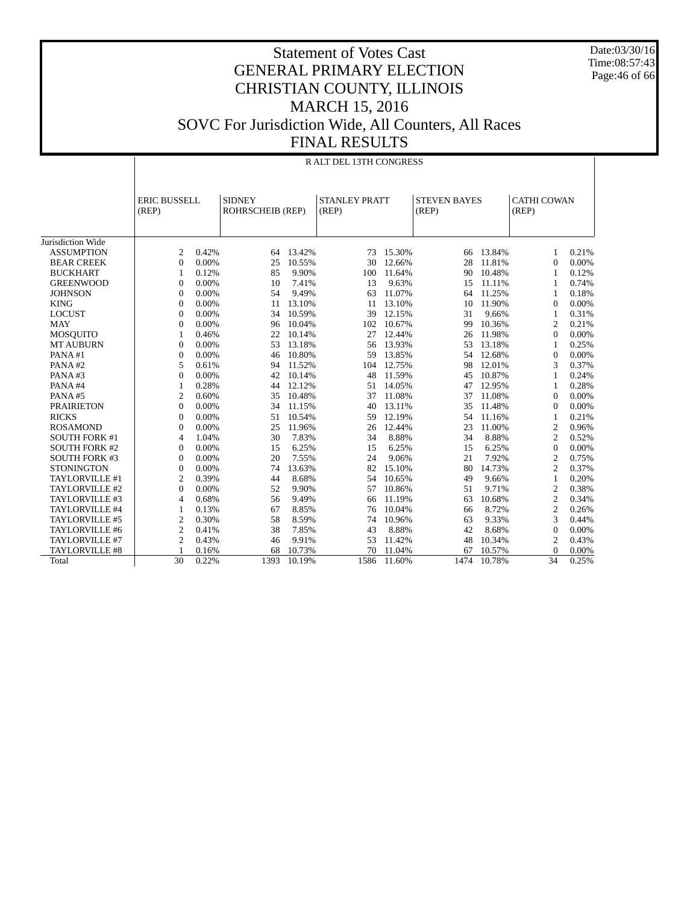# Statement of Votes Cast
## GENERAL PRIMARY ELECTION
## CHRISTIAN COUNTY, ILLINOIS
## MARCH 15, 2016
## SOVC For Jurisdiction Wide, All Counters, All Races
## FINAL RESULTS

Date:03/30/16
Time:08:57:43

R ALT DEL 13TH CONGRESS

| | ERIC BUSSELL (REP) | | SIDNEY ROHRSCHEIB (REP) | | STANLEY PRATT (REP) | | STEVEN BAYES (REP) | | CATHI COWAN (REP) | |
|---|---|---|---|---|---|---|---|---|---|---|
| Jurisdiction Wide | | | | | | | | | | |
| ASSUMPTION | 2 | 0.42% | 64 | 13.42% | 73 | 15.30% | 66 | 13.84% | 1 | 0.21% |
| BEAR CREEK | 0 | 0.00% | 25 | 10.55% | 30 | 12.66% | 28 | 11.81% | 0 | 0.00% |
| BUCKHART | 1 | 0.12% | 85 | 9.90% | 100 | 11.64% | 90 | 10.48% | 1 | 0.12% |
| GREENWOOD | 0 | 0.00% | 10 | 7.41% | 13 | 9.63% | 15 | 11.11% | 1 | 0.74% |
| JOHNSON | 0 | 0.00% | 54 | 9.49% | 63 | 11.07% | 64 | 11.25% | 1 | 0.18% |
| KING | 0 | 0.00% | 11 | 13.10% | 11 | 13.10% | 10 | 11.90% | 0 | 0.00% |
| LOCUST | 0 | 0.00% | 34 | 10.59% | 39 | 12.15% | 31 | 9.66% | 1 | 0.31% |
| MAY | 0 | 0.00% | 96 | 10.04% | 102 | 10.67% | 99 | 10.36% | 2 | 0.21% |
| MOSQUITO | 1 | 0.46% | 22 | 10.14% | 27 | 12.44% | 26 | 11.98% | 0 | 0.00% |
| MT AUBURN | 0 | 0.00% | 53 | 13.18% | 56 | 13.93% | 53 | 13.18% | 1 | 0.25% |
| PANA #1 | 0 | 0.00% | 46 | 10.80% | 59 | 13.85% | 54 | 12.68% | 0 | 0.00% |
| PANA #2 | 5 | 0.61% | 94 | 11.52% | 104 | 12.75% | 98 | 12.01% | 3 | 0.37% |
| PANA #3 | 0 | 0.00% | 42 | 10.14% | 48 | 11.59% | 45 | 10.87% | 1 | 0.24% |
| PANA #4 | 1 | 0.28% | 44 | 12.12% | 51 | 14.05% | 47 | 12.95% | 1 | 0.28% |
| PANA #5 | 2 | 0.60% | 35 | 10.48% | 37 | 11.08% | 37 | 11.08% | 0 | 0.00% |
| PRAIRIETON | 0 | 0.00% | 34 | 11.15% | 40 | 13.11% | 35 | 11.48% | 0 | 0.00% |
| RICKS | 0 | 0.00% | 51 | 10.54% | 59 | 12.19% | 54 | 11.16% | 1 | 0.21% |
| ROSAMOND | 0 | 0.00% | 25 | 11.96% | 26 | 12.44% | 23 | 11.00% | 2 | 0.96% |
| SOUTH FORK #1 | 4 | 1.04% | 30 | 7.83% | 34 | 8.88% | 34 | 8.88% | 2 | 0.52% |
| SOUTH FORK #2 | 0 | 0.00% | 15 | 6.25% | 15 | 6.25% | 15 | 6.25% | 0 | 0.00% |
| SOUTH FORK #3 | 0 | 0.00% | 20 | 7.55% | 24 | 9.06% | 21 | 7.92% | 2 | 0.75% |
| STONINGTON | 0 | 0.00% | 74 | 13.63% | 82 | 15.10% | 80 | 14.73% | 2 | 0.37% |
| TAYLORVILLE #1 | 2 | 0.39% | 44 | 8.68% | 54 | 10.65% | 49 | 9.66% | 1 | 0.20% |
| TAYLORVILLE #2 | 0 | 0.00% | 52 | 9.90% | 57 | 10.86% | 51 | 9.71% | 2 | 0.38% |
| TAYLORVILLE #3 | 4 | 0.68% | 56 | 9.49% | 66 | 11.19% | 63 | 10.68% | 2 | 0.34% |
| TAYLORVILLE #4 | 1 | 0.13% | 67 | 8.85% | 76 | 10.04% | 66 | 8.72% | 2 | 0.26% |
| TAYLORVILLE #5 | 2 | 0.30% | 58 | 8.59% | 74 | 10.96% | 63 | 9.33% | 3 | 0.44% |
| TAYLORVILLE #6 | 2 | 0.41% | 38 | 7.85% | 43 | 8.88% | 42 | 8.68% | 0 | 0.00% |
| TAYLORVILLE #7 | 2 | 0.43% | 46 | 9.91% | 53 | 11.42% | 48 | 10.34% | 2 | 0.43% |
| TAYLORVILLE #8 | 1 | 0.16% | 68 | 10.73% | 70 | 11.04% | 67 | 10.57% | 0 | 0.00% |
| Total | 30 | 0.22% | 1393 | 10.19% | 1586 | 11.60% | 1474 | 10.78% | 34 | 0.25% |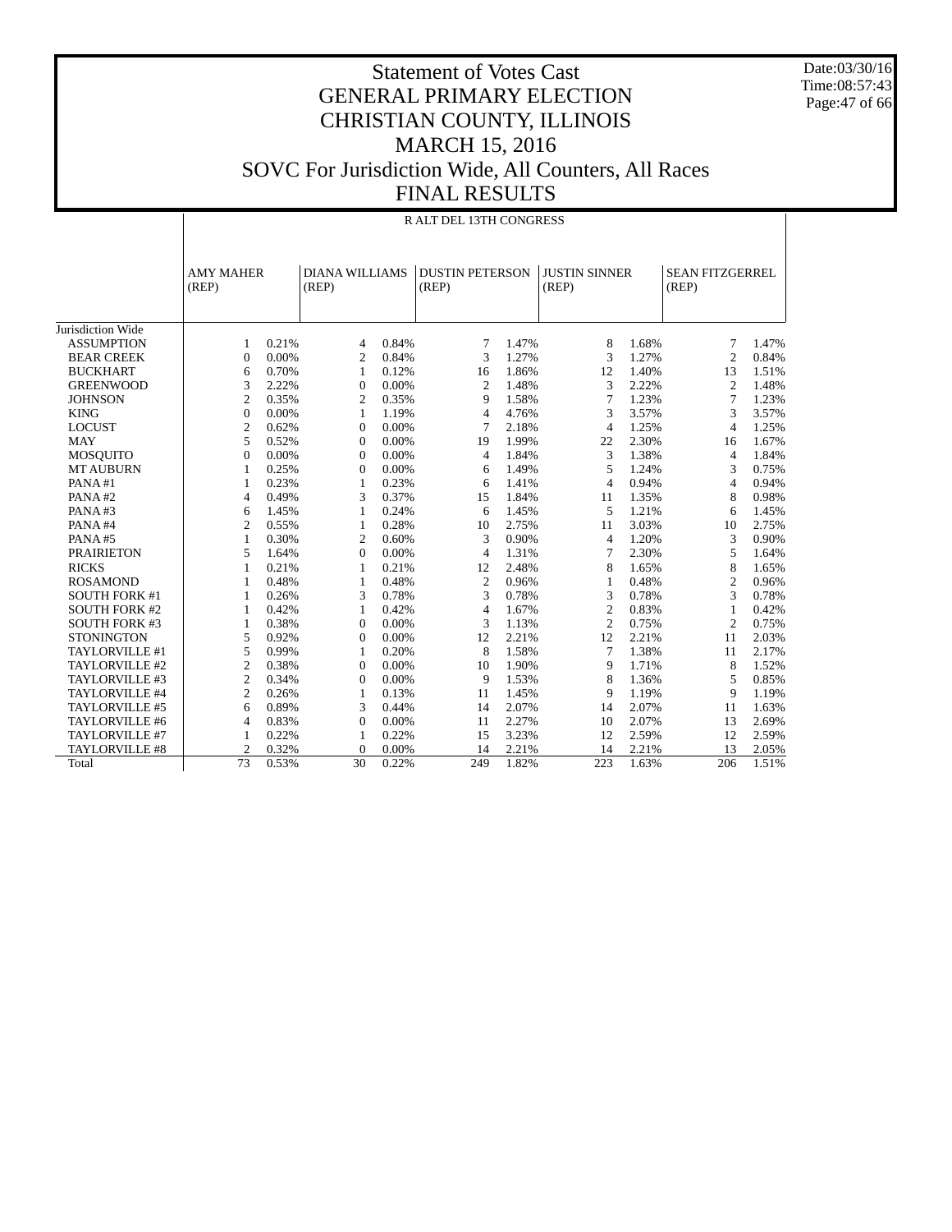# Statement of Votes Cast
## GENERAL PRIMARY ELECTION
## CHRISTIAN COUNTY, ILLINOIS
## MARCH 15, 2016
## SOVC For Jurisdiction Wide, All Counters, All Races
## FINAL RESULTS

Date:03/30/16
Time:08:57:43

R ALT DEL 13TH CONGRESS

| | AMY MAHER (REP) | | DIANA WILLIAMS (REP) | | DUSTIN PETERSON (REP) | | JUSTIN SINNER (REP) | | SEAN FITZGERREL (REP) | |
|---|---|---|---|---|---|---|---|---|---|---|
| Jurisdiction Wide | | | | | | | | | | |
| ASSUMPTION | 1 | 0.21% | 4 | 0.84% | 7 | 1.47% | 8 | 1.68% | 7 | 1.47% |
| BEAR CREEK | 0 | 0.00% | 2 | 0.84% | 3 | 1.27% | 3 | 1.27% | 2 | 0.84% |
| BUCKHART | 6 | 0.70% | 1 | 0.12% | 16 | 1.86% | 12 | 1.40% | 13 | 1.51% |
| GREENWOOD | 3 | 2.22% | 0 | 0.00% | 2 | 1.48% | 3 | 2.22% | 2 | 1.48% |
| JOHNSON | 2 | 0.35% | 2 | 0.35% | 9 | 1.58% | 7 | 1.23% | 7 | 1.23% |
| KING | 0 | 0.00% | 1 | 1.19% | 4 | 4.76% | 3 | 3.57% | 3 | 3.57% |
| LOCUST | 2 | 0.62% | 0 | 0.00% | 7 | 2.18% | 4 | 1.25% | 4 | 1.25% |
| MAY | 5 | 0.52% | 0 | 0.00% | 19 | 1.99% | 22 | 2.30% | 16 | 1.67% |
| MOSQUITO | 0 | 0.00% | 0 | 0.00% | 4 | 1.84% | 3 | 1.38% | 4 | 1.84% |
| MT AUBURN | 1 | 0.25% | 0 | 0.00% | 6 | 1.49% | 5 | 1.24% | 3 | 0.75% |
| PANA #1 | 1 | 0.23% | 1 | 0.23% | 6 | 1.41% | 4 | 0.94% | 4 | 0.94% |
| PANA #2 | 4 | 0.49% | 3 | 0.37% | 15 | 1.84% | 11 | 1.35% | 8 | 0.98% |
| PANA #3 | 6 | 1.45% | 1 | 0.24% | 6 | 1.45% | 5 | 1.21% | 6 | 1.45% |
| PANA #4 | 2 | 0.55% | 1 | 0.28% | 10 | 2.75% | 11 | 3.03% | 10 | 2.75% |
| PANA #5 | 1 | 0.30% | 2 | 0.60% | 3 | 0.90% | 4 | 1.20% | 3 | 0.90% |
| PRAIRIETON | 5 | 1.64% | 0 | 0.00% | 4 | 1.31% | 7 | 2.30% | 5 | 1.64% |
| RICKS | 1 | 0.21% | 1 | 0.21% | 12 | 2.48% | 8 | 1.65% | 8 | 1.65% |
| ROSAMOND | 1 | 0.48% | 1 | 0.48% | 2 | 0.96% | 1 | 0.48% | 2 | 0.96% |
| SOUTH FORK #1 | 1 | 0.26% | 3 | 0.78% | 3 | 0.78% | 3 | 0.78% | 3 | 0.78% |
| SOUTH FORK #2 | 1 | 0.42% | 1 | 0.42% | 4 | 1.67% | 2 | 0.83% | 1 | 0.42% |
| SOUTH FORK #3 | 1 | 0.38% | 0 | 0.00% | 3 | 1.13% | 2 | 0.75% | 2 | 0.75% |
| STONINGTON | 5 | 0.92% | 0 | 0.00% | 12 | 2.21% | 12 | 2.21% | 11 | 2.03% |
| TAYLORVILLE #1 | 5 | 0.99% | 1 | 0.20% | 8 | 1.58% | 7 | 1.38% | 11 | 2.17% |
| TAYLORVILLE #2 | 2 | 0.38% | 0 | 0.00% | 10 | 1.90% | 9 | 1.71% | 8 | 1.52% |
| TAYLORVILLE #3 | 2 | 0.34% | 0 | 0.00% | 9 | 1.53% | 8 | 1.36% | 5 | 0.85% |
| TAYLORVILLE #4 | 2 | 0.26% | 1 | 0.13% | 11 | 1.45% | 9 | 1.19% | 9 | 1.19% |
| TAYLORVILLE #5 | 6 | 0.89% | 3 | 0.44% | 14 | 2.07% | 14 | 2.07% | 11 | 1.63% |
| TAYLORVILLE #6 | 4 | 0.83% | 0 | 0.00% | 11 | 2.27% | 10 | 2.07% | 13 | 2.69% |
| TAYLORVILLE #7 | 1 | 0.22% | 1 | 0.22% | 15 | 3.23% | 12 | 2.59% | 12 | 2.59% |
| TAYLORVILLE #8 | 2 | 0.32% | 0 | 0.00% | 14 | 2.21% | 14 | 2.21% | 13 | 2.05% |
| Total | 73 | 0.53% | 30 | 0.22% | 249 | 1.82% | 223 | 1.63% | 206 | 1.51% |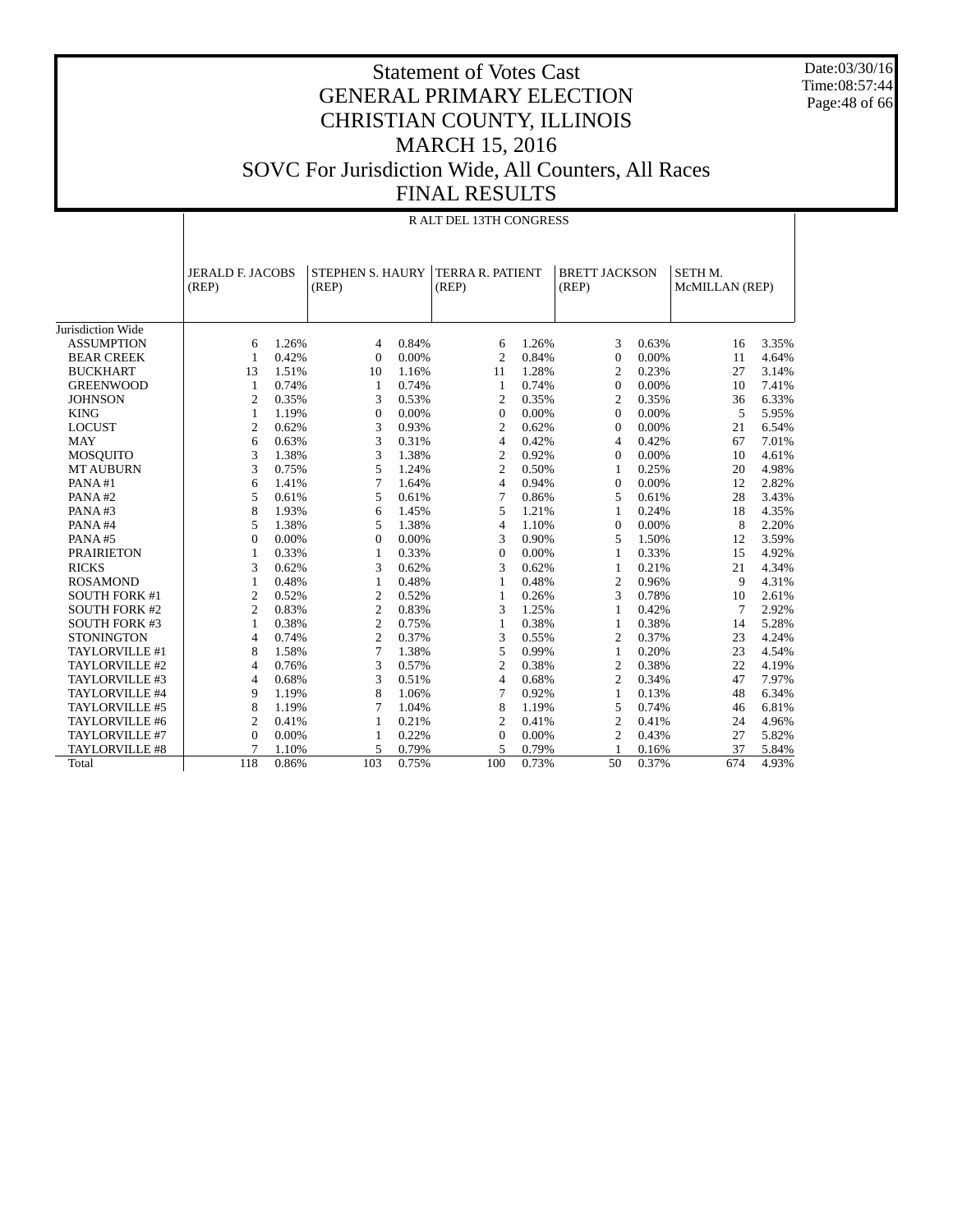# Statement of Votes Cast
# GENERAL PRIMARY ELECTION
# CHRISTIAN COUNTY, ILLINOIS
# MARCH 15, 2016
# SOVC For Jurisdiction Wide, All Counters, All Races
# FINAL RESULTS

Date:03/30/16
Time:08:57:44

## R ALT DEL 13TH CONGRESS

| | JERALD F. JACOBS (REP) | | STEPHEN S. HAURY (REP) | | TERRA R. PATIENT (REP) | | BRETT JACKSON (REP) | | SETH M. McMILLAN (REP) | |
|---|---|---|---|---|---|---|---|---|---|---|
| Jurisdiction Wide | | | | | | | | | | |
| ASSUMPTION | 6 | 1.26% | 4 | 0.84% | 6 | 1.26% | 3 | 0.63% | 16 | 3.35% |
| BEAR CREEK | 1 | 0.42% | 0 | 0.00% | 2 | 0.84% | 0 | 0.00% | 11 | 4.64% |
| BUCKHART | 13 | 1.51% | 10 | 1.16% | 11 | 1.28% | 2 | 0.23% | 27 | 3.14% |
| GREENWOOD | 1 | 0.74% | 1 | 0.74% | 1 | 0.74% | 0 | 0.00% | 10 | 7.41% |
| JOHNSON | 2 | 0.35% | 3 | 0.53% | 2 | 0.35% | 2 | 0.35% | 36 | 6.33% |
| KING | 1 | 1.19% | 0 | 0.00% | 0 | 0.00% | 0 | 0.00% | 5 | 5.95% |
| LOCUST | 2 | 0.62% | 3 | 0.93% | 2 | 0.62% | 0 | 0.00% | 21 | 6.54% |
| MAY | 6 | 0.63% | 3 | 0.31% | 4 | 0.42% | 4 | 0.42% | 67 | 7.01% |
| MOSQUITO | 3 | 1.38% | 3 | 1.38% | 2 | 0.92% | 0 | 0.00% | 10 | 4.61% |
| MT AUBURN | 3 | 0.75% | 5 | 1.24% | 2 | 0.50% | 1 | 0.25% | 20 | 4.98% |
| PANA #1 | 6 | 1.41% | 7 | 1.64% | 4 | 0.94% | 0 | 0.00% | 12 | 2.82% |
| PANA #2 | 5 | 0.61% | 5 | 0.61% | 7 | 0.86% | 5 | 0.61% | 28 | 3.43% |
| PANA #3 | 8 | 1.93% | 6 | 1.45% | 5 | 1.21% | 1 | 0.24% | 18 | 4.35% |
| PANA #4 | 5 | 1.38% | 5 | 1.38% | 4 | 1.10% | 0 | 0.00% | 8 | 2.20% |
| PANA #5 | 0 | 0.00% | 0 | 0.00% | 3 | 0.90% | 5 | 1.50% | 12 | 3.59% |
| PRAIRIETON | 1 | 0.33% | 1 | 0.33% | 0 | 0.00% | 1 | 0.33% | 15 | 4.92% |
| RICKS | 3 | 0.62% | 3 | 0.62% | 3 | 0.62% | 1 | 0.21% | 21 | 4.34% |
| ROSAMOND | 1 | 0.48% | 1 | 0.48% | 1 | 0.48% | 2 | 0.96% | 9 | 4.31% |
| SOUTH FORK #1 | 2 | 0.52% | 2 | 0.52% | 1 | 0.26% | 3 | 0.78% | 10 | 2.61% |
| SOUTH FORK #2 | 2 | 0.83% | 2 | 0.83% | 3 | 1.25% | 1 | 0.42% | 7 | 2.92% |
| SOUTH FORK #3 | 1 | 0.38% | 2 | 0.75% | 1 | 0.38% | 1 | 0.38% | 14 | 5.28% |
| STONINGTON | 4 | 0.74% | 2 | 0.37% | 3 | 0.55% | 2 | 0.37% | 23 | 4.24% |
| TAYLORVILLE #1 | 8 | 1.58% | 7 | 1.38% | 5 | 0.99% | 1 | 0.20% | 23 | 4.54% |
| TAYLORVILLE #2 | 4 | 0.76% | 3 | 0.57% | 2 | 0.38% | 2 | 0.38% | 22 | 4.19% |
| TAYLORVILLE #3 | 4 | 0.68% | 3 | 0.51% | 4 | 0.68% | 2 | 0.34% | 47 | 7.97% |
| TAYLORVILLE #4 | 9 | 1.19% | 8 | 1.06% | 7 | 0.92% | 1 | 0.13% | 48 | 6.34% |
| TAYLORVILLE #5 | 8 | 1.19% | 7 | 1.04% | 8 | 1.19% | 5 | 0.74% | 46 | 6.81% |
| TAYLORVILLE #6 | 2 | 0.41% | 1 | 0.21% | 2 | 0.41% | 2 | 0.41% | 24 | 4.96% |
| TAYLORVILLE #7 | 0 | 0.00% | 1 | 0.22% | 0 | 0.00% | 2 | 0.43% | 27 | 5.82% |
| TAYLORVILLE #8 | 7 | 1.10% | 5 | 0.79% | 5 | 0.79% | 1 | 0.16% | 37 | 5.84% |
| Total | 118 | 0.86% | 103 | 0.75% | 100 | 0.73% | 50 | 0.37% | 674 | 4.93% |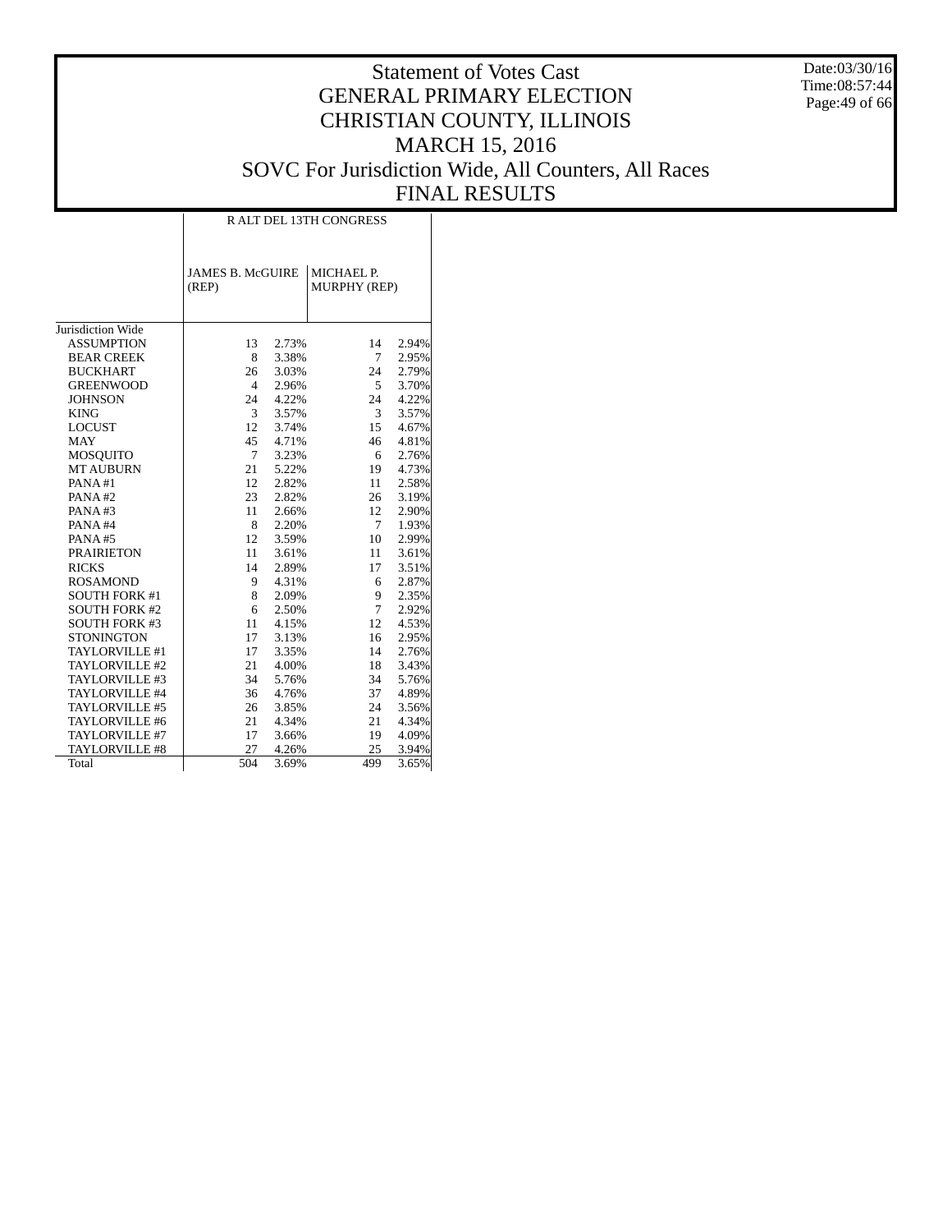# Statement of Votes Cast
# GENERAL PRIMARY ELECTION
# CHRISTIAN COUNTY, ILLINOIS
# MARCH 15, 2016
# SOVC For Jurisdiction Wide, All Counters, All Races
# FINAL RESULTS

Date:03/30/16
Time:08:57:44

| | R ALT DEL 13TH CONGRESS | | | |
|---|---|---|---|---|
| | JAMES B. McGUIRE (REP) | | MICHAEL P. MURPHY (REP) | |
| Jurisdiction Wide | | | | |
| ASSUMPTION | 13 | 2.73% | 14 | 2.94% |
| BEAR CREEK | 8 | 3.38% | 7 | 2.95% |
| BUCKHART | 26 | 3.03% | 24 | 2.79% |
| GREENWOOD | 4 | 2.96% | 5 | 3.70% |
| JOHNSON | 24 | 4.22% | 24 | 4.22% |
| KING | 3 | 3.57% | 3 | 3.57% |
| LOCUST | 12 | 3.74% | 15 | 4.67% |
| MAY | 45 | 4.71% | 46 | 4.81% |
| MOSQUITO | 7 | 3.23% | 6 | 2.76% |
| MT AUBURN | 21 | 5.22% | 19 | 4.73% |
| PANA #1 | 12 | 2.82% | 11 | 2.58% |
| PANA #2 | 23 | 2.82% | 26 | 3.19% |
| PANA #3 | 11 | 2.66% | 12 | 2.90% |
| PANA #4 | 8 | 2.20% | 7 | 1.93% |
| PANA #5 | 12 | 3.59% | 10 | 2.99% |
| PRAIRIETON | 11 | 3.61% | 11 | 3.61% |
| RICKS | 14 | 2.89% | 17 | 3.51% |
| ROSAMOND | 9 | 4.31% | 6 | 2.87% |
| SOUTH FORK #1 | 8 | 2.09% | 9 | 2.35% |
| SOUTH FORK #2 | 6 | 2.50% | 7 | 2.92% |
| SOUTH FORK #3 | 11 | 4.15% | 12 | 4.53% |
| STONINGTON | 17 | 3.13% | 16 | 2.95% |
| TAYLORVILLE #1 | 17 | 3.35% | 14 | 2.76% |
| TAYLORVILLE #2 | 21 | 4.00% | 18 | 3.43% |
| TAYLORVILLE #3 | 34 | 5.76% | 34 | 5.76% |
| TAYLORVILLE #4 | 36 | 4.76% | 37 | 4.89% |
| TAYLORVILLE #5 | 26 | 3.85% | 24 | 3.56% |
| TAYLORVILLE #6 | 21 | 4.34% | 21 | 4.34% |
| TAYLORVILLE #7 | 17 | 3.66% | 19 | 4.09% |
| TAYLORVILLE #8 | 27 | 4.26% | 25 | 3.94% |
| Total | 504 | 3.69% | 499 | 3.65% |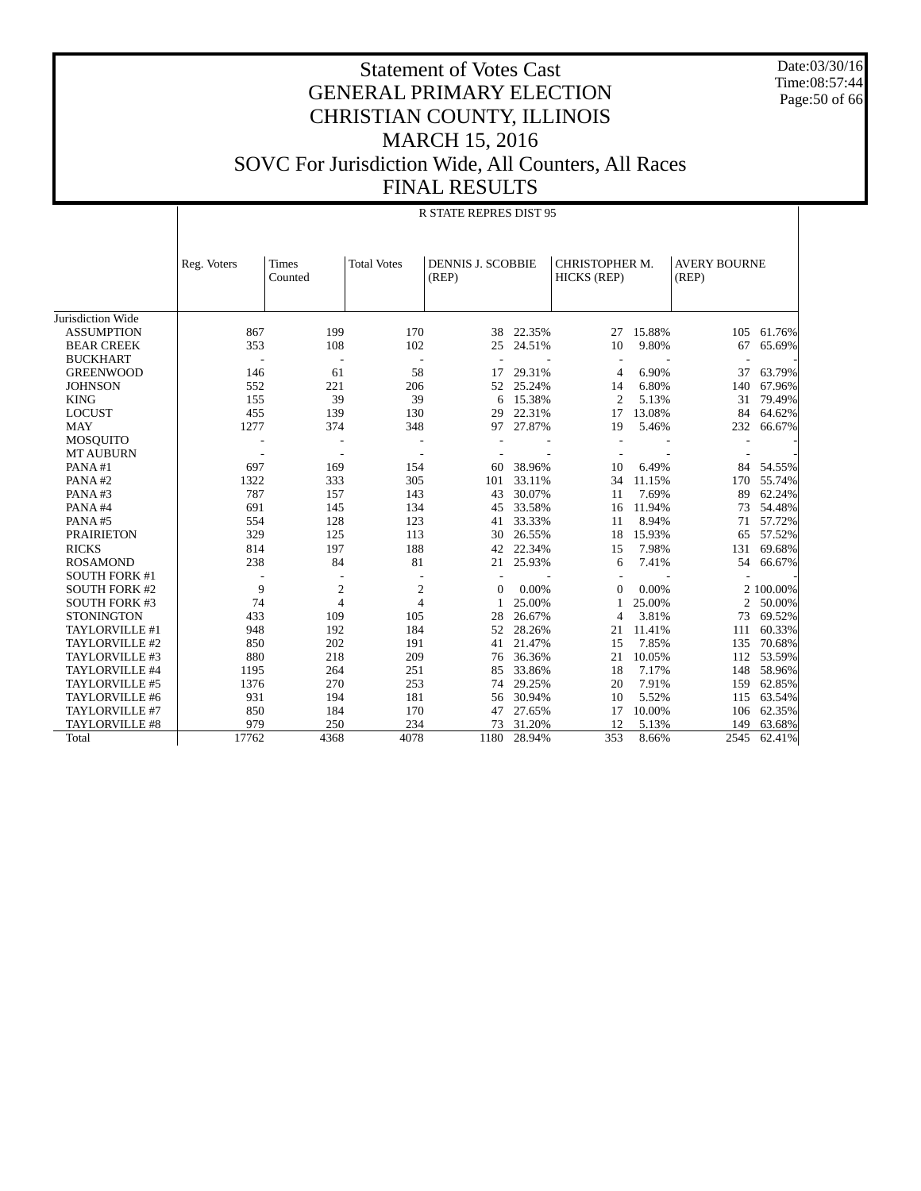# Statement of Votes Cast
# GENERAL PRIMARY ELECTION
# CHRISTIAN COUNTY, ILLINOIS
# MARCH 15, 2016
# SOVC For Jurisdiction Wide, All Counters, All Races
# FINAL RESULTS

Date:03/30/16
Time:08:57:44

R STATE REPRES DIST 95

| | Reg. Voters | Times Counted | Total Votes | DENNIS J. SCOBBIE (REP) | | CHRISTOPHER M. HICKS (REP) | | AVERY BOURNE (REP) | |
|---|---|---|---|---|---|---|---|---|---|
| Jurisdiction Wide | | | | | | | | | |
| ASSUMPTION | 867 | 199 | 170 | 38 | 22.35% | 27 | 15.88% | 105 | 61.76% |
| BEAR CREEK | 353 | 108 | 102 | 25 | 24.51% | 10 | 9.80% | 67 | 65.69% |
| BUCKHART | - | - | - | - | - | - | - | - | - |
| GREENWOOD | 146 | 61 | 58 | 17 | 29.31% | 4 | 6.90% | 37 | 63.79% |
| JOHNSON | 552 | 221 | 206 | 52 | 25.24% | 14 | 6.80% | 140 | 67.96% |
| KING | 155 | 39 | 39 | 6 | 15.38% | 2 | 5.13% | 31 | 79.49% |
| LOCUST | 455 | 139 | 130 | 29 | 22.31% | 17 | 13.08% | 84 | 64.62% |
| MAY | 1277 | 374 | 348 | 97 | 27.87% | 19 | 5.46% | 232 | 66.67% |
| MOSQUITO | - | - | - | - | - | - | - | - | - |
| MT AUBURN | - | - | - | - | - | - | - | - | - |
| PANA #1 | 697 | 169 | 154 | 60 | 38.96% | 10 | 6.49% | 84 | 54.55% |
| PANA #2 | 1322 | 333 | 305 | 101 | 33.11% | 34 | 11.15% | 170 | 55.74% |
| PANA #3 | 787 | 157 | 143 | 43 | 30.07% | 11 | 7.69% | 89 | 62.24% |
| PANA #4 | 691 | 145 | 134 | 45 | 33.58% | 16 | 11.94% | 73 | 54.48% |
| PANA #5 | 554 | 128 | 123 | 41 | 33.33% | 11 | 8.94% | 71 | 57.72% |
| PRAIRIETON | 329 | 125 | 113 | 30 | 26.55% | 18 | 15.93% | 65 | 57.52% |
| RICKS | 814 | 197 | 188 | 42 | 22.34% | 15 | 7.98% | 131 | 69.68% |
| ROSAMOND | 238 | 84 | 81 | 21 | 25.93% | 6 | 7.41% | 54 | 66.67% |
| SOUTH FORK #1 | - | - | - | - | - | - | - | - | - |
| SOUTH FORK #2 | 9 | 2 | 2 | 0 | 0.00% | 0 | 0.00% | 2 | 100.00% |
| SOUTH FORK #3 | 74 | 4 | 4 | 1 | 25.00% | 1 | 25.00% | 2 | 50.00% |
| STONINGTON | 433 | 109 | 105 | 28 | 26.67% | 4 | 3.81% | 73 | 69.52% |
| TAYLORVILLE #1 | 948 | 192 | 184 | 52 | 28.26% | 21 | 11.41% | 111 | 60.33% |
| TAYLORVILLE #2 | 850 | 202 | 191 | 41 | 21.47% | 15 | 7.85% | 135 | 70.68% |
| TAYLORVILLE #3 | 880 | 218 | 209 | 76 | 36.36% | 21 | 10.05% | 112 | 53.59% |
| TAYLORVILLE #4 | 1195 | 264 | 251 | 85 | 33.86% | 18 | 7.17% | 148 | 58.96% |
| TAYLORVILLE #5 | 1376 | 270 | 253 | 74 | 29.25% | 20 | 7.91% | 159 | 62.85% |
| TAYLORVILLE #6 | 931 | 194 | 181 | 56 | 30.94% | 10 | 5.52% | 115 | 63.54% |
| TAYLORVILLE #7 | 850 | 184 | 170 | 47 | 27.65% | 17 | 10.00% | 106 | 62.35% |
| TAYLORVILLE #8 | 979 | 250 | 234 | 73 | 31.20% | 12 | 5.13% | 149 | 63.68% |
| Total | 17762 | 4368 | 4078 | 1180 | 28.94% | 353 | 8.66% | 2545 | 62.41% |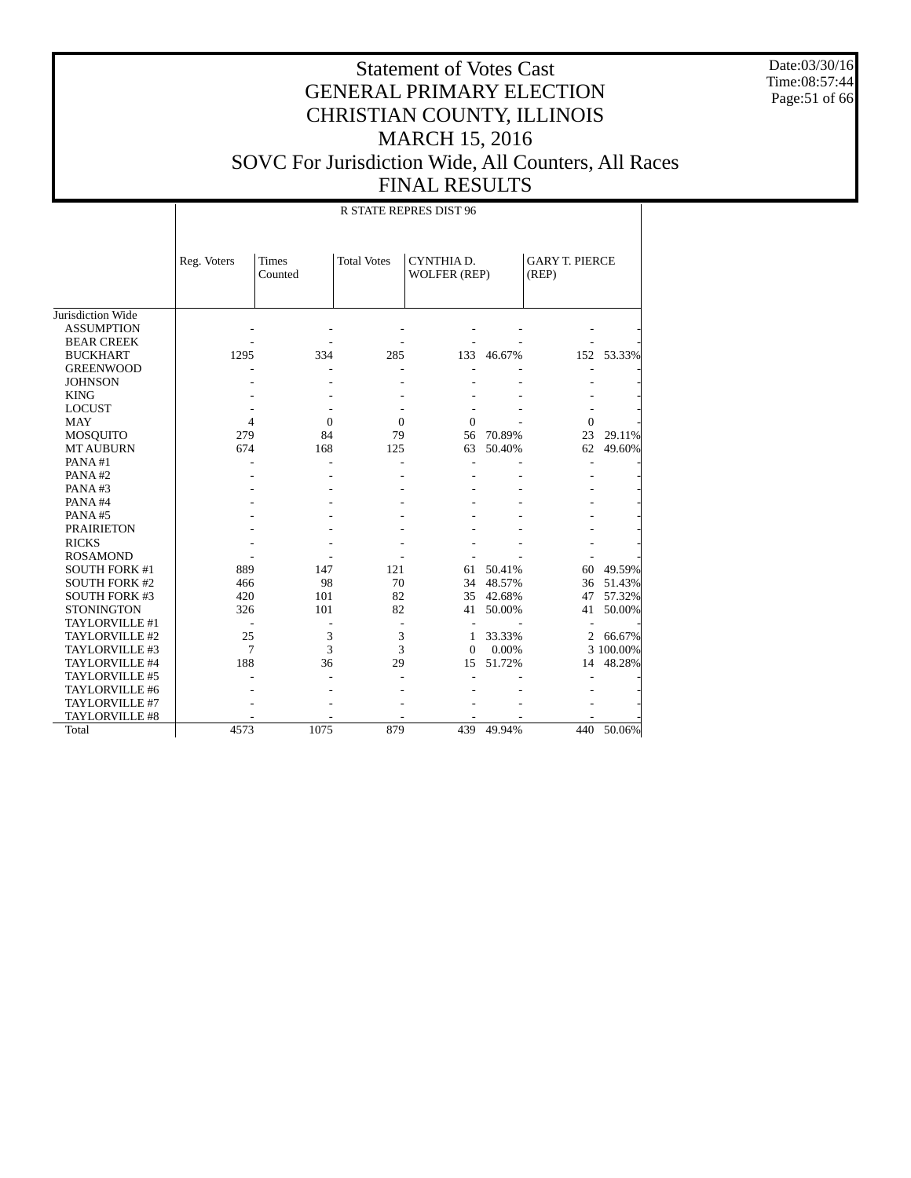# Statement of Votes Cast
# GENERAL PRIMARY ELECTION
# CHRISTIAN COUNTY, ILLINOIS
# MARCH 15, 2016
# SOVC For Jurisdiction Wide, All Counters, All Races
# FINAL RESULTS

Date:03/30/16
Time:08:57:44

R STATE REPRES DIST 96

| | Reg. Voters | Times Counted | Total Votes | CYNTHIA D. WOLFER (REP) | | GARY T. PIERCE (REP) | |
|---|---|---|---|---|---|---|---|
| Jurisdiction Wide | | | | | | | |
| ASSUMPTION | - | - | - | - | - | - | - |
| BEAR CREEK | - | - | - | - | - | - | - |
| BUCKHART | 1295 | 334 | 285 | 133 | 46.67% | 152 | 53.33% |
| GREENWOOD | - | - | - | - | - | - | - |
| JOHNSON | - | - | - | - | - | - | - |
| KING | - | - | - | - | - | - | - |
| LOCUST | - | - | - | - | - | - | - |
| MAY | 4 | 0 | 0 | 0 | - | 0 | - |
| MOSQUITO | 279 | 84 | 79 | 56 | 70.89% | 23 | 29.11% |
| MT AUBURN | 674 | 168 | 125 | 63 | 50.40% | 62 | 49.60% |
| PANA #1 | - | - | - | - | - | - | - |
| PANA #2 | - | - | - | - | - | - | - |
| PANA #3 | - | - | - | - | - | - | - |
| PANA #4 | - | - | - | - | - | - | - |
| PANA #5 | - | - | - | - | - | - | - |
| PRAIRIETON | - | - | - | - | - | - | - |
| RICKS | - | - | - | - | - | - | - |
| ROSAMOND | - | - | - | - | - | - | - |
| SOUTH FORK #1 | 889 | 147 | 121 | 61 | 50.41% | 60 | 49.59% |
| SOUTH FORK #2 | 466 | 98 | 70 | 34 | 48.57% | 36 | 51.43% |
| SOUTH FORK #3 | 420 | 101 | 82 | 35 | 42.68% | 47 | 57.32% |
| STONINGTON | 326 | 101 | 82 | 41 | 50.00% | 41 | 50.00% |
| TAYLORVILLE #1 | - | - | - | - | - | - | - |
| TAYLORVILLE #2 | 25 | 3 | 3 | 1 | 33.33% | 2 | 66.67% |
| TAYLORVILLE #3 | 7 | 3 | 3 | 0 | 0.00% | 3 | 100.00% |
| TAYLORVILLE #4 | 188 | 36 | 29 | 15 | 51.72% | 14 | 48.28% |
| TAYLORVILLE #5 | - | - | - | - | - | - | - |
| TAYLORVILLE #6 | - | - | - | - | - | - | - |
| TAYLORVILLE #7 | - | - | - | - | - | - | - |
| TAYLORVILLE #8 | - | - | - | - | - | - | - |
| Total | 4573 | 1075 | 879 | 439 | 49.94% | 440 | 50.06% |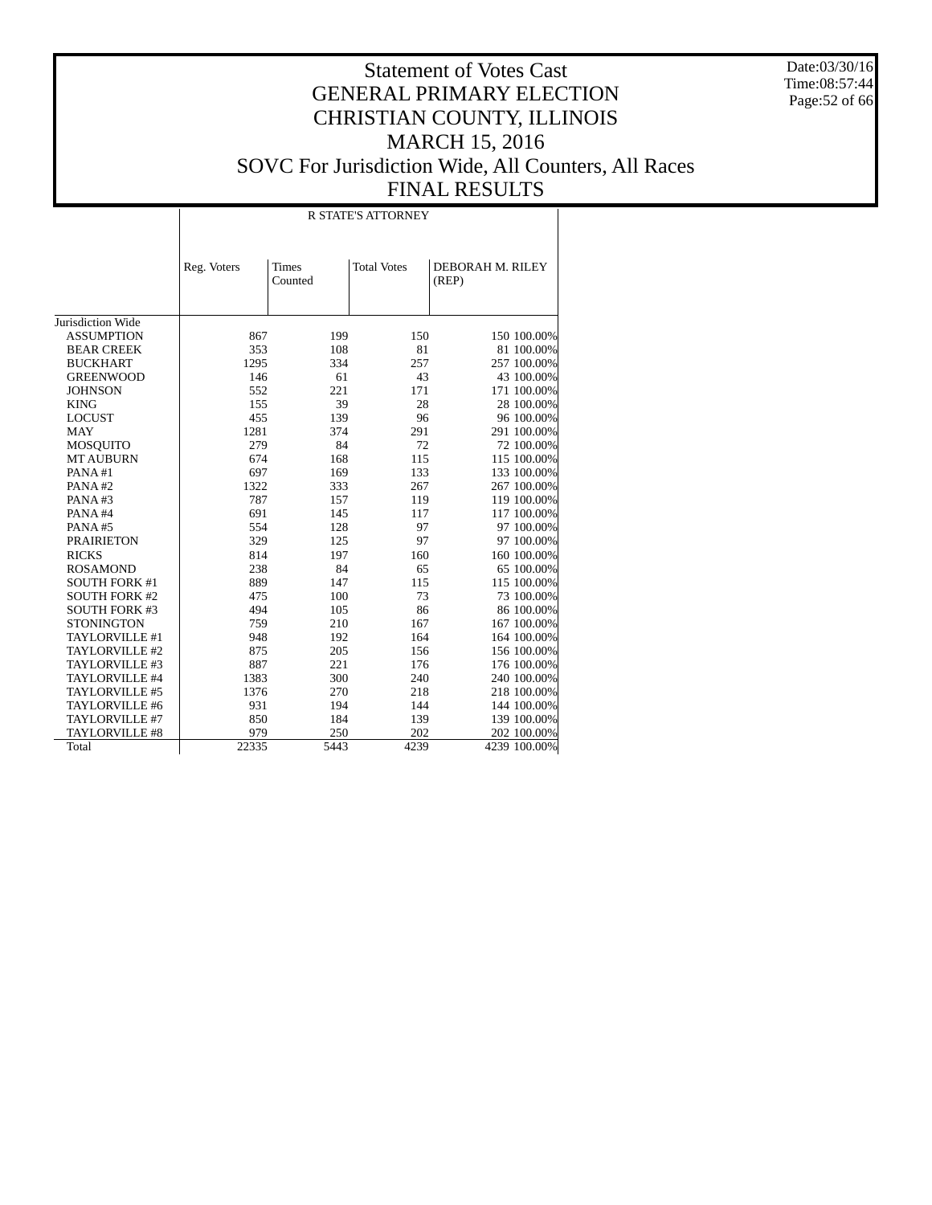# Statement of Votes Cast
# GENERAL PRIMARY ELECTION
# CHRISTIAN COUNTY, ILLINOIS
# MARCH 15, 2016
# SOVC For Jurisdiction Wide, All Counters, All Races
# FINAL RESULTS

Date:03/30/16
Time:08:57:44

| | R STATE'S ATTORNEY | | | | |
|---|---|---|---|---|---|
| | Reg. Voters | Times Counted | Total Votes | DEBORAH M. RILEY (REP) | |
| Jurisdiction Wide | | | | | |
| ASSUMPTION | 867 | 199 | 150 | 150 | 100.00% |
| BEAR CREEK | 353 | 108 | 81 | 81 | 100.00% |
| BUCKHART | 1295 | 334 | 257 | 257 | 100.00% |
| GREENWOOD | 146 | 61 | 43 | 43 | 100.00% |
| JOHNSON | 552 | 221 | 171 | 171 | 100.00% |
| KING | 155 | 39 | 28 | 28 | 100.00% |
| LOCUST | 455 | 139 | 96 | 96 | 100.00% |
| MAY | 1281 | 374 | 291 | 291 | 100.00% |
| MOSQUITO | 279 | 84 | 72 | 72 | 100.00% |
| MT AUBURN | 674 | 168 | 115 | 115 | 100.00% |
| PANA #1 | 697 | 169 | 133 | 133 | 100.00% |
| PANA #2 | 1322 | 333 | 267 | 267 | 100.00% |
| PANA #3 | 787 | 157 | 119 | 119 | 100.00% |
| PANA #4 | 691 | 145 | 117 | 117 | 100.00% |
| PANA #5 | 554 | 128 | 97 | 97 | 100.00% |
| PRAIRIETON | 329 | 125 | 97 | 97 | 100.00% |
| RICKS | 814 | 197 | 160 | 160 | 100.00% |
| ROSAMOND | 238 | 84 | 65 | 65 | 100.00% |
| SOUTH FORK #1 | 889 | 147 | 115 | 115 | 100.00% |
| SOUTH FORK #2 | 475 | 100 | 73 | 73 | 100.00% |
| SOUTH FORK #3 | 494 | 105 | 86 | 86 | 100.00% |
| STONINGTON | 759 | 210 | 167 | 167 | 100.00% |
| TAYLORVILLE #1 | 948 | 192 | 164 | 164 | 100.00% |
| TAYLORVILLE #2 | 875 | 205 | 156 | 156 | 100.00% |
| TAYLORVILLE #3 | 887 | 221 | 176 | 176 | 100.00% |
| TAYLORVILLE #4 | 1383 | 300 | 240 | 240 | 100.00% |
| TAYLORVILLE #5 | 1376 | 270 | 218 | 218 | 100.00% |
| TAYLORVILLE #6 | 931 | 194 | 144 | 144 | 100.00% |
| TAYLORVILLE #7 | 850 | 184 | 139 | 139 | 100.00% |
| TAYLORVILLE #8 | 979 | 250 | 202 | 202 | 100.00% |
| Total | 22335 | 5443 | 4239 | 4239 | 100.00% |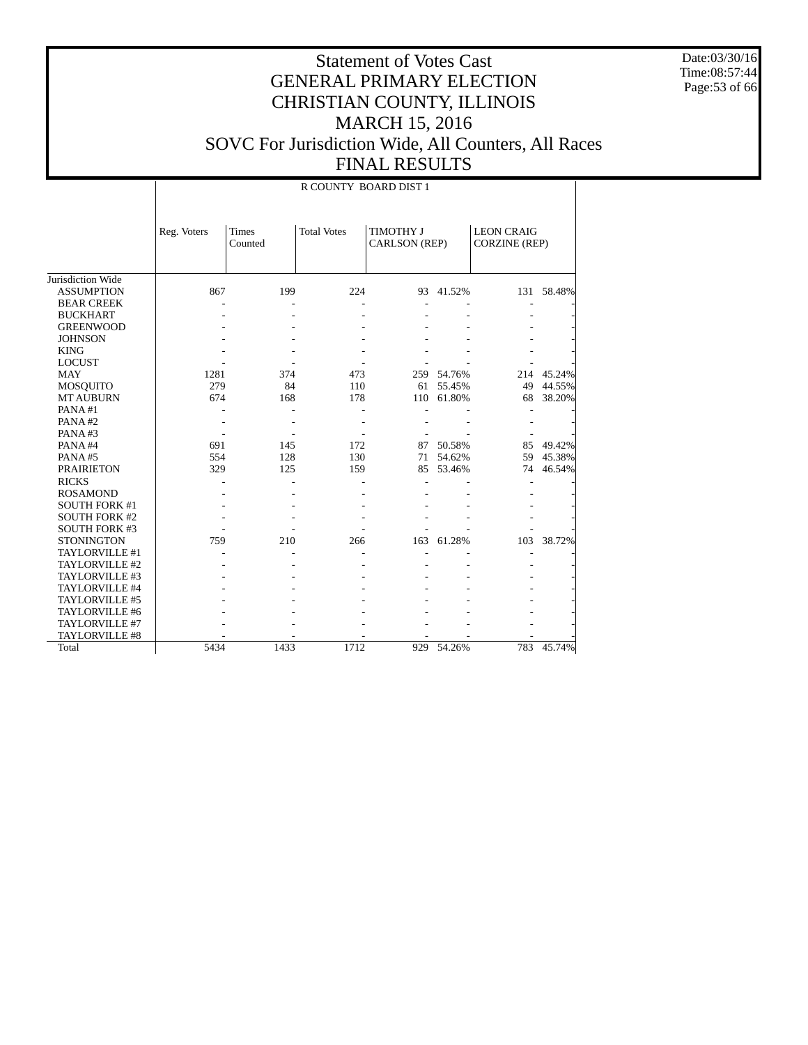# Statement of Votes Cast
# GENERAL PRIMARY ELECTION
# CHRISTIAN COUNTY, ILLINOIS
# MARCH 15, 2016
# SOVC For Jurisdiction Wide, All Counters, All Races
# FINAL RESULTS

Date:03/30/16
Time:08:57:44

| | R COUNTY BOARD DIST 1 | | | | | | |
|---|---|---|---|---|---|---|---|
| | Reg. Voters | Times Counted | Total Votes | TIMOTHY J CARLSON (REP) | | LEON CRAIG CORZINE (REP) | |
| Jurisdiction Wide | | | | | | | |
| ASSUMPTION | 867 | 199 | 224 | 93 | 41.52% | 131 | 58.48% |
| BEAR CREEK | - | - | - | - | - | - | - |
| BUCKHART | - | - | - | - | - | - | - |
| GREENWOOD | - | - | - | - | - | - | - |
| JOHNSON | - | - | - | - | - | - | - |
| KING | - | - | - | - | - | - | - |
| LOCUST | - | - | - | - | - | - | - |
| MAY | 1281 | 374 | 473 | 259 | 54.76% | 214 | 45.24% |
| MOSQUITO | 279 | 84 | 110 | 61 | 55.45% | 49 | 44.55% |
| MT AUBURN | 674 | 168 | 178 | 110 | 61.80% | 68 | 38.20% |
| PANA #1 | - | - | - | - | - | - | - |
| PANA #2 | - | - | - | - | - | - | - |
| PANA #3 | - | - | - | - | - | - | - |
| PANA #4 | 691 | 145 | 172 | 87 | 50.58% | 85 | 49.42% |
| PANA #5 | 554 | 128 | 130 | 71 | 54.62% | 59 | 45.38% |
| PRAIRIETON | 329 | 125 | 159 | 85 | 53.46% | 74 | 46.54% |
| RICKS | - | - | - | - | - | - | - |
| ROSAMOND | - | - | - | - | - | - | - |
| SOUTH FORK #1 | - | - | - | - | - | - | - |
| SOUTH FORK #2 | - | - | - | - | - | - | - |
| SOUTH FORK #3 | - | - | - | - | - | - | - |
| STONINGTON | 759 | 210 | 266 | 163 | 61.28% | 103 | 38.72% |
| TAYLORVILLE #1 | - | - | - | - | - | - | - |
| TAYLORVILLE #2 | - | - | - | - | - | - | - |
| TAYLORVILLE #3 | - | - | - | - | - | - | - |
| TAYLORVILLE #4 | - | - | - | - | - | - | - |
| TAYLORVILLE #5 | - | - | - | - | - | - | - |
| TAYLORVILLE #6 | - | - | - | - | - | - | - |
| TAYLORVILLE #7 | - | - | - | - | - | - | - |
| TAYLORVILLE #8 | - | - | - | - | - | - | - |
| Total | 5434 | 1433 | 1712 | 929 | 54.26% | 783 | 45.74% |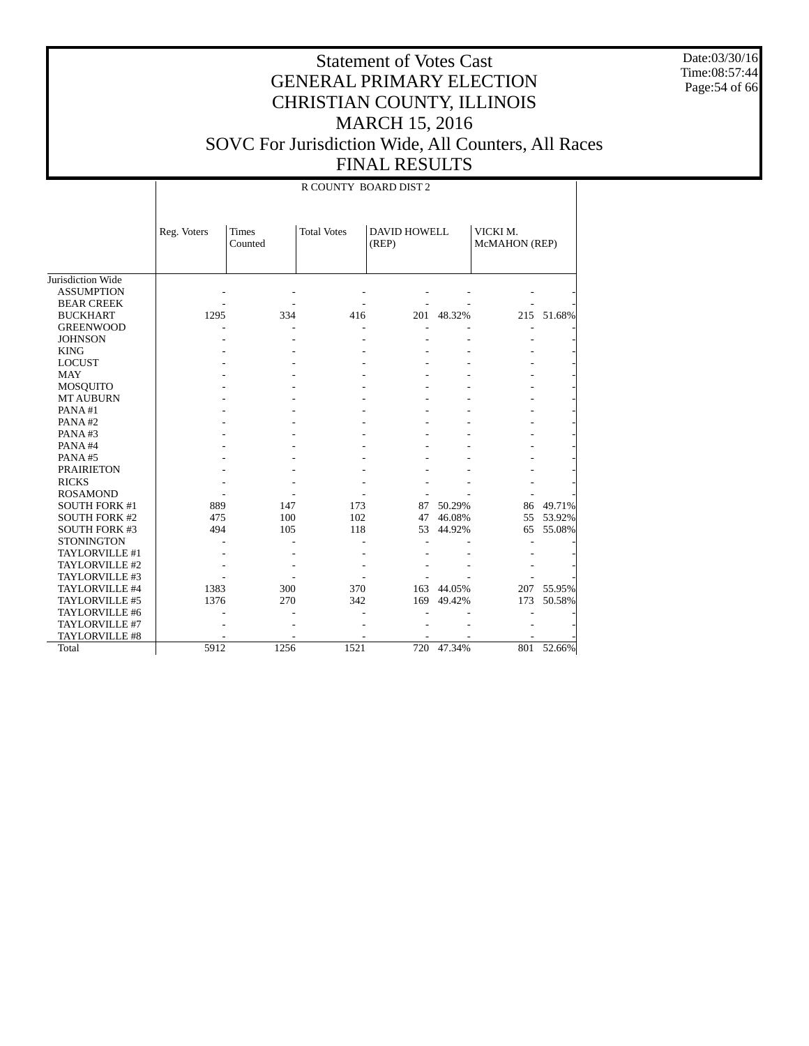# Statement of Votes Cast
# GENERAL PRIMARY ELECTION
# CHRISTIAN COUNTY, ILLINOIS
# MARCH 15, 2016
# SOVC For Jurisdiction Wide, All Counters, All Races
# FINAL RESULTS

Date:03/30/16
Time:08:57:44

| | R COUNTY BOARD DIST 2 | | | | | | |
|---|---|---|---|---|---|---|---|
| | Reg. Voters | Times Counted | Total Votes | DAVID HOWELL (REP) | | VICKI M. McMAHON (REP) | |
| Jurisdiction Wide | | | | | | | |
| ASSUMPTION | - | - | - | - | - | - | - |
| BEAR CREEK | - | - | - | - | - | - | - |
| BUCKHART | 1295 | 334 | 416 | 201 | 48.32% | 215 | 51.68% |
| GREENWOOD | - | - | - | - | - | - | - |
| JOHNSON | - | - | - | - | - | - | - |
| KING | - | - | - | - | - | - | - |
| LOCUST | - | - | - | - | - | - | - |
| MAY | - | - | - | - | - | - | - |
| MOSQUITO | - | - | - | - | - | - | - |
| MT AUBURN | - | - | - | - | - | - | - |
| PANA #1 | - | - | - | - | - | - | - |
| PANA #2 | - | - | - | - | - | - | - |
| PANA #3 | - | - | - | - | - | - | - |
| PANA #4 | - | - | - | - | - | - | - |
| PANA #5 | - | - | - | - | - | - | - |
| PRAIRIETON | - | - | - | - | - | - | - |
| RICKS | - | - | - | - | - | - | - |
| ROSAMOND | - | - | - | - | - | - | - |
| SOUTH FORK #1 | 889 | 147 | 173 | 87 | 50.29% | 86 | 49.71% |
| SOUTH FORK #2 | 475 | 100 | 102 | 47 | 46.08% | 55 | 53.92% |
| SOUTH FORK #3 | 494 | 105 | 118 | 53 | 44.92% | 65 | 55.08% |
| STONINGTON | - | - | - | - | - | - | - |
| TAYLORVILLE #1 | - | - | - | - | - | - | - |
| TAYLORVILLE #2 | - | - | - | - | - | - | - |
| TAYLORVILLE #3 | - | - | - | - | - | - | - |
| TAYLORVILLE #4 | 1383 | 300 | 370 | 163 | 44.05% | 207 | 55.95% |
| TAYLORVILLE #5 | 1376 | 270 | 342 | 169 | 49.42% | 173 | 50.58% |
| TAYLORVILLE #6 | - | - | - | - | - | - | - |
| TAYLORVILLE #7 | - | - | - | - | - | - | - |
| TAYLORVILLE #8 | - | - | - | - | - | - | - |
| Total | 5912 | 1256 | 1521 | 720 | 47.34% | 801 | 52.66% |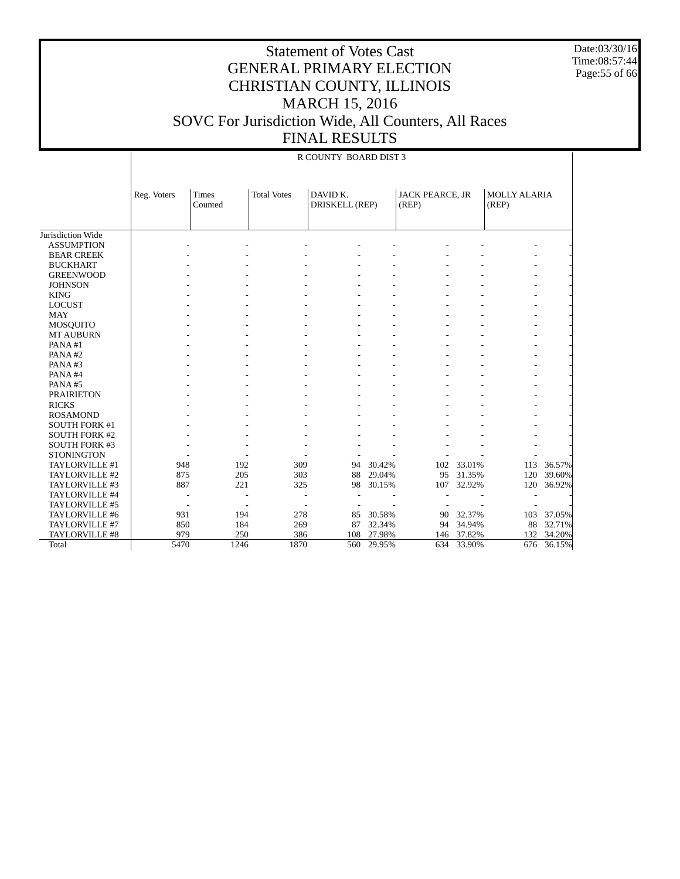# Statement of Votes Cast
# GENERAL PRIMARY ELECTION
# CHRISTIAN COUNTY, ILLINOIS
# MARCH 15, 2016
# SOVC For Jurisdiction Wide, All Counters, All Races
# FINAL RESULTS

Date:03/30/16
Time:08:57:44

R COUNTY BOARD DIST 3

| | Reg. Voters | Times Counted | Total Votes | DAVID K. DRISKELL (REP) | | JACK PEARCE, JR (REP) | | MOLLY ALARIA (REP) | |
|---|---|---|---|---|---|---|---|---|---|
| Jurisdiction Wide | | | | | | | | | |
| ASSUMPTION | - | - | - | - | - | - | - | - | - |
| BEAR CREEK | - | - | - | - | - | - | - | - | - |
| BUCKHART | - | - | - | - | - | - | - | - | - |
| GREENWOOD | - | - | - | - | - | - | - | - | - |
| JOHNSON | - | - | - | - | - | - | - | - | - |
| KING | - | - | - | - | - | - | - | - | - |
| LOCUST | - | - | - | - | - | - | - | - | - |
| MAY | - | - | - | - | - | - | - | - | - |
| MOSQUITO | - | - | - | - | - | - | - | - | - |
| MT AUBURN | - | - | - | - | - | - | - | - | - |
| PANA #1 | - | - | - | - | - | - | - | - | - |
| PANA #2 | - | - | - | - | - | - | - | - | - |
| PANA #3 | - | - | - | - | - | - | - | - | - |
| PANA #4 | - | - | - | - | - | - | - | - | - |
| PANA #5 | - | - | - | - | - | - | - | - | - |
| PRAIRIETON | - | - | - | - | - | - | - | - | - |
| RICKS | - | - | - | - | - | - | - | - | - |
| ROSAMOND | - | - | - | - | - | - | - | - | - |
| SOUTH FORK #1 | - | - | - | - | - | - | - | - | - |
| SOUTH FORK #2 | - | - | - | - | - | - | - | - | - |
| SOUTH FORK #3 | - | - | - | - | - | - | - | - | - |
| STONINGTON | - | - | - | - | - | - | - | - | - |
| TAYLORVILLE #1 | 948 | 192 | 309 | 94 | 30.42% | 102 | 33.01% | 113 | 36.57% |
| TAYLORVILLE #2 | 875 | 205 | 303 | 88 | 29.04% | 95 | 31.35% | 120 | 39.60% |
| TAYLORVILLE #3 | 887 | 221 | 325 | 98 | 30.15% | 107 | 32.92% | 120 | 36.92% |
| TAYLORVILLE #4 | - | - | - | - | - | - | - | - | - |
| TAYLORVILLE #5 | - | - | - | - | - | - | - | - | - |
| TAYLORVILLE #6 | 931 | 194 | 278 | 85 | 30.58% | 90 | 32.37% | 103 | 37.05% |
| TAYLORVILLE #7 | 850 | 184 | 269 | 87 | 32.34% | 94 | 34.94% | 88 | 32.71% |
| TAYLORVILLE #8 | 979 | 250 | 386 | 108 | 27.98% | 146 | 37.82% | 132 | 34.20% |
| Total | 5470 | 1246 | 1870 | 560 | 29.95% | 634 | 33.90% | 676 | 36.15% |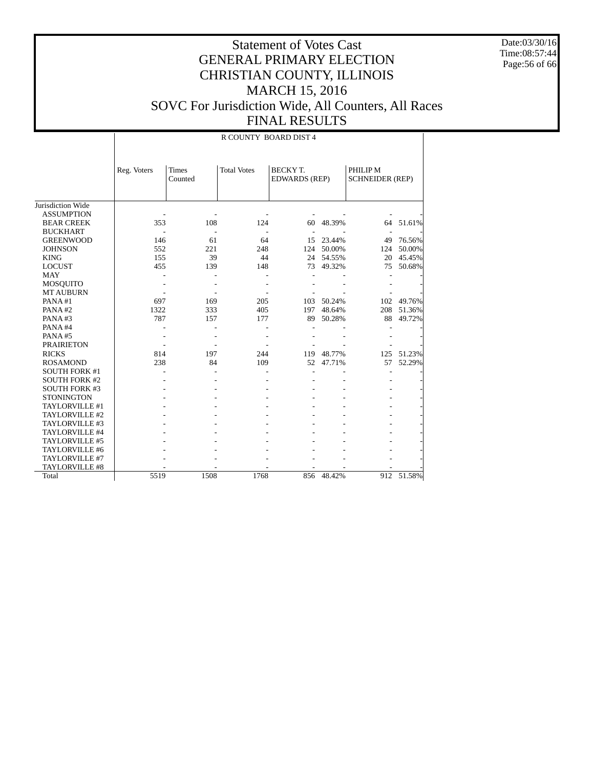# Statement of Votes Cast
# GENERAL PRIMARY ELECTION
# CHRISTIAN COUNTY, ILLINOIS
# MARCH 15, 2016
# SOVC For Jurisdiction Wide, All Counters, All Races
# FINAL RESULTS

Date:03/30/16
Time:08:57:44

R COUNTY BOARD DIST 4

| | Reg. Voters | Times Counted | Total Votes | BECKY T. EDWARDS (REP) | | PHILIP M SCHNEIDER (REP) | |
|---|---|---|---|---|---|---|---|
| Jurisdiction Wide | | | | | | | |
| ASSUMPTION | - | - | - | - | - | - | - |
| BEAR CREEK | 353 | 108 | 124 | 60 | 48.39% | 64 | 51.61% |
| BUCKHART | - | - | - | - | - | - | - |
| GREENWOOD | 146 | 61 | 64 | 15 | 23.44% | 49 | 76.56% |
| JOHNSON | 552 | 221 | 248 | 124 | 50.00% | 124 | 50.00% |
| KING | 155 | 39 | 44 | 24 | 54.55% | 20 | 45.45% |
| LOCUST | 455 | 139 | 148 | 73 | 49.32% | 75 | 50.68% |
| MAY | - | - | - | - | - | - | - |
| MOSQUITO | - | - | - | - | - | - | - |
| MT AUBURN | - | - | - | - | - | - | - |
| PANA #1 | 697 | 169 | 205 | 103 | 50.24% | 102 | 49.76% |
| PANA #2 | 1322 | 333 | 405 | 197 | 48.64% | 208 | 51.36% |
| PANA #3 | 787 | 157 | 177 | 89 | 50.28% | 88 | 49.72% |
| PANA #4 | - | - | - | - | - | - | - |
| PANA #5 | - | - | - | - | - | - | - |
| PRAIRIETON | - | - | - | - | - | - | - |
| RICKS | 814 | 197 | 244 | 119 | 48.77% | 125 | 51.23% |
| ROSAMOND | 238 | 84 | 109 | 52 | 47.71% | 57 | 52.29% |
| SOUTH FORK #1 | - | - | - | - | - | - | - |
| SOUTH FORK #2 | - | - | - | - | - | - | - |
| SOUTH FORK #3 | - | - | - | - | - | - | - |
| STONINGTON | - | - | - | - | - | - | - |
| TAYLORVILLE #1 | - | - | - | - | - | - | - |
| TAYLORVILLE #2 | - | - | - | - | - | - | - |
| TAYLORVILLE #3 | - | - | - | - | - | - | - |
| TAYLORVILLE #4 | - | - | - | - | - | - | - |
| TAYLORVILLE #5 | - | - | - | - | - | - | - |
| TAYLORVILLE #6 | - | - | - | - | - | - | - |
| TAYLORVILLE #7 | - | - | - | - | - | - | - |
| TAYLORVILLE #8 | - | - | - | - | - | - | - |
| Total | 5519 | 1508 | 1768 | 856 | 48.42% | 912 | 51.58% |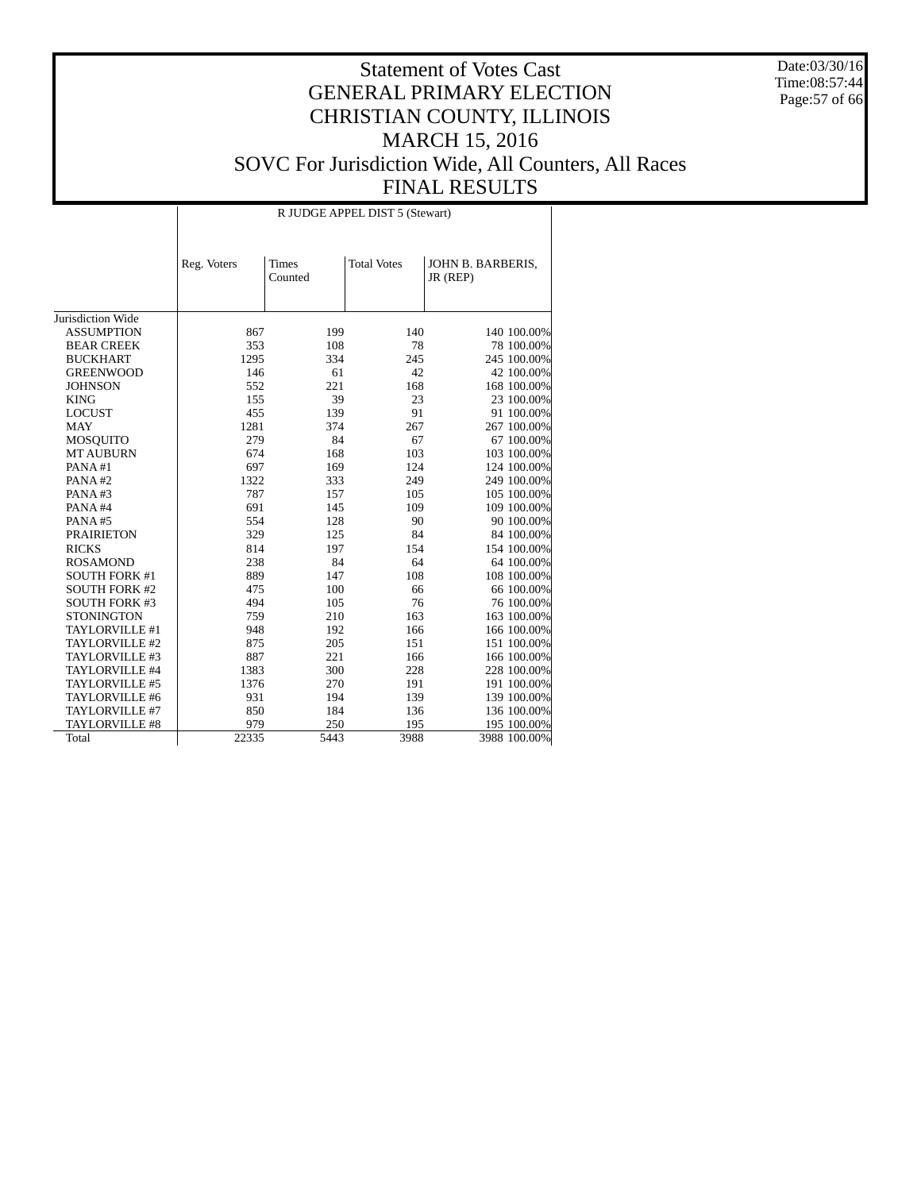# Statement of Votes Cast
# GENERAL PRIMARY ELECTION
# CHRISTIAN COUNTY, ILLINOIS
# MARCH 15, 2016
# SOVC For Jurisdiction Wide, All Counters, All Races
# FINAL RESULTS

Date:03/30/16
Time:08:57:44

| | R JUDGE APPEL DIST 5 (Stewart) | | | | |
|---|---|---|---|---|---|
| | Reg. Voters | Times Counted | Total Votes | JOHN B. BARBERIS, JR (REP) | |
| Jurisdiction Wide | | | | | |
| ASSUMPTION | 867 | 199 | 140 | 140 | 100.00% |
| BEAR CREEK | 353 | 108 | 78 | 78 | 100.00% |
| BUCKHART | 1295 | 334 | 245 | 245 | 100.00% |
| GREENWOOD | 146 | 61 | 42 | 42 | 100.00% |
| JOHNSON | 552 | 221 | 168 | 168 | 100.00% |
| KING | 155 | 39 | 23 | 23 | 100.00% |
| LOCUST | 455 | 139 | 91 | 91 | 100.00% |
| MAY | 1281 | 374 | 267 | 267 | 100.00% |
| MOSQUITO | 279 | 84 | 67 | 67 | 100.00% |
| MT AUBURN | 674 | 168 | 103 | 103 | 100.00% |
| PANA #1 | 697 | 169 | 124 | 124 | 100.00% |
| PANA #2 | 1322 | 333 | 249 | 249 | 100.00% |
| PANA #3 | 787 | 157 | 105 | 105 | 100.00% |
| PANA #4 | 691 | 145 | 109 | 109 | 100.00% |
| PANA #5 | 554 | 128 | 90 | 90 | 100.00% |
| PRAIRIETON | 329 | 125 | 84 | 84 | 100.00% |
| RICKS | 814 | 197 | 154 | 154 | 100.00% |
| ROSAMOND | 238 | 84 | 64 | 64 | 100.00% |
| SOUTH FORK #1 | 889 | 147 | 108 | 108 | 100.00% |
| SOUTH FORK #2 | 475 | 100 | 66 | 66 | 100.00% |
| SOUTH FORK #3 | 494 | 105 | 76 | 76 | 100.00% |
| STONINGTON | 759 | 210 | 163 | 163 | 100.00% |
| TAYLORVILLE #1 | 948 | 192 | 166 | 166 | 100.00% |
| TAYLORVILLE #2 | 875 | 205 | 151 | 151 | 100.00% |
| TAYLORVILLE #3 | 887 | 221 | 166 | 166 | 100.00% |
| TAYLORVILLE #4 | 1383 | 300 | 228 | 228 | 100.00% |
| TAYLORVILLE #5 | 1376 | 270 | 191 | 191 | 100.00% |
| TAYLORVILLE #6 | 931 | 194 | 139 | 139 | 100.00% |
| TAYLORVILLE #7 | 850 | 184 | 136 | 136 | 100.00% |
| TAYLORVILLE #8 | 979 | 250 | 195 | 195 | 100.00% |
| Total | 22335 | 5443 | 3988 | 3988 | 100.00% |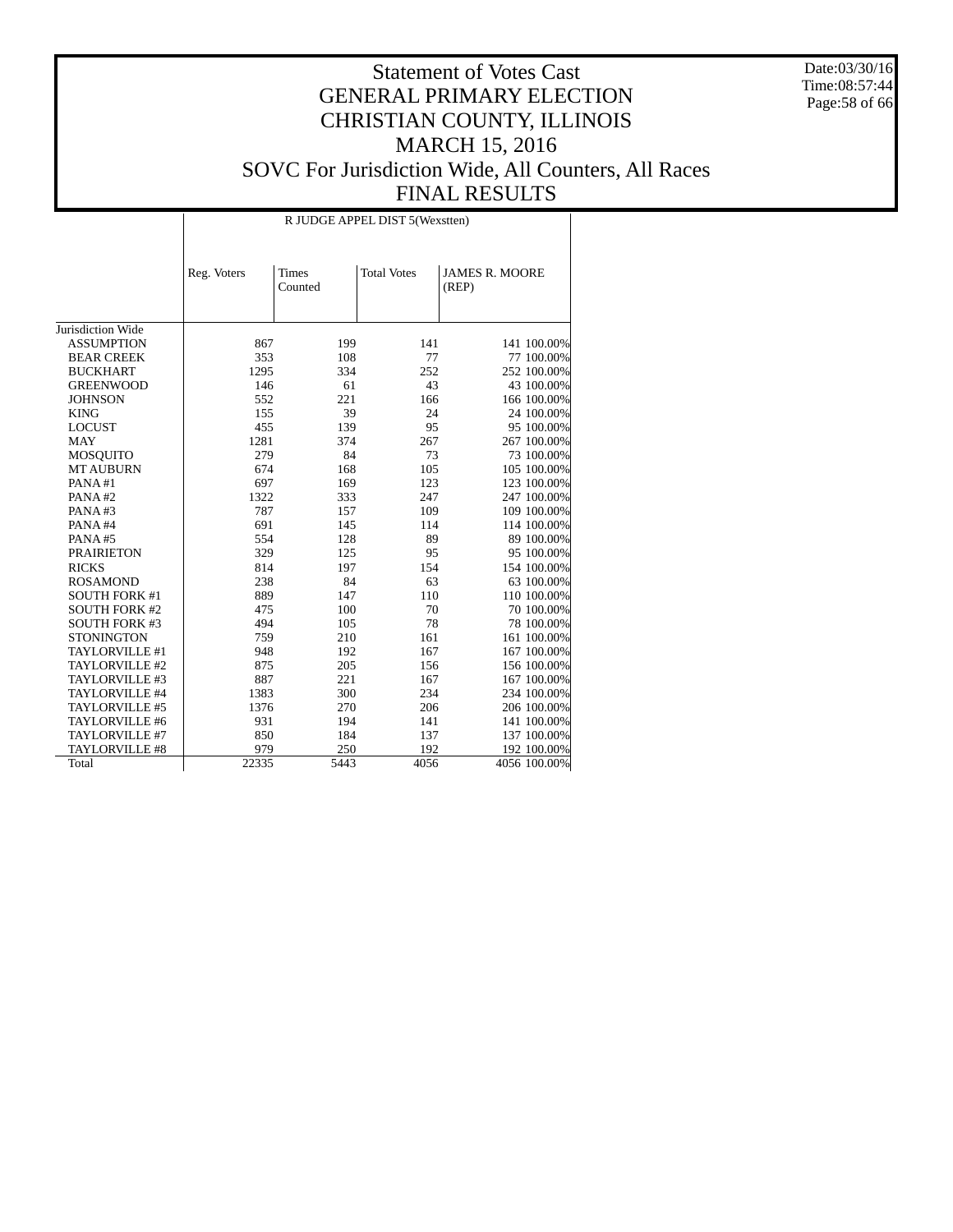# Statement of Votes Cast
# GENERAL PRIMARY ELECTION
# CHRISTIAN COUNTY, ILLINOIS
# MARCH 15, 2016
# SOVC For Jurisdiction Wide, All Counters, All Races
# FINAL RESULTS

Date:03/30/16
Time:08:57:44

| | R JUDGE APPEL DIST 5(Wexstten) | | | | |
|---|---|---|---|---|---|
| | Reg. Voters | Times Counted | Total Votes | JAMES R. MOORE (REP) | |
| Jurisdiction Wide | | | | | |
| ASSUMPTION | 867 | 199 | 141 | 141 | 100.00% |
| BEAR CREEK | 353 | 108 | 77 | 77 | 100.00% |
| BUCKHART | 1295 | 334 | 252 | 252 | 100.00% |
| GREENWOOD | 146 | 61 | 43 | 43 | 100.00% |
| JOHNSON | 552 | 221 | 166 | 166 | 100.00% |
| KING | 155 | 39 | 24 | 24 | 100.00% |
| LOCUST | 455 | 139 | 95 | 95 | 100.00% |
| MAY | 1281 | 374 | 267 | 267 | 100.00% |
| MOSQUITO | 279 | 84 | 73 | 73 | 100.00% |
| MT AUBURN | 674 | 168 | 105 | 105 | 100.00% |
| PANA #1 | 697 | 169 | 123 | 123 | 100.00% |
| PANA #2 | 1322 | 333 | 247 | 247 | 100.00% |
| PANA #3 | 787 | 157 | 109 | 109 | 100.00% |
| PANA #4 | 691 | 145 | 114 | 114 | 100.00% |
| PANA #5 | 554 | 128 | 89 | 89 | 100.00% |
| PRAIRIETON | 329 | 125 | 95 | 95 | 100.00% |
| RICKS | 814 | 197 | 154 | 154 | 100.00% |
| ROSAMOND | 238 | 84 | 63 | 63 | 100.00% |
| SOUTH FORK #1 | 889 | 147 | 110 | 110 | 100.00% |
| SOUTH FORK #2 | 475 | 100 | 70 | 70 | 100.00% |
| SOUTH FORK #3 | 494 | 105 | 78 | 78 | 100.00% |
| STONINGTON | 759 | 210 | 161 | 161 | 100.00% |
| TAYLORVILLE #1 | 948 | 192 | 167 | 167 | 100.00% |
| TAYLORVILLE #2 | 875 | 205 | 156 | 156 | 100.00% |
| TAYLORVILLE #3 | 887 | 221 | 167 | 167 | 100.00% |
| TAYLORVILLE #4 | 1383 | 300 | 234 | 234 | 100.00% |
| TAYLORVILLE #5 | 1376 | 270 | 206 | 206 | 100.00% |
| TAYLORVILLE #6 | 931 | 194 | 141 | 141 | 100.00% |
| TAYLORVILLE #7 | 850 | 184 | 137 | 137 | 100.00% |
| TAYLORVILLE #8 | 979 | 250 | 192 | 192 | 100.00% |
| Total | 22335 | 5443 | 4056 | 4056 | 100.00% |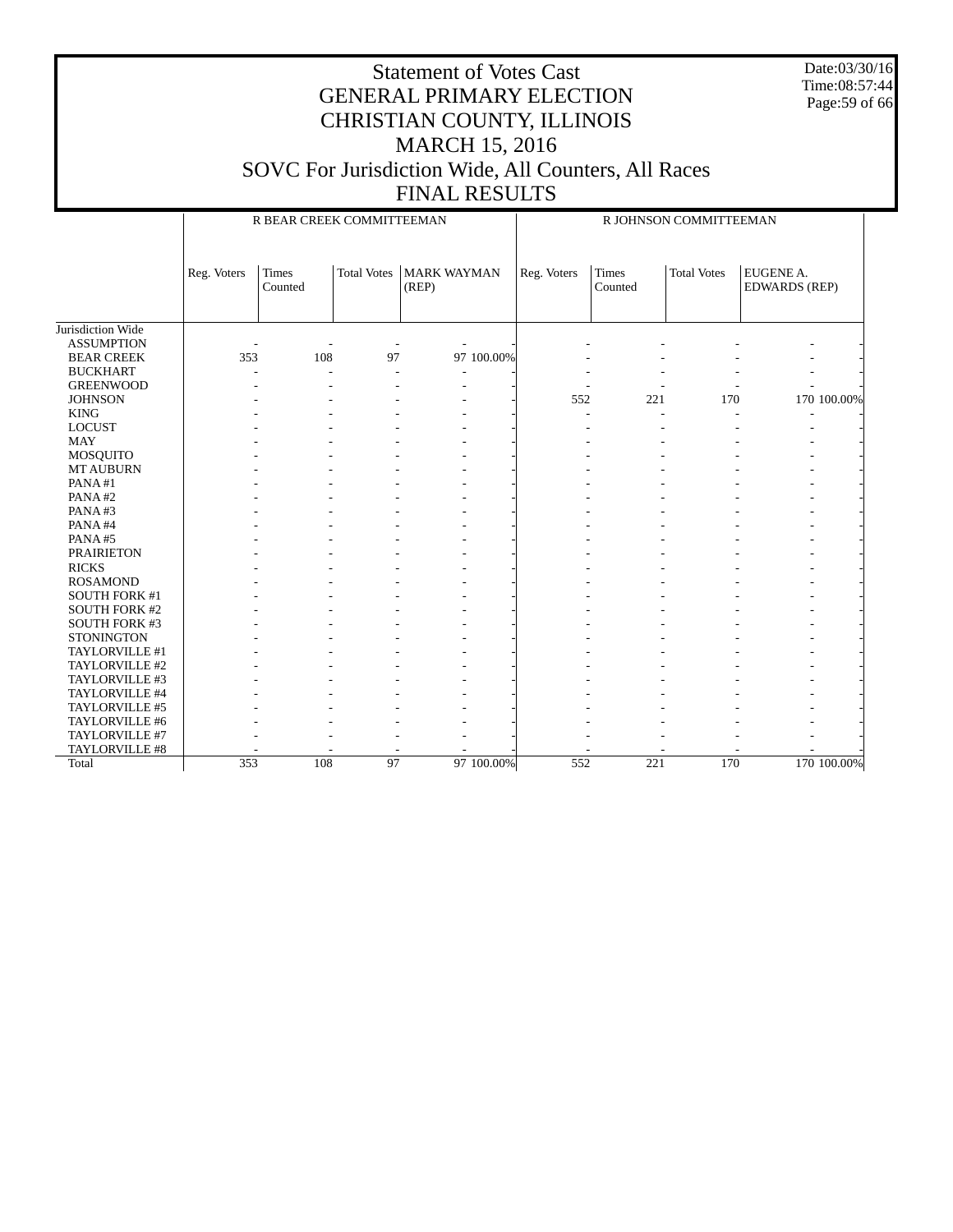# Statement of Votes Cast
# GENERAL PRIMARY ELECTION
# CHRISTIAN COUNTY, ILLINOIS
# MARCH 15, 2016
# SOVC For Jurisdiction Wide, All Counters, All Races
# FINAL RESULTS

Date:03/30/16
Time:08:57:44

| | R BEAR CREEK COMMITTEEMAN | | | | | R JOHNSON COMMITTEEMAN | | | | |
|---|---|---|---|---|---|---|---|---|---|---|
| | Reg. Voters | Times Counted | Total Votes | MARK WAYMAN (REP) | | Reg. Voters | Times Counted | Total Votes | EUGENE A. EDWARDS (REP) | |
| Jurisdiction Wide | | | | | | | | | | |
| ASSUMPTION | - | - | - | - | - | - | - | - | - | - |
| BEAR CREEK | 353 | 108 | 97 | 97 | 100.00% | - | - | - | - | - |
| BUCKHART | - | - | - | - | - | - | - | - | - | - |
| GREENWOOD | - | - | - | - | - | - | - | - | - | - |
| JOHNSON | - | - | - | - | - | 552 | 221 | 170 | 170 | 100.00% |
| KING | - | - | - | - | - | - | - | - | - | - |
| LOCUST | - | - | - | - | - | - | - | - | - | - |
| MAY | - | - | - | - | - | - | - | - | - | - |
| MOSQUITO | - | - | - | - | - | - | - | - | - | - |
| MT AUBURN | - | - | - | - | - | - | - | - | - | - |
| PANA #1 | - | - | - | - | - | - | - | - | - | - |
| PANA #2 | - | - | - | - | - | - | - | - | - | - |
| PANA #3 | - | - | - | - | - | - | - | - | - | - |
| PANA #4 | - | - | - | - | - | - | - | - | - | - |
| PANA #5 | - | - | - | - | - | - | - | - | - | - |
| PRAIRIETON | - | - | - | - | - | - | - | - | - | - |
| RICKS | - | - | - | - | - | - | - | - | - | - |
| ROSAMOND | - | - | - | - | - | - | - | - | - | - |
| SOUTH FORK #1 | - | - | - | - | - | - | - | - | - | - |
| SOUTH FORK #2 | - | - | - | - | - | - | - | - | - | - |
| SOUTH FORK #3 | - | - | - | - | - | - | - | - | - | - |
| STONINGTON | - | - | - | - | - | - | - | - | - | - |
| TAYLORVILLE #1 | - | - | - | - | - | - | - | - | - | - |
| TAYLORVILLE #2 | - | - | - | - | - | - | - | - | - | - |
| TAYLORVILLE #3 | - | - | - | - | - | - | - | - | - | - |
| TAYLORVILLE #4 | - | - | - | - | - | - | - | - | - | - |
| TAYLORVILLE #5 | - | - | - | - | - | - | - | - | - | - |
| TAYLORVILLE #6 | - | - | - | - | - | - | - | - | - | - |
| TAYLORVILLE #7 | - | - | - | - | - | - | - | - | - | - |
| TAYLORVILLE #8 | - | - | - | - | - | - | - | - | - | - |
| Total | 353 | 108 | 97 | 97 | 100.00% | 552 | 221 | 170 | 170 | 100.00% |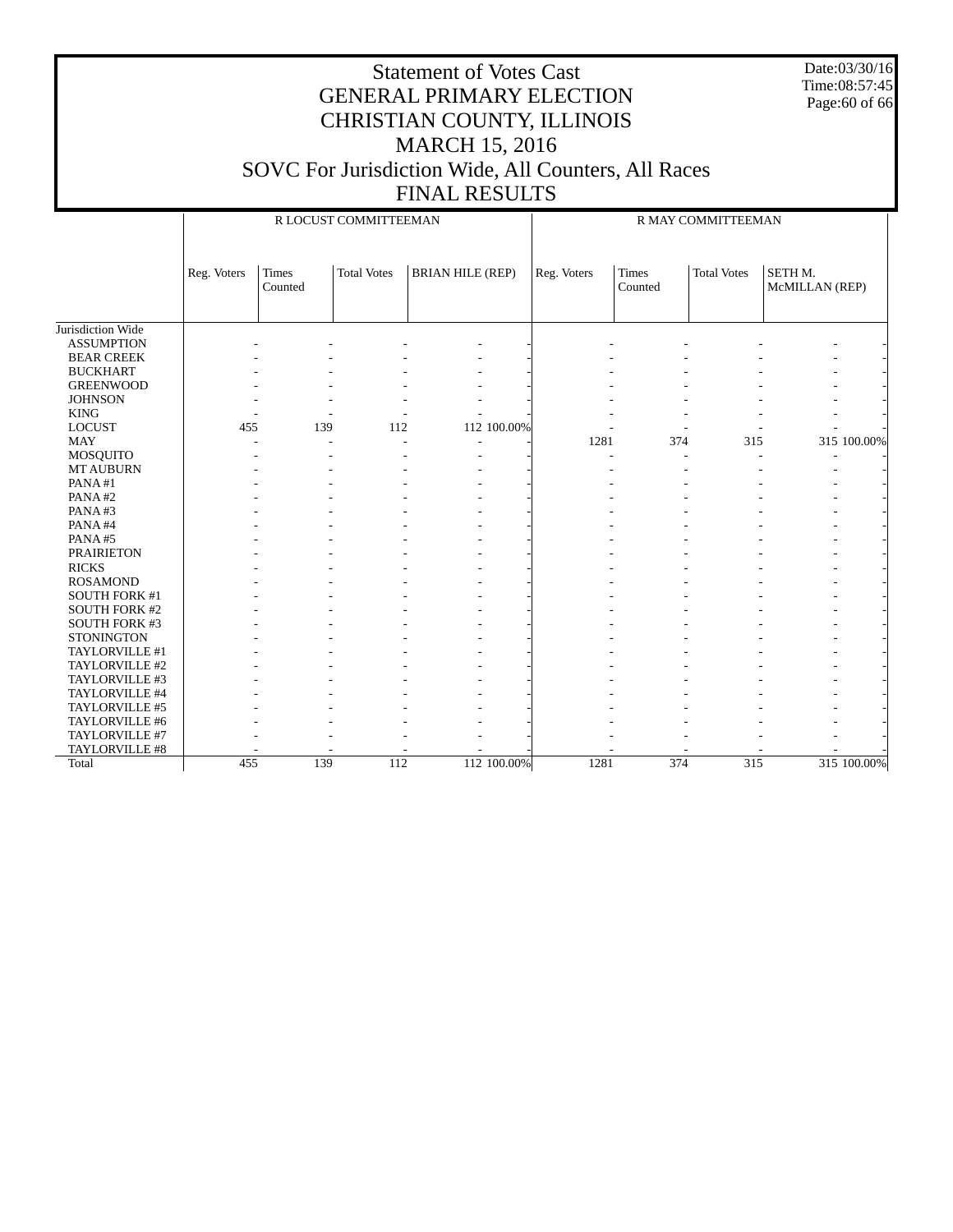# Statement of Votes Cast
# GENERAL PRIMARY ELECTION
# CHRISTIAN COUNTY, ILLINOIS
# MARCH 15, 2016
# SOVC For Jurisdiction Wide, All Counters, All Races
# FINAL RESULTS

Date:03/30/16
Time:08:57:45

| | R LOCUST COMMITTEEMAN | | | | | R MAY COMMITTEEMAN | | | | |
|---|---|---|---|---|---|---|---|---|---|---|
| | Reg. Voters | Times Counted | Total Votes | BRIAN HILE (REP) | | Reg. Voters | Times Counted | Total Votes | SETH M. McMILLAN (REP) | |
| Jurisdiction Wide | | | | | | | | | | |
| ASSUMPTION | - | - | - | - | - | - | - | - | - | - |
| BEAR CREEK | - | - | - | - | - | - | - | - | - | - |
| BUCKHART | - | - | - | - | - | - | - | - | - | - |
| GREENWOOD | - | - | - | - | - | - | - | - | - | - |
| JOHNSON | - | - | - | - | - | - | - | - | - | - |
| KING | - | - | - | - | - | - | - | - | - | - |
| LOCUST | 455 | 139 | 112 | 112 | 100.00% | - | - | - | - | - |
| MAY | - | - | - | - | - | 1281 | 374 | 315 | 315 | 100.00% |
| MOSQUITO | - | - | - | - | - | - | - | - | - | - |
| MT AUBURN | - | - | - | - | - | - | - | - | - | - |
| PANA #1 | - | - | - | - | - | - | - | - | - | - |
| PANA #2 | - | - | - | - | - | - | - | - | - | - |
| PANA #3 | - | - | - | - | - | - | - | - | - | - |
| PANA #4 | - | - | - | - | - | - | - | - | - | - |
| PANA #5 | - | - | - | - | - | - | - | - | - | - |
| PRAIRIETON | - | - | - | - | - | - | - | - | - | - |
| RICKS | - | - | - | - | - | - | - | - | - | - |
| ROSAMOND | - | - | - | - | - | - | - | - | - | - |
| SOUTH FORK #1 | - | - | - | - | - | - | - | - | - | - |
| SOUTH FORK #2 | - | - | - | - | - | - | - | - | - | - |
| SOUTH FORK #3 | - | - | - | - | - | - | - | - | - | - |
| STONINGTON | - | - | - | - | - | - | - | - | - | - |
| TAYLORVILLE #1 | - | - | - | - | - | - | - | - | - | - |
| TAYLORVILLE #2 | - | - | - | - | - | - | - | - | - | - |
| TAYLORVILLE #3 | - | - | - | - | - | - | - | - | - | - |
| TAYLORVILLE #4 | - | - | - | - | - | - | - | - | - | - |
| TAYLORVILLE #5 | - | - | - | - | - | - | - | - | - | - |
| TAYLORVILLE #6 | - | - | - | - | - | - | - | - | - | - |
| TAYLORVILLE #7 | - | - | - | - | - | - | - | - | - | - |
| TAYLORVILLE #8 | - | - | - | - | - | - | - | - | - | - |
| Total | 455 | 139 | 112 | 112 | 100.00% | 1281 | 374 | 315 | 315 | 100.00% |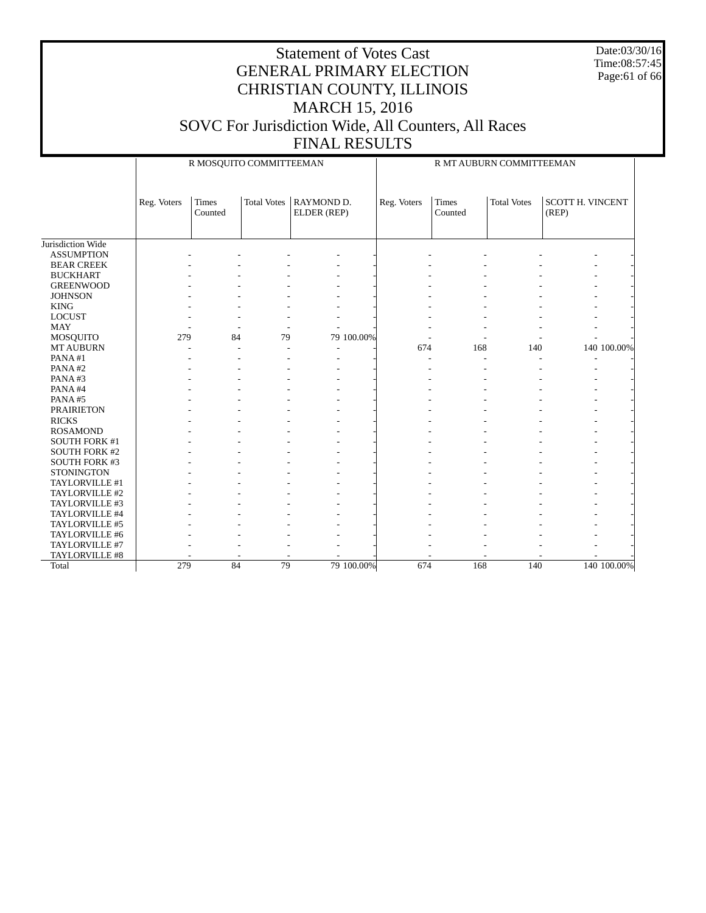# Statement of Votes Cast
## GENERAL PRIMARY ELECTION
## CHRISTIAN COUNTY, ILLINOIS
## MARCH 15, 2016
## SOVC For Jurisdiction Wide, All Counters, All Races
## FINAL RESULTS

Date:03/30/16
Time:08:57:45

| | R MOSQUITO COMMITTEEMAN | | | | | R MT AUBURN COMMITTEEMAN | | | | |
|---|---|---|---|---|---|---|---|---|---|---|
| | Reg. Voters | Times Counted | Total Votes | RAYMOND D. ELDER (REP) | | Reg. Voters | Times Counted | Total Votes | SCOTT H. VINCENT (REP) | |
| Jurisdiction Wide | | | | | | | | | | |
| ASSUMPTION | - | - | - | - | - | - | - | - | - | - |
| BEAR CREEK | - | - | - | - | - | - | - | - | - | - |
| BUCKHART | - | - | - | - | - | - | - | - | - | - |
| GREENWOOD | - | - | - | - | - | - | - | - | - | - |
| JOHNSON | - | - | - | - | - | - | - | - | - | - |
| KING | - | - | - | - | - | - | - | - | - | - |
| LOCUST | - | - | - | - | - | - | - | - | - | - |
| MAY | - | - | - | - | - | - | - | - | - | - |
| MOSQUITO | 279 | 84 | 79 | 79 | 100.00% | - | - | - | - | - |
| MT AUBURN | - | - | - | - | - | 674 | 168 | 140 | 140 | 100.00% |
| PANA #1 | - | - | - | - | - | - | - | - | - | - |
| PANA #2 | - | - | - | - | - | - | - | - | - | - |
| PANA #3 | - | - | - | - | - | - | - | - | - | - |
| PANA #4 | - | - | - | - | - | - | - | - | - | - |
| PANA #5 | - | - | - | - | - | - | - | - | - | - |
| PRAIRIETON | - | - | - | - | - | - | - | - | - | - |
| RICKS | - | - | - | - | - | - | - | - | - | - |
| ROSAMOND | - | - | - | - | - | - | - | - | - | - |
| SOUTH FORK #1 | - | - | - | - | - | - | - | - | - | - |
| SOUTH FORK #2 | - | - | - | - | - | - | - | - | - | - |
| SOUTH FORK #3 | - | - | - | - | - | - | - | - | - | - |
| STONINGTON | - | - | - | - | - | - | - | - | - | - |
| TAYLORVILLE #1 | - | - | - | - | - | - | - | - | - | - |
| TAYLORVILLE #2 | - | - | - | - | - | - | - | - | - | - |
| TAYLORVILLE #3 | - | - | - | - | - | - | - | - | - | - |
| TAYLORVILLE #4 | - | - | - | - | - | - | - | - | - | - |
| TAYLORVILLE #5 | - | - | - | - | - | - | - | - | - | - |
| TAYLORVILLE #6 | - | - | - | - | - | - | - | - | - | - |
| TAYLORVILLE #7 | - | - | - | - | - | - | - | - | - | - |
| TAYLORVILLE #8 | - | - | - | - | - | - | - | - | - | - |
| Total | 279 | 84 | 79 | 79 | 100.00% | 674 | 168 | 140 | 140 | 100.00% |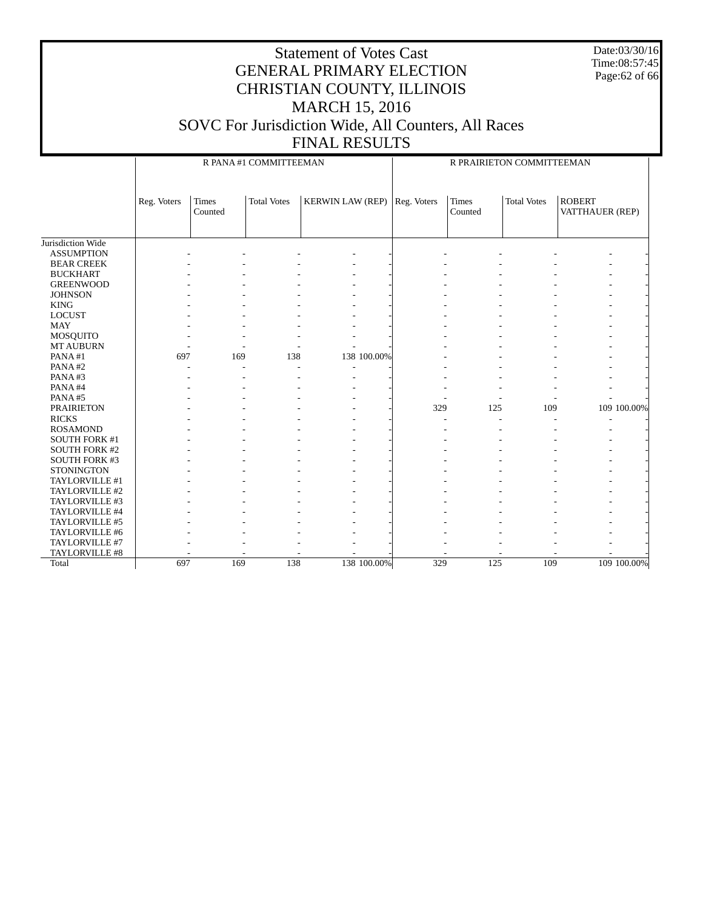# Statement of Votes Cast
# GENERAL PRIMARY ELECTION
# CHRISTIAN COUNTY, ILLINOIS
# MARCH 15, 2016
# SOVC For Jurisdiction Wide, All Counters, All Races
# FINAL RESULTS

Date:03/30/16
Time:08:57:45

| | R PANA #1 COMMITTEEMAN | | | | | R PRAIRIETON COMMITTEEMAN | | | | |
|---|---|---|---|---|---|---|---|---|---|---|
| | Reg. Voters | Times Counted | Total Votes | KERWIN LAW (REP) | | Reg. Voters | Times Counted | Total Votes | ROBERT VATTHAUER (REP) | |
| Jurisdiction Wide | | | | | | | | | | |
| ASSUMPTION | - | - | - | - | - | - | - | - | - | - |
| BEAR CREEK | - | - | - | - | - | - | - | - | - | - |
| BUCKHART | - | - | - | - | - | - | - | - | - | - |
| GREENWOOD | - | - | - | - | - | - | - | - | - | - |
| JOHNSON | - | - | - | - | - | - | - | - | - | - |
| KING | - | - | - | - | - | - | - | - | - | - |
| LOCUST | - | - | - | - | - | - | - | - | - | - |
| MAY | - | - | - | - | - | - | - | - | - | - |
| MOSQUITO | - | - | - | - | - | - | - | - | - | - |
| MT AUBURN | - | - | - | - | - | - | - | - | - | - |
| PANA #1 | 697 | 169 | 138 | 138 | 100.00% | - | - | - | - | - |
| PANA #2 | - | - | - | - | - | - | - | - | - | - |
| PANA #3 | - | - | - | - | - | - | - | - | - | - |
| PANA #4 | - | - | - | - | - | - | - | - | - | - |
| PANA #5 | - | - | - | - | - | - | - | - | - | - |
| PRAIRIETON | - | - | - | - | - | 329 | 125 | 109 | 109 | 100.00% |
| RICKS | - | - | - | - | - | - | - | - | - | - |
| ROSAMOND | - | - | - | - | - | - | - | - | - | - |
| SOUTH FORK #1 | - | - | - | - | - | - | - | - | - | - |
| SOUTH FORK #2 | - | - | - | - | - | - | - | - | - | - |
| SOUTH FORK #3 | - | - | - | - | - | - | - | - | - | - |
| STONINGTON | - | - | - | - | - | - | - | - | - | - |
| TAYLORVILLE #1 | - | - | - | - | - | - | - | - | - | - |
| TAYLORVILLE #2 | - | - | - | - | - | - | - | - | - | - |
| TAYLORVILLE #3 | - | - | - | - | - | - | - | - | - | - |
| TAYLORVILLE #4 | - | - | - | - | - | - | - | - | - | - |
| TAYLORVILLE #5 | - | - | - | - | - | - | - | - | - | - |
| TAYLORVILLE #6 | - | - | - | - | - | - | - | - | - | - |
| TAYLORVILLE #7 | - | - | - | - | - | - | - | - | - | - |
| TAYLORVILLE #8 | - | - | - | - | - | - | - | - | - | - |
| Total | 697 | 169 | 138 | 138 | 100.00% | 329 | 125 | 109 | 109 | 100.00% |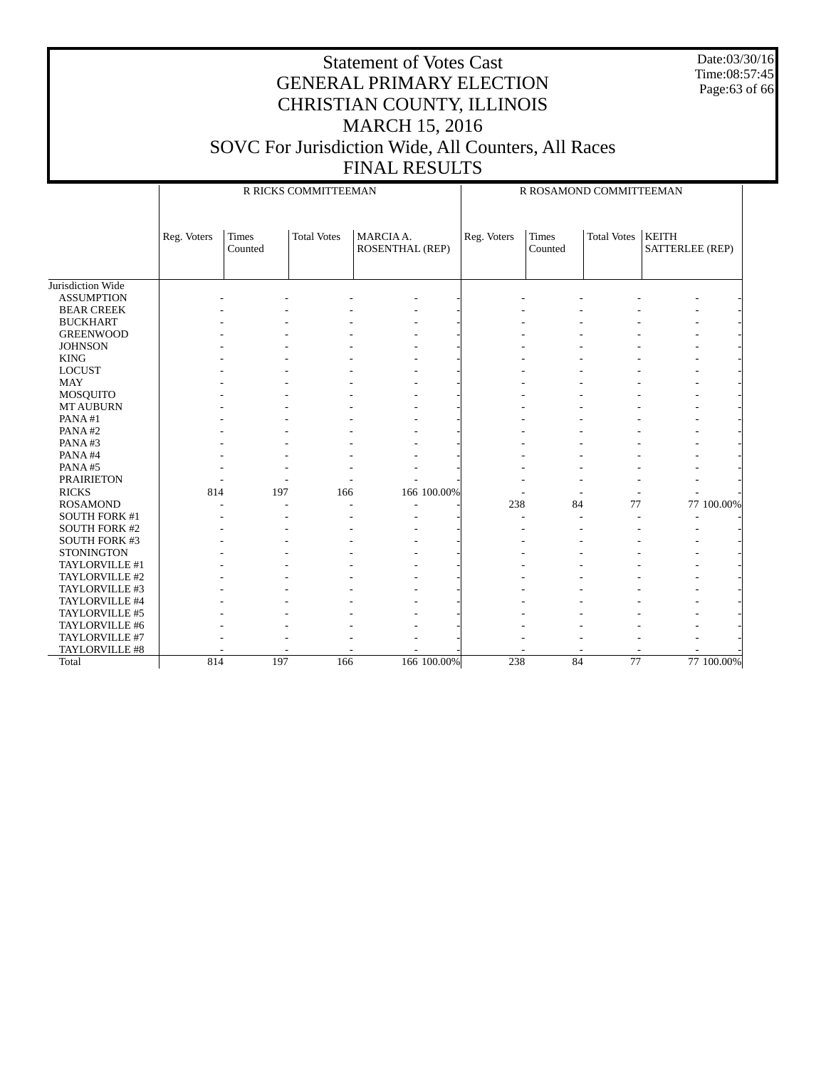# Statement of Votes Cast
# GENERAL PRIMARY ELECTION
# CHRISTIAN COUNTY, ILLINOIS
# MARCH 15, 2016
# SOVC For Jurisdiction Wide, All Counters, All Races
# FINAL RESULTS

Date:03/30/16
Time:08:57:45

| | R RICKS COMMITTEEMAN | | | | | R ROSAMOND COMMITTEEMAN | | | | |
|---|---|---|---|---|---|---|---|---|---|---|
| | Reg. Voters | Times Counted | Total Votes | MARCIA A. ROSENTHAL (REP) | | Reg. Voters | Times Counted | Total Votes | KEITH SATTERLEE (REP) | |
| Jurisdiction Wide | | | | | | | | | | |
| ASSUMPTION | - | - | - | - | - | - | - | - | - | - |
| BEAR CREEK | - | - | - | - | - | - | - | - | - | - |
| BUCKHART | - | - | - | - | - | - | - | - | - | - |
| GREENWOOD | - | - | - | - | - | - | - | - | - | - |
| JOHNSON | - | - | - | - | - | - | - | - | - | - |
| KING | - | - | - | - | - | - | - | - | - | - |
| LOCUST | - | - | - | - | - | - | - | - | - | - |
| MAY | - | - | - | - | - | - | - | - | - | - |
| MOSQUITO | - | - | - | - | - | - | - | - | - | - |
| MT AUBURN | - | - | - | - | - | - | - | - | - | - |
| PANA #1 | - | - | - | - | - | - | - | - | - | - |
| PANA #2 | - | - | - | - | - | - | - | - | - | - |
| PANA #3 | - | - | - | - | - | - | - | - | - | - |
| PANA #4 | - | - | - | - | - | - | - | - | - | - |
| PANA #5 | - | - | - | - | - | - | - | - | - | - |
| PRAIRIETON | - | - | - | - | - | - | - | - | - | - |
| RICKS | 814 | 197 | 166 | 166 | 100.00% | - | - | - | - | - |
| ROSAMOND | - | - | - | - | - | 238 | 84 | 77 | 77 | 100.00% |
| SOUTH FORK #1 | - | - | - | - | - | - | - | - | - | - |
| SOUTH FORK #2 | - | - | - | - | - | - | - | - | - | - |
| SOUTH FORK #3 | - | - | - | - | - | - | - | - | - | - |
| STONINGTON | - | - | - | - | - | - | - | - | - | - |
| TAYLORVILLE #1 | - | - | - | - | - | - | - | - | - | - |
| TAYLORVILLE #2 | - | - | - | - | - | - | - | - | - | - |
| TAYLORVILLE #3 | - | - | - | - | - | - | - | - | - | - |
| TAYLORVILLE #4 | - | - | - | - | - | - | - | - | - | - |
| TAYLORVILLE #5 | - | - | - | - | - | - | - | - | - | - |
| TAYLORVILLE #6 | - | - | - | - | - | - | - | - | - | - |
| TAYLORVILLE #7 | - | - | - | - | - | - | - | - | - | - |
| TAYLORVILLE #8 | - | - | - | - | - | - | - | - | - | - |
| Total | 814 | 197 | 166 | 166 | 100.00% | 238 | 84 | 77 | 77 | 100.00% |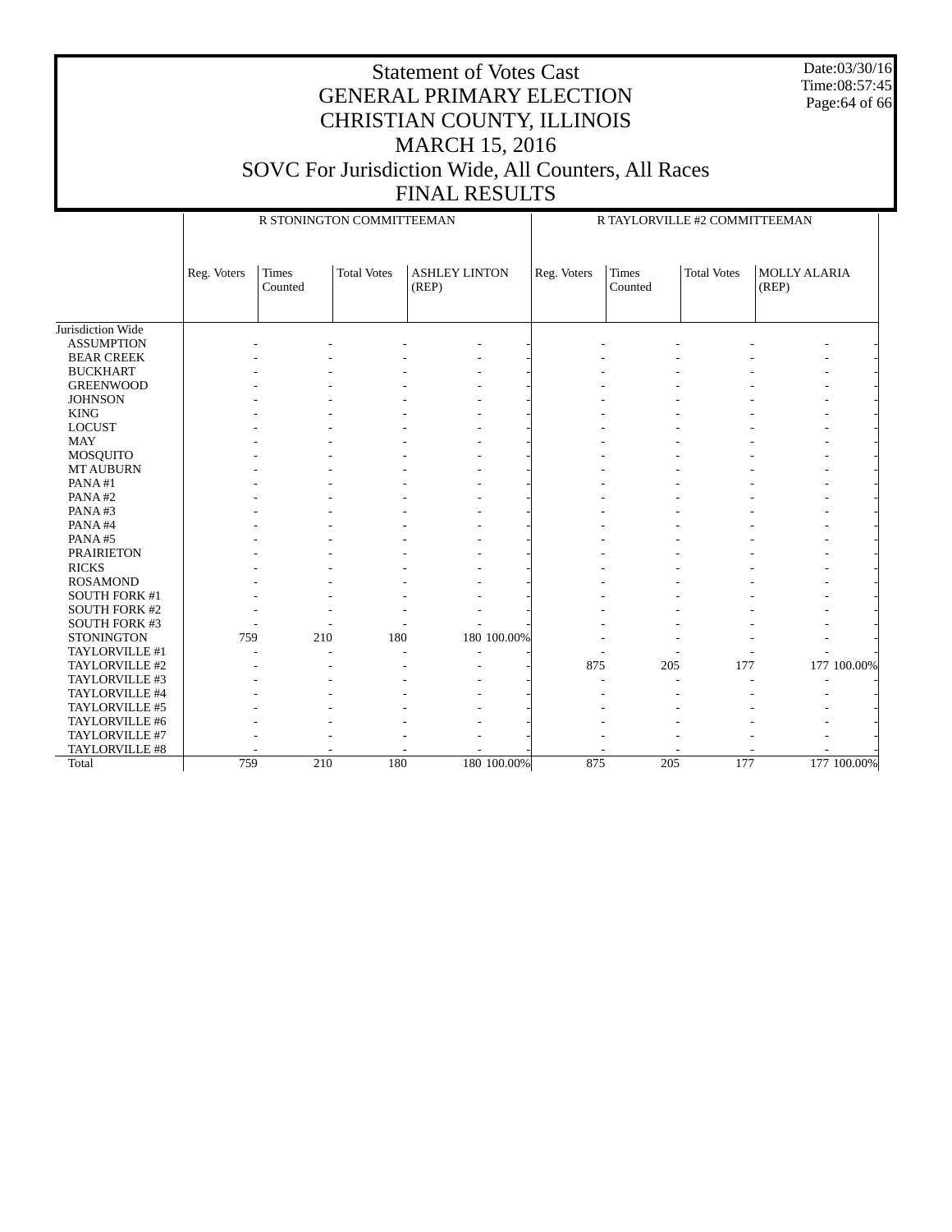# Statement of Votes Cast
## GENERAL PRIMARY ELECTION
## CHRISTIAN COUNTY, ILLINOIS
## MARCH 15, 2016
## SOVC For Jurisdiction Wide, All Counters, All Races
## FINAL RESULTS

Date:03/30/16
Time:08:57:45

| | R STONINGTON COMMITTEEMAN | | | | | R TAYLORVILLE #2 COMMITTEEMAN | | | | |
|---|---|---|---|---|---|---|---|---|---|---|
| | Reg. Voters | Times Counted | Total Votes | ASHLEY LINTON (REP) | | Reg. Voters | Times Counted | Total Votes | MOLLY ALARIA (REP) | |
| Jurisdiction Wide | | | | | | | | | | |
| ASSUMPTION | - | - | - | - | - | - | - | - | - | - |
| BEAR CREEK | - | - | - | - | - | - | - | - | - | - |
| BUCKHART | - | - | - | - | - | - | - | - | - | - |
| GREENWOOD | - | - | - | - | - | - | - | - | - | - |
| JOHNSON | - | - | - | - | - | - | - | - | - | - |
| KING | - | - | - | - | - | - | - | - | - | - |
| LOCUST | - | - | - | - | - | - | - | - | - | - |
| MAY | - | - | - | - | - | - | - | - | - | - |
| MOSQUITO | - | - | - | - | - | - | - | - | - | - |
| MT AUBURN | - | - | - | - | - | - | - | - | - | - |
| PANA #1 | - | - | - | - | - | - | - | - | - | - |
| PANA #2 | - | - | - | - | - | - | - | - | - | - |
| PANA #3 | - | - | - | - | - | - | - | - | - | - |
| PANA #4 | - | - | - | - | - | - | - | - | - | - |
| PANA #5 | - | - | - | - | - | - | - | - | - | - |
| PRAIRIETON | - | - | - | - | - | - | - | - | - | - |
| RICKS | - | - | - | - | - | - | - | - | - | - |
| ROSAMOND | - | - | - | - | - | - | - | - | - | - |
| SOUTH FORK #1 | - | - | - | - | - | - | - | - | - | - |
| SOUTH FORK #2 | - | - | - | - | - | - | - | - | - | - |
| SOUTH FORK #3 | - | - | - | - | - | - | - | - | - | - |
| STONINGTON | 759 | 210 | 180 | 180 | 100.00% | - | - | - | - | - |
| TAYLORVILLE #1 | - | - | - | - | - | - | - | - | - | - |
| TAYLORVILLE #2 | - | - | - | - | - | 875 | 205 | 177 | 177 | 100.00% |
| TAYLORVILLE #3 | - | - | - | - | - | - | - | - | - | - |
| TAYLORVILLE #4 | - | - | - | - | - | - | - | - | - | - |
| TAYLORVILLE #5 | - | - | - | - | - | - | - | - | - | - |
| TAYLORVILLE #6 | - | - | - | - | - | - | - | - | - | - |
| TAYLORVILLE #7 | - | - | - | - | - | - | - | - | - | - |
| TAYLORVILLE #8 | - | - | - | - | - | - | - | - | - | - |
| Total | 759 | 210 | 180 | 180 | 100.00% | 875 | 205 | 177 | 177 | 100.00% |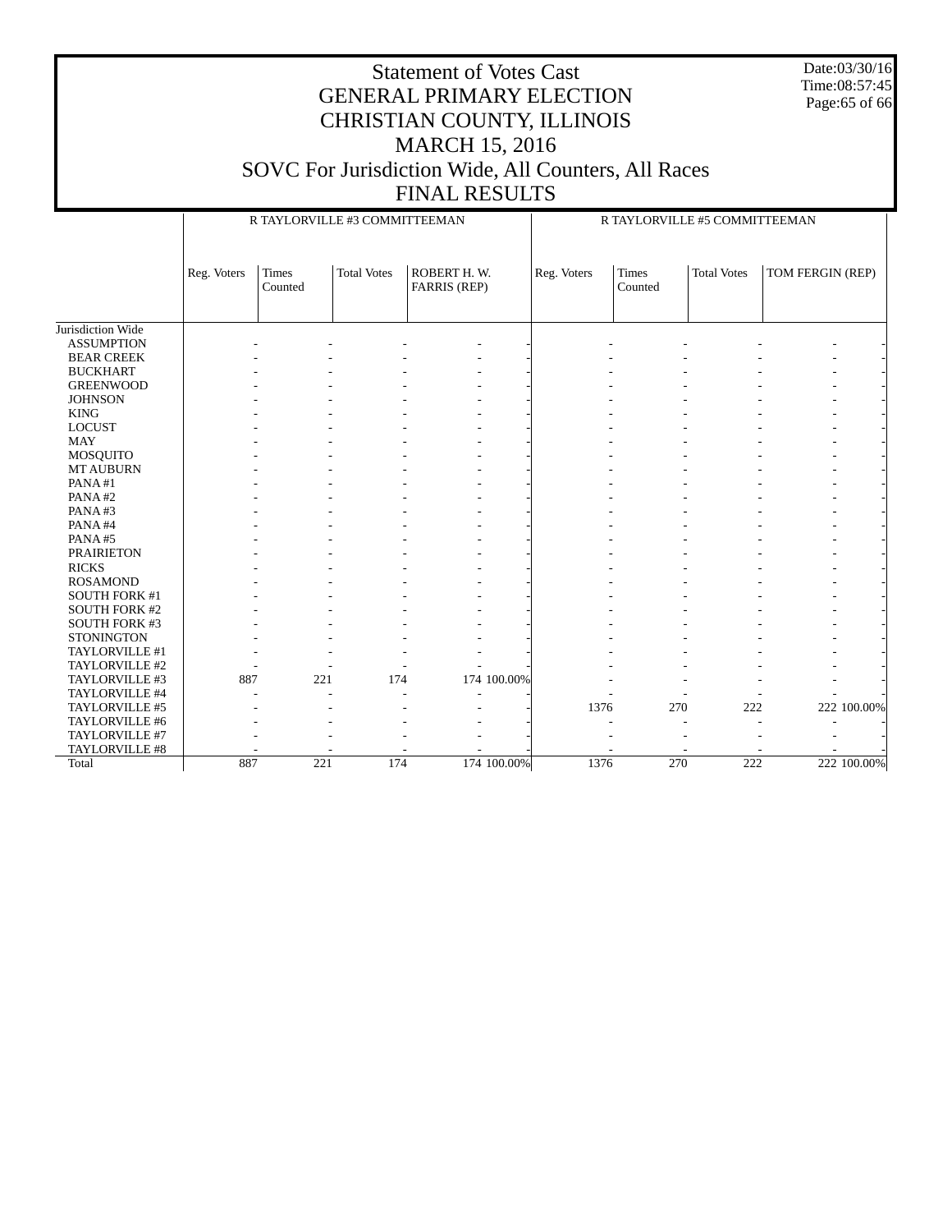# Statement of Votes Cast
# GENERAL PRIMARY ELECTION
# CHRISTIAN COUNTY, ILLINOIS
# MARCH 15, 2016
# SOVC For Jurisdiction Wide, All Counters, All Races
# FINAL RESULTS

Date:03/30/16
Time:08:57:45

| | R TAYLORVILLE #3 COMMITTEEMAN | | | | | R TAYLORVILLE #5 COMMITTEEMAN | | | | |
|---|---|---|---|---|---|---|---|---|---|---|
| | Reg. Voters | Times Counted | Total Votes | ROBERT H. W. FARRIS (REP) | | Reg. Voters | Times Counted | Total Votes | TOM FERGIN (REP) | |
| Jurisdiction Wide | | | | | | | | | | |
| ASSUMPTION | - | - | - | - | - | - | - | - | - | - |
| BEAR CREEK | - | - | - | - | - | - | - | - | - | - |
| BUCKHART | - | - | - | - | - | - | - | - | - | - |
| GREENWOOD | - | - | - | - | - | - | - | - | - | - |
| JOHNSON | - | - | - | - | - | - | - | - | - | - |
| KING | - | - | - | - | - | - | - | - | - | - |
| LOCUST | - | - | - | - | - | - | - | - | - | - |
| MAY | - | - | - | - | - | - | - | - | - | - |
| MOSQUITO | - | - | - | - | - | - | - | - | - | - |
| MT AUBURN | - | - | - | - | - | - | - | - | - | - |
| PANA #1 | - | - | - | - | - | - | - | - | - | - |
| PANA #2 | - | - | - | - | - | - | - | - | - | - |
| PANA #3 | - | - | - | - | - | - | - | - | - | - |
| PANA #4 | - | - | - | - | - | - | - | - | - | - |
| PANA #5 | - | - | - | - | - | - | - | - | - | - |
| PRAIRIETON | - | - | - | - | - | - | - | - | - | - |
| RICKS | - | - | - | - | - | - | - | - | - | - |
| ROSAMOND | - | - | - | - | - | - | - | - | - | - |
| SOUTH FORK #1 | - | - | - | - | - | - | - | - | - | - |
| SOUTH FORK #2 | - | - | - | - | - | - | - | - | - | - |
| SOUTH FORK #3 | - | - | - | - | - | - | - | - | - | - |
| STONINGTON | - | - | - | - | - | - | - | - | - | - |
| TAYLORVILLE #1 | - | - | - | - | - | - | - | - | - | - |
| TAYLORVILLE #2 | - | - | - | - | - | - | - | - | - | - |
| TAYLORVILLE #3 | 887 | 221 | 174 | 174 | 100.00% | - | - | - | - | - |
| TAYLORVILLE #4 | - | - | - | - | - | - | - | - | - | - |
| TAYLORVILLE #5 | - | - | - | - | - | 1376 | 270 | 222 | 222 | 100.00% |
| TAYLORVILLE #6 | - | - | - | - | - | - | - | - | - | - |
| TAYLORVILLE #7 | - | - | - | - | - | - | - | - | - | - |
| TAYLORVILLE #8 | - | - | - | - | - | - | - | - | - | - |
| Total | 887 | 221 | 174 | 174 | 100.00% | 1376 | 270 | 222 | 222 | 100.00% |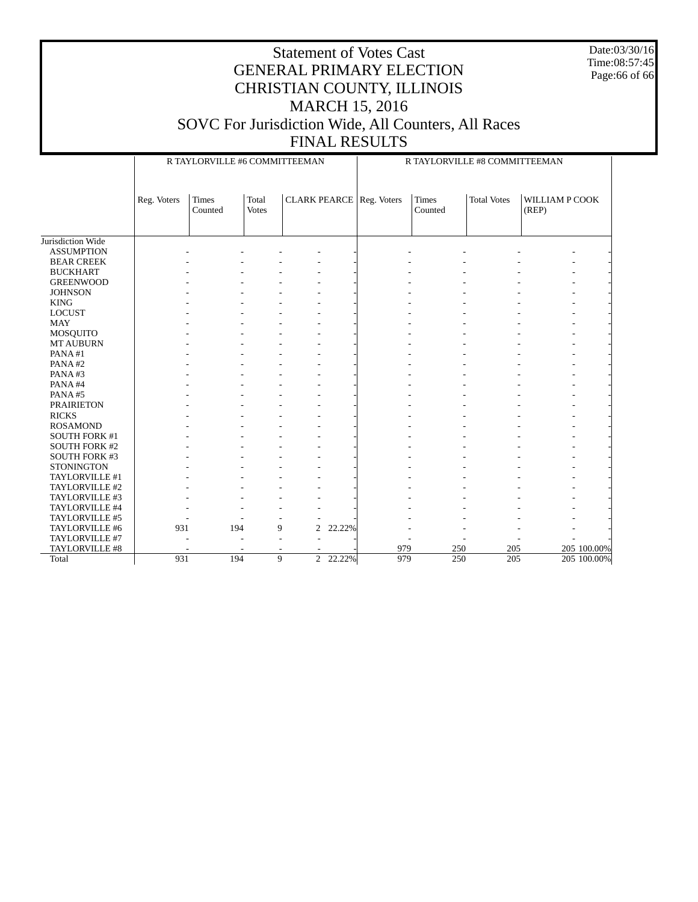# Statement of Votes Cast
# GENERAL PRIMARY ELECTION
# CHRISTIAN COUNTY, ILLINOIS
# MARCH 15, 2016
# SOVC For Jurisdiction Wide, All Counters, All Races
# FINAL RESULTS

Date:03/30/16
Time:08:57:45

| | R TAYLORVILLE #6 COMMITTEEMAN | | | | | R TAYLORVILLE #8 COMMITTEEMAN | | | | |
|---|---|---|---|---|---|---|---|---|---|---|
| | Reg. Voters | Times Counted | Total Votes | CLARK PEARCE | | Reg. Voters | Times Counted | Total Votes | WILLIAM P COOK (REP) | |
| Jurisdiction Wide | | | | | | | | | | |
| ASSUMPTION | - | - | - | - | - | - | - | - | - | - |
| BEAR CREEK | - | - | - | - | - | - | - | - | - | - |
| BUCKHART | - | - | - | - | - | - | - | - | - | - |
| GREENWOOD | - | - | - | - | - | - | - | - | - | - |
| JOHNSON | - | - | - | - | - | - | - | - | - | - |
| KING | - | - | - | - | - | - | - | - | - | - |
| LOCUST | - | - | - | - | - | - | - | - | - | - |
| MAY | - | - | - | - | - | - | - | - | - | - |
| MOSQUITO | - | - | - | - | - | - | - | - | - | - |
| MT AUBURN | - | - | - | - | - | - | - | - | - | - |
| PANA #1 | - | - | - | - | - | - | - | - | - | - |
| PANA #2 | - | - | - | - | - | - | - | - | - | - |
| PANA #3 | - | - | - | - | - | - | - | - | - | - |
| PANA #4 | - | - | - | - | - | - | - | - | - | - |
| PANA #5 | - | - | - | - | - | - | - | - | - | - |
| PRAIRIETON | - | - | - | - | - | - | - | - | - | - |
| RICKS | - | - | - | - | - | - | - | - | - | - |
| ROSAMOND | - | - | - | - | - | - | - | - | - | - |
| SOUTH FORK #1 | - | - | - | - | - | - | - | - | - | - |
| SOUTH FORK #2 | - | - | - | - | - | - | - | - | - | - |
| SOUTH FORK #3 | - | - | - | - | - | - | - | - | - | - |
| STONINGTON | - | - | - | - | - | - | - | - | - | - |
| TAYLORVILLE #1 | - | - | - | - | - | - | - | - | - | - |
| TAYLORVILLE #2 | - | - | - | - | - | - | - | - | - | - |
| TAYLORVILLE #3 | - | - | - | - | - | - | - | - | - | - |
| TAYLORVILLE #4 | - | - | - | - | - | - | - | - | - | - |
| TAYLORVILLE #5 | - | - | - | - | - | - | - | - | - | - |
| TAYLORVILLE #6 | 931 | 194 | 9 | 2 | 22.22% | - | - | - | - | - |
| TAYLORVILLE #7 | - | - | - | - | - | - | - | - | - | - |
| TAYLORVILLE #8 | - | - | - | - | - | 979 | 250 | 205 | 205 | 100.00% |
| Total | 931 | 194 | 9 | 2 | 22.22% | 979 | 250 | 205 | 205 | 100.00% |